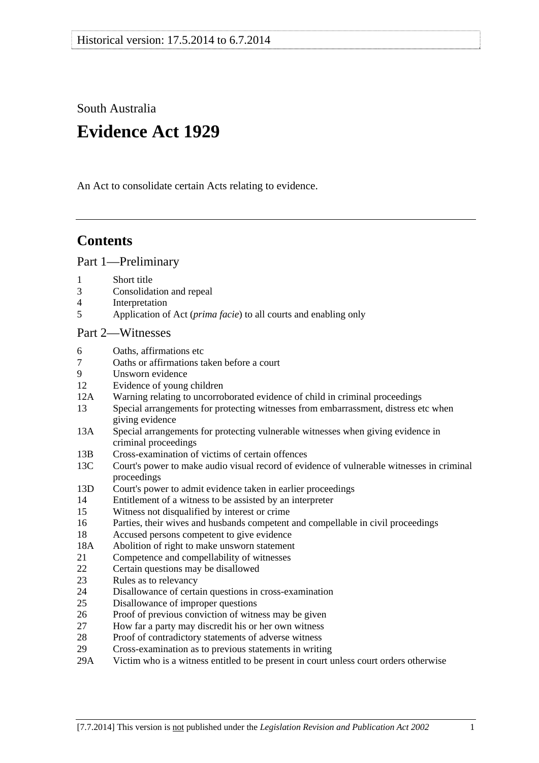South Australia

# Evidence Act 1929

An Act to consolidate certain Acts relating to evidence.

---

## Contents

### Part 1—Preliminary

1 Short title
3 Consolidation and repeal
4 Interpretation
5 Application of Act (*prima facie*) to all courts and enabling only

### Part 2—Witnesses

6 Oaths, affirmations etc
7 Oaths or affirmations taken before a court
9 Unsworn evidence
12 Evidence of young children
12A Warning relating to uncorroborated evidence of child in criminal proceedings
13 Special arrangements for protecting witnesses from embarrassment, distress etc when giving evidence
13A Special arrangements for protecting vulnerable witnesses when giving evidence in criminal proceedings
13B Cross-examination of victims of certain offences
13C Court's power to make audio visual record of evidence of vulnerable witnesses in criminal proceedings
13D Court's power to admit evidence taken in earlier proceedings
14 Entitlement of a witness to be assisted by an interpreter
15 Witness not disqualified by interest or crime
16 Parties, their wives and husbands competent and compellable in civil proceedings
18 Accused persons competent to give evidence
18A Abolition of right to make unsworn statement
21 Competence and compellability of witnesses
22 Certain questions may be disallowed
23 Rules as to relevancy
24 Disallowance of certain questions in cross-examination
25 Disallowance of improper questions
26 Proof of previous conviction of witness may be given
27 How far a party may discredit his or her own witness
28 Proof of contradictory statements of adverse witness
29 Cross-examination as to previous statements in writing
29A Victim who is a witness entitled to be present in court unless court orders otherwise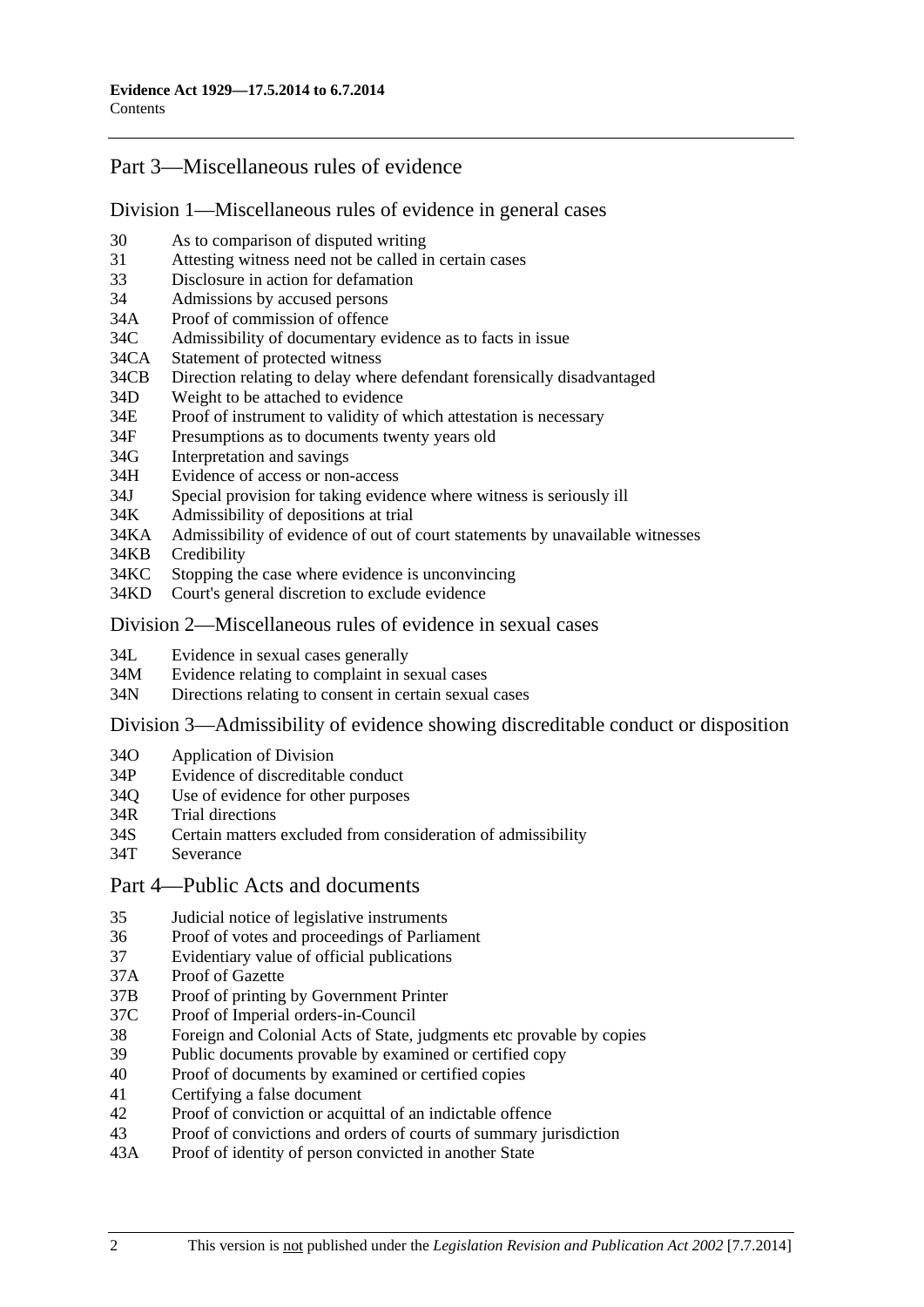## Part 3—Miscellaneous rules of evidence

### Division 1—Miscellaneous rules of evidence in general cases

30 As to comparison of disputed writing
31 Attesting witness need not be called in certain cases
33 Disclosure in action for defamation
34 Admissions by accused persons
34A Proof of commission of offence
34C Admissibility of documentary evidence as to facts in issue
34CA Statement of protected witness
34CB Direction relating to delay where defendant forensically disadvantaged
34D Weight to be attached to evidence
34E Proof of instrument to validity of which attestation is necessary
34F Presumptions as to documents twenty years old
34G Interpretation and savings
34H Evidence of access or non-access
34J Special provision for taking evidence where witness is seriously ill
34K Admissibility of depositions at trial
34KA Admissibility of evidence of out of court statements by unavailable witnesses
34KB Credibility
34KC Stopping the case where evidence is unconvincing
34KD Court's general discretion to exclude evidence

### Division 2—Miscellaneous rules of evidence in sexual cases

34L Evidence in sexual cases generally
34M Evidence relating to complaint in sexual cases
34N Directions relating to consent in certain sexual cases

### Division 3—Admissibility of evidence showing discreditable conduct or disposition

34O Application of Division
34P Evidence of discreditable conduct
34Q Use of evidence for other purposes
34R Trial directions
34S Certain matters excluded from consideration of admissibility
34T Severance

## Part 4—Public Acts and documents

35 Judicial notice of legislative instruments
36 Proof of votes and proceedings of Parliament
37 Evidentiary value of official publications
37A Proof of Gazette
37B Proof of printing by Government Printer
37C Proof of Imperial orders-in-Council
38 Foreign and Colonial Acts of State, judgments etc provable by copies
39 Public documents provable by examined or certified copy
40 Proof of documents by examined or certified copies
41 Certifying a false document
42 Proof of conviction or acquittal of an indictable offence
43 Proof of convictions and orders of courts of summary jurisdiction
43A Proof of identity of person convicted in another State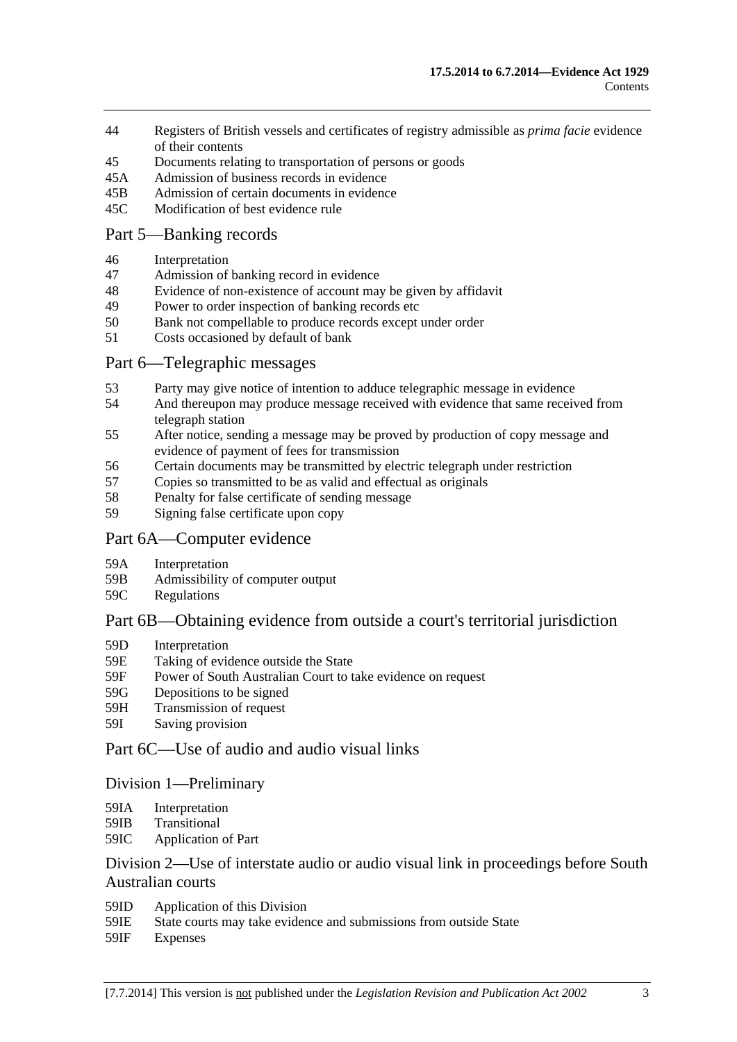44 Registers of British vessels and certificates of registry admissible as *prima facie* evidence of their contents
45 Documents relating to transportation of persons or goods
45A Admission of business records in evidence
45B Admission of certain documents in evidence
45C Modification of best evidence rule

## Part 5—Banking records

46 Interpretation
47 Admission of banking record in evidence
48 Evidence of non-existence of account may be given by affidavit
49 Power to order inspection of banking records etc
50 Bank not compellable to produce records except under order
51 Costs occasioned by default of bank

## Part 6—Telegraphic messages

53 Party may give notice of intention to adduce telegraphic message in evidence
54 And thereupon may produce message received with evidence that same received from telegraph station
55 After notice, sending a message may be proved by production of copy message and evidence of payment of fees for transmission
56 Certain documents may be transmitted by electric telegraph under restriction
57 Copies so transmitted to be as valid and effectual as originals
58 Penalty for false certificate of sending message
59 Signing false certificate upon copy

## Part 6A—Computer evidence

59A Interpretation
59B Admissibility of computer output
59C Regulations

## Part 6B—Obtaining evidence from outside a court's territorial jurisdiction

59D Interpretation
59E Taking of evidence outside the State
59F Power of South Australian Court to take evidence on request
59G Depositions to be signed
59H Transmission of request
59I Saving provision

## Part 6C—Use of audio and audio visual links

### Division 1—Preliminary

59IA Interpretation
59IB Transitional
59IC Application of Part

### Division 2—Use of interstate audio or audio visual link in proceedings before South Australian courts

59ID Application of this Division
59IE State courts may take evidence and submissions from outside State
59IF Expenses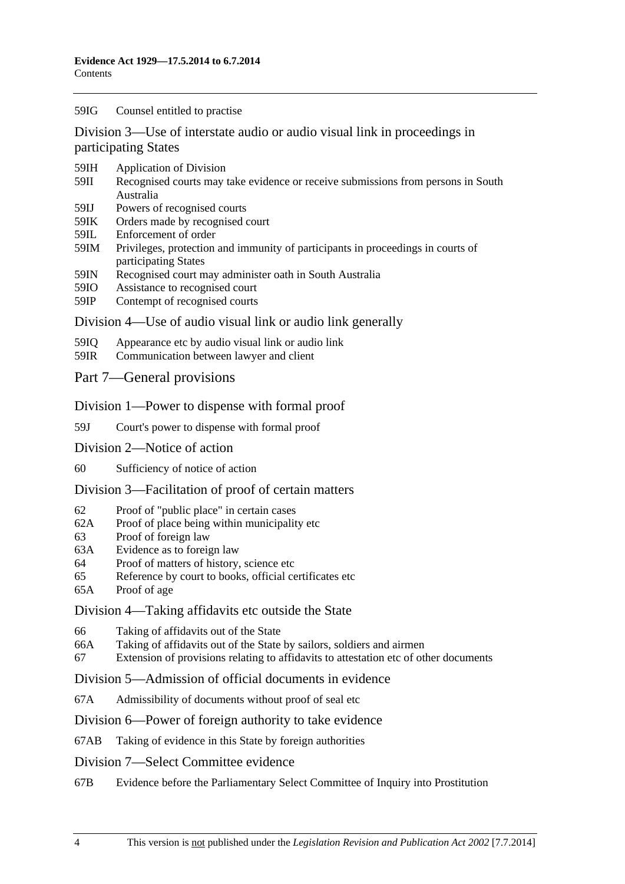59IG Counsel entitled to practise

### Division 3—Use of interstate audio or audio visual link in proceedings in participating States

59IH Application of Division
59II Recognised courts may take evidence or receive submissions from persons in South Australia
59IJ Powers of recognised courts
59IK Orders made by recognised court
59IL Enforcement of order
59IM Privileges, protection and immunity of participants in proceedings in courts of participating States
59IN Recognised court may administer oath in South Australia
59IO Assistance to recognised court
59IP Contempt of recognised courts

### Division 4—Use of audio visual link or audio link generally

59IQ Appearance etc by audio visual link or audio link
59IR Communication between lawyer and client

## Part 7—General provisions

### Division 1—Power to dispense with formal proof

59J Court's power to dispense with formal proof

### Division 2—Notice of action

60 Sufficiency of notice of action

### Division 3—Facilitation of proof of certain matters

62 Proof of "public place" in certain cases
62A Proof of place being within municipality etc
63 Proof of foreign law
63A Evidence as to foreign law
64 Proof of matters of history, science etc
65 Reference by court to books, official certificates etc
65A Proof of age

### Division 4—Taking affidavits etc outside the State

66 Taking of affidavits out of the State
66A Taking of affidavits out of the State by sailors, soldiers and airmen
67 Extension of provisions relating to affidavits to attestation etc of other documents

### Division 5—Admission of official documents in evidence

67A Admissibility of documents without proof of seal etc

### Division 6—Power of foreign authority to take evidence

67AB Taking of evidence in this State by foreign authorities

### Division 7—Select Committee evidence

67B Evidence before the Parliamentary Select Committee of Inquiry into Prostitution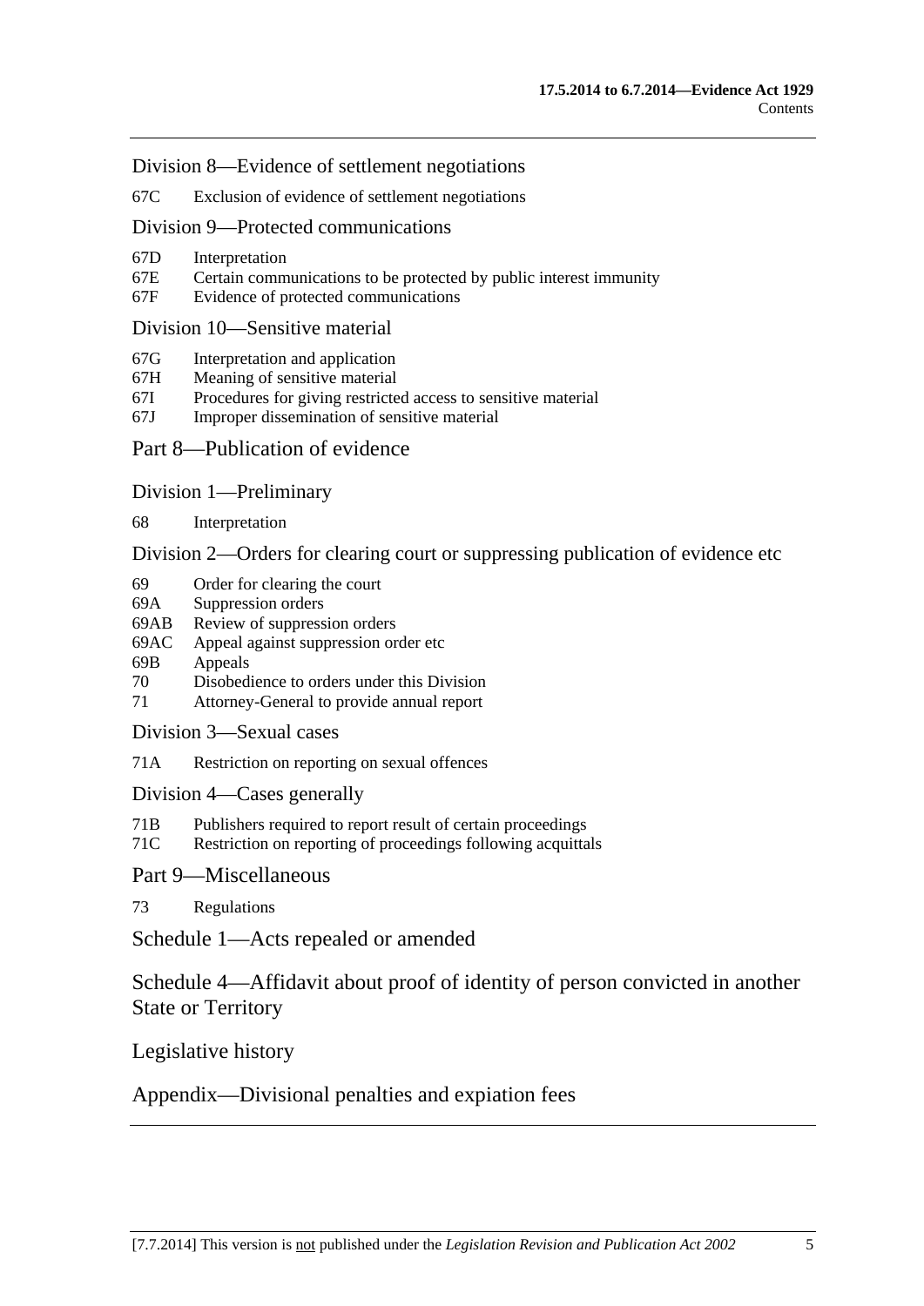Division 8—Evidence of settlement negotiations

67C Exclusion of evidence of settlement negotiations

Division 9—Protected communications

67D Interpretation
67E Certain communications to be protected by public interest immunity
67F Evidence of protected communications

Division 10—Sensitive material

67G Interpretation and application
67H Meaning of sensitive material
67I Procedures for giving restricted access to sensitive material
67J Improper dissemination of sensitive material

Part 8—Publication of evidence

Division 1—Preliminary

68 Interpretation

Division 2—Orders for clearing court or suppressing publication of evidence etc

69 Order for clearing the court
69A Suppression orders
69AB Review of suppression orders
69AC Appeal against suppression order etc
69B Appeals
70 Disobedience to orders under this Division
71 Attorney-General to provide annual report

Division 3—Sexual cases

71A Restriction on reporting on sexual offences

Division 4—Cases generally

71B Publishers required to report result of certain proceedings
71C Restriction on reporting of proceedings following acquittals

Part 9—Miscellaneous

73 Regulations

Schedule 1—Acts repealed or amended

Schedule 4—Affidavit about proof of identity of person convicted in another State or Territory

Legislative history

Appendix—Divisional penalties and expiation fees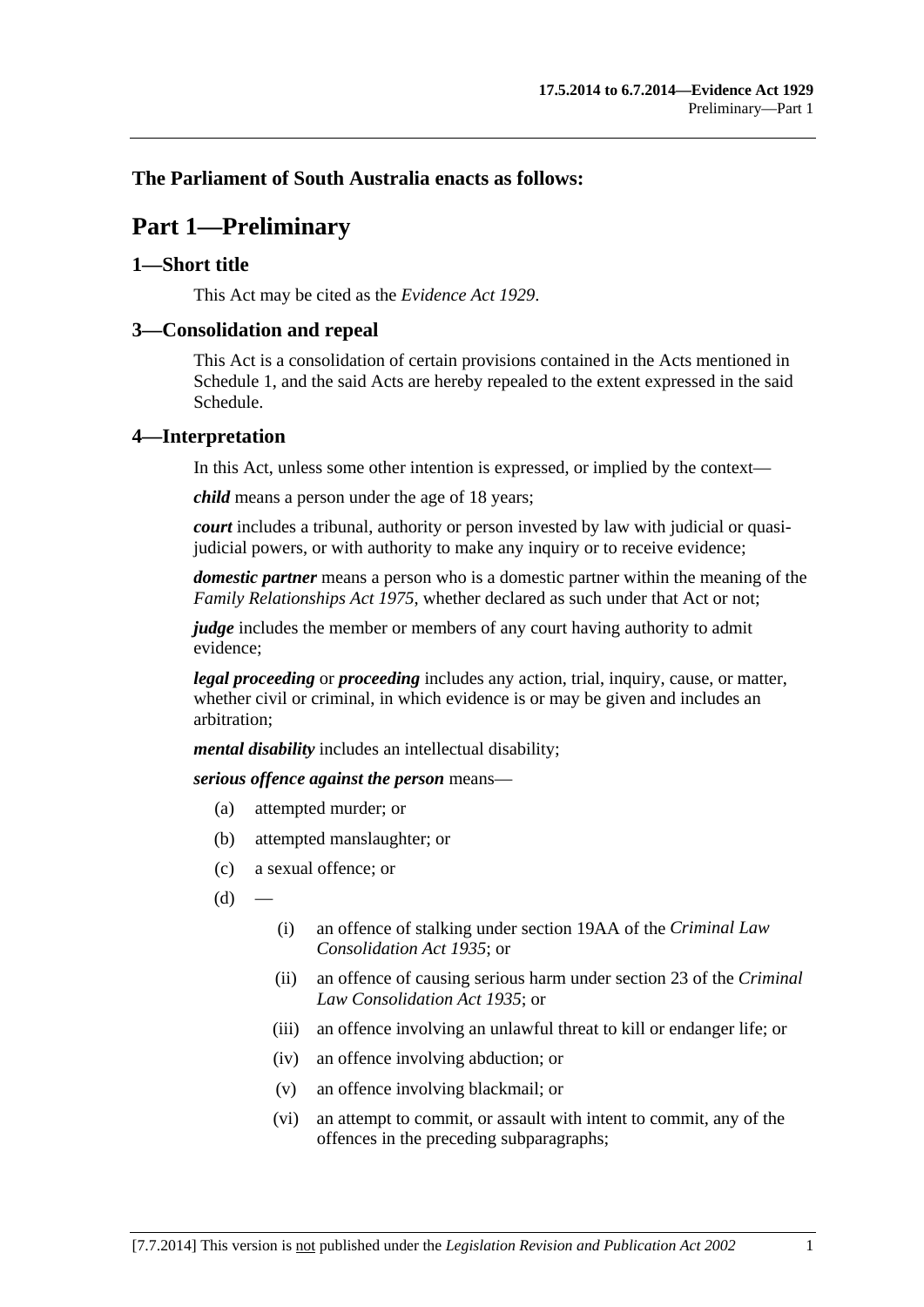**The Parliament of South Australia enacts as follows:**

# Part 1—Preliminary

## 1—Short title

This Act may be cited as the *Evidence Act 1929*.

## 3—Consolidation and repeal

This Act is a consolidation of certain provisions contained in the Acts mentioned in Schedule 1, and the said Acts are hereby repealed to the extent expressed in the said Schedule.

## 4—Interpretation

In this Act, unless some other intention is expressed, or implied by the context—

***child*** means a person under the age of 18 years;

***court*** includes a tribunal, authority or person invested by law with judicial or quasi-judicial powers, or with authority to make any inquiry or to receive evidence;

***domestic partner*** means a person who is a domestic partner within the meaning of the *Family Relationships Act 1975*, whether declared as such under that Act or not;

***judge*** includes the member or members of any court having authority to admit evidence;

***legal proceeding*** or ***proceeding*** includes any action, trial, inquiry, cause, or matter, whether civil or criminal, in which evidence is or may be given and includes an arbitration;

***mental disability*** includes an intellectual disability;

***serious offence against the person*** means—

(a) attempted murder; or

(b) attempted manslaughter; or

(c) a sexual offence; or

(d) —

(i) an offence of stalking under section 19AA of the *Criminal Law Consolidation Act 1935*; or

(ii) an offence of causing serious harm under section 23 of the *Criminal Law Consolidation Act 1935*; or

(iii) an offence involving an unlawful threat to kill or endanger life; or

(iv) an offence involving abduction; or

(v) an offence involving blackmail; or

(vi) an attempt to commit, or assault with intent to commit, any of the offences in the preceding subparagraphs;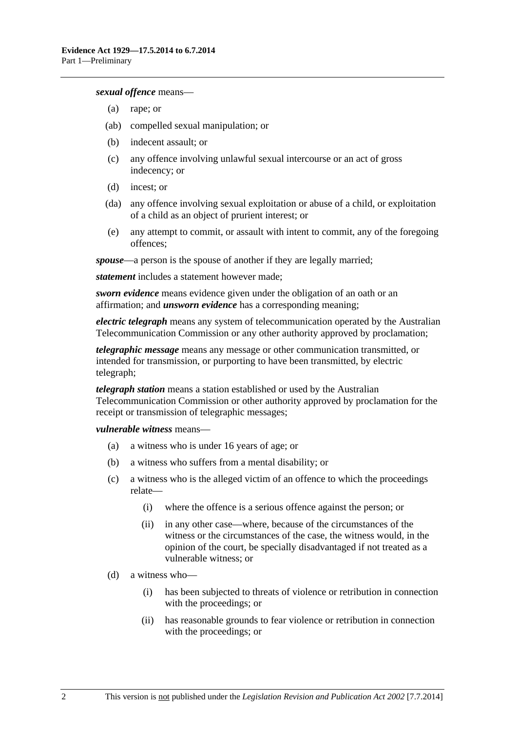***sexual offence*** means—

(a) rape; or

(ab) compelled sexual manipulation; or

(b) indecent assault; or

(c) any offence involving unlawful sexual intercourse or an act of gross indecency; or

(d) incest; or

(da) any offence involving sexual exploitation or abuse of a child, or exploitation of a child as an object of prurient interest; or

(e) any attempt to commit, or assault with intent to commit, any of the foregoing offences;

***spouse***—a person is the spouse of another if they are legally married;

***statement*** includes a statement however made;

***sworn evidence*** means evidence given under the obligation of an oath or an affirmation; and ***unsworn evidence*** has a corresponding meaning;

***electric telegraph*** means any system of telecommunication operated by the Australian Telecommunication Commission or any other authority approved by proclamation;

***telegraphic message*** means any message or other communication transmitted, or intended for transmission, or purporting to have been transmitted, by electric telegraph;

***telegraph station*** means a station established or used by the Australian Telecommunication Commission or other authority approved by proclamation for the receipt or transmission of telegraphic messages;

***vulnerable witness*** means—

(a) a witness who is under 16 years of age; or

(b) a witness who suffers from a mental disability; or

(c) a witness who is the alleged victim of an offence to which the proceedings relate—

(i) where the offence is a serious offence against the person; or

(ii) in any other case—where, because of the circumstances of the witness or the circumstances of the case, the witness would, in the opinion of the court, be specially disadvantaged if not treated as a vulnerable witness; or

(d) a witness who—

(i) has been subjected to threats of violence or retribution in connection with the proceedings; or

(ii) has reasonable grounds to fear violence or retribution in connection with the proceedings; or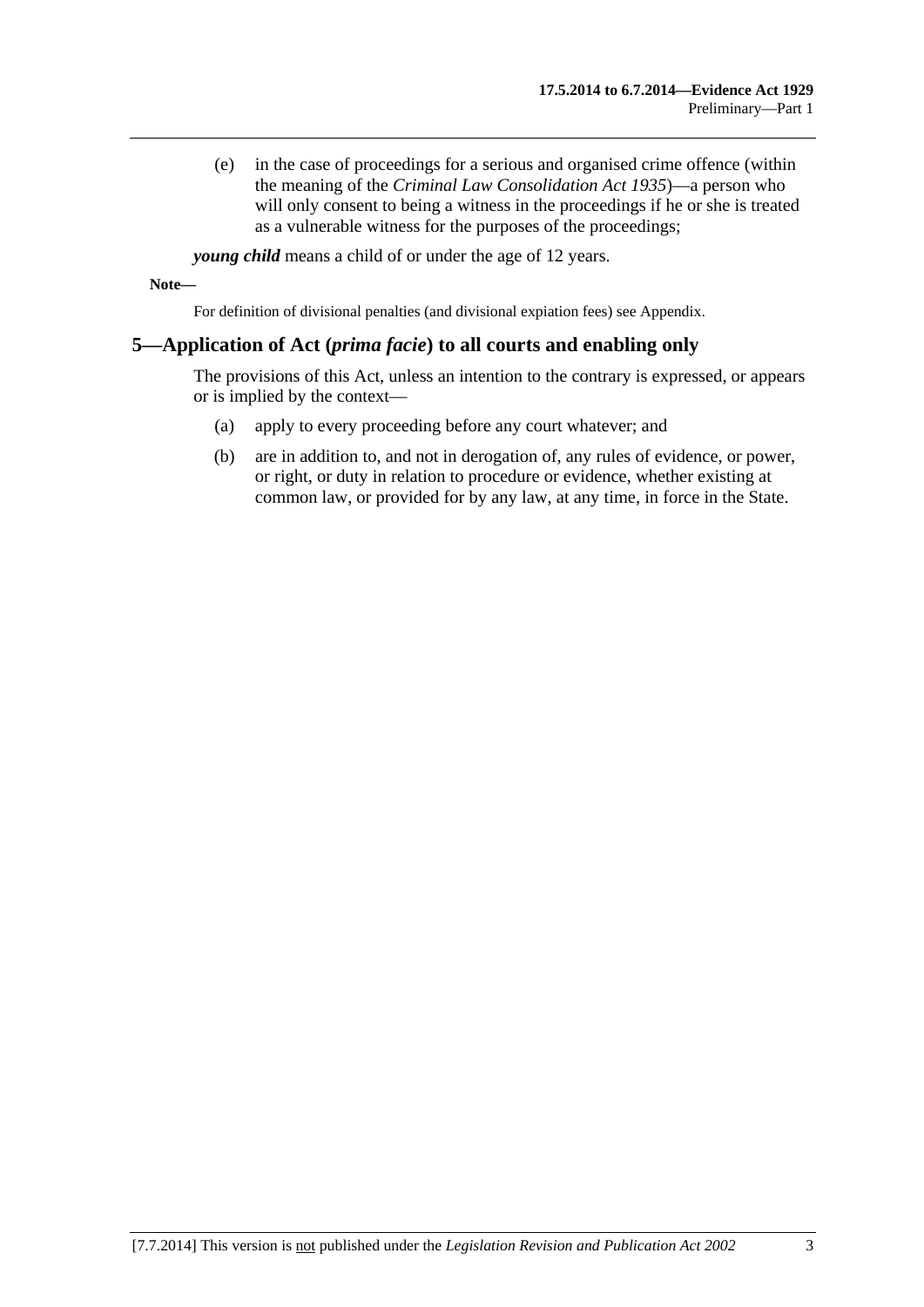(e) in the case of proceedings for a serious and organised crime offence (within the meaning of the *Criminal Law Consolidation Act 1935*)—a person who will only consent to being a witness in the proceedings if he or she is treated as a vulnerable witness for the purposes of the proceedings;

***young child*** means a child of or under the age of 12 years.

**Note—**

For definition of divisional penalties (and divisional expiation fees) see Appendix.

## 5—Application of Act (*prima facie*) to all courts and enabling only

The provisions of this Act, unless an intention to the contrary is expressed, or appears or is implied by the context—

(a) apply to every proceeding before any court whatever; and

(b) are in addition to, and not in derogation of, any rules of evidence, or power, or right, or duty in relation to procedure or evidence, whether existing at common law, or provided for by any law, at any time, in force in the State.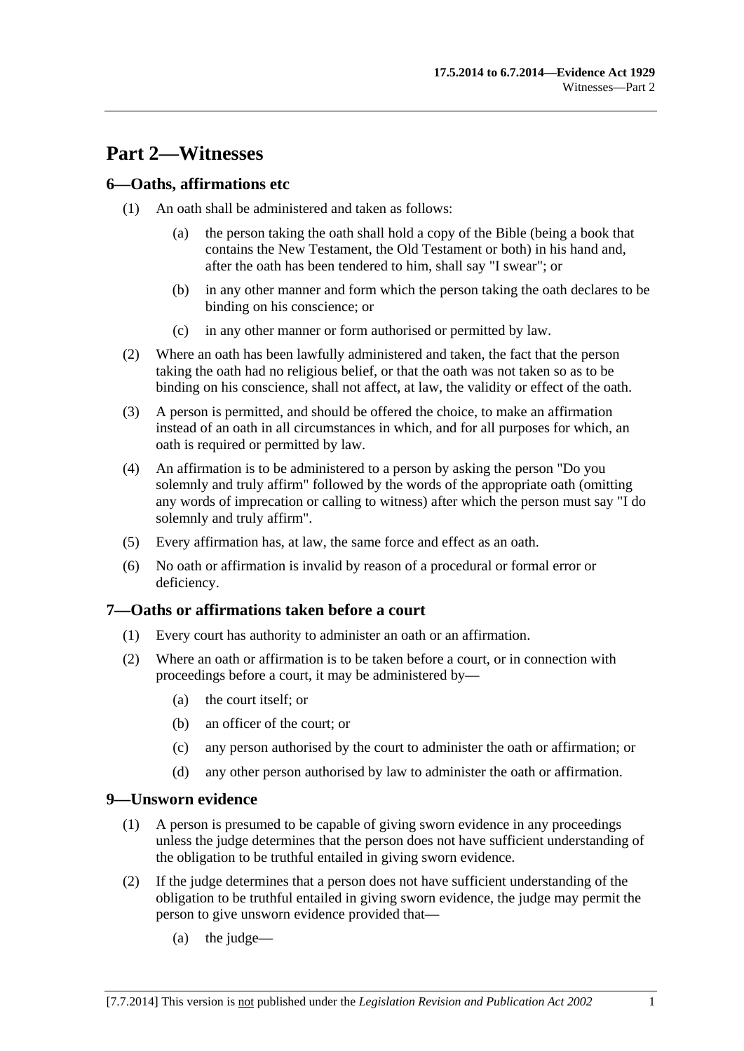# Part 2—Witnesses

## 6—Oaths, affirmations etc

(1) An oath shall be administered and taken as follows:

(a) the person taking the oath shall hold a copy of the Bible (being a book that contains the New Testament, the Old Testament or both) in his hand and, after the oath has been tendered to him, shall say "I swear"; or

(b) in any other manner and form which the person taking the oath declares to be binding on his conscience; or

(c) in any other manner or form authorised or permitted by law.

(2) Where an oath has been lawfully administered and taken, the fact that the person taking the oath had no religious belief, or that the oath was not taken so as to be binding on his conscience, shall not affect, at law, the validity or effect of the oath.

(3) A person is permitted, and should be offered the choice, to make an affirmation instead of an oath in all circumstances in which, and for all purposes for which, an oath is required or permitted by law.

(4) An affirmation is to be administered to a person by asking the person "Do you solemnly and truly affirm" followed by the words of the appropriate oath (omitting any words of imprecation or calling to witness) after which the person must say "I do solemnly and truly affirm".

(5) Every affirmation has, at law, the same force and effect as an oath.

(6) No oath or affirmation is invalid by reason of a procedural or formal error or deficiency.

## 7—Oaths or affirmations taken before a court

(1) Every court has authority to administer an oath or an affirmation.

(2) Where an oath or affirmation is to be taken before a court, or in connection with proceedings before a court, it may be administered by—

(a) the court itself; or

(b) an officer of the court; or

(c) any person authorised by the court to administer the oath or affirmation; or

(d) any other person authorised by law to administer the oath or affirmation.

## 9—Unsworn evidence

(1) A person is presumed to be capable of giving sworn evidence in any proceedings unless the judge determines that the person does not have sufficient understanding of the obligation to be truthful entailed in giving sworn evidence.

(2) If the judge determines that a person does not have sufficient understanding of the obligation to be truthful entailed in giving sworn evidence, the judge may permit the person to give unsworn evidence provided that—

(a) the judge—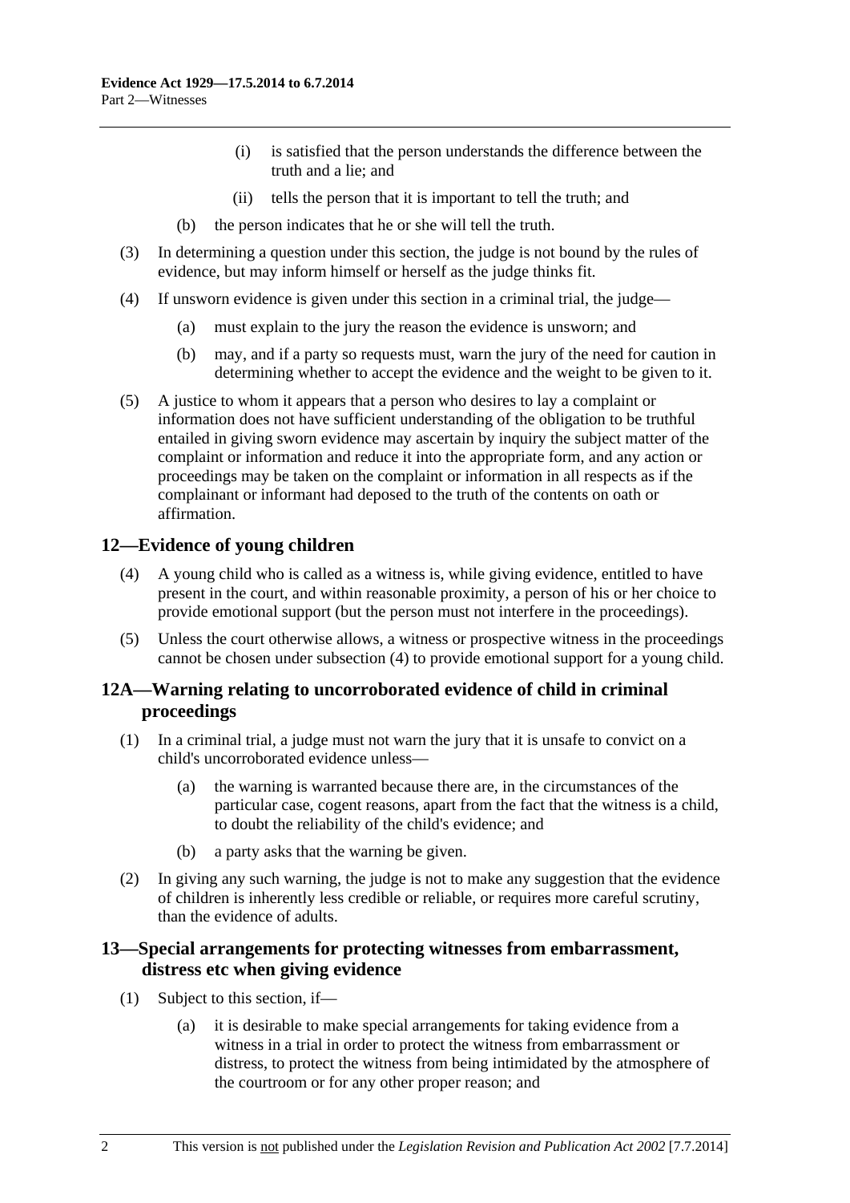(i) is satisfied that the person understands the difference between the truth and a lie; and

(ii) tells the person that it is important to tell the truth; and

(b) the person indicates that he or she will tell the truth.

(3) In determining a question under this section, the judge is not bound by the rules of evidence, but may inform himself or herself as the judge thinks fit.

(4) If unsworn evidence is given under this section in a criminal trial, the judge—

(a) must explain to the jury the reason the evidence is unsworn; and

(b) may, and if a party so requests must, warn the jury of the need for caution in determining whether to accept the evidence and the weight to be given to it.

(5) A justice to whom it appears that a person who desires to lay a complaint or information does not have sufficient understanding of the obligation to be truthful entailed in giving sworn evidence may ascertain by inquiry the subject matter of the complaint or information and reduce it into the appropriate form, and any action or proceedings may be taken on the complaint or information in all respects as if the complainant or informant had deposed to the truth of the contents on oath or affirmation.

## 12—Evidence of young children

(4) A young child who is called as a witness is, while giving evidence, entitled to have present in the court, and within reasonable proximity, a person of his or her choice to provide emotional support (but the person must not interfere in the proceedings).

(5) Unless the court otherwise allows, a witness or prospective witness in the proceedings cannot be chosen under subsection (4) to provide emotional support for a young child.

## 12A—Warning relating to uncorroborated evidence of child in criminal proceedings

(1) In a criminal trial, a judge must not warn the jury that it is unsafe to convict on a child's uncorroborated evidence unless—

(a) the warning is warranted because there are, in the circumstances of the particular case, cogent reasons, apart from the fact that the witness is a child, to doubt the reliability of the child's evidence; and

(b) a party asks that the warning be given.

(2) In giving any such warning, the judge is not to make any suggestion that the evidence of children is inherently less credible or reliable, or requires more careful scrutiny, than the evidence of adults.

## 13—Special arrangements for protecting witnesses from embarrassment, distress etc when giving evidence

(1) Subject to this section, if—

(a) it is desirable to make special arrangements for taking evidence from a witness in a trial in order to protect the witness from embarrassment or distress, to protect the witness from being intimidated by the atmosphere of the courtroom or for any other proper reason; and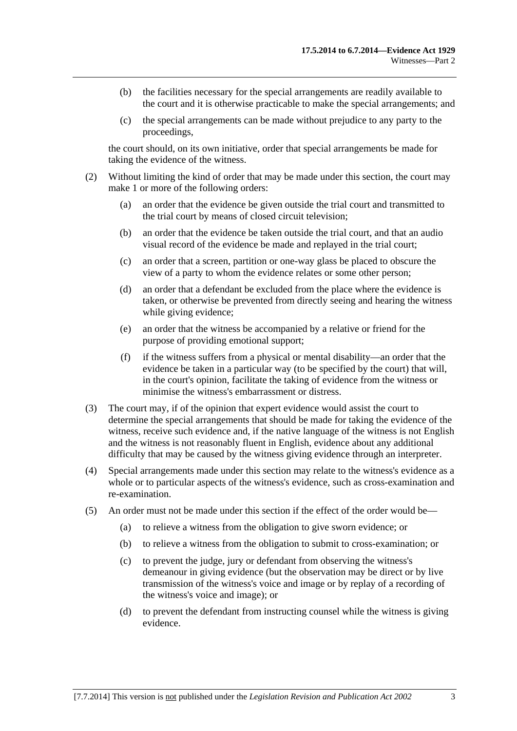(b) the facilities necessary for the special arrangements are readily available to the court and it is otherwise practicable to make the special arrangements; and

(c) the special arrangements can be made without prejudice to any party to the proceedings,

the court should, on its own initiative, order that special arrangements be made for taking the evidence of the witness.

(2) Without limiting the kind of order that may be made under this section, the court may make 1 or more of the following orders:

(a) an order that the evidence be given outside the trial court and transmitted to the trial court by means of closed circuit television;

(b) an order that the evidence be taken outside the trial court, and that an audio visual record of the evidence be made and replayed in the trial court;

(c) an order that a screen, partition or one-way glass be placed to obscure the view of a party to whom the evidence relates or some other person;

(d) an order that a defendant be excluded from the place where the evidence is taken, or otherwise be prevented from directly seeing and hearing the witness while giving evidence;

(e) an order that the witness be accompanied by a relative or friend for the purpose of providing emotional support;

(f) if the witness suffers from a physical or mental disability—an order that the evidence be taken in a particular way (to be specified by the court) that will, in the court's opinion, facilitate the taking of evidence from the witness or minimise the witness's embarrassment or distress.

(3) The court may, if of the opinion that expert evidence would assist the court to determine the special arrangements that should be made for taking the evidence of the witness, receive such evidence and, if the native language of the witness is not English and the witness is not reasonably fluent in English, evidence about any additional difficulty that may be caused by the witness giving evidence through an interpreter.

(4) Special arrangements made under this section may relate to the witness's evidence as a whole or to particular aspects of the witness's evidence, such as cross-examination and re-examination.

(5) An order must not be made under this section if the effect of the order would be—

(a) to relieve a witness from the obligation to give sworn evidence; or

(b) to relieve a witness from the obligation to submit to cross-examination; or

(c) to prevent the judge, jury or defendant from observing the witness's demeanour in giving evidence (but the observation may be direct or by live transmission of the witness's voice and image or by replay of a recording of the witness's voice and image); or

(d) to prevent the defendant from instructing counsel while the witness is giving evidence.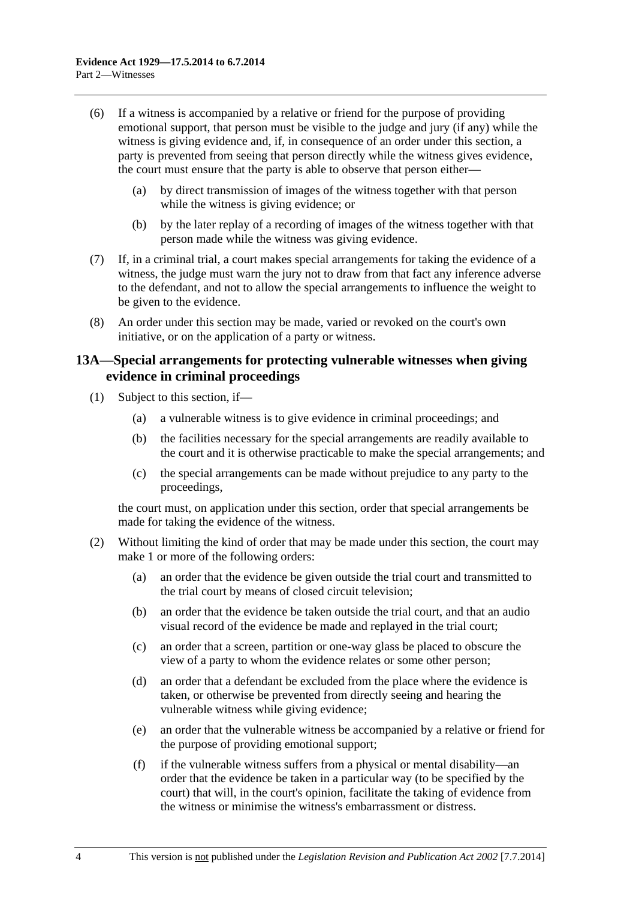(6) If a witness is accompanied by a relative or friend for the purpose of providing emotional support, that person must be visible to the judge and jury (if any) while the witness is giving evidence and, if, in consequence of an order under this section, a party is prevented from seeing that person directly while the witness gives evidence, the court must ensure that the party is able to observe that person either—

   (a) by direct transmission of images of the witness together with that person while the witness is giving evidence; or

   (b) by the later replay of a recording of images of the witness together with that person made while the witness was giving evidence.

(7) If, in a criminal trial, a court makes special arrangements for taking the evidence of a witness, the judge must warn the jury not to draw from that fact any inference adverse to the defendant, and not to allow the special arrangements to influence the weight to be given to the evidence.

(8) An order under this section may be made, varied or revoked on the court's own initiative, or on the application of a party or witness.

### 13A—Special arrangements for protecting vulnerable witnesses when giving evidence in criminal proceedings

(1) Subject to this section, if—

   (a) a vulnerable witness is to give evidence in criminal proceedings; and

   (b) the facilities necessary for the special arrangements are readily available to the court and it is otherwise practicable to make the special arrangements; and

   (c) the special arrangements can be made without prejudice to any party to the proceedings,

   the court must, on application under this section, order that special arrangements be made for taking the evidence of the witness.

(2) Without limiting the kind of order that may be made under this section, the court may make 1 or more of the following orders:

   (a) an order that the evidence be given outside the trial court and transmitted to the trial court by means of closed circuit television;

   (b) an order that the evidence be taken outside the trial court, and that an audio visual record of the evidence be made and replayed in the trial court;

   (c) an order that a screen, partition or one-way glass be placed to obscure the view of a party to whom the evidence relates or some other person;

   (d) an order that a defendant be excluded from the place where the evidence is taken, or otherwise be prevented from directly seeing and hearing the vulnerable witness while giving evidence;

   (e) an order that the vulnerable witness be accompanied by a relative or friend for the purpose of providing emotional support;

   (f) if the vulnerable witness suffers from a physical or mental disability—an order that the evidence be taken in a particular way (to be specified by the court) that will, in the court's opinion, facilitate the taking of evidence from the witness or minimise the witness's embarrassment or distress.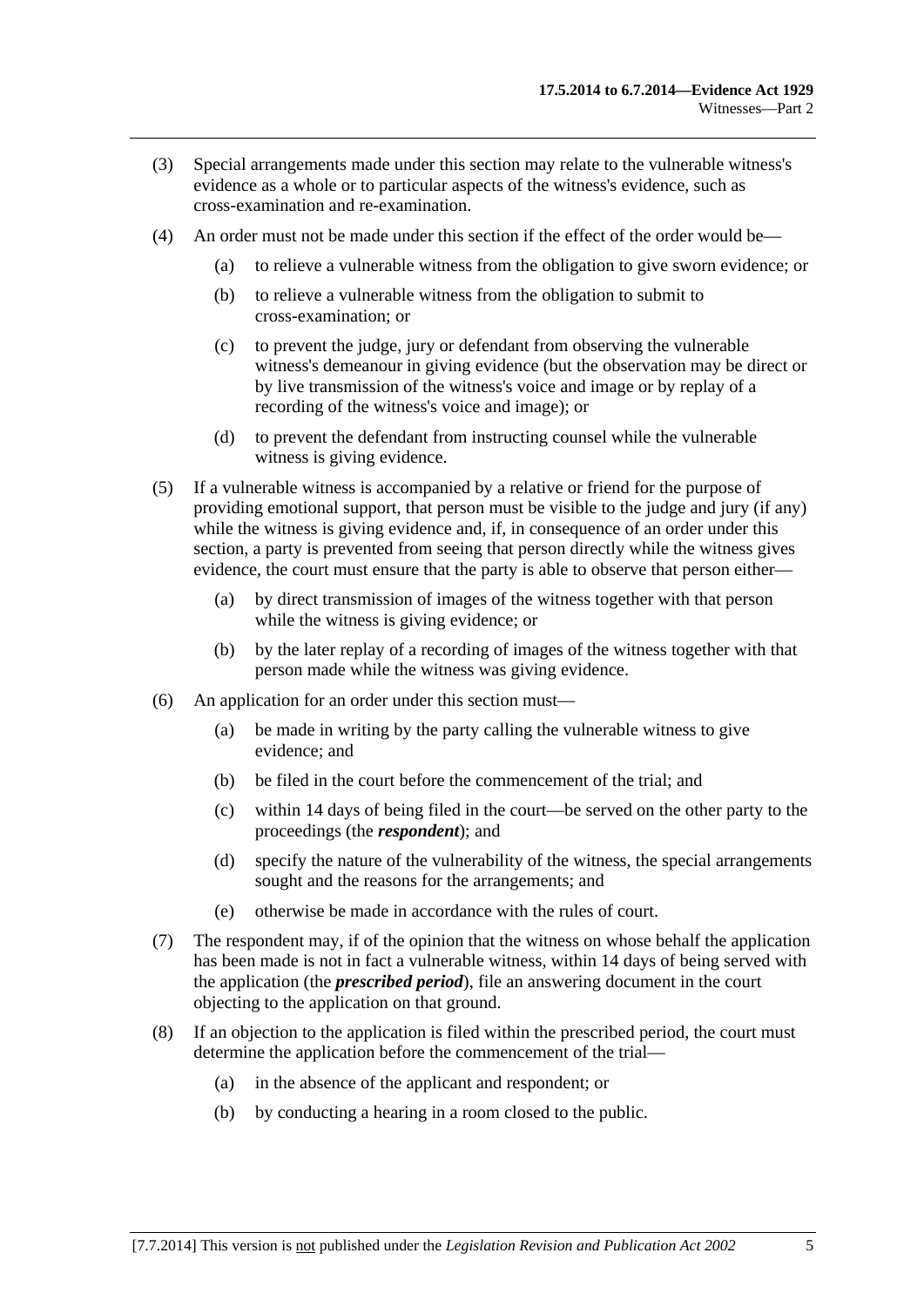(3) Special arrangements made under this section may relate to the vulnerable witness's evidence as a whole or to particular aspects of the witness's evidence, such as cross-examination and re-examination.

(4) An order must not be made under this section if the effect of the order would be—

(a) to relieve a vulnerable witness from the obligation to give sworn evidence; or

(b) to relieve a vulnerable witness from the obligation to submit to cross-examination; or

(c) to prevent the judge, jury or defendant from observing the vulnerable witness's demeanour in giving evidence (but the observation may be direct or by live transmission of the witness's voice and image or by replay of a recording of the witness's voice and image); or

(d) to prevent the defendant from instructing counsel while the vulnerable witness is giving evidence.

(5) If a vulnerable witness is accompanied by a relative or friend for the purpose of providing emotional support, that person must be visible to the judge and jury (if any) while the witness is giving evidence and, if, in consequence of an order under this section, a party is prevented from seeing that person directly while the witness gives evidence, the court must ensure that the party is able to observe that person either—

(a) by direct transmission of images of the witness together with that person while the witness is giving evidence; or

(b) by the later replay of a recording of images of the witness together with that person made while the witness was giving evidence.

(6) An application for an order under this section must—

(a) be made in writing by the party calling the vulnerable witness to give evidence; and

(b) be filed in the court before the commencement of the trial; and

(c) within 14 days of being filed in the court—be served on the other party to the proceedings (the ***respondent***); and

(d) specify the nature of the vulnerability of the witness, the special arrangements sought and the reasons for the arrangements; and

(e) otherwise be made in accordance with the rules of court.

(7) The respondent may, if of the opinion that the witness on whose behalf the application has been made is not in fact a vulnerable witness, within 14 days of being served with the application (the ***prescribed period***), file an answering document in the court objecting to the application on that ground.

(8) If an objection to the application is filed within the prescribed period, the court must determine the application before the commencement of the trial—

(a) in the absence of the applicant and respondent; or

(b) by conducting a hearing in a room closed to the public.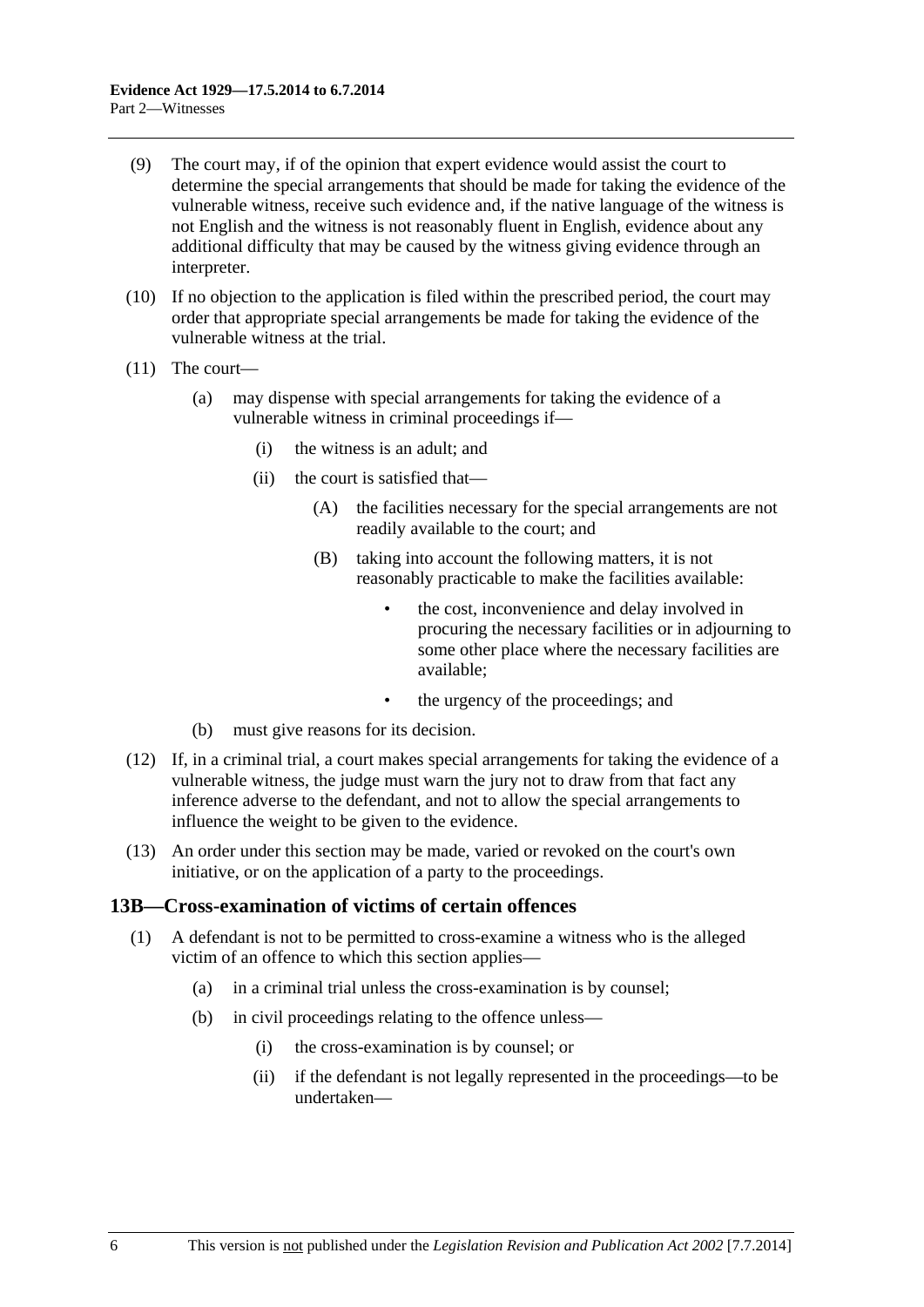(9) The court may, if of the opinion that expert evidence would assist the court to determine the special arrangements that should be made for taking the evidence of the vulnerable witness, receive such evidence and, if the native language of the witness is not English and the witness is not reasonably fluent in English, evidence about any additional difficulty that may be caused by the witness giving evidence through an interpreter.

(10) If no objection to the application is filed within the prescribed period, the court may order that appropriate special arrangements be made for taking the evidence of the vulnerable witness at the trial.

(11) The court—

- (a) may dispense with special arrangements for taking the evidence of a vulnerable witness in criminal proceedings if—
  - (i) the witness is an adult; and
  - (ii) the court is satisfied that—
    - (A) the facilities necessary for the special arrangements are not readily available to the court; and
    - (B) taking into account the following matters, it is not reasonably practicable to make the facilities available:
      - the cost, inconvenience and delay involved in procuring the necessary facilities or in adjourning to some other place where the necessary facilities are available;
      - the urgency of the proceedings; and
- (b) must give reasons for its decision.

(12) If, in a criminal trial, a court makes special arrangements for taking the evidence of a vulnerable witness, the judge must warn the jury not to draw from that fact any inference adverse to the defendant, and not to allow the special arrangements to influence the weight to be given to the evidence.

(13) An order under this section may be made, varied or revoked on the court's own initiative, or on the application of a party to the proceedings.

## 13B—Cross-examination of victims of certain offences

(1) A defendant is not to be permitted to cross-examine a witness who is the alleged victim of an offence to which this section applies—

- (a) in a criminal trial unless the cross-examination is by counsel;
- (b) in civil proceedings relating to the offence unless—
  - (i) the cross-examination is by counsel; or
  - (ii) if the defendant is not legally represented in the proceedings—to be undertaken—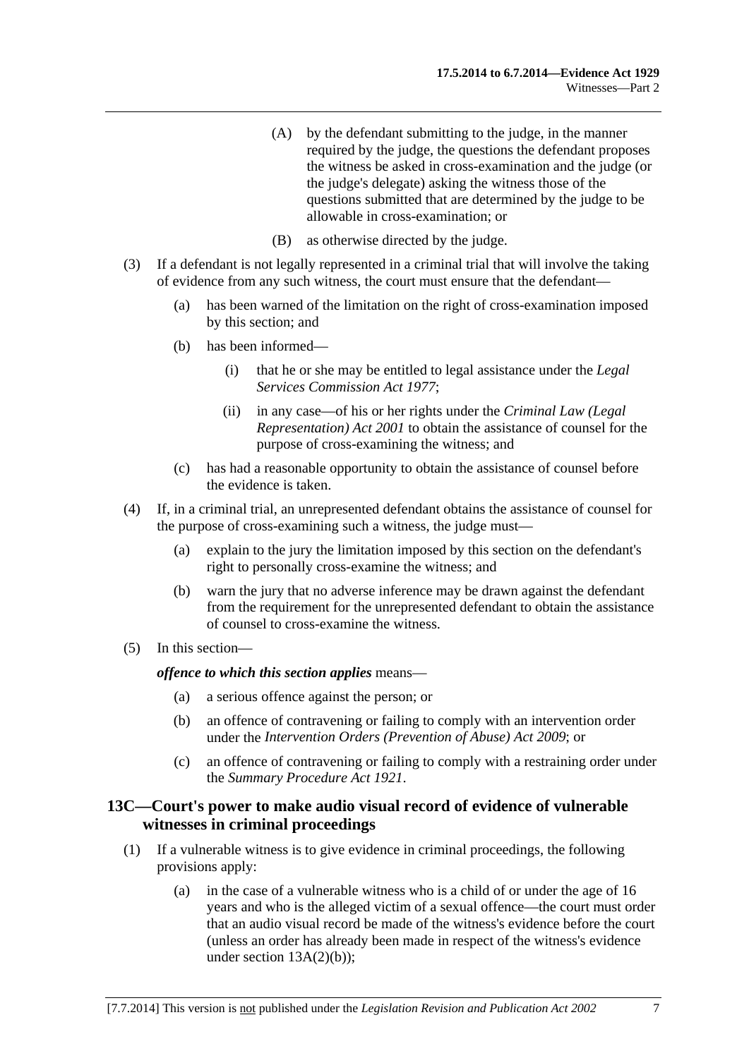(A) by the defendant submitting to the judge, in the manner required by the judge, the questions the defendant proposes the witness be asked in cross-examination and the judge (or the judge's delegate) asking the witness those of the questions submitted that are determined by the judge to be allowable in cross-examination; or

(B) as otherwise directed by the judge.

(3) If a defendant is not legally represented in a criminal trial that will involve the taking of evidence from any such witness, the court must ensure that the defendant—

(a) has been warned of the limitation on the right of cross-examination imposed by this section; and

(b) has been informed—

(i) that he or she may be entitled to legal assistance under the *Legal Services Commission Act 1977*;

(ii) in any case—of his or her rights under the *Criminal Law (Legal Representation) Act 2001* to obtain the assistance of counsel for the purpose of cross-examining the witness; and

(c) has had a reasonable opportunity to obtain the assistance of counsel before the evidence is taken.

(4) If, in a criminal trial, an unrepresented defendant obtains the assistance of counsel for the purpose of cross-examining such a witness, the judge must—

(a) explain to the jury the limitation imposed by this section on the defendant's right to personally cross-examine the witness; and

(b) warn the jury that no adverse inference may be drawn against the defendant from the requirement for the unrepresented defendant to obtain the assistance of counsel to cross-examine the witness.

(5) In this section—

***offence to which this section applies*** means—

(a) a serious offence against the person; or

(b) an offence of contravening or failing to comply with an intervention order under the *Intervention Orders (Prevention of Abuse) Act 2009*; or

(c) an offence of contravening or failing to comply with a restraining order under the *Summary Procedure Act 1921*.

## 13C—Court's power to make audio visual record of evidence of vulnerable witnesses in criminal proceedings

(1) If a vulnerable witness is to give evidence in criminal proceedings, the following provisions apply:

(a) in the case of a vulnerable witness who is a child of or under the age of 16 years and who is the alleged victim of a sexual offence—the court must order that an audio visual record be made of the witness's evidence before the court (unless an order has already been made in respect of the witness's evidence under section 13A(2)(b));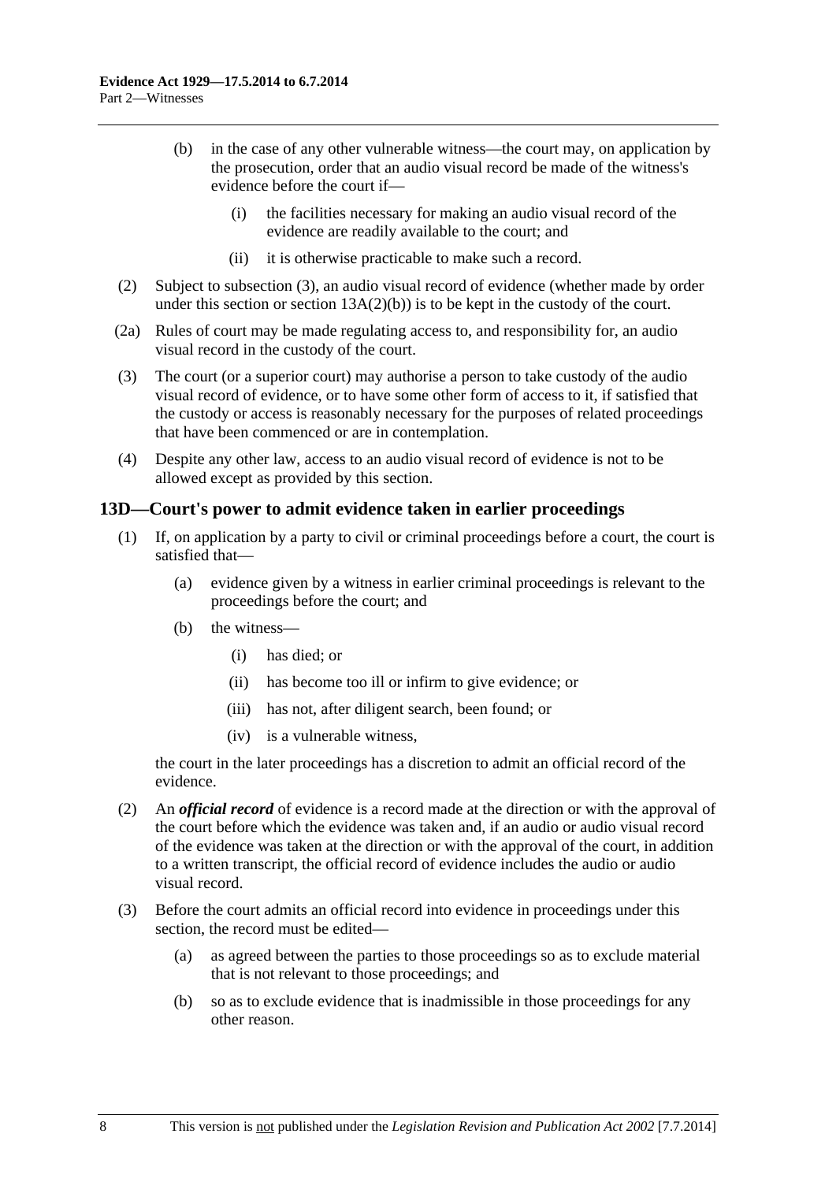(b) in the case of any other vulnerable witness—the court may, on application by the prosecution, order that an audio visual record be made of the witness's evidence before the court if—

   (i) the facilities necessary for making an audio visual record of the evidence are readily available to the court; and

   (ii) it is otherwise practicable to make such a record.

(2) Subject to subsection (3), an audio visual record of evidence (whether made by order under this section or section 13A(2)(b)) is to be kept in the custody of the court.

(2a) Rules of court may be made regulating access to, and responsibility for, an audio visual record in the custody of the court.

(3) The court (or a superior court) may authorise a person to take custody of the audio visual record of evidence, or to have some other form of access to it, if satisfied that the custody or access is reasonably necessary for the purposes of related proceedings that have been commenced or are in contemplation.

(4) Despite any other law, access to an audio visual record of evidence is not to be allowed except as provided by this section.

## 13D—Court's power to admit evidence taken in earlier proceedings

(1) If, on application by a party to civil or criminal proceedings before a court, the court is satisfied that—

   (a) evidence given by a witness in earlier criminal proceedings is relevant to the proceedings before the court; and

   (b) the witness—

      (i) has died; or

      (ii) has become too ill or infirm to give evidence; or

      (iii) has not, after diligent search, been found; or

      (iv) is a vulnerable witness,

   the court in the later proceedings has a discretion to admit an official record of the evidence.

(2) An ***official record*** of evidence is a record made at the direction or with the approval of the court before which the evidence was taken and, if an audio or audio visual record of the evidence was taken at the direction or with the approval of the court, in addition to a written transcript, the official record of evidence includes the audio or audio visual record.

(3) Before the court admits an official record into evidence in proceedings under this section, the record must be edited—

   (a) as agreed between the parties to those proceedings so as to exclude material that is not relevant to those proceedings; and

   (b) so as to exclude evidence that is inadmissible in those proceedings for any other reason.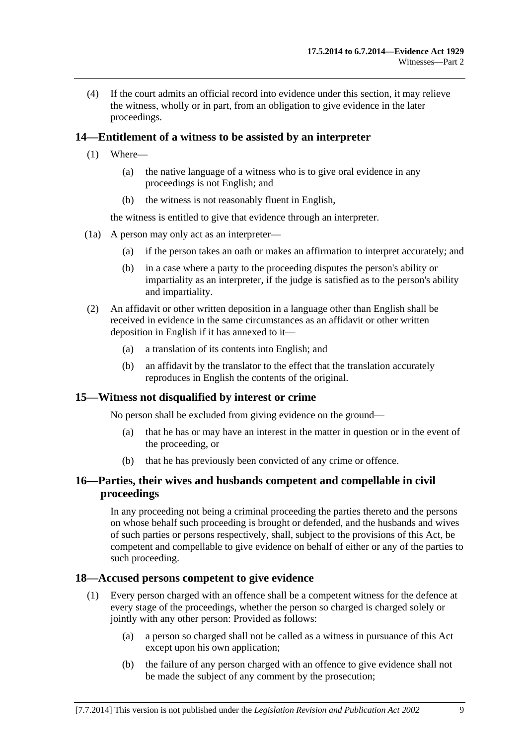(4) If the court admits an official record into evidence under this section, it may relieve the witness, wholly or in part, from an obligation to give evidence in the later proceedings.

## 14—Entitlement of a witness to be assisted by an interpreter

(1) Where—

(a) the native language of a witness who is to give oral evidence in any proceedings is not English; and

(b) the witness is not reasonably fluent in English,

the witness is entitled to give that evidence through an interpreter.

(1a) A person may only act as an interpreter—

(a) if the person takes an oath or makes an affirmation to interpret accurately; and

(b) in a case where a party to the proceeding disputes the person's ability or impartiality as an interpreter, if the judge is satisfied as to the person's ability and impartiality.

(2) An affidavit or other written deposition in a language other than English shall be received in evidence in the same circumstances as an affidavit or other written deposition in English if it has annexed to it—

(a) a translation of its contents into English; and

(b) an affidavit by the translator to the effect that the translation accurately reproduces in English the contents of the original.

## 15—Witness not disqualified by interest or crime

No person shall be excluded from giving evidence on the ground—

(a) that he has or may have an interest in the matter in question or in the event of the proceeding, or

(b) that he has previously been convicted of any crime or offence.

## 16—Parties, their wives and husbands competent and compellable in civil proceedings

In any proceeding not being a criminal proceeding the parties thereto and the persons on whose behalf such proceeding is brought or defended, and the husbands and wives of such parties or persons respectively, shall, subject to the provisions of this Act, be competent and compellable to give evidence on behalf of either or any of the parties to such proceeding.

## 18—Accused persons competent to give evidence

(1) Every person charged with an offence shall be a competent witness for the defence at every stage of the proceedings, whether the person so charged is charged solely or jointly with any other person: Provided as follows:

(a) a person so charged shall not be called as a witness in pursuance of this Act except upon his own application;

(b) the failure of any person charged with an offence to give evidence shall not be made the subject of any comment by the prosecution;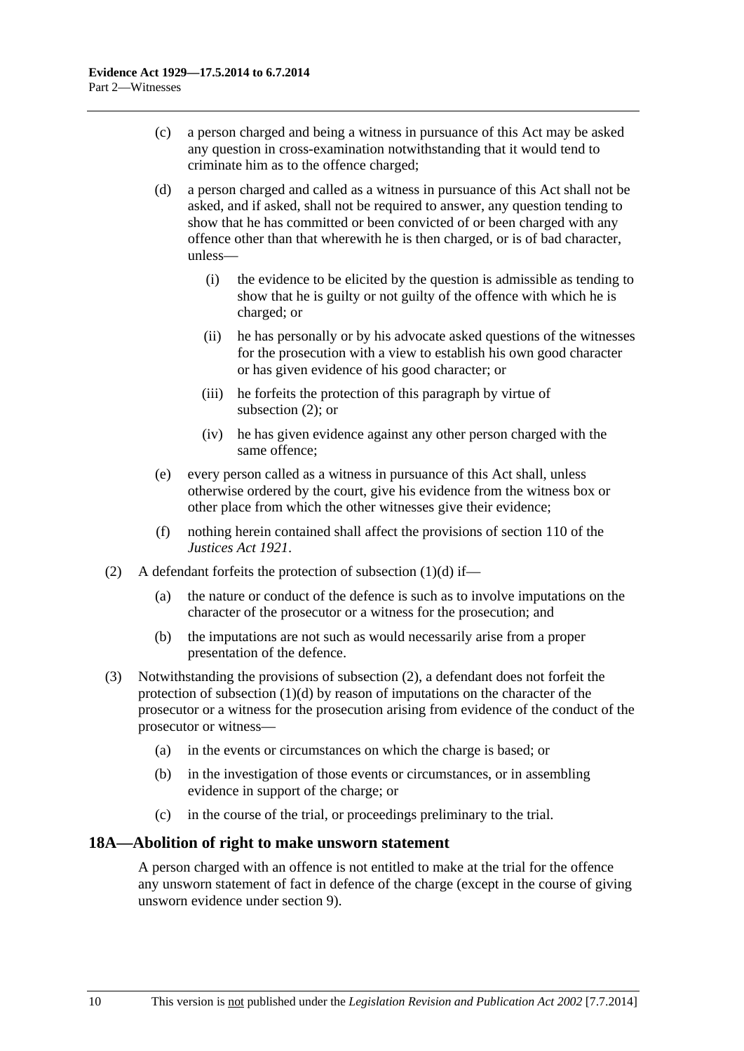(c) a person charged and being a witness in pursuance of this Act may be asked any question in cross-examination notwithstanding that it would tend to criminate him as to the offence charged;

(d) a person charged and called as a witness in pursuance of this Act shall not be asked, and if asked, shall not be required to answer, any question tending to show that he has committed or been convicted of or been charged with any offence other than that wherewith he is then charged, or is of bad character, unless—

  (i) the evidence to be elicited by the question is admissible as tending to show that he is guilty or not guilty of the offence with which he is charged; or

  (ii) he has personally or by his advocate asked questions of the witnesses for the prosecution with a view to establish his own good character or has given evidence of his good character; or

  (iii) he forfeits the protection of this paragraph by virtue of subsection (2); or

  (iv) he has given evidence against any other person charged with the same offence;

(e) every person called as a witness in pursuance of this Act shall, unless otherwise ordered by the court, give his evidence from the witness box or other place from which the other witnesses give their evidence;

(f) nothing herein contained shall affect the provisions of section 110 of the *Justices Act 1921*.

(2) A defendant forfeits the protection of subsection (1)(d) if—

  (a) the nature or conduct of the defence is such as to involve imputations on the character of the prosecutor or a witness for the prosecution; and

  (b) the imputations are not such as would necessarily arise from a proper presentation of the defence.

(3) Notwithstanding the provisions of subsection (2), a defendant does not forfeit the protection of subsection (1)(d) by reason of imputations on the character of the prosecutor or a witness for the prosecution arising from evidence of the conduct of the prosecutor or witness—

  (a) in the events or circumstances on which the charge is based; or

  (b) in the investigation of those events or circumstances, or in assembling evidence in support of the charge; or

  (c) in the course of the trial, or proceedings preliminary to the trial.

### 18A—Abolition of right to make unsworn statement

A person charged with an offence is not entitled to make at the trial for the offence any unsworn statement of fact in defence of the charge (except in the course of giving unsworn evidence under section 9).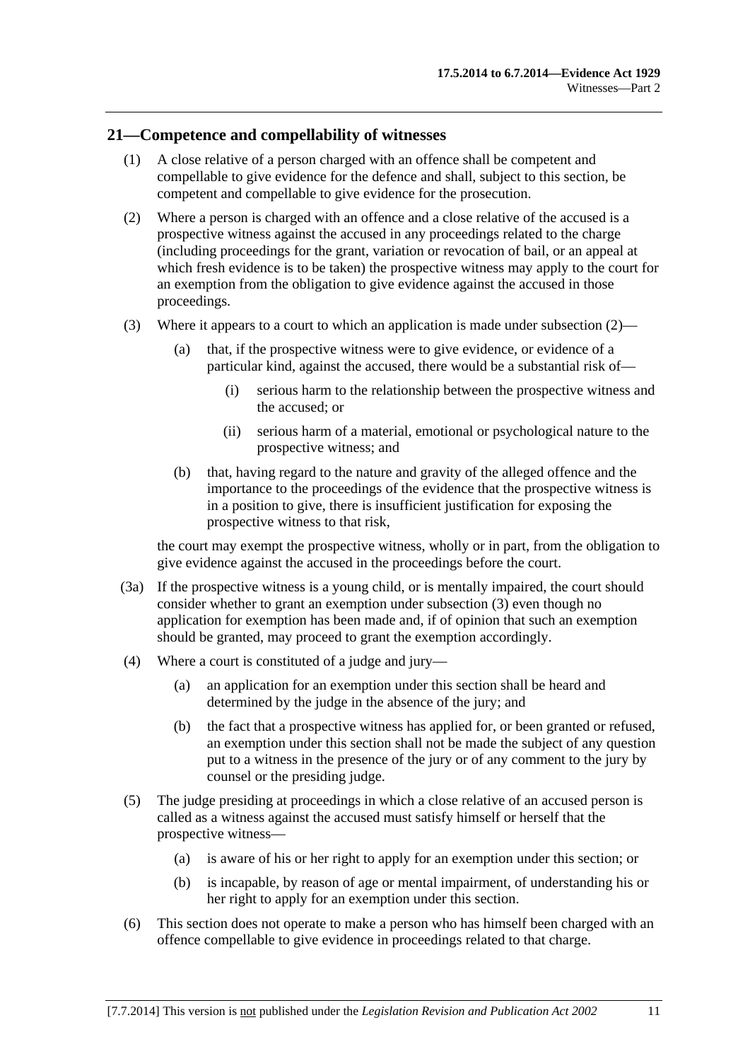## 21—Competence and compellability of witnesses

(1) A close relative of a person charged with an offence shall be competent and compellable to give evidence for the defence and shall, subject to this section, be competent and compellable to give evidence for the prosecution.

(2) Where a person is charged with an offence and a close relative of the accused is a prospective witness against the accused in any proceedings related to the charge (including proceedings for the grant, variation or revocation of bail, or an appeal at which fresh evidence is to be taken) the prospective witness may apply to the court for an exemption from the obligation to give evidence against the accused in those proceedings.

(3) Where it appears to a court to which an application is made under subsection (2)—

(a) that, if the prospective witness were to give evidence, or evidence of a particular kind, against the accused, there would be a substantial risk of—

(i) serious harm to the relationship between the prospective witness and the accused; or

(ii) serious harm of a material, emotional or psychological nature to the prospective witness; and

(b) that, having regard to the nature and gravity of the alleged offence and the importance to the proceedings of the evidence that the prospective witness is in a position to give, there is insufficient justification for exposing the prospective witness to that risk,

the court may exempt the prospective witness, wholly or in part, from the obligation to give evidence against the accused in the proceedings before the court.

(3a) If the prospective witness is a young child, or is mentally impaired, the court should consider whether to grant an exemption under subsection (3) even though no application for exemption has been made and, if of opinion that such an exemption should be granted, may proceed to grant the exemption accordingly.

(4) Where a court is constituted of a judge and jury—

(a) an application for an exemption under this section shall be heard and determined by the judge in the absence of the jury; and

(b) the fact that a prospective witness has applied for, or been granted or refused, an exemption under this section shall not be made the subject of any question put to a witness in the presence of the jury or of any comment to the jury by counsel or the presiding judge.

(5) The judge presiding at proceedings in which a close relative of an accused person is called as a witness against the accused must satisfy himself or herself that the prospective witness—

(a) is aware of his or her right to apply for an exemption under this section; or

(b) is incapable, by reason of age or mental impairment, of understanding his or her right to apply for an exemption under this section.

(6) This section does not operate to make a person who has himself been charged with an offence compellable to give evidence in proceedings related to that charge.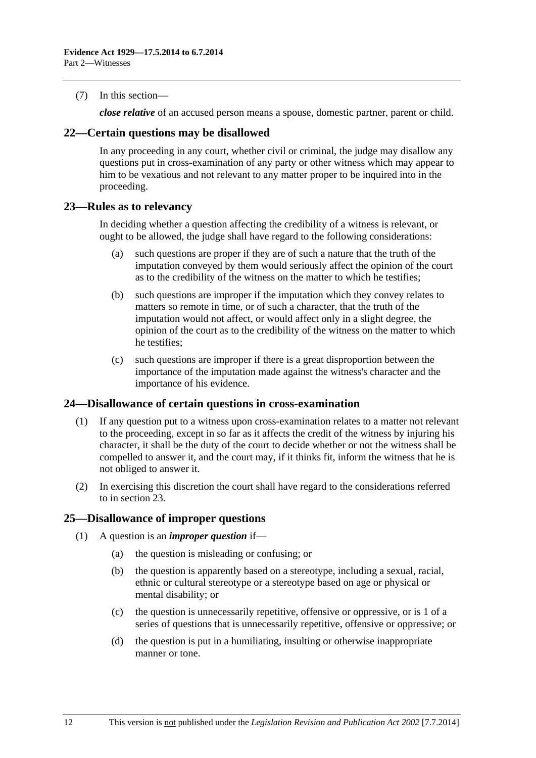(7) In this section—

***close relative*** of an accused person means a spouse, domestic partner, parent or child.

## 22—Certain questions may be disallowed

In any proceeding in any court, whether civil or criminal, the judge may disallow any questions put in cross-examination of any party or other witness which may appear to him to be vexatious and not relevant to any matter proper to be inquired into in the proceeding.

## 23—Rules as to relevancy

In deciding whether a question affecting the credibility of a witness is relevant, or ought to be allowed, the judge shall have regard to the following considerations:

(a) such questions are proper if they are of such a nature that the truth of the imputation conveyed by them would seriously affect the opinion of the court as to the credibility of the witness on the matter to which he testifies;

(b) such questions are improper if the imputation which they convey relates to matters so remote in time, or of such a character, that the truth of the imputation would not affect, or would affect only in a slight degree, the opinion of the court as to the credibility of the witness on the matter to which he testifies;

(c) such questions are improper if there is a great disproportion between the importance of the imputation made against the witness's character and the importance of his evidence.

## 24—Disallowance of certain questions in cross-examination

(1) If any question put to a witness upon cross-examination relates to a matter not relevant to the proceeding, except in so far as it affects the credit of the witness by injuring his character, it shall be the duty of the court to decide whether or not the witness shall be compelled to answer it, and the court may, if it thinks fit, inform the witness that he is not obliged to answer it.

(2) In exercising this discretion the court shall have regard to the considerations referred to in section 23.

## 25—Disallowance of improper questions

(1) A question is an ***improper question*** if—

(a) the question is misleading or confusing; or

(b) the question is apparently based on a stereotype, including a sexual, racial, ethnic or cultural stereotype or a stereotype based on age or physical or mental disability; or

(c) the question is unnecessarily repetitive, offensive or oppressive, or is 1 of a series of questions that is unnecessarily repetitive, offensive or oppressive; or

(d) the question is put in a humiliating, insulting or otherwise inappropriate manner or tone.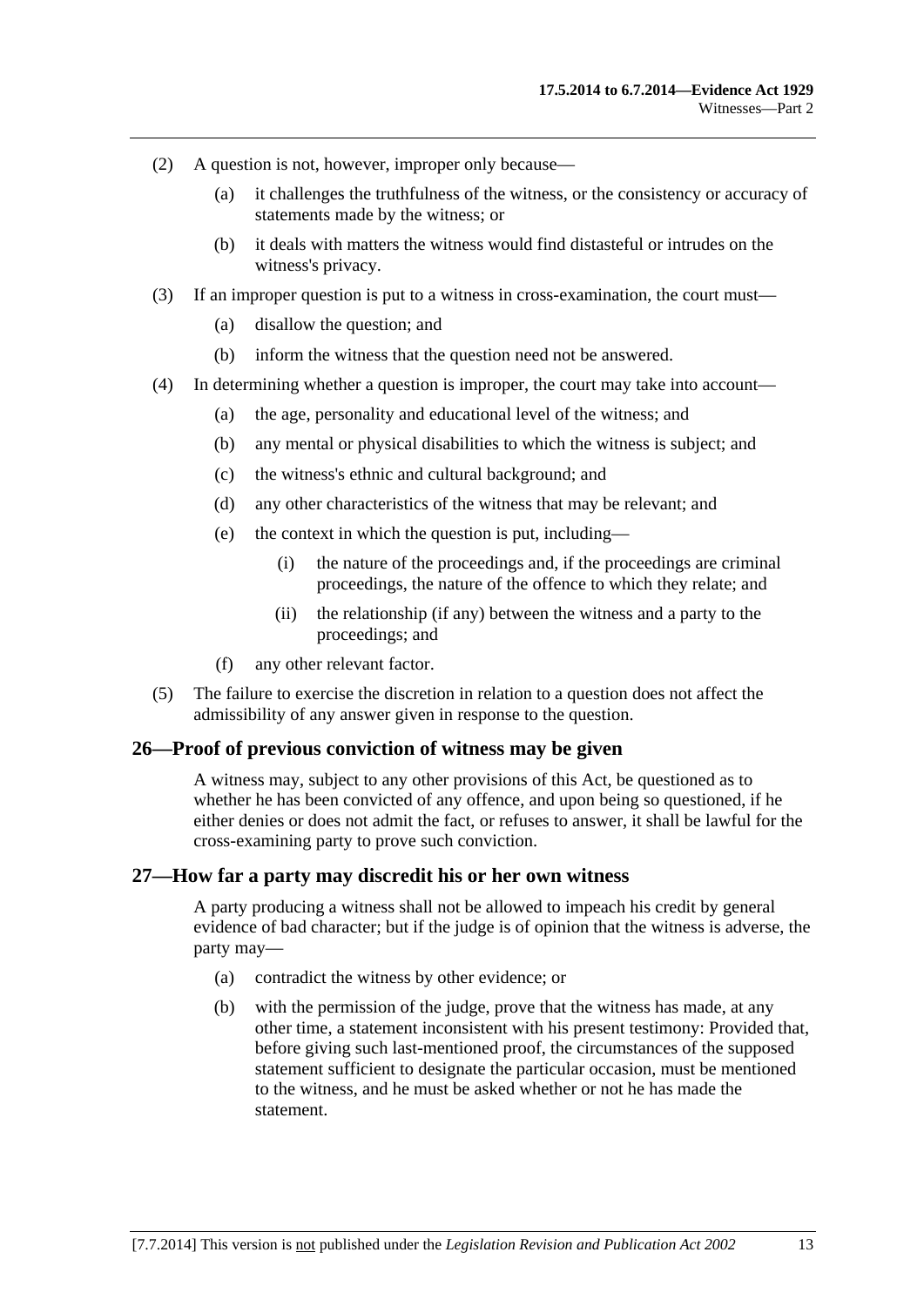(2) A question is not, however, improper only because—

(a) it challenges the truthfulness of the witness, or the consistency or accuracy of statements made by the witness; or

(b) it deals with matters the witness would find distasteful or intrudes on the witness's privacy.

(3) If an improper question is put to a witness in cross-examination, the court must—

(a) disallow the question; and

(b) inform the witness that the question need not be answered.

(4) In determining whether a question is improper, the court may take into account—

(a) the age, personality and educational level of the witness; and

(b) any mental or physical disabilities to which the witness is subject; and

(c) the witness's ethnic and cultural background; and

(d) any other characteristics of the witness that may be relevant; and

(e) the context in which the question is put, including—

(i) the nature of the proceedings and, if the proceedings are criminal proceedings, the nature of the offence to which they relate; and

(ii) the relationship (if any) between the witness and a party to the proceedings; and

(f) any other relevant factor.

(5) The failure to exercise the discretion in relation to a question does not affect the admissibility of any answer given in response to the question.

## 26—Proof of previous conviction of witness may be given

A witness may, subject to any other provisions of this Act, be questioned as to whether he has been convicted of any offence, and upon being so questioned, if he either denies or does not admit the fact, or refuses to answer, it shall be lawful for the cross-examining party to prove such conviction.

## 27—How far a party may discredit his or her own witness

A party producing a witness shall not be allowed to impeach his credit by general evidence of bad character; but if the judge is of opinion that the witness is adverse, the party may—

(a) contradict the witness by other evidence; or

(b) with the permission of the judge, prove that the witness has made, at any other time, a statement inconsistent with his present testimony: Provided that, before giving such last-mentioned proof, the circumstances of the supposed statement sufficient to designate the particular occasion, must be mentioned to the witness, and he must be asked whether or not he has made the statement.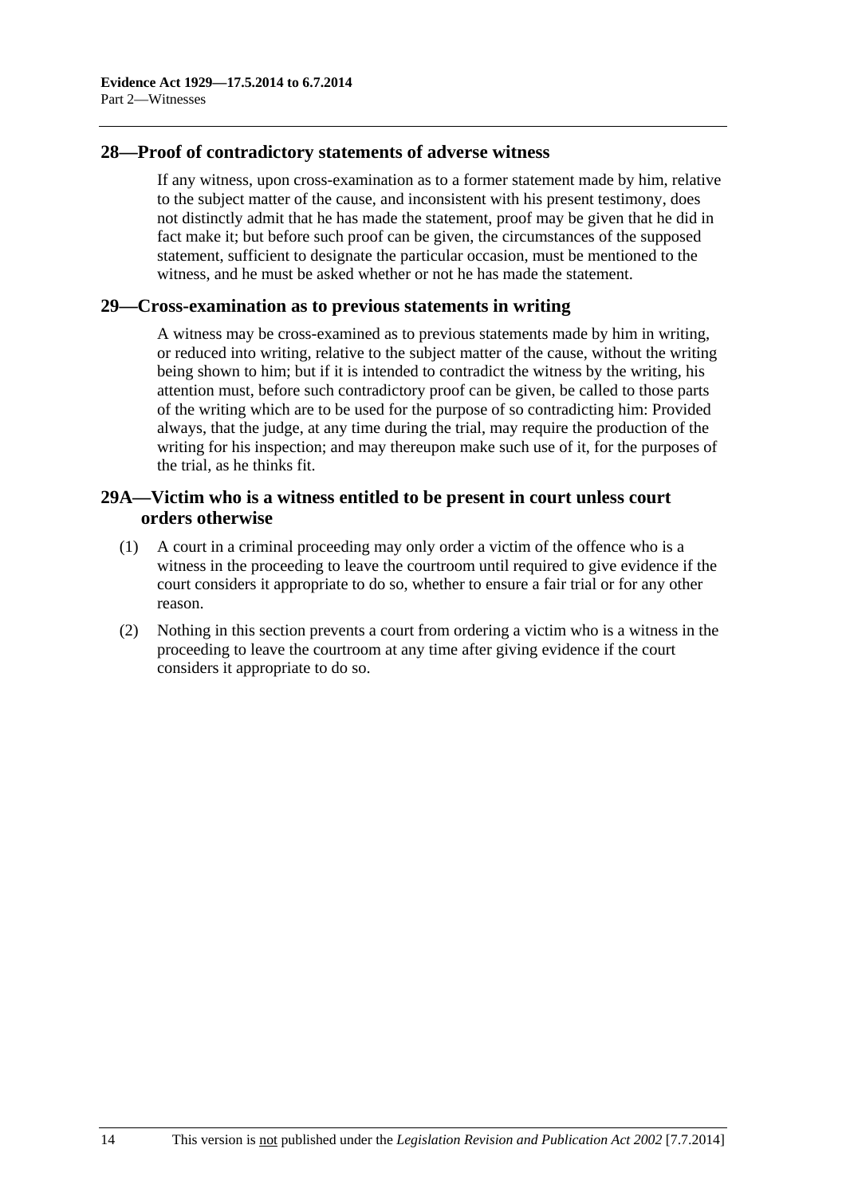## 28—Proof of contradictory statements of adverse witness

If any witness, upon cross-examination as to a former statement made by him, relative to the subject matter of the cause, and inconsistent with his present testimony, does not distinctly admit that he has made the statement, proof may be given that he did in fact make it; but before such proof can be given, the circumstances of the supposed statement, sufficient to designate the particular occasion, must be mentioned to the witness, and he must be asked whether or not he has made the statement.

## 29—Cross-examination as to previous statements in writing

A witness may be cross-examined as to previous statements made by him in writing, or reduced into writing, relative to the subject matter of the cause, without the writing being shown to him; but if it is intended to contradict the witness by the writing, his attention must, before such contradictory proof can be given, be called to those parts of the writing which are to be used for the purpose of so contradicting him: Provided always, that the judge, at any time during the trial, may require the production of the writing for his inspection; and may thereupon make such use of it, for the purposes of the trial, as he thinks fit.

## 29A—Victim who is a witness entitled to be present in court unless court orders otherwise

(1) A court in a criminal proceeding may only order a victim of the offence who is a witness in the proceeding to leave the courtroom until required to give evidence if the court considers it appropriate to do so, whether to ensure a fair trial or for any other reason.

(2) Nothing in this section prevents a court from ordering a victim who is a witness in the proceeding to leave the courtroom at any time after giving evidence if the court considers it appropriate to do so.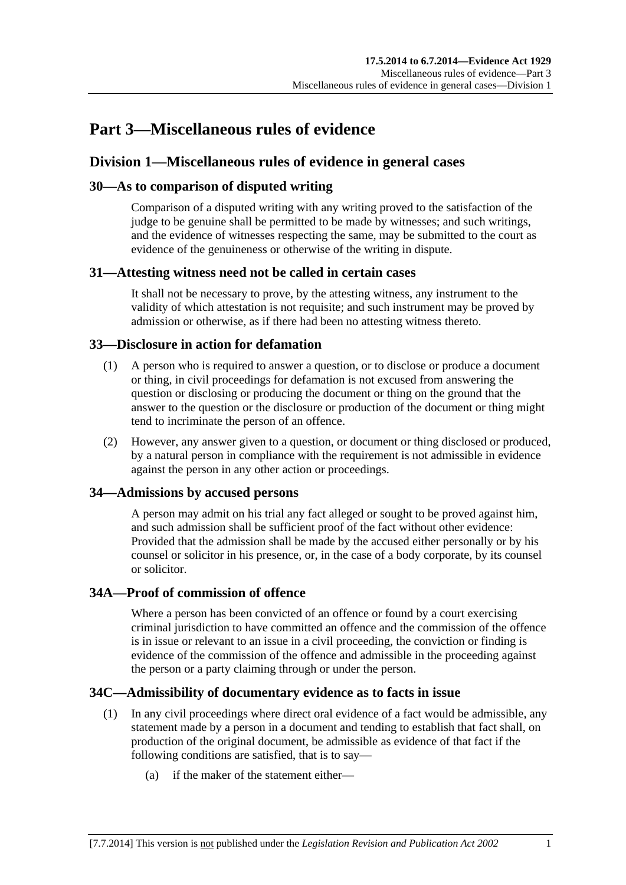# Part 3—Miscellaneous rules of evidence

## Division 1—Miscellaneous rules of evidence in general cases

### 30—As to comparison of disputed writing

Comparison of a disputed writing with any writing proved to the satisfaction of the judge to be genuine shall be permitted to be made by witnesses; and such writings, and the evidence of witnesses respecting the same, may be submitted to the court as evidence of the genuineness or otherwise of the writing in dispute.

### 31—Attesting witness need not be called in certain cases

It shall not be necessary to prove, by the attesting witness, any instrument to the validity of which attestation is not requisite; and such instrument may be proved by admission or otherwise, as if there had been no attesting witness thereto.

### 33—Disclosure in action for defamation

(1) A person who is required to answer a question, or to disclose or produce a document or thing, in civil proceedings for defamation is not excused from answering the question or disclosing or producing the document or thing on the ground that the answer to the question or the disclosure or production of the document or thing might tend to incriminate the person of an offence.

(2) However, any answer given to a question, or document or thing disclosed or produced, by a natural person in compliance with the requirement is not admissible in evidence against the person in any other action or proceedings.

### 34—Admissions by accused persons

A person may admit on his trial any fact alleged or sought to be proved against him, and such admission shall be sufficient proof of the fact without other evidence: Provided that the admission shall be made by the accused either personally or by his counsel or solicitor in his presence, or, in the case of a body corporate, by its counsel or solicitor.

### 34A—Proof of commission of offence

Where a person has been convicted of an offence or found by a court exercising criminal jurisdiction to have committed an offence and the commission of the offence is in issue or relevant to an issue in a civil proceeding, the conviction or finding is evidence of the commission of the offence and admissible in the proceeding against the person or a party claiming through or under the person.

### 34C—Admissibility of documentary evidence as to facts in issue

(1) In any civil proceedings where direct oral evidence of a fact would be admissible, any statement made by a person in a document and tending to establish that fact shall, on production of the original document, be admissible as evidence of that fact if the following conditions are satisfied, that is to say—

(a) if the maker of the statement either—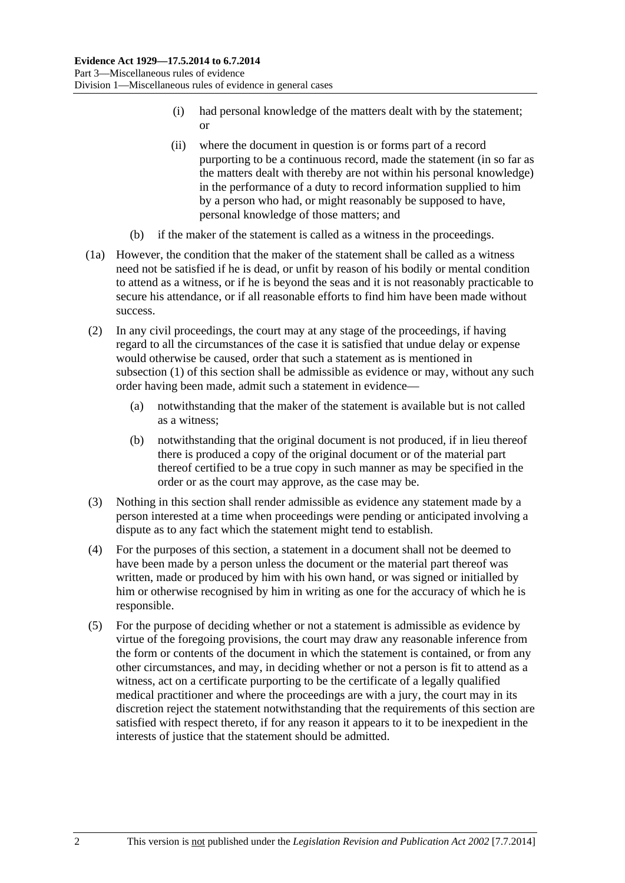(i) had personal knowledge of the matters dealt with by the statement; or

(ii) where the document in question is or forms part of a record purporting to be a continuous record, made the statement (in so far as the matters dealt with thereby are not within his personal knowledge) in the performance of a duty to record information supplied to him by a person who had, or might reasonably be supposed to have, personal knowledge of those matters; and

(b) if the maker of the statement is called as a witness in the proceedings.

(1a) However, the condition that the maker of the statement shall be called as a witness need not be satisfied if he is dead, or unfit by reason of his bodily or mental condition to attend as a witness, or if he is beyond the seas and it is not reasonably practicable to secure his attendance, or if all reasonable efforts to find him have been made without success.

(2) In any civil proceedings, the court may at any stage of the proceedings, if having regard to all the circumstances of the case it is satisfied that undue delay or expense would otherwise be caused, order that such a statement as is mentioned in subsection (1) of this section shall be admissible as evidence or may, without any such order having been made, admit such a statement in evidence—

(a) notwithstanding that the maker of the statement is available but is not called as a witness;

(b) notwithstanding that the original document is not produced, if in lieu thereof there is produced a copy of the original document or of the material part thereof certified to be a true copy in such manner as may be specified in the order or as the court may approve, as the case may be.

(3) Nothing in this section shall render admissible as evidence any statement made by a person interested at a time when proceedings were pending or anticipated involving a dispute as to any fact which the statement might tend to establish.

(4) For the purposes of this section, a statement in a document shall not be deemed to have been made by a person unless the document or the material part thereof was written, made or produced by him with his own hand, or was signed or initialled by him or otherwise recognised by him in writing as one for the accuracy of which he is responsible.

(5) For the purpose of deciding whether or not a statement is admissible as evidence by virtue of the foregoing provisions, the court may draw any reasonable inference from the form or contents of the document in which the statement is contained, or from any other circumstances, and may, in deciding whether or not a person is fit to attend as a witness, act on a certificate purporting to be the certificate of a legally qualified medical practitioner and where the proceedings are with a jury, the court may in its discretion reject the statement notwithstanding that the requirements of this section are satisfied with respect thereto, if for any reason it appears to it to be inexpedient in the interests of justice that the statement should be admitted.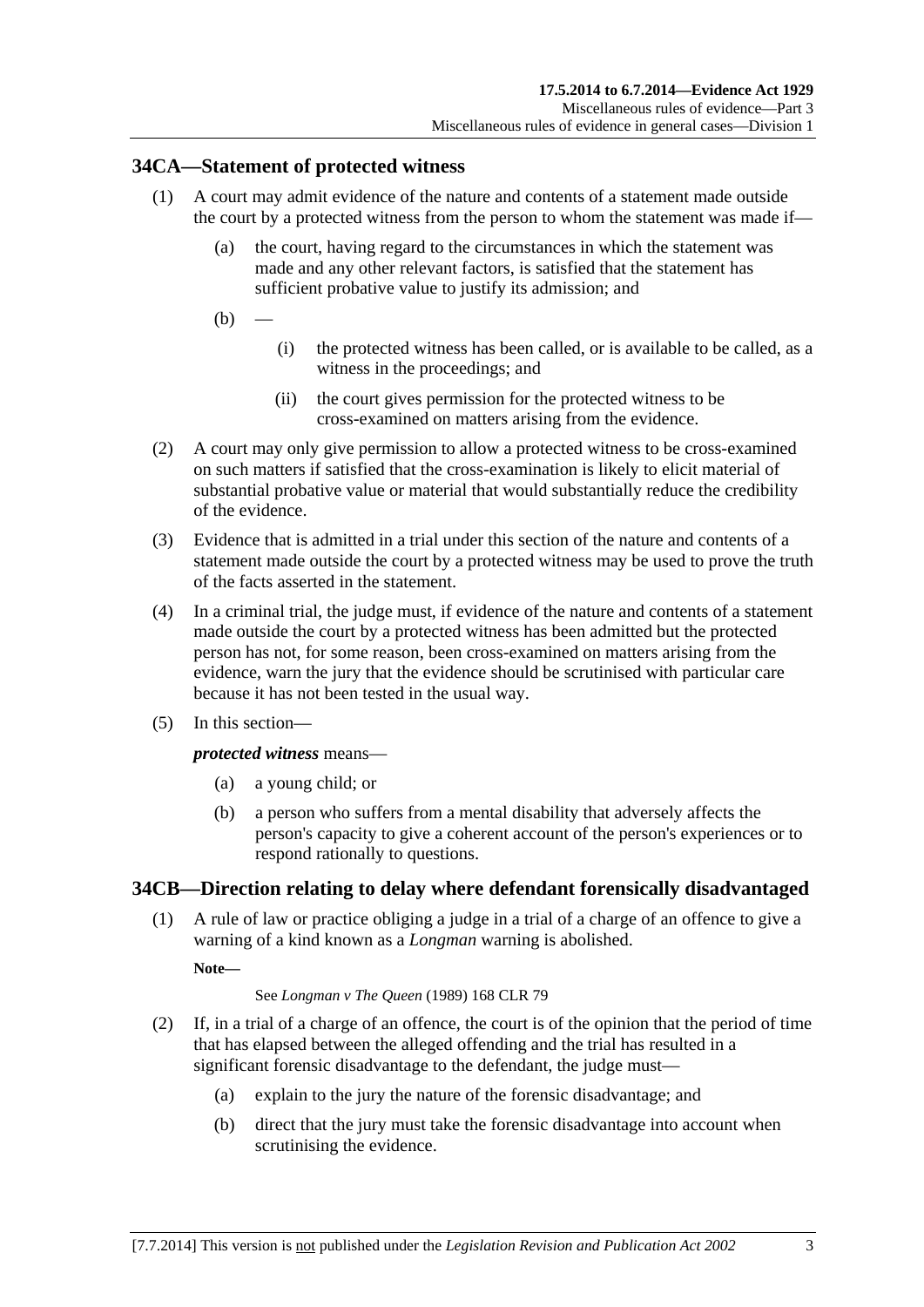## 34CA—Statement of protected witness

(1) A court may admit evidence of the nature and contents of a statement made outside the court by a protected witness from the person to whom the statement was made if—

(a) the court, having regard to the circumstances in which the statement was made and any other relevant factors, is satisfied that the statement has sufficient probative value to justify its admission; and

(b) —

(i) the protected witness has been called, or is available to be called, as a witness in the proceedings; and

(ii) the court gives permission for the protected witness to be cross-examined on matters arising from the evidence.

(2) A court may only give permission to allow a protected witness to be cross-examined on such matters if satisfied that the cross-examination is likely to elicit material of substantial probative value or material that would substantially reduce the credibility of the evidence.

(3) Evidence that is admitted in a trial under this section of the nature and contents of a statement made outside the court by a protected witness may be used to prove the truth of the facts asserted in the statement.

(4) In a criminal trial, the judge must, if evidence of the nature and contents of a statement made outside the court by a protected witness has been admitted but the protected person has not, for some reason, been cross-examined on matters arising from the evidence, warn the jury that the evidence should be scrutinised with particular care because it has not been tested in the usual way.

(5) In this section—

***protected witness*** means—

(a) a young child; or

(b) a person who suffers from a mental disability that adversely affects the person's capacity to give a coherent account of the person's experiences or to respond rationally to questions.

## 34CB—Direction relating to delay where defendant forensically disadvantaged

(1) A rule of law or practice obliging a judge in a trial of a charge of an offence to give a warning of a kind known as a *Longman* warning is abolished.

**Note—**

See *Longman v The Queen* (1989) 168 CLR 79

(2) If, in a trial of a charge of an offence, the court is of the opinion that the period of time that has elapsed between the alleged offending and the trial has resulted in a significant forensic disadvantage to the defendant, the judge must—

(a) explain to the jury the nature of the forensic disadvantage; and

(b) direct that the jury must take the forensic disadvantage into account when scrutinising the evidence.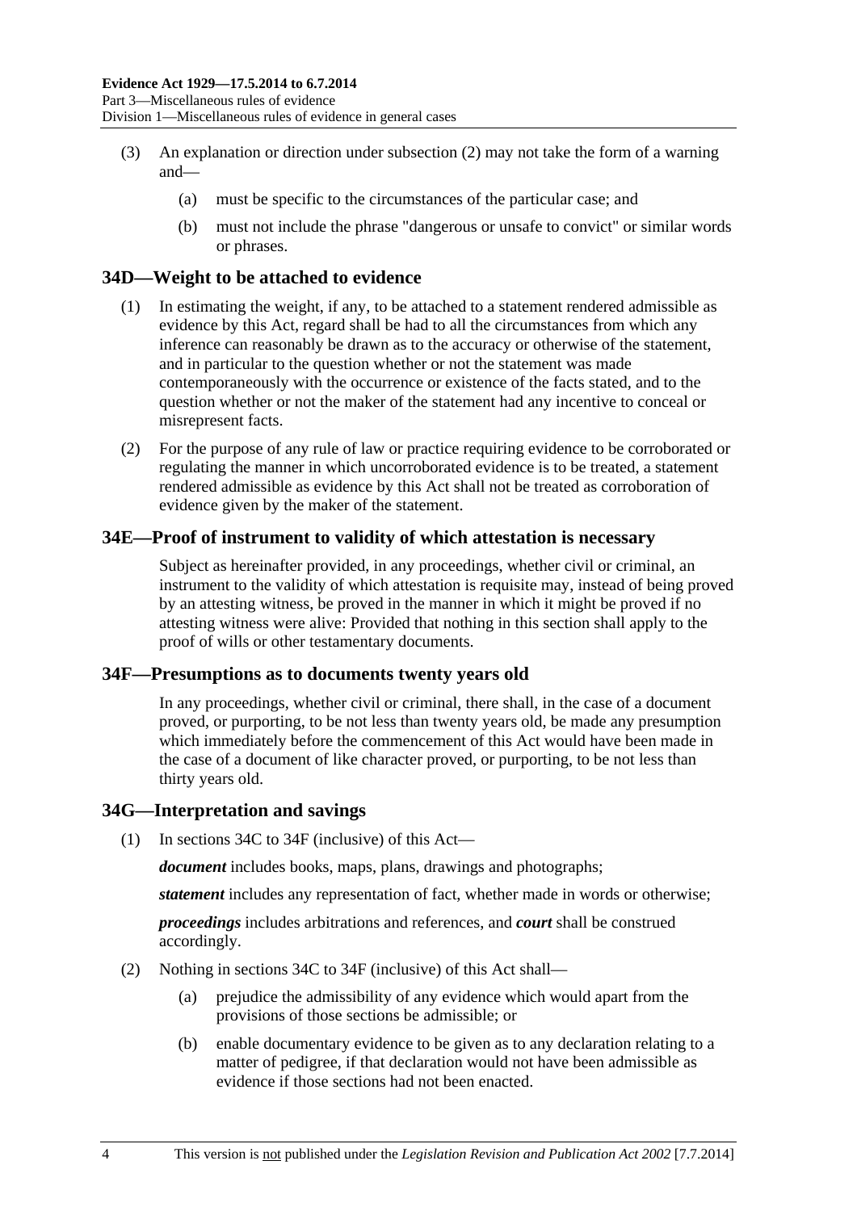(3) An explanation or direction under subsection (2) may not take the form of a warning and—

(a) must be specific to the circumstances of the particular case; and

(b) must not include the phrase "dangerous or unsafe to convict" or similar words or phrases.

## 34D—Weight to be attached to evidence

(1) In estimating the weight, if any, to be attached to a statement rendered admissible as evidence by this Act, regard shall be had to all the circumstances from which any inference can reasonably be drawn as to the accuracy or otherwise of the statement, and in particular to the question whether or not the statement was made contemporaneously with the occurrence or existence of the facts stated, and to the question whether or not the maker of the statement had any incentive to conceal or misrepresent facts.

(2) For the purpose of any rule of law or practice requiring evidence to be corroborated or regulating the manner in which uncorroborated evidence is to be treated, a statement rendered admissible as evidence by this Act shall not be treated as corroboration of evidence given by the maker of the statement.

## 34E—Proof of instrument to validity of which attestation is necessary

Subject as hereinafter provided, in any proceedings, whether civil or criminal, an instrument to the validity of which attestation is requisite may, instead of being proved by an attesting witness, be proved in the manner in which it might be proved if no attesting witness were alive: Provided that nothing in this section shall apply to the proof of wills or other testamentary documents.

## 34F—Presumptions as to documents twenty years old

In any proceedings, whether civil or criminal, there shall, in the case of a document proved, or purporting, to be not less than twenty years old, be made any presumption which immediately before the commencement of this Act would have been made in the case of a document of like character proved, or purporting, to be not less than thirty years old.

## 34G—Interpretation and savings

(1) In sections 34C to 34F (inclusive) of this Act—

***document*** includes books, maps, plans, drawings and photographs;

***statement*** includes any representation of fact, whether made in words or otherwise;

***proceedings*** includes arbitrations and references, and ***court*** shall be construed accordingly.

(2) Nothing in sections 34C to 34F (inclusive) of this Act shall—

(a) prejudice the admissibility of any evidence which would apart from the provisions of those sections be admissible; or

(b) enable documentary evidence to be given as to any declaration relating to a matter of pedigree, if that declaration would not have been admissible as evidence if those sections had not been enacted.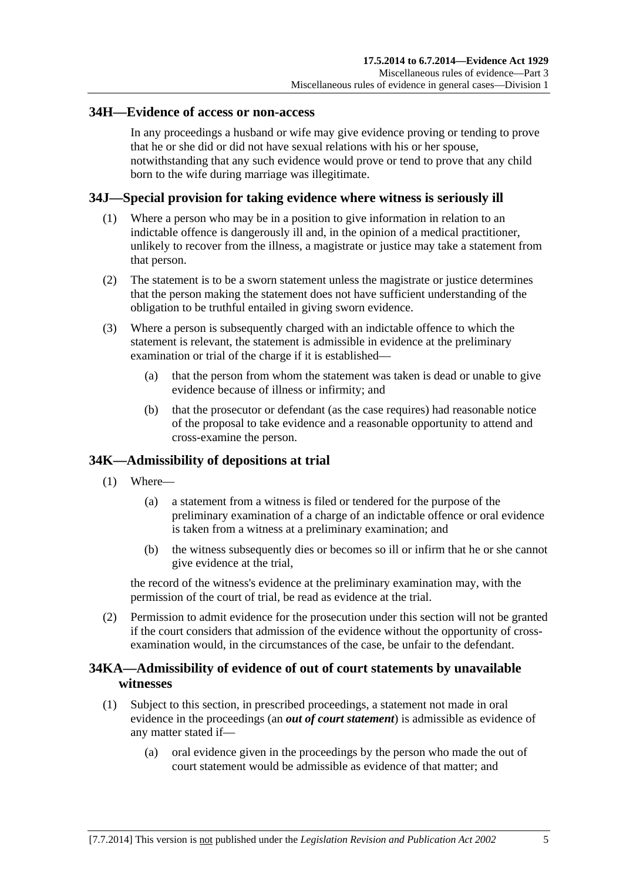## 34H—Evidence of access or non-access

In any proceedings a husband or wife may give evidence proving or tending to prove that he or she did or did not have sexual relations with his or her spouse, notwithstanding that any such evidence would prove or tend to prove that any child born to the wife during marriage was illegitimate.

## 34J—Special provision for taking evidence where witness is seriously ill

(1) Where a person who may be in a position to give information in relation to an indictable offence is dangerously ill and, in the opinion of a medical practitioner, unlikely to recover from the illness, a magistrate or justice may take a statement from that person.

(2) The statement is to be a sworn statement unless the magistrate or justice determines that the person making the statement does not have sufficient understanding of the obligation to be truthful entailed in giving sworn evidence.

(3) Where a person is subsequently charged with an indictable offence to which the statement is relevant, the statement is admissible in evidence at the preliminary examination or trial of the charge if it is established—

(a) that the person from whom the statement was taken is dead or unable to give evidence because of illness or infirmity; and

(b) that the prosecutor or defendant (as the case requires) had reasonable notice of the proposal to take evidence and a reasonable opportunity to attend and cross-examine the person.

## 34K—Admissibility of depositions at trial

(1) Where—

(a) a statement from a witness is filed or tendered for the purpose of the preliminary examination of a charge of an indictable offence or oral evidence is taken from a witness at a preliminary examination; and

(b) the witness subsequently dies or becomes so ill or infirm that he or she cannot give evidence at the trial,

the record of the witness's evidence at the preliminary examination may, with the permission of the court of trial, be read as evidence at the trial.

(2) Permission to admit evidence for the prosecution under this section will not be granted if the court considers that admission of the evidence without the opportunity of cross-examination would, in the circumstances of the case, be unfair to the defendant.

## 34KA—Admissibility of evidence of out of court statements by unavailable witnesses

(1) Subject to this section, in prescribed proceedings, a statement not made in oral evidence in the proceedings (an ***out of court statement***) is admissible as evidence of any matter stated if—

(a) oral evidence given in the proceedings by the person who made the out of court statement would be admissible as evidence of that matter; and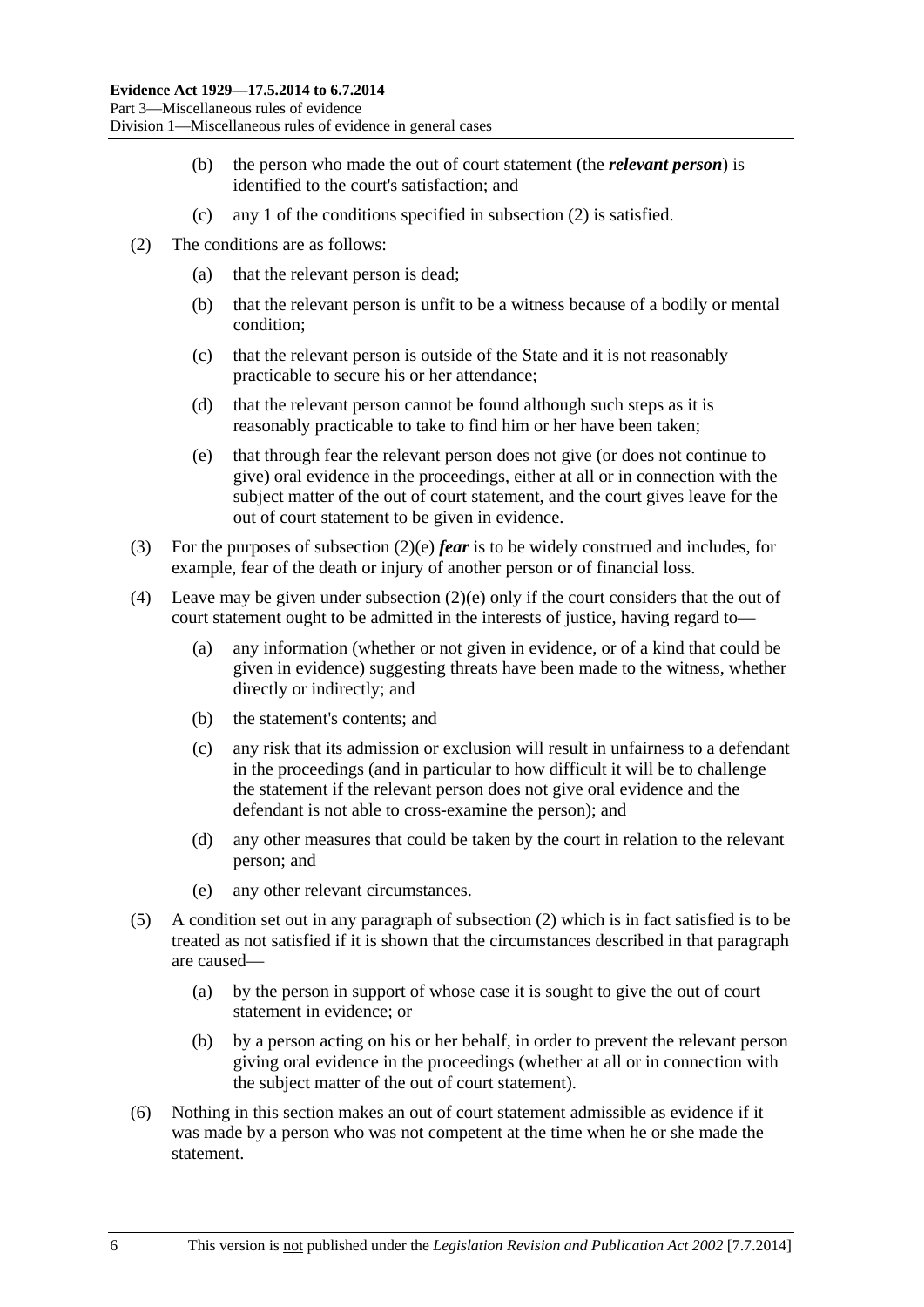(b) the person who made the out of court statement (the ***relevant person***) is identified to the court's satisfaction; and

(c) any 1 of the conditions specified in subsection (2) is satisfied.

(2) The conditions are as follows:

(a) that the relevant person is dead;

(b) that the relevant person is unfit to be a witness because of a bodily or mental condition;

(c) that the relevant person is outside of the State and it is not reasonably practicable to secure his or her attendance;

(d) that the relevant person cannot be found although such steps as it is reasonably practicable to take to find him or her have been taken;

(e) that through fear the relevant person does not give (or does not continue to give) oral evidence in the proceedings, either at all or in connection with the subject matter of the out of court statement, and the court gives leave for the out of court statement to be given in evidence.

(3) For the purposes of subsection (2)(e) ***fear*** is to be widely construed and includes, for example, fear of the death or injury of another person or of financial loss.

(4) Leave may be given under subsection (2)(e) only if the court considers that the out of court statement ought to be admitted in the interests of justice, having regard to—

(a) any information (whether or not given in evidence, or of a kind that could be given in evidence) suggesting threats have been made to the witness, whether directly or indirectly; and

(b) the statement's contents; and

(c) any risk that its admission or exclusion will result in unfairness to a defendant in the proceedings (and in particular to how difficult it will be to challenge the statement if the relevant person does not give oral evidence and the defendant is not able to cross-examine the person); and

(d) any other measures that could be taken by the court in relation to the relevant person; and

(e) any other relevant circumstances.

(5) A condition set out in any paragraph of subsection (2) which is in fact satisfied is to be treated as not satisfied if it is shown that the circumstances described in that paragraph are caused—

(a) by the person in support of whose case it is sought to give the out of court statement in evidence; or

(b) by a person acting on his or her behalf, in order to prevent the relevant person giving oral evidence in the proceedings (whether at all or in connection with the subject matter of the out of court statement).

(6) Nothing in this section makes an out of court statement admissible as evidence if it was made by a person who was not competent at the time when he or she made the statement.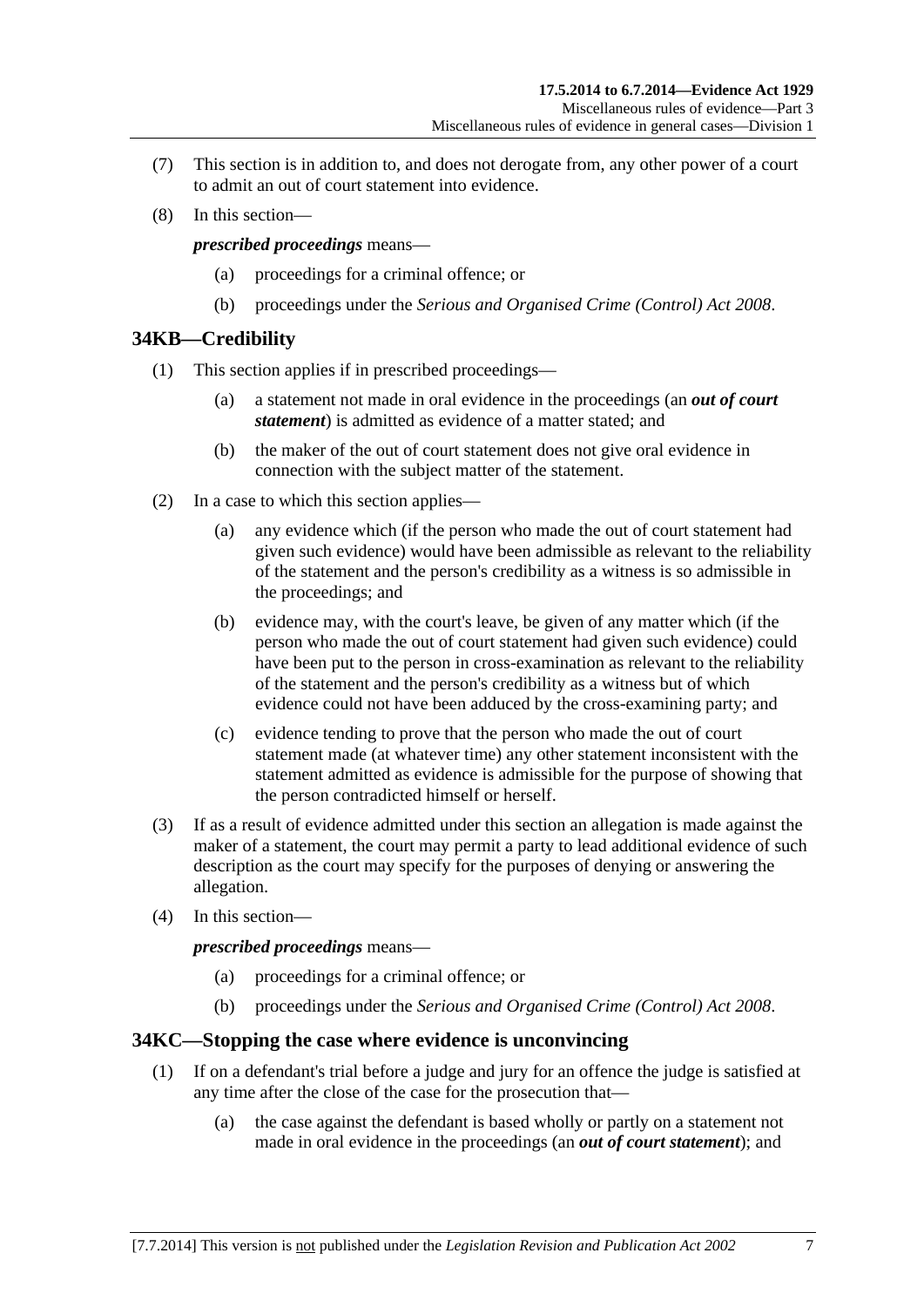(7) This section is in addition to, and does not derogate from, any other power of a court to admit an out of court statement into evidence.

(8) In this section—

***prescribed proceedings*** means—

(a) proceedings for a criminal offence; or

(b) proceedings under the *Serious and Organised Crime (Control) Act 2008*.

## 34KB—Credibility

(1) This section applies if in prescribed proceedings—

(a) a statement not made in oral evidence in the proceedings (an ***out of court statement***) is admitted as evidence of a matter stated; and

(b) the maker of the out of court statement does not give oral evidence in connection with the subject matter of the statement.

(2) In a case to which this section applies—

(a) any evidence which (if the person who made the out of court statement had given such evidence) would have been admissible as relevant to the reliability of the statement and the person's credibility as a witness is so admissible in the proceedings; and

(b) evidence may, with the court's leave, be given of any matter which (if the person who made the out of court statement had given such evidence) could have been put to the person in cross-examination as relevant to the reliability of the statement and the person's credibility as a witness but of which evidence could not have been adduced by the cross-examining party; and

(c) evidence tending to prove that the person who made the out of court statement made (at whatever time) any other statement inconsistent with the statement admitted as evidence is admissible for the purpose of showing that the person contradicted himself or herself.

(3) If as a result of evidence admitted under this section an allegation is made against the maker of a statement, the court may permit a party to lead additional evidence of such description as the court may specify for the purposes of denying or answering the allegation.

(4) In this section—

***prescribed proceedings*** means—

(a) proceedings for a criminal offence; or

(b) proceedings under the *Serious and Organised Crime (Control) Act 2008*.

## 34KC—Stopping the case where evidence is unconvincing

(1) If on a defendant's trial before a judge and jury for an offence the judge is satisfied at any time after the close of the case for the prosecution that—

(a) the case against the defendant is based wholly or partly on a statement not made in oral evidence in the proceedings (an ***out of court statement***); and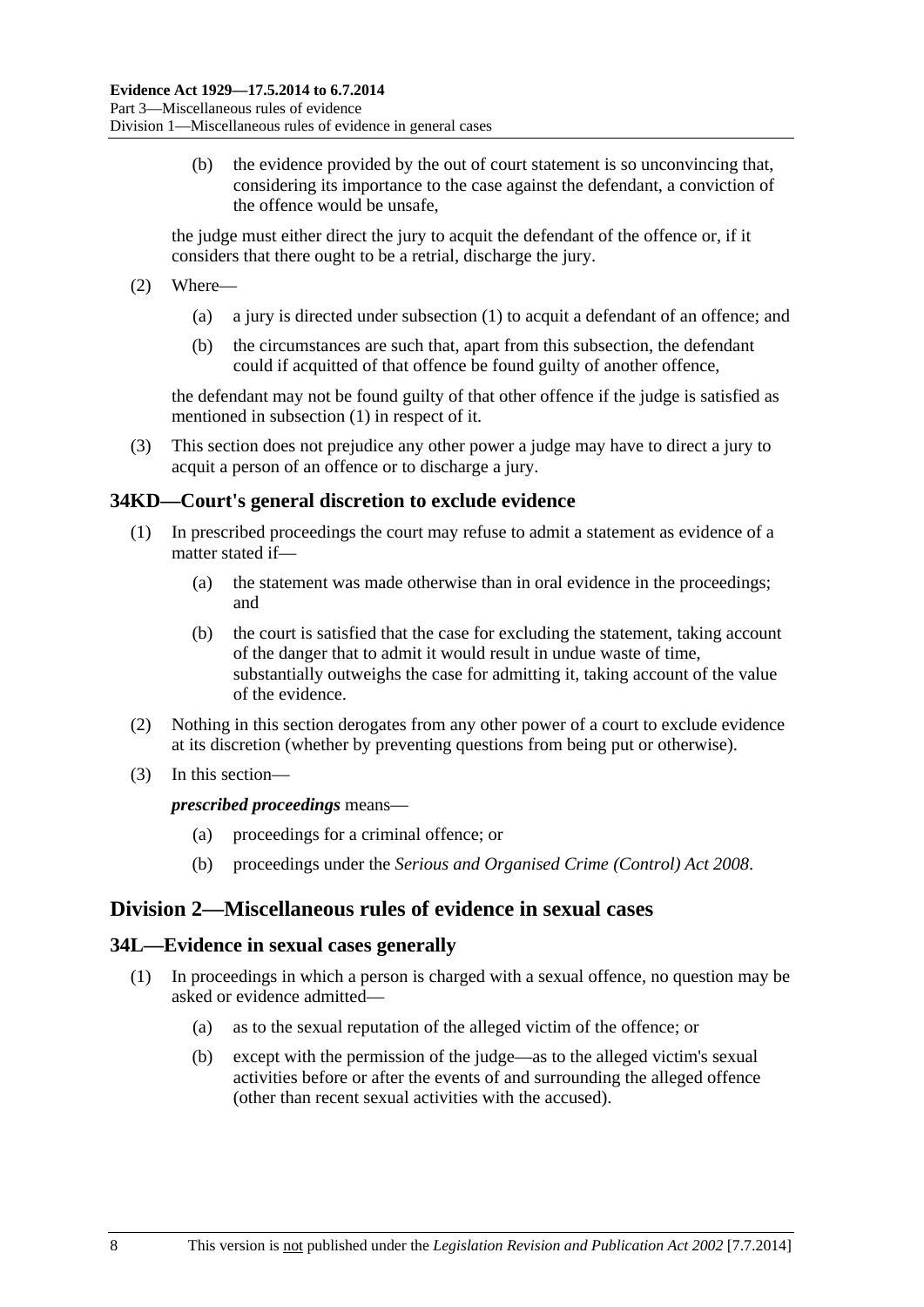(b) the evidence provided by the out of court statement is so unconvincing that, considering its importance to the case against the defendant, a conviction of the offence would be unsafe,

the judge must either direct the jury to acquit the defendant of the offence or, if it considers that there ought to be a retrial, discharge the jury.

(2) Where—

(a) a jury is directed under subsection (1) to acquit a defendant of an offence; and

(b) the circumstances are such that, apart from this subsection, the defendant could if acquitted of that offence be found guilty of another offence,

the defendant may not be found guilty of that other offence if the judge is satisfied as mentioned in subsection (1) in respect of it.

(3) This section does not prejudice any other power a judge may have to direct a jury to acquit a person of an offence or to discharge a jury.

### 34KD—Court's general discretion to exclude evidence

(1) In prescribed proceedings the court may refuse to admit a statement as evidence of a matter stated if—

(a) the statement was made otherwise than in oral evidence in the proceedings; and

(b) the court is satisfied that the case for excluding the statement, taking account of the danger that to admit it would result in undue waste of time, substantially outweighs the case for admitting it, taking account of the value of the evidence.

(2) Nothing in this section derogates from any other power of a court to exclude evidence at its discretion (whether by preventing questions from being put or otherwise).

(3) In this section—

***prescribed proceedings*** means—

(a) proceedings for a criminal offence; or

(b) proceedings under the *Serious and Organised Crime (Control) Act 2008*.

## Division 2—Miscellaneous rules of evidence in sexual cases

### 34L—Evidence in sexual cases generally

(1) In proceedings in which a person is charged with a sexual offence, no question may be asked or evidence admitted—

(a) as to the sexual reputation of the alleged victim of the offence; or

(b) except with the permission of the judge—as to the alleged victim's sexual activities before or after the events of and surrounding the alleged offence (other than recent sexual activities with the accused).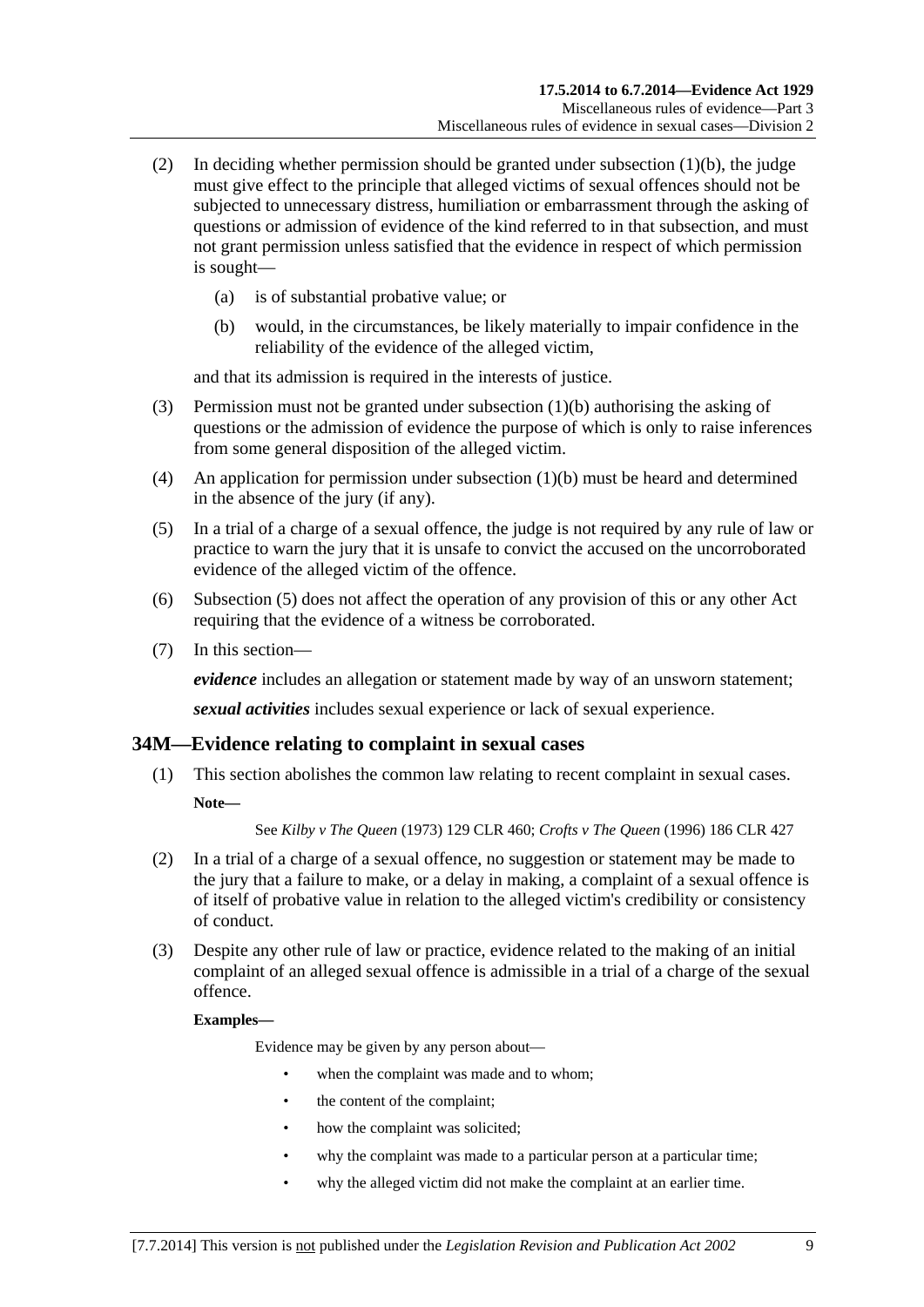(2) In deciding whether permission should be granted under subsection (1)(b), the judge must give effect to the principle that alleged victims of sexual offences should not be subjected to unnecessary distress, humiliation or embarrassment through the asking of questions or admission of evidence of the kind referred to in that subsection, and must not grant permission unless satisfied that the evidence in respect of which permission is sought—

(a) is of substantial probative value; or

(b) would, in the circumstances, be likely materially to impair confidence in the reliability of the evidence of the alleged victim,

and that its admission is required in the interests of justice.

(3) Permission must not be granted under subsection (1)(b) authorising the asking of questions or the admission of evidence the purpose of which is only to raise inferences from some general disposition of the alleged victim.

(4) An application for permission under subsection (1)(b) must be heard and determined in the absence of the jury (if any).

(5) In a trial of a charge of a sexual offence, the judge is not required by any rule of law or practice to warn the jury that it is unsafe to convict the accused on the uncorroborated evidence of the alleged victim of the offence.

(6) Subsection (5) does not affect the operation of any provision of this or any other Act requiring that the evidence of a witness be corroborated.

(7) In this section—

***evidence*** includes an allegation or statement made by way of an unsworn statement;

***sexual activities*** includes sexual experience or lack of sexual experience.

## 34M—Evidence relating to complaint in sexual cases

(1) This section abolishes the common law relating to recent complaint in sexual cases.

**Note—**

See *Kilby v The Queen* (1973) 129 CLR 460; *Crofts v The Queen* (1996) 186 CLR 427

(2) In a trial of a charge of a sexual offence, no suggestion or statement may be made to the jury that a failure to make, or a delay in making, a complaint of a sexual offence is of itself of probative value in relation to the alleged victim's credibility or consistency of conduct.

(3) Despite any other rule of law or practice, evidence related to the making of an initial complaint of an alleged sexual offence is admissible in a trial of a charge of the sexual offence.

**Examples—**

Evidence may be given by any person about—

- when the complaint was made and to whom;
- the content of the complaint;
- how the complaint was solicited;
- why the complaint was made to a particular person at a particular time;
- why the alleged victim did not make the complaint at an earlier time.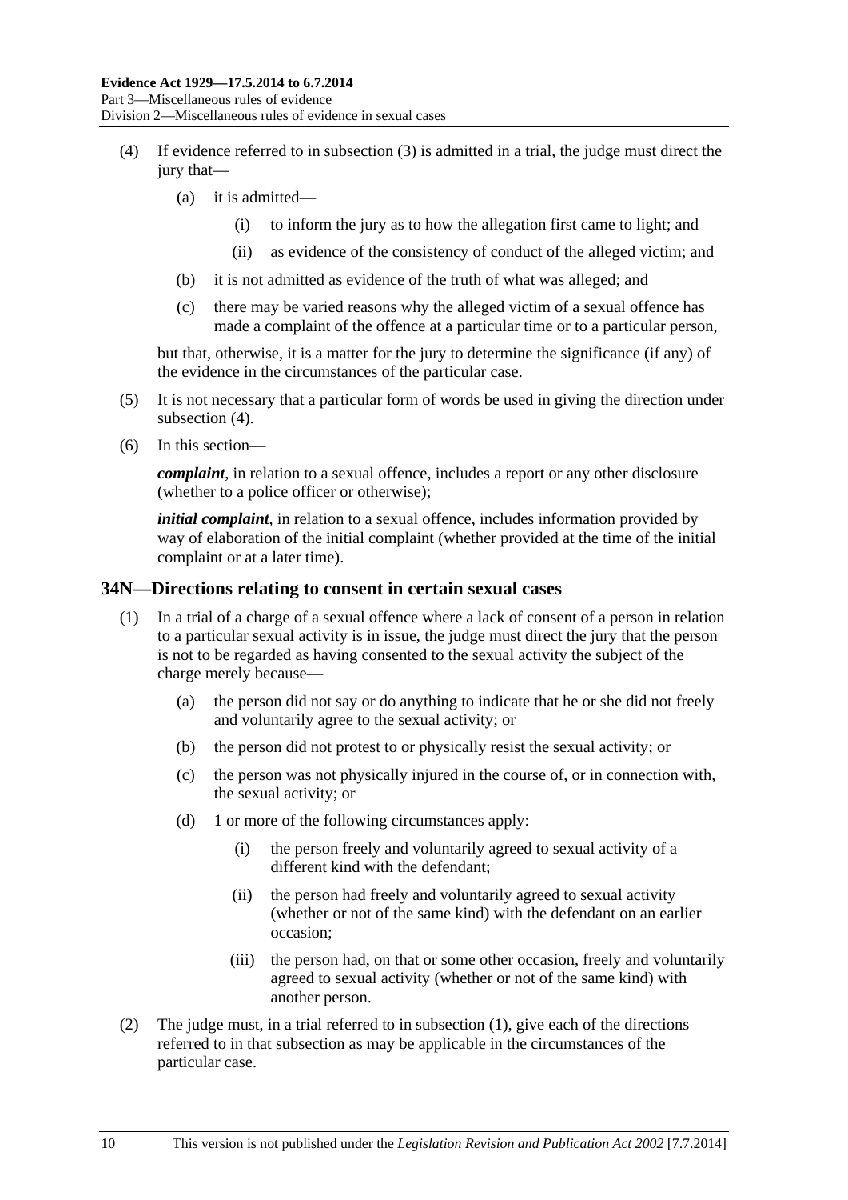(4) If evidence referred to in subsection (3) is admitted in a trial, the judge must direct the jury that—

(a) it is admitted—

(i) to inform the jury as to how the allegation first came to light; and

(ii) as evidence of the consistency of conduct of the alleged victim; and

(b) it is not admitted as evidence of the truth of what was alleged; and

(c) there may be varied reasons why the alleged victim of a sexual offence has made a complaint of the offence at a particular time or to a particular person,

but that, otherwise, it is a matter for the jury to determine the significance (if any) of the evidence in the circumstances of the particular case.

(5) It is not necessary that a particular form of words be used in giving the direction under subsection (4).

(6) In this section—

***complaint***, in relation to a sexual offence, includes a report or any other disclosure (whether to a police officer or otherwise);

***initial complaint***, in relation to a sexual offence, includes information provided by way of elaboration of the initial complaint (whether provided at the time of the initial complaint or at a later time).

## 34N—Directions relating to consent in certain sexual cases

(1) In a trial of a charge of a sexual offence where a lack of consent of a person in relation to a particular sexual activity is in issue, the judge must direct the jury that the person is not to be regarded as having consented to the sexual activity the subject of the charge merely because—

(a) the person did not say or do anything to indicate that he or she did not freely and voluntarily agree to the sexual activity; or

(b) the person did not protest to or physically resist the sexual activity; or

(c) the person was not physically injured in the course of, or in connection with, the sexual activity; or

(d) 1 or more of the following circumstances apply:

(i) the person freely and voluntarily agreed to sexual activity of a different kind with the defendant;

(ii) the person had freely and voluntarily agreed to sexual activity (whether or not of the same kind) with the defendant on an earlier occasion;

(iii) the person had, on that or some other occasion, freely and voluntarily agreed to sexual activity (whether or not of the same kind) with another person.

(2) The judge must, in a trial referred to in subsection (1), give each of the directions referred to in that subsection as may be applicable in the circumstances of the particular case.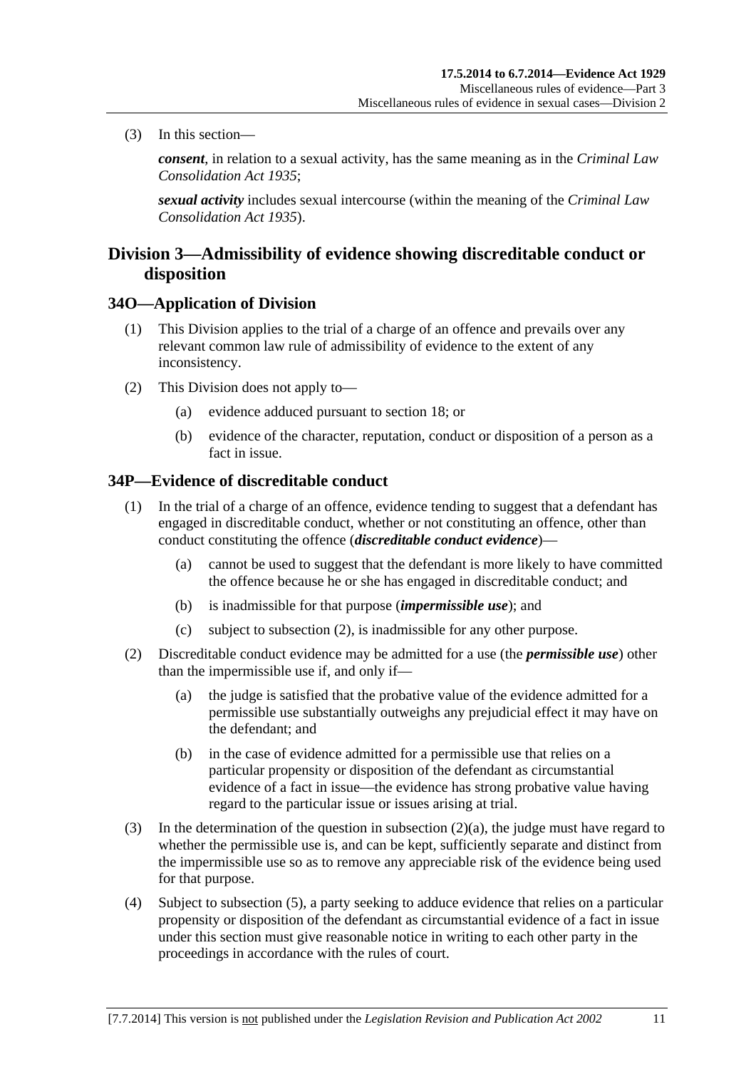(3) In this section—

***consent***, in relation to a sexual activity, has the same meaning as in the *Criminal Law Consolidation Act 1935*;

***sexual activity*** includes sexual intercourse (within the meaning of the *Criminal Law Consolidation Act 1935*).

## Division 3—Admissibility of evidence showing discreditable conduct or disposition

### 34O—Application of Division

(1) This Division applies to the trial of a charge of an offence and prevails over any relevant common law rule of admissibility of evidence to the extent of any inconsistency.

(2) This Division does not apply to—

(a) evidence adduced pursuant to section 18; or

(b) evidence of the character, reputation, conduct or disposition of a person as a fact in issue.

### 34P—Evidence of discreditable conduct

(1) In the trial of a charge of an offence, evidence tending to suggest that a defendant has engaged in discreditable conduct, whether or not constituting an offence, other than conduct constituting the offence (***discreditable conduct evidence***)—

(a) cannot be used to suggest that the defendant is more likely to have committed the offence because he or she has engaged in discreditable conduct; and

(b) is inadmissible for that purpose (***impermissible use***); and

(c) subject to subsection (2), is inadmissible for any other purpose.

(2) Discreditable conduct evidence may be admitted for a use (the ***permissible use***) other than the impermissible use if, and only if—

(a) the judge is satisfied that the probative value of the evidence admitted for a permissible use substantially outweighs any prejudicial effect it may have on the defendant; and

(b) in the case of evidence admitted for a permissible use that relies on a particular propensity or disposition of the defendant as circumstantial evidence of a fact in issue—the evidence has strong probative value having regard to the particular issue or issues arising at trial.

(3) In the determination of the question in subsection (2)(a), the judge must have regard to whether the permissible use is, and can be kept, sufficiently separate and distinct from the impermissible use so as to remove any appreciable risk of the evidence being used for that purpose.

(4) Subject to subsection (5), a party seeking to adduce evidence that relies on a particular propensity or disposition of the defendant as circumstantial evidence of a fact in issue under this section must give reasonable notice in writing to each other party in the proceedings in accordance with the rules of court.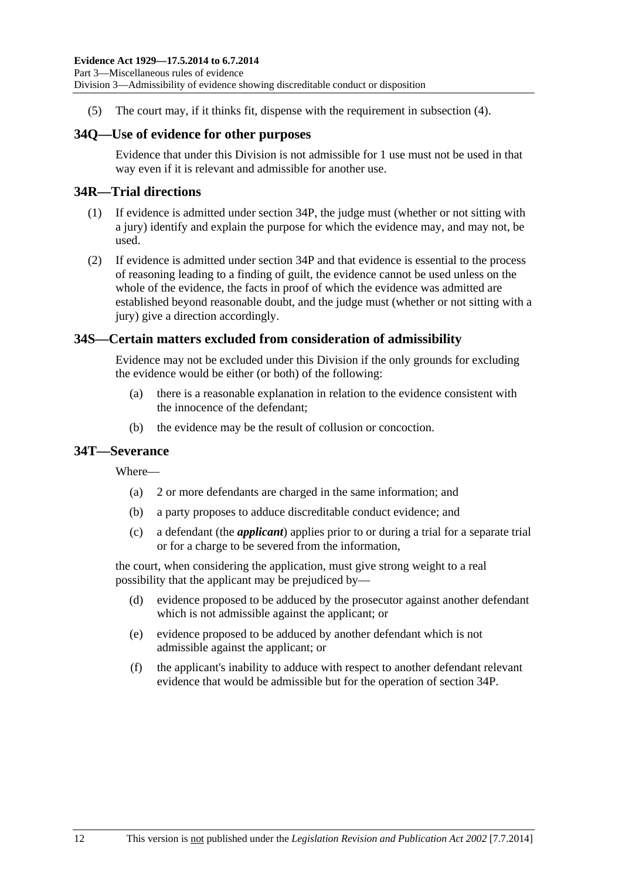(5) The court may, if it thinks fit, dispense with the requirement in subsection (4).

## 34Q—Use of evidence for other purposes

Evidence that under this Division is not admissible for 1 use must not be used in that way even if it is relevant and admissible for another use.

## 34R—Trial directions

(1) If evidence is admitted under section 34P, the judge must (whether or not sitting with a jury) identify and explain the purpose for which the evidence may, and may not, be used.

(2) If evidence is admitted under section 34P and that evidence is essential to the process of reasoning leading to a finding of guilt, the evidence cannot be used unless on the whole of the evidence, the facts in proof of which the evidence was admitted are established beyond reasonable doubt, and the judge must (whether or not sitting with a jury) give a direction accordingly.

## 34S—Certain matters excluded from consideration of admissibility

Evidence may not be excluded under this Division if the only grounds for excluding the evidence would be either (or both) of the following:

(a) there is a reasonable explanation in relation to the evidence consistent with the innocence of the defendant;

(b) the evidence may be the result of collusion or concoction.

## 34T—Severance

Where—

(a) 2 or more defendants are charged in the same information; and

(b) a party proposes to adduce discreditable conduct evidence; and

(c) a defendant (the ***applicant***) applies prior to or during a trial for a separate trial or for a charge to be severed from the information,

the court, when considering the application, must give strong weight to a real possibility that the applicant may be prejudiced by—

(d) evidence proposed to be adduced by the prosecutor against another defendant which is not admissible against the applicant; or

(e) evidence proposed to be adduced by another defendant which is not admissible against the applicant; or

(f) the applicant's inability to adduce with respect to another defendant relevant evidence that would be admissible but for the operation of section 34P.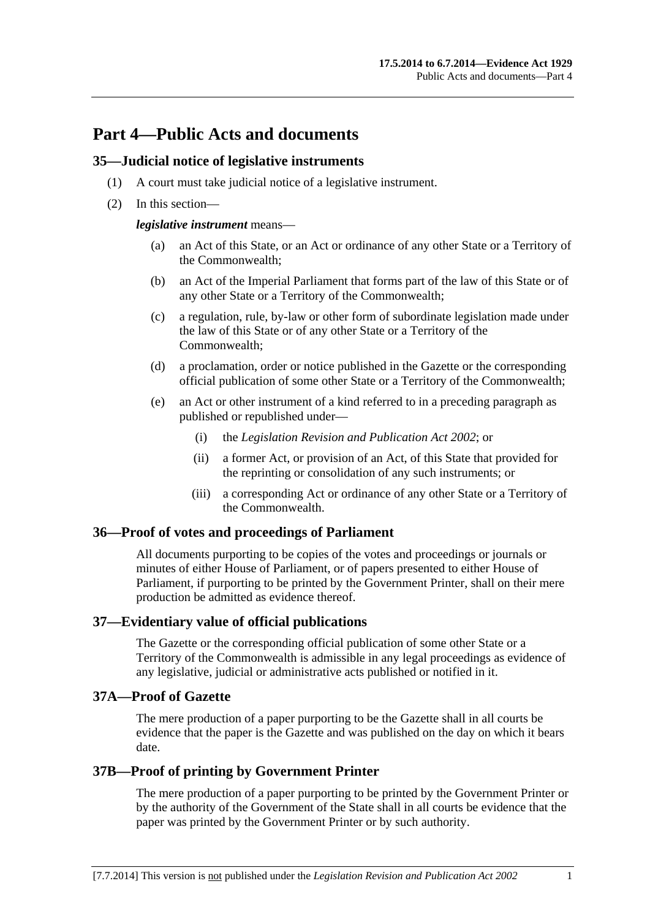# Part 4—Public Acts and documents

## 35—Judicial notice of legislative instruments

(1) A court must take judicial notice of a legislative instrument.

(2) In this section—

***legislative instrument*** means—

(a) an Act of this State, or an Act or ordinance of any other State or a Territory of the Commonwealth;

(b) an Act of the Imperial Parliament that forms part of the law of this State or of any other State or a Territory of the Commonwealth;

(c) a regulation, rule, by-law or other form of subordinate legislation made under the law of this State or of any other State or a Territory of the Commonwealth;

(d) a proclamation, order or notice published in the Gazette or the corresponding official publication of some other State or a Territory of the Commonwealth;

(e) an Act or other instrument of a kind referred to in a preceding paragraph as published or republished under—

(i) the *Legislation Revision and Publication Act 2002*; or

(ii) a former Act, or provision of an Act, of this State that provided for the reprinting or consolidation of any such instruments; or

(iii) a corresponding Act or ordinance of any other State or a Territory of the Commonwealth.

## 36—Proof of votes and proceedings of Parliament

All documents purporting to be copies of the votes and proceedings or journals or minutes of either House of Parliament, or of papers presented to either House of Parliament, if purporting to be printed by the Government Printer, shall on their mere production be admitted as evidence thereof.

## 37—Evidentiary value of official publications

The Gazette or the corresponding official publication of some other State or a Territory of the Commonwealth is admissible in any legal proceedings as evidence of any legislative, judicial or administrative acts published or notified in it.

## 37A—Proof of Gazette

The mere production of a paper purporting to be the Gazette shall in all courts be evidence that the paper is the Gazette and was published on the day on which it bears date.

## 37B—Proof of printing by Government Printer

The mere production of a paper purporting to be printed by the Government Printer or by the authority of the Government of the State shall in all courts be evidence that the paper was printed by the Government Printer or by such authority.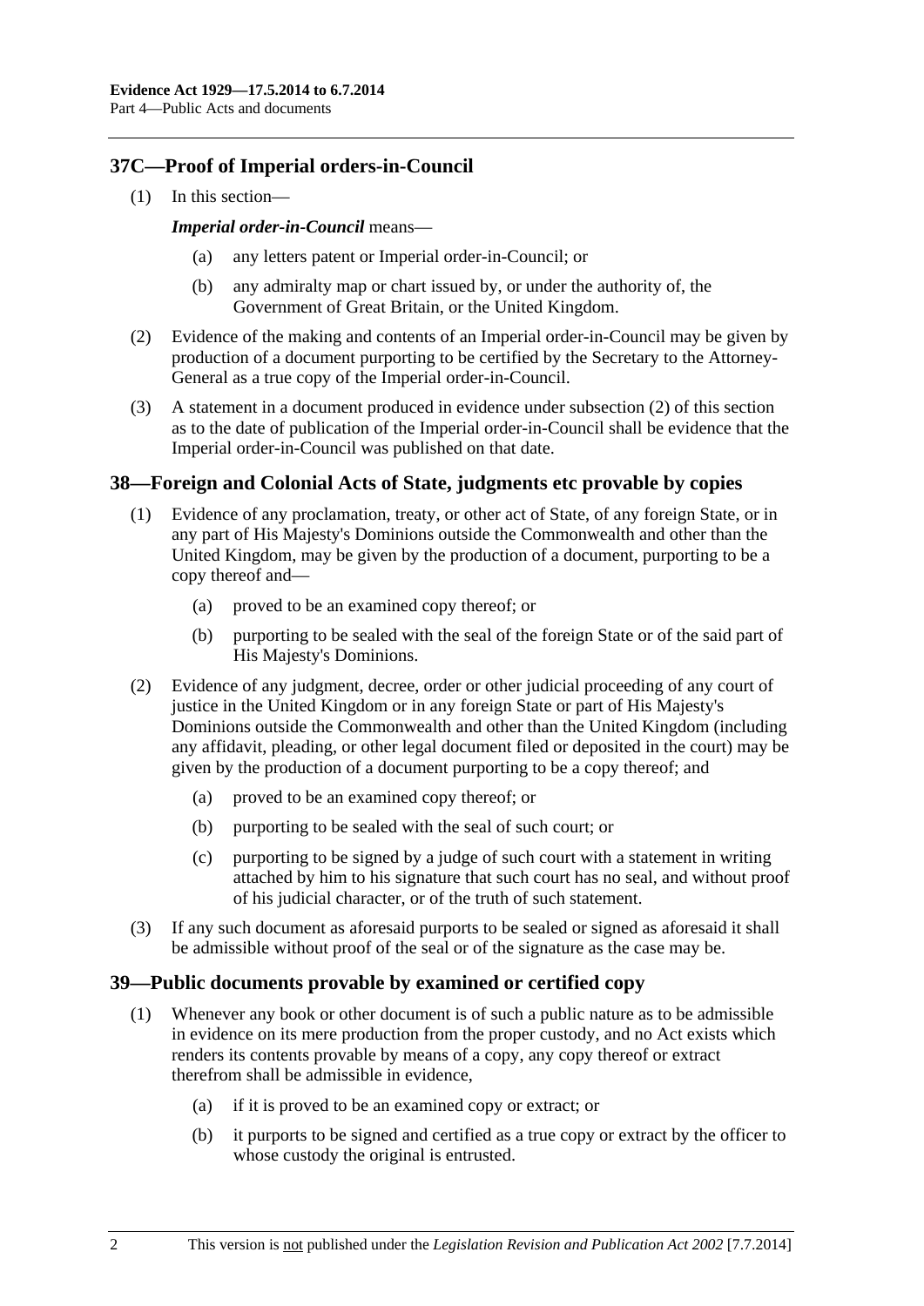## 37C—Proof of Imperial orders-in-Council

(1) In this section—

***Imperial order-in-Council*** means—

- (a) any letters patent or Imperial order-in-Council; or
- (b) any admiralty map or chart issued by, or under the authority of, the Government of Great Britain, or the United Kingdom.

(2) Evidence of the making and contents of an Imperial order-in-Council may be given by production of a document purporting to be certified by the Secretary to the Attorney-General as a true copy of the Imperial order-in-Council.

(3) A statement in a document produced in evidence under subsection (2) of this section as to the date of publication of the Imperial order-in-Council shall be evidence that the Imperial order-in-Council was published on that date.

## 38—Foreign and Colonial Acts of State, judgments etc provable by copies

(1) Evidence of any proclamation, treaty, or other act of State, of any foreign State, or in any part of His Majesty's Dominions outside the Commonwealth and other than the United Kingdom, may be given by the production of a document, purporting to be a copy thereof and—

- (a) proved to be an examined copy thereof; or
- (b) purporting to be sealed with the seal of the foreign State or of the said part of His Majesty's Dominions.

(2) Evidence of any judgment, decree, order or other judicial proceeding of any court of justice in the United Kingdom or in any foreign State or part of His Majesty's Dominions outside the Commonwealth and other than the United Kingdom (including any affidavit, pleading, or other legal document filed or deposited in the court) may be given by the production of a document purporting to be a copy thereof; and

- (a) proved to be an examined copy thereof; or
- (b) purporting to be sealed with the seal of such court; or
- (c) purporting to be signed by a judge of such court with a statement in writing attached by him to his signature that such court has no seal, and without proof of his judicial character, or of the truth of such statement.

(3) If any such document as aforesaid purports to be sealed or signed as aforesaid it shall be admissible without proof of the seal or of the signature as the case may be.

## 39—Public documents provable by examined or certified copy

(1) Whenever any book or other document is of such a public nature as to be admissible in evidence on its mere production from the proper custody, and no Act exists which renders its contents provable by means of a copy, any copy thereof or extract therefrom shall be admissible in evidence,

- (a) if it is proved to be an examined copy or extract; or
- (b) it purports to be signed and certified as a true copy or extract by the officer to whose custody the original is entrusted.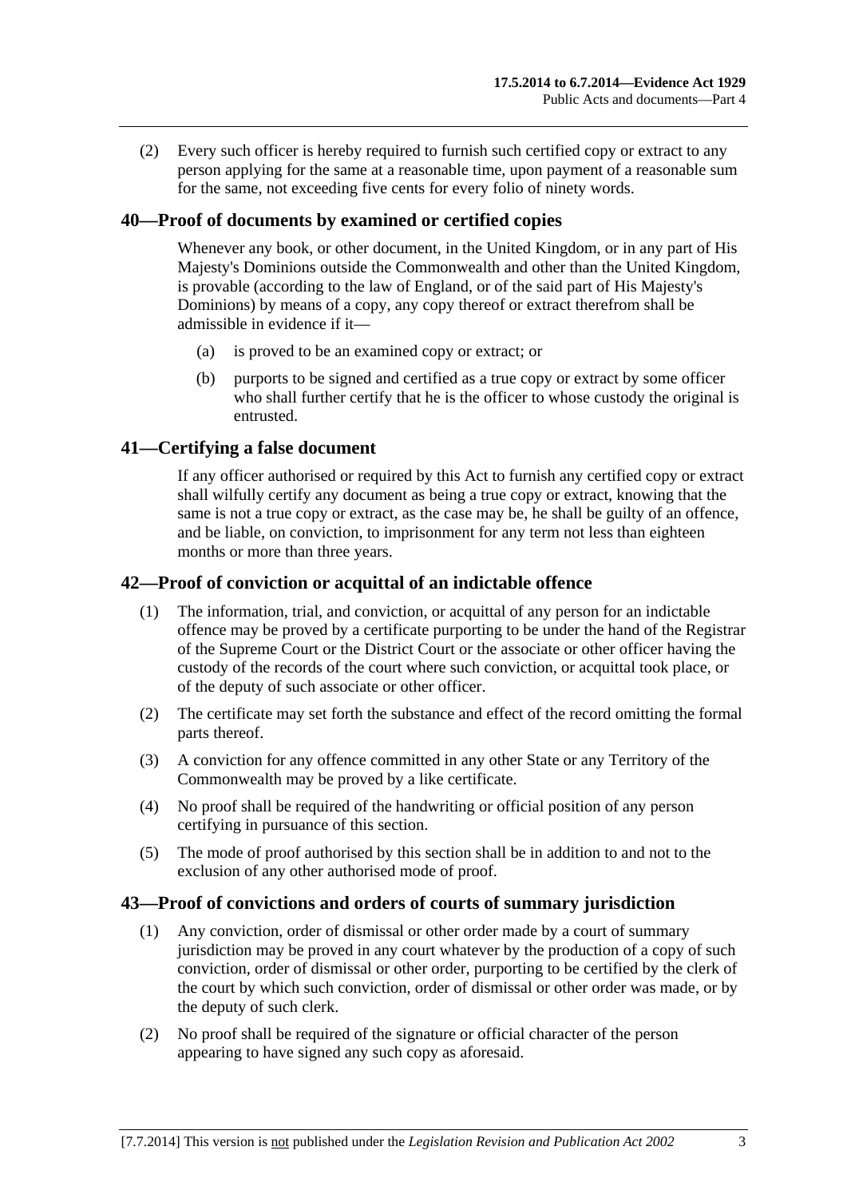(2) Every such officer is hereby required to furnish such certified copy or extract to any person applying for the same at a reasonable time, upon payment of a reasonable sum for the same, not exceeding five cents for every folio of ninety words.

## 40—Proof of documents by examined or certified copies

Whenever any book, or other document, in the United Kingdom, or in any part of His Majesty's Dominions outside the Commonwealth and other than the United Kingdom, is provable (according to the law of England, or of the said part of His Majesty's Dominions) by means of a copy, any copy thereof or extract therefrom shall be admissible in evidence if it—

(a) is proved to be an examined copy or extract; or

(b) purports to be signed and certified as a true copy or extract by some officer who shall further certify that he is the officer to whose custody the original is entrusted.

## 41—Certifying a false document

If any officer authorised or required by this Act to furnish any certified copy or extract shall wilfully certify any document as being a true copy or extract, knowing that the same is not a true copy or extract, as the case may be, he shall be guilty of an offence, and be liable, on conviction, to imprisonment for any term not less than eighteen months or more than three years.

## 42—Proof of conviction or acquittal of an indictable offence

(1) The information, trial, and conviction, or acquittal of any person for an indictable offence may be proved by a certificate purporting to be under the hand of the Registrar of the Supreme Court or the District Court or the associate or other officer having the custody of the records of the court where such conviction, or acquittal took place, or of the deputy of such associate or other officer.

(2) The certificate may set forth the substance and effect of the record omitting the formal parts thereof.

(3) A conviction for any offence committed in any other State or any Territory of the Commonwealth may be proved by a like certificate.

(4) No proof shall be required of the handwriting or official position of any person certifying in pursuance of this section.

(5) The mode of proof authorised by this section shall be in addition to and not to the exclusion of any other authorised mode of proof.

## 43—Proof of convictions and orders of courts of summary jurisdiction

(1) Any conviction, order of dismissal or other order made by a court of summary jurisdiction may be proved in any court whatever by the production of a copy of such conviction, order of dismissal or other order, purporting to be certified by the clerk of the court by which such conviction, order of dismissal or other order was made, or by the deputy of such clerk.

(2) No proof shall be required of the signature or official character of the person appearing to have signed any such copy as aforesaid.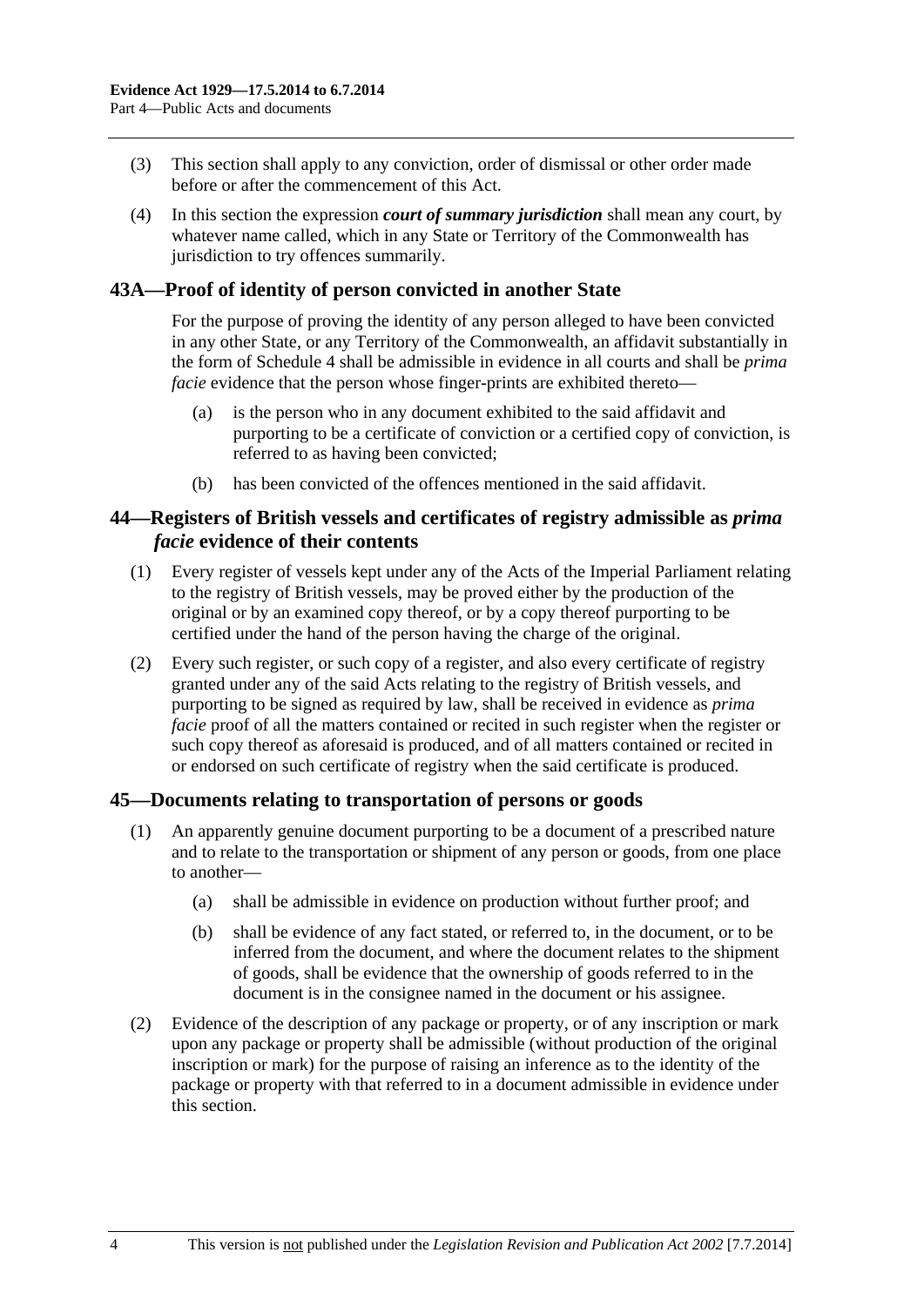(3) This section shall apply to any conviction, order of dismissal or other order made before or after the commencement of this Act.

(4) In this section the expression ***court of summary jurisdiction*** shall mean any court, by whatever name called, which in any State or Territory of the Commonwealth has jurisdiction to try offences summarily.

## 43A—Proof of identity of person convicted in another State

For the purpose of proving the identity of any person alleged to have been convicted in any other State, or any Territory of the Commonwealth, an affidavit substantially in the form of Schedule 4 shall be admissible in evidence in all courts and shall be *prima facie* evidence that the person whose finger-prints are exhibited thereto—

- (a) is the person who in any document exhibited to the said affidavit and purporting to be a certificate of conviction or a certified copy of conviction, is referred to as having been convicted;
- (b) has been convicted of the offences mentioned in the said affidavit.

## 44—Registers of British vessels and certificates of registry admissible as *prima facie* evidence of their contents

(1) Every register of vessels kept under any of the Acts of the Imperial Parliament relating to the registry of British vessels, may be proved either by the production of the original or by an examined copy thereof, or by a copy thereof purporting to be certified under the hand of the person having the charge of the original.

(2) Every such register, or such copy of a register, and also every certificate of registry granted under any of the said Acts relating to the registry of British vessels, and purporting to be signed as required by law, shall be received in evidence as *prima facie* proof of all the matters contained or recited in such register when the register or such copy thereof as aforesaid is produced, and of all matters contained or recited in or endorsed on such certificate of registry when the said certificate is produced.

## 45—Documents relating to transportation of persons or goods

(1) An apparently genuine document purporting to be a document of a prescribed nature and to relate to the transportation or shipment of any person or goods, from one place to another—

- (a) shall be admissible in evidence on production without further proof; and
- (b) shall be evidence of any fact stated, or referred to, in the document, or to be inferred from the document, and where the document relates to the shipment of goods, shall be evidence that the ownership of goods referred to in the document is in the consignee named in the document or his assignee.

(2) Evidence of the description of any package or property, or of any inscription or mark upon any package or property shall be admissible (without production of the original inscription or mark) for the purpose of raising an inference as to the identity of the package or property with that referred to in a document admissible in evidence under this section.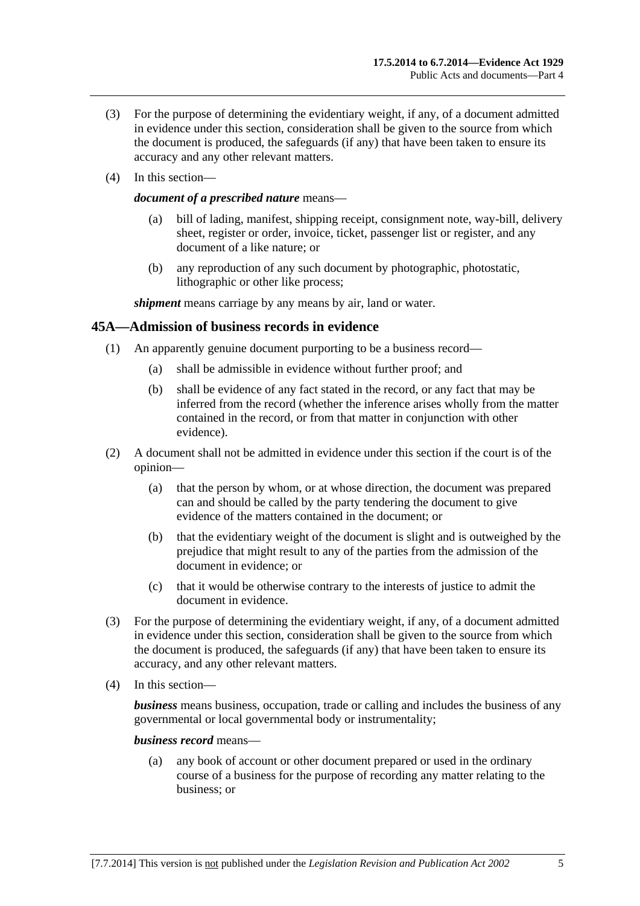(3) For the purpose of determining the evidentiary weight, if any, of a document admitted in evidence under this section, consideration shall be given to the source from which the document is produced, the safeguards (if any) that have been taken to ensure its accuracy and any other relevant matters.

(4) In this section—

***document of a prescribed nature*** means—

(a) bill of lading, manifest, shipping receipt, consignment note, way-bill, delivery sheet, register or order, invoice, ticket, passenger list or register, and any document of a like nature; or

(b) any reproduction of any such document by photographic, photostatic, lithographic or other like process;

***shipment*** means carriage by any means by air, land or water.

## 45A—Admission of business records in evidence

(1) An apparently genuine document purporting to be a business record—

(a) shall be admissible in evidence without further proof; and

(b) shall be evidence of any fact stated in the record, or any fact that may be inferred from the record (whether the inference arises wholly from the matter contained in the record, or from that matter in conjunction with other evidence).

(2) A document shall not be admitted in evidence under this section if the court is of the opinion—

(a) that the person by whom, or at whose direction, the document was prepared can and should be called by the party tendering the document to give evidence of the matters contained in the document; or

(b) that the evidentiary weight of the document is slight and is outweighed by the prejudice that might result to any of the parties from the admission of the document in evidence; or

(c) that it would be otherwise contrary to the interests of justice to admit the document in evidence.

(3) For the purpose of determining the evidentiary weight, if any, of a document admitted in evidence under this section, consideration shall be given to the source from which the document is produced, the safeguards (if any) that have been taken to ensure its accuracy, and any other relevant matters.

(4) In this section—

***business*** means business, occupation, trade or calling and includes the business of any governmental or local governmental body or instrumentality;

***business record*** means—

(a) any book of account or other document prepared or used in the ordinary course of a business for the purpose of recording any matter relating to the business; or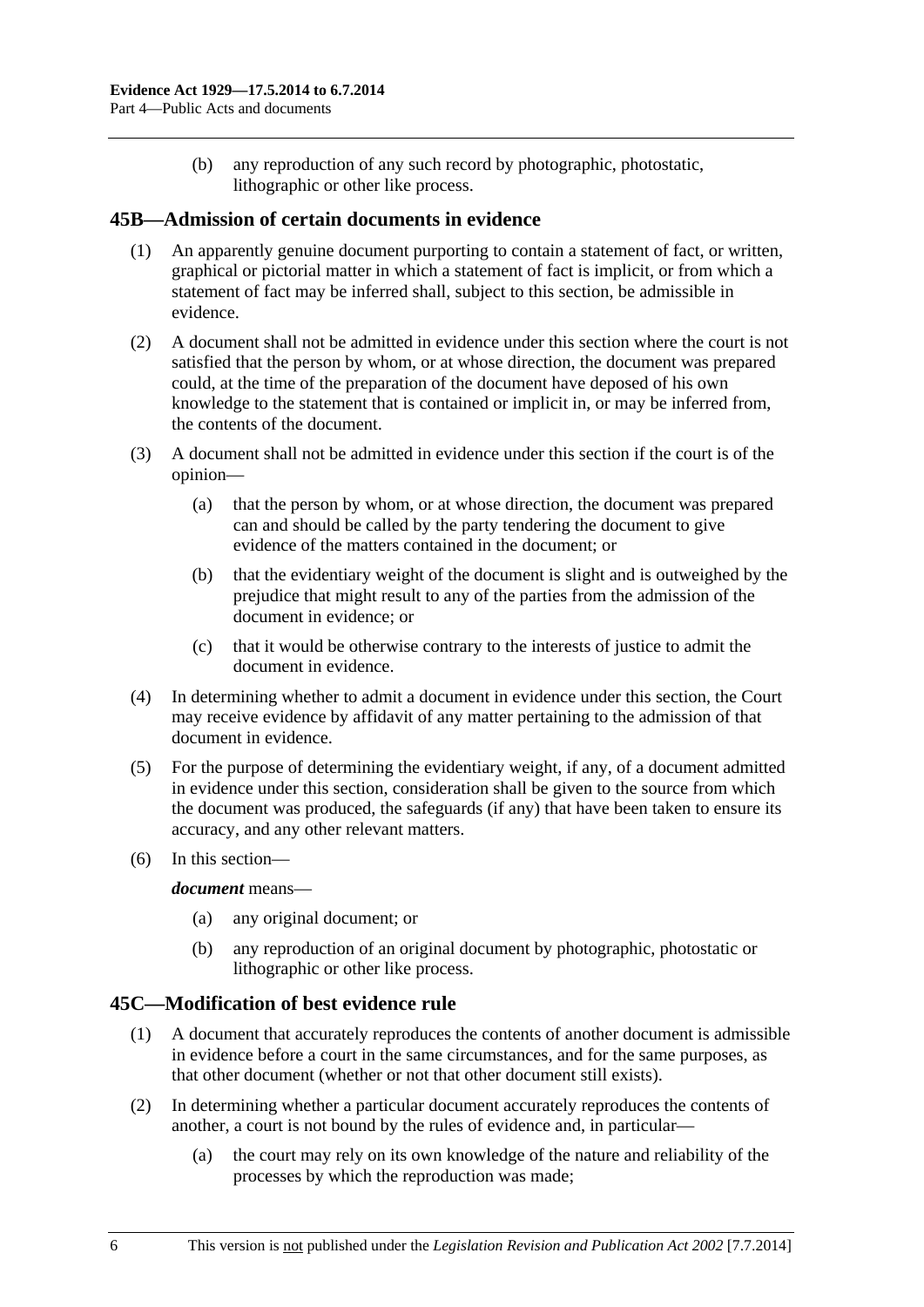(b) any reproduction of any such record by photographic, photostatic, lithographic or other like process.

## 45B—Admission of certain documents in evidence

(1) An apparently genuine document purporting to contain a statement of fact, or written, graphical or pictorial matter in which a statement of fact is implicit, or from which a statement of fact may be inferred shall, subject to this section, be admissible in evidence.

(2) A document shall not be admitted in evidence under this section where the court is not satisfied that the person by whom, or at whose direction, the document was prepared could, at the time of the preparation of the document have deposed of his own knowledge to the statement that is contained or implicit in, or may be inferred from, the contents of the document.

(3) A document shall not be admitted in evidence under this section if the court is of the opinion—

(a) that the person by whom, or at whose direction, the document was prepared can and should be called by the party tendering the document to give evidence of the matters contained in the document; or

(b) that the evidentiary weight of the document is slight and is outweighed by the prejudice that might result to any of the parties from the admission of the document in evidence; or

(c) that it would be otherwise contrary to the interests of justice to admit the document in evidence.

(4) In determining whether to admit a document in evidence under this section, the Court may receive evidence by affidavit of any matter pertaining to the admission of that document in evidence.

(5) For the purpose of determining the evidentiary weight, if any, of a document admitted in evidence under this section, consideration shall be given to the source from which the document was produced, the safeguards (if any) that have been taken to ensure its accuracy, and any other relevant matters.

(6) In this section—

***document*** means—

(a) any original document; or

(b) any reproduction of an original document by photographic, photostatic or lithographic or other like process.

## 45C—Modification of best evidence rule

(1) A document that accurately reproduces the contents of another document is admissible in evidence before a court in the same circumstances, and for the same purposes, as that other document (whether or not that other document still exists).

(2) In determining whether a particular document accurately reproduces the contents of another, a court is not bound by the rules of evidence and, in particular—

(a) the court may rely on its own knowledge of the nature and reliability of the processes by which the reproduction was made;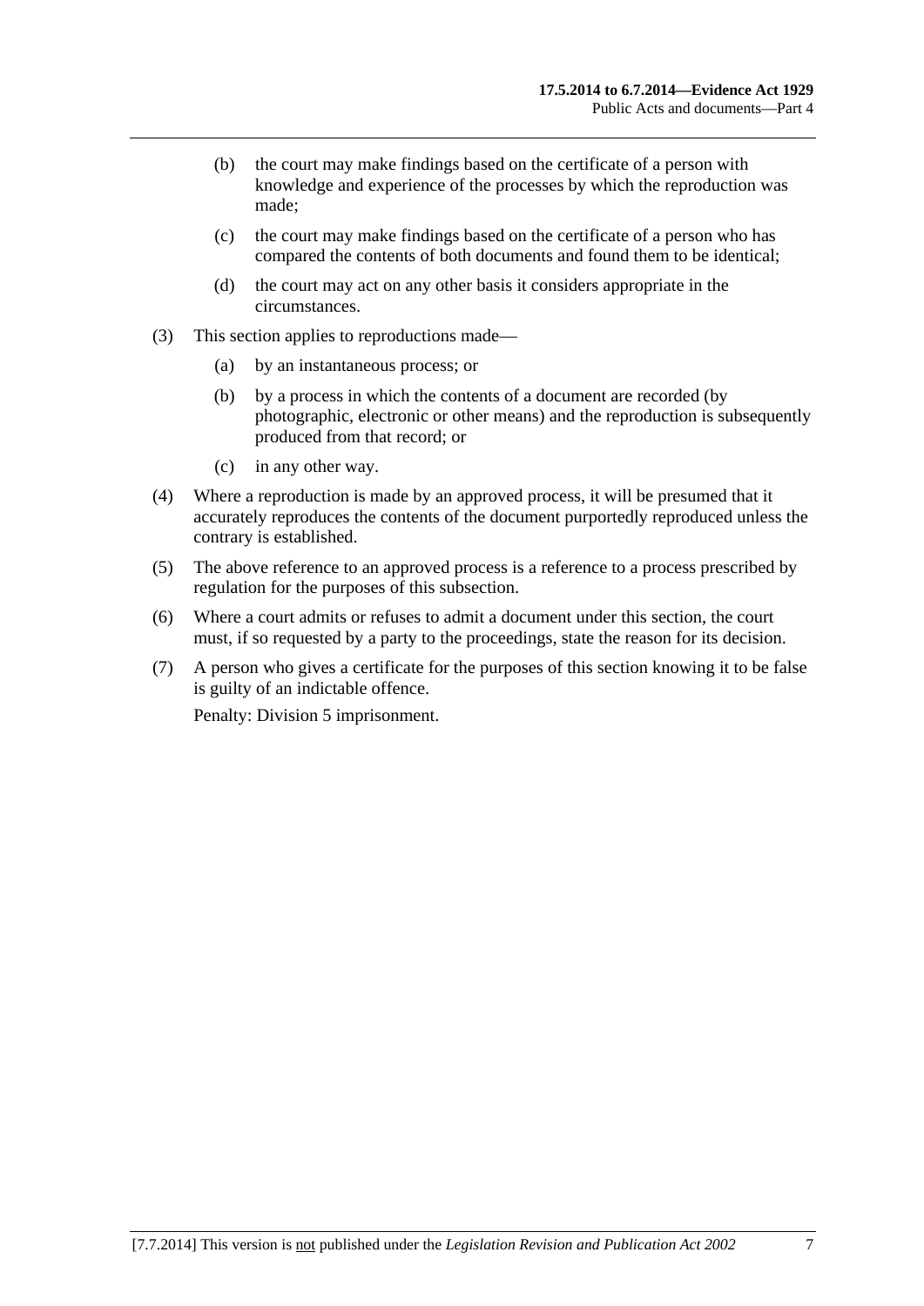(b) the court may make findings based on the certificate of a person with knowledge and experience of the processes by which the reproduction was made;

(c) the court may make findings based on the certificate of a person who has compared the contents of both documents and found them to be identical;

(d) the court may act on any other basis it considers appropriate in the circumstances.

(3) This section applies to reproductions made—

(a) by an instantaneous process; or

(b) by a process in which the contents of a document are recorded (by photographic, electronic or other means) and the reproduction is subsequently produced from that record; or

(c) in any other way.

(4) Where a reproduction is made by an approved process, it will be presumed that it accurately reproduces the contents of the document purportedly reproduced unless the contrary is established.

(5) The above reference to an approved process is a reference to a process prescribed by regulation for the purposes of this subsection.

(6) Where a court admits or refuses to admit a document under this section, the court must, if so requested by a party to the proceedings, state the reason for its decision.

(7) A person who gives a certificate for the purposes of this section knowing it to be false is guilty of an indictable offence.

Penalty: Division 5 imprisonment.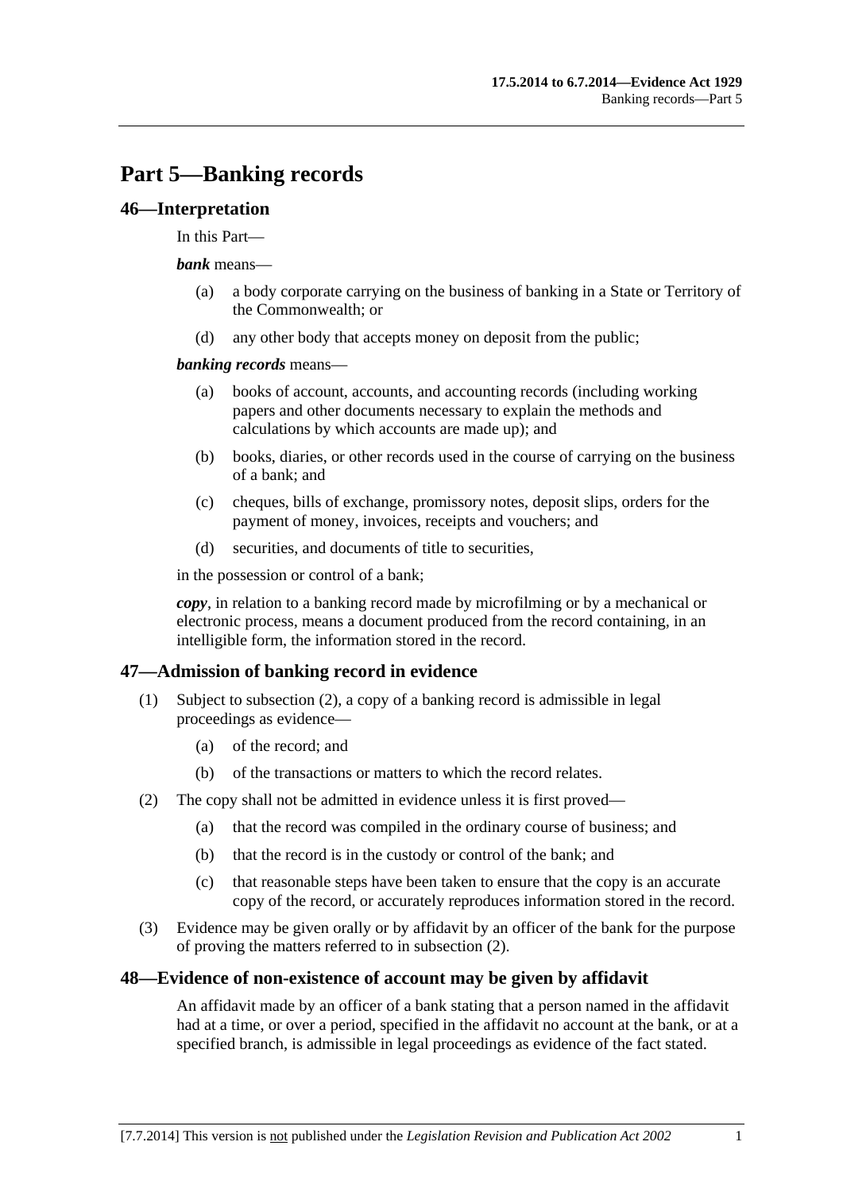# Part 5—Banking records

## 46—Interpretation

In this Part—

***bank*** means—

- (a) a body corporate carrying on the business of banking in a State or Territory of the Commonwealth; or
- (d) any other body that accepts money on deposit from the public;

***banking records*** means—

- (a) books of account, accounts, and accounting records (including working papers and other documents necessary to explain the methods and calculations by which accounts are made up); and
- (b) books, diaries, or other records used in the course of carrying on the business of a bank; and
- (c) cheques, bills of exchange, promissory notes, deposit slips, orders for the payment of money, invoices, receipts and vouchers; and
- (d) securities, and documents of title to securities,

in the possession or control of a bank;

***copy***, in relation to a banking record made by microfilming or by a mechanical or electronic process, means a document produced from the record containing, in an intelligible form, the information stored in the record.

## 47—Admission of banking record in evidence

(1) Subject to subsection (2), a copy of a banking record is admissible in legal proceedings as evidence—

- (a) of the record; and
- (b) of the transactions or matters to which the record relates.

(2) The copy shall not be admitted in evidence unless it is first proved—

- (a) that the record was compiled in the ordinary course of business; and
- (b) that the record is in the custody or control of the bank; and
- (c) that reasonable steps have been taken to ensure that the copy is an accurate copy of the record, or accurately reproduces information stored in the record.

(3) Evidence may be given orally or by affidavit by an officer of the bank for the purpose of proving the matters referred to in subsection (2).

## 48—Evidence of non-existence of account may be given by affidavit

An affidavit made by an officer of a bank stating that a person named in the affidavit had at a time, or over a period, specified in the affidavit no account at the bank, or at a specified branch, is admissible in legal proceedings as evidence of the fact stated.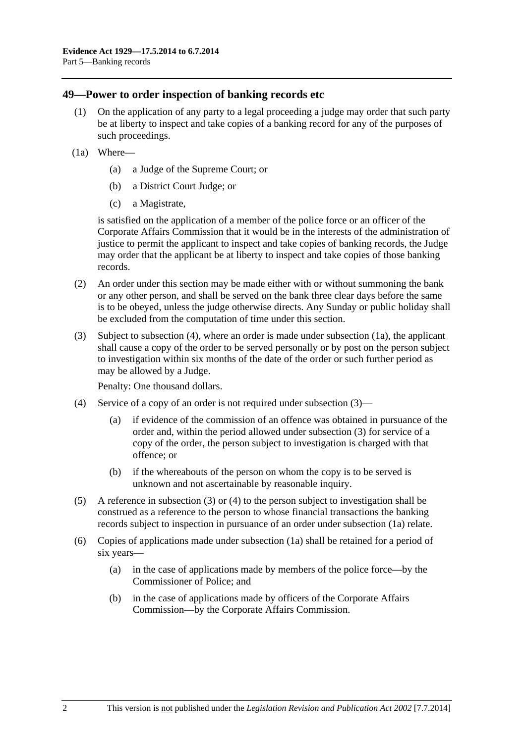## 49—Power to order inspection of banking records etc

(1) On the application of any party to a legal proceeding a judge may order that such party be at liberty to inspect and take copies of a banking record for any of the purposes of such proceedings.

(1a) Where—

(a) a Judge of the Supreme Court; or

(b) a District Court Judge; or

(c) a Magistrate,

is satisfied on the application of a member of the police force or an officer of the Corporate Affairs Commission that it would be in the interests of the administration of justice to permit the applicant to inspect and take copies of banking records, the Judge may order that the applicant be at liberty to inspect and take copies of those banking records.

(2) An order under this section may be made either with or without summoning the bank or any other person, and shall be served on the bank three clear days before the same is to be obeyed, unless the judge otherwise directs. Any Sunday or public holiday shall be excluded from the computation of time under this section.

(3) Subject to subsection (4), where an order is made under subsection (1a), the applicant shall cause a copy of the order to be served personally or by post on the person subject to investigation within six months of the date of the order or such further period as may be allowed by a Judge.

Penalty: One thousand dollars.

(4) Service of a copy of an order is not required under subsection (3)—

(a) if evidence of the commission of an offence was obtained in pursuance of the order and, within the period allowed under subsection (3) for service of a copy of the order, the person subject to investigation is charged with that offence; or

(b) if the whereabouts of the person on whom the copy is to be served is unknown and not ascertainable by reasonable inquiry.

(5) A reference in subsection (3) or (4) to the person subject to investigation shall be construed as a reference to the person to whose financial transactions the banking records subject to inspection in pursuance of an order under subsection (1a) relate.

(6) Copies of applications made under subsection (1a) shall be retained for a period of six years—

(a) in the case of applications made by members of the police force—by the Commissioner of Police; and

(b) in the case of applications made by officers of the Corporate Affairs Commission—by the Corporate Affairs Commission.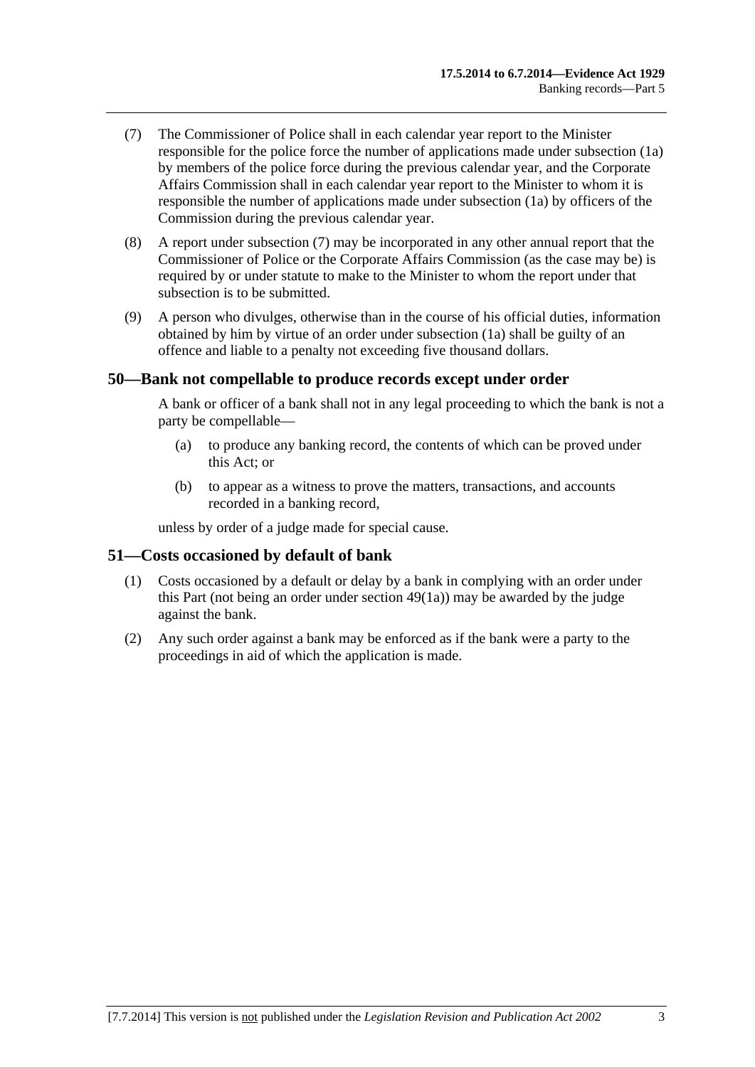(7) The Commissioner of Police shall in each calendar year report to the Minister responsible for the police force the number of applications made under subsection (1a) by members of the police force during the previous calendar year, and the Corporate Affairs Commission shall in each calendar year report to the Minister to whom it is responsible the number of applications made under subsection (1a) by officers of the Commission during the previous calendar year.

(8) A report under subsection (7) may be incorporated in any other annual report that the Commissioner of Police or the Corporate Affairs Commission (as the case may be) is required by or under statute to make to the Minister to whom the report under that subsection is to be submitted.

(9) A person who divulges, otherwise than in the course of his official duties, information obtained by him by virtue of an order under subsection (1a) shall be guilty of an offence and liable to a penalty not exceeding five thousand dollars.

## 50—Bank not compellable to produce records except under order

A bank or officer of a bank shall not in any legal proceeding to which the bank is not a party be compellable—

(a) to produce any banking record, the contents of which can be proved under this Act; or

(b) to appear as a witness to prove the matters, transactions, and accounts recorded in a banking record,

unless by order of a judge made for special cause.

## 51—Costs occasioned by default of bank

(1) Costs occasioned by a default or delay by a bank in complying with an order under this Part (not being an order under section 49(1a)) may be awarded by the judge against the bank.

(2) Any such order against a bank may be enforced as if the bank were a party to the proceedings in aid of which the application is made.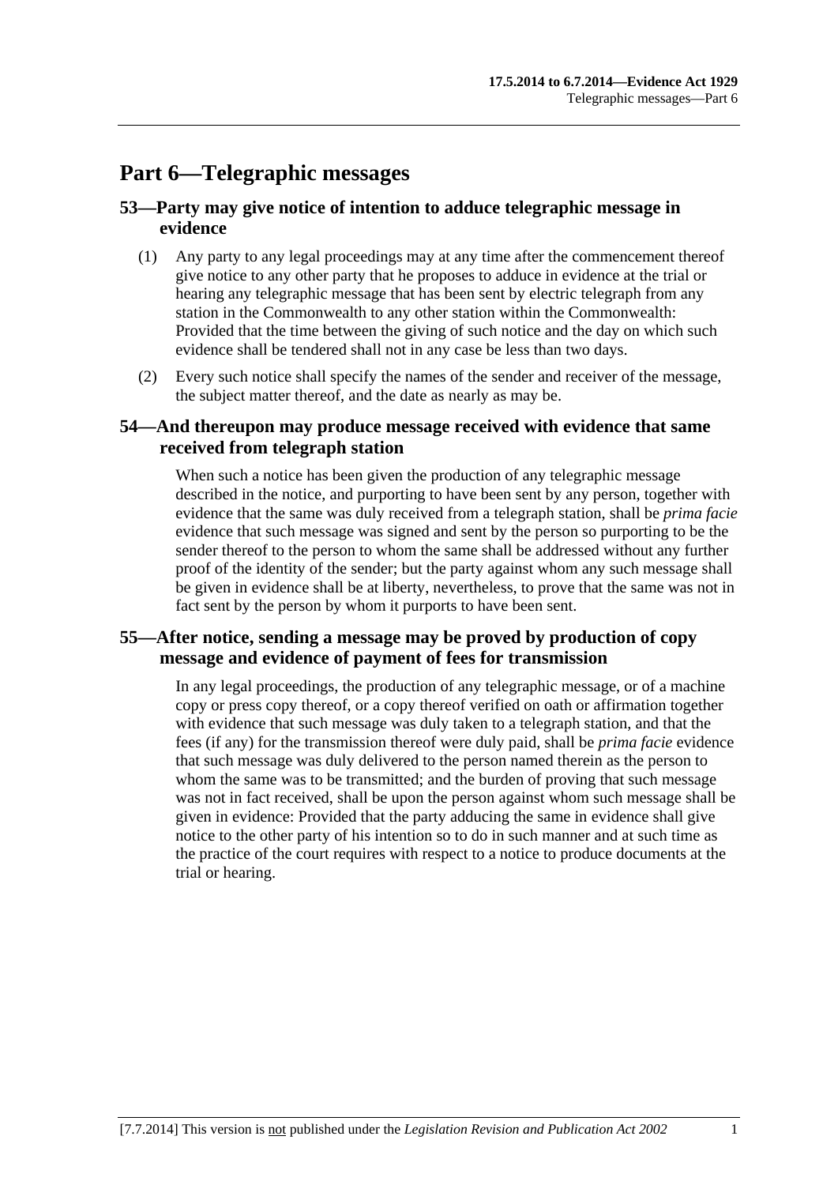# Part 6—Telegraphic messages

## 53—Party may give notice of intention to adduce telegraphic message in evidence

(1) Any party to any legal proceedings may at any time after the commencement thereof give notice to any other party that he proposes to adduce in evidence at the trial or hearing any telegraphic message that has been sent by electric telegraph from any station in the Commonwealth to any other station within the Commonwealth: Provided that the time between the giving of such notice and the day on which such evidence shall be tendered shall not in any case be less than two days.

(2) Every such notice shall specify the names of the sender and receiver of the message, the subject matter thereof, and the date as nearly as may be.

## 54—And thereupon may produce message received with evidence that same received from telegraph station

When such a notice has been given the production of any telegraphic message described in the notice, and purporting to have been sent by any person, together with evidence that the same was duly received from a telegraph station, shall be *prima facie* evidence that such message was signed and sent by the person so purporting to be the sender thereof to the person to whom the same shall be addressed without any further proof of the identity of the sender; but the party against whom any such message shall be given in evidence shall be at liberty, nevertheless, to prove that the same was not in fact sent by the person by whom it purports to have been sent.

## 55—After notice, sending a message may be proved by production of copy message and evidence of payment of fees for transmission

In any legal proceedings, the production of any telegraphic message, or of a machine copy or press copy thereof, or a copy thereof verified on oath or affirmation together with evidence that such message was duly taken to a telegraph station, and that the fees (if any) for the transmission thereof were duly paid, shall be *prima facie* evidence that such message was duly delivered to the person named therein as the person to whom the same was to be transmitted; and the burden of proving that such message was not in fact received, shall be upon the person against whom such message shall be given in evidence: Provided that the party adducing the same in evidence shall give notice to the other party of his intention so to do in such manner and at such time as the practice of the court requires with respect to a notice to produce documents at the trial or hearing.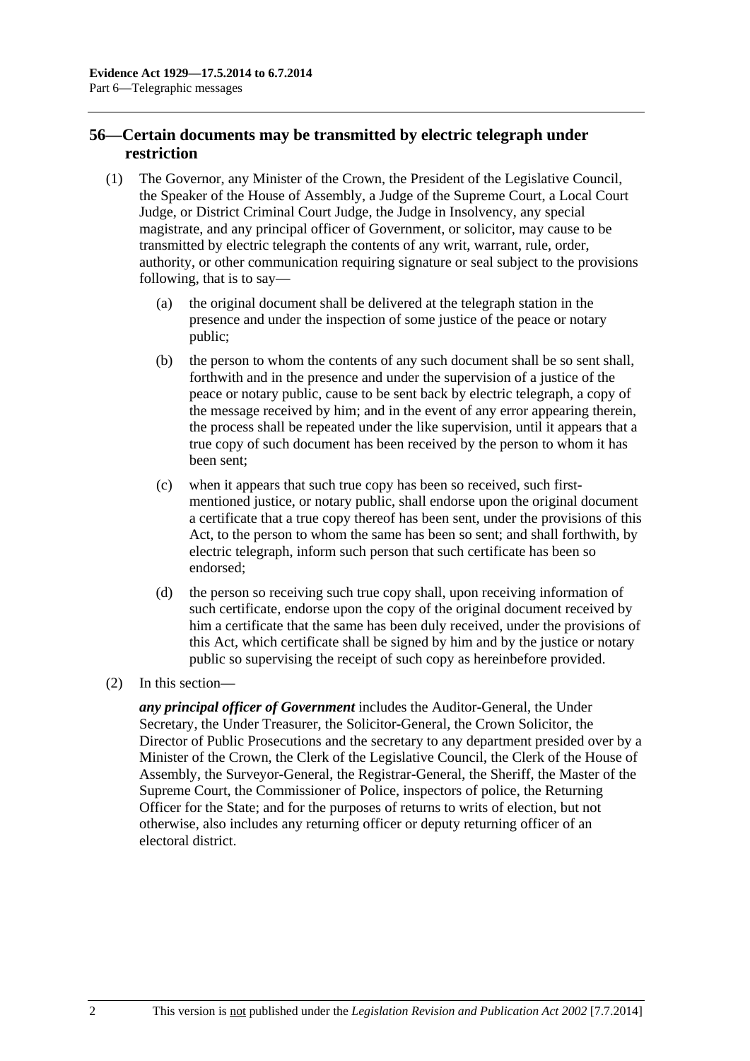## 56—Certain documents may be transmitted by electric telegraph under restriction

(1) The Governor, any Minister of the Crown, the President of the Legislative Council, the Speaker of the House of Assembly, a Judge of the Supreme Court, a Local Court Judge, or District Criminal Court Judge, the Judge in Insolvency, any special magistrate, and any principal officer of Government, or solicitor, may cause to be transmitted by electric telegraph the contents of any writ, warrant, rule, order, authority, or other communication requiring signature or seal subject to the provisions following, that is to say—

(a) the original document shall be delivered at the telegraph station in the presence and under the inspection of some justice of the peace or notary public;

(b) the person to whom the contents of any such document shall be so sent shall, forthwith and in the presence and under the supervision of a justice of the peace or notary public, cause to be sent back by electric telegraph, a copy of the message received by him; and in the event of any error appearing therein, the process shall be repeated under the like supervision, until it appears that a true copy of such document has been received by the person to whom it has been sent;

(c) when it appears that such true copy has been so received, such first-mentioned justice, or notary public, shall endorse upon the original document a certificate that a true copy thereof has been sent, under the provisions of this Act, to the person to whom the same has been so sent; and shall forthwith, by electric telegraph, inform such person that such certificate has been so endorsed;

(d) the person so receiving such true copy shall, upon receiving information of such certificate, endorse upon the copy of the original document received by him a certificate that the same has been duly received, under the provisions of this Act, which certificate shall be signed by him and by the justice or notary public so supervising the receipt of such copy as hereinbefore provided.

(2) In this section—

***any principal officer of Government*** includes the Auditor-General, the Under Secretary, the Under Treasurer, the Solicitor-General, the Crown Solicitor, the Director of Public Prosecutions and the secretary to any department presided over by a Minister of the Crown, the Clerk of the Legislative Council, the Clerk of the House of Assembly, the Surveyor-General, the Registrar-General, the Sheriff, the Master of the Supreme Court, the Commissioner of Police, inspectors of police, the Returning Officer for the State; and for the purposes of returns to writs of election, but not otherwise, also includes any returning officer or deputy returning officer of an electoral district.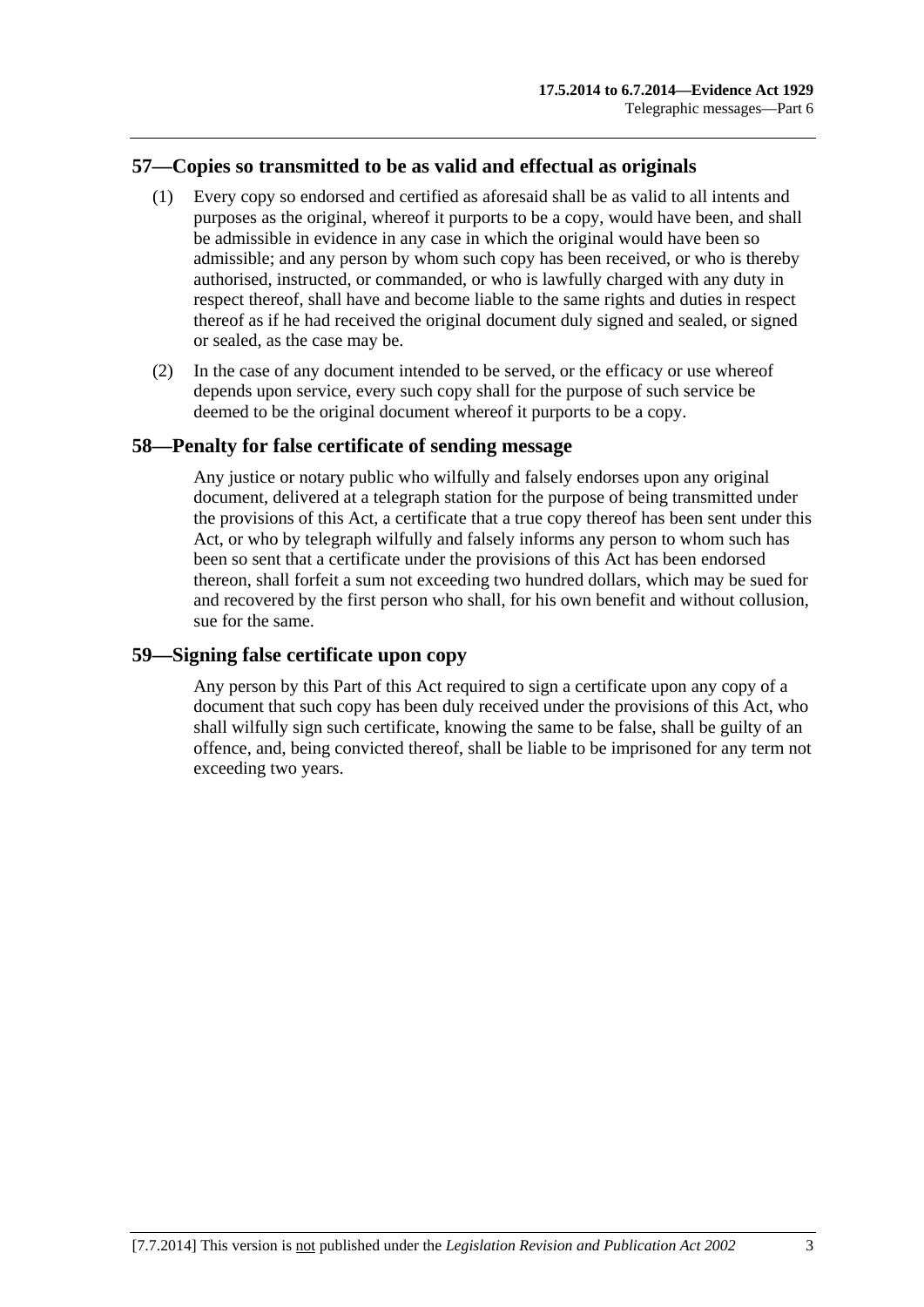## 57—Copies so transmitted to be as valid and effectual as originals

(1) Every copy so endorsed and certified as aforesaid shall be as valid to all intents and purposes as the original, whereof it purports to be a copy, would have been, and shall be admissible in evidence in any case in which the original would have been so admissible; and any person by whom such copy has been received, or who is thereby authorised, instructed, or commanded, or who is lawfully charged with any duty in respect thereof, shall have and become liable to the same rights and duties in respect thereof as if he had received the original document duly signed and sealed, or signed or sealed, as the case may be.

(2) In the case of any document intended to be served, or the efficacy or use whereof depends upon service, every such copy shall for the purpose of such service be deemed to be the original document whereof it purports to be a copy.

## 58—Penalty for false certificate of sending message

Any justice or notary public who wilfully and falsely endorses upon any original document, delivered at a telegraph station for the purpose of being transmitted under the provisions of this Act, a certificate that a true copy thereof has been sent under this Act, or who by telegraph wilfully and falsely informs any person to whom such has been so sent that a certificate under the provisions of this Act has been endorsed thereon, shall forfeit a sum not exceeding two hundred dollars, which may be sued for and recovered by the first person who shall, for his own benefit and without collusion, sue for the same.

## 59—Signing false certificate upon copy

Any person by this Part of this Act required to sign a certificate upon any copy of a document that such copy has been duly received under the provisions of this Act, who shall wilfully sign such certificate, knowing the same to be false, shall be guilty of an offence, and, being convicted thereof, shall be liable to be imprisoned for any term not exceeding two years.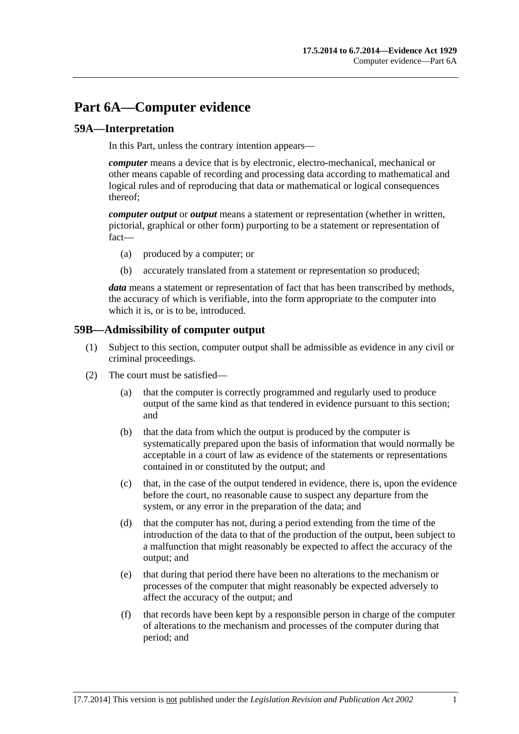# Part 6A—Computer evidence

## 59A—Interpretation

In this Part, unless the contrary intention appears—

***computer*** means a device that is by electronic, electro-mechanical, mechanical or other means capable of recording and processing data according to mathematical and logical rules and of reproducing that data or mathematical or logical consequences thereof;

***computer output*** or ***output*** means a statement or representation (whether in written, pictorial, graphical or other form) purporting to be a statement or representation of fact—

- (a) produced by a computer; or
- (b) accurately translated from a statement or representation so produced;

***data*** means a statement or representation of fact that has been transcribed by methods, the accuracy of which is verifiable, into the form appropriate to the computer into which it is, or is to be, introduced.

## 59B—Admissibility of computer output

(1) Subject to this section, computer output shall be admissible as evidence in any civil or criminal proceedings.

(2) The court must be satisfied—

- (a) that the computer is correctly programmed and regularly used to produce output of the same kind as that tendered in evidence pursuant to this section; and
- (b) that the data from which the output is produced by the computer is systematically prepared upon the basis of information that would normally be acceptable in a court of law as evidence of the statements or representations contained in or constituted by the output; and
- (c) that, in the case of the output tendered in evidence, there is, upon the evidence before the court, no reasonable cause to suspect any departure from the system, or any error in the preparation of the data; and
- (d) that the computer has not, during a period extending from the time of the introduction of the data to that of the production of the output, been subject to a malfunction that might reasonably be expected to affect the accuracy of the output; and
- (e) that during that period there have been no alterations to the mechanism or processes of the computer that might reasonably be expected adversely to affect the accuracy of the output; and
- (f) that records have been kept by a responsible person in charge of the computer of alterations to the mechanism and processes of the computer during that period; and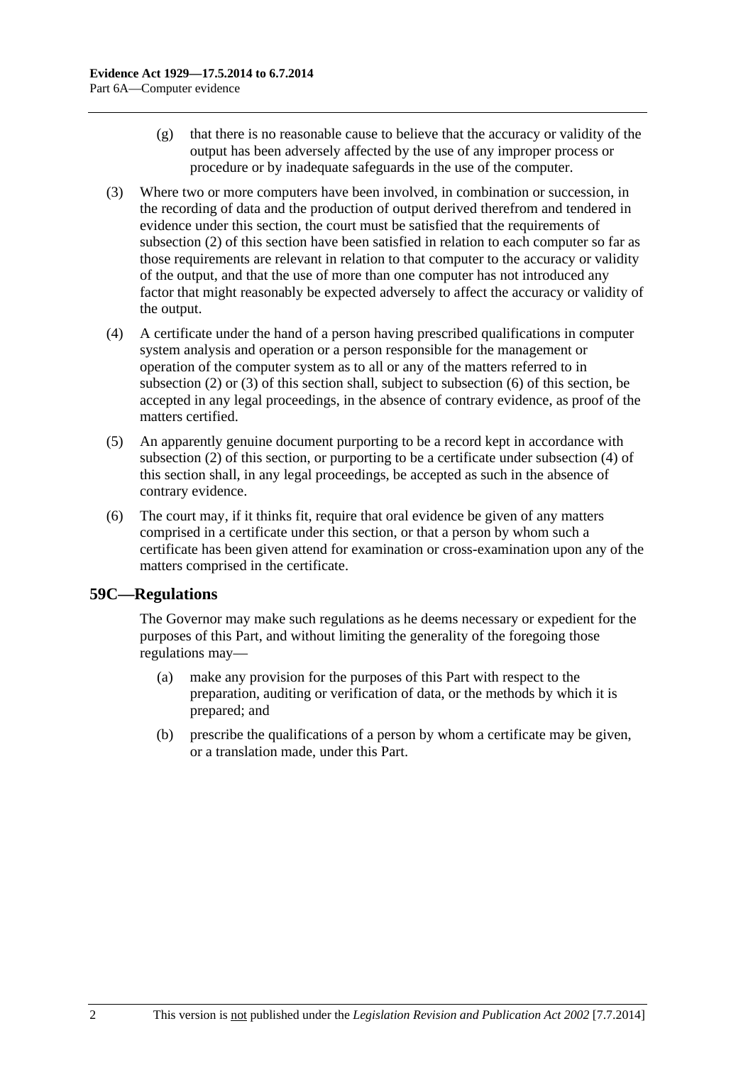(g) that there is no reasonable cause to believe that the accuracy or validity of the output has been adversely affected by the use of any improper process or procedure or by inadequate safeguards in the use of the computer.

(3) Where two or more computers have been involved, in combination or succession, in the recording of data and the production of output derived therefrom and tendered in evidence under this section, the court must be satisfied that the requirements of subsection (2) of this section have been satisfied in relation to each computer so far as those requirements are relevant in relation to that computer to the accuracy or validity of the output, and that the use of more than one computer has not introduced any factor that might reasonably be expected adversely to affect the accuracy or validity of the output.

(4) A certificate under the hand of a person having prescribed qualifications in computer system analysis and operation or a person responsible for the management or operation of the computer system as to all or any of the matters referred to in subsection (2) or (3) of this section shall, subject to subsection (6) of this section, be accepted in any legal proceedings, in the absence of contrary evidence, as proof of the matters certified.

(5) An apparently genuine document purporting to be a record kept in accordance with subsection (2) of this section, or purporting to be a certificate under subsection (4) of this section shall, in any legal proceedings, be accepted as such in the absence of contrary evidence.

(6) The court may, if it thinks fit, require that oral evidence be given of any matters comprised in a certificate under this section, or that a person by whom such a certificate has been given attend for examination or cross-examination upon any of the matters comprised in the certificate.

## 59C—Regulations

The Governor may make such regulations as he deems necessary or expedient for the purposes of this Part, and without limiting the generality of the foregoing those regulations may—

(a) make any provision for the purposes of this Part with respect to the preparation, auditing or verification of data, or the methods by which it is prepared; and

(b) prescribe the qualifications of a person by whom a certificate may be given, or a translation made, under this Part.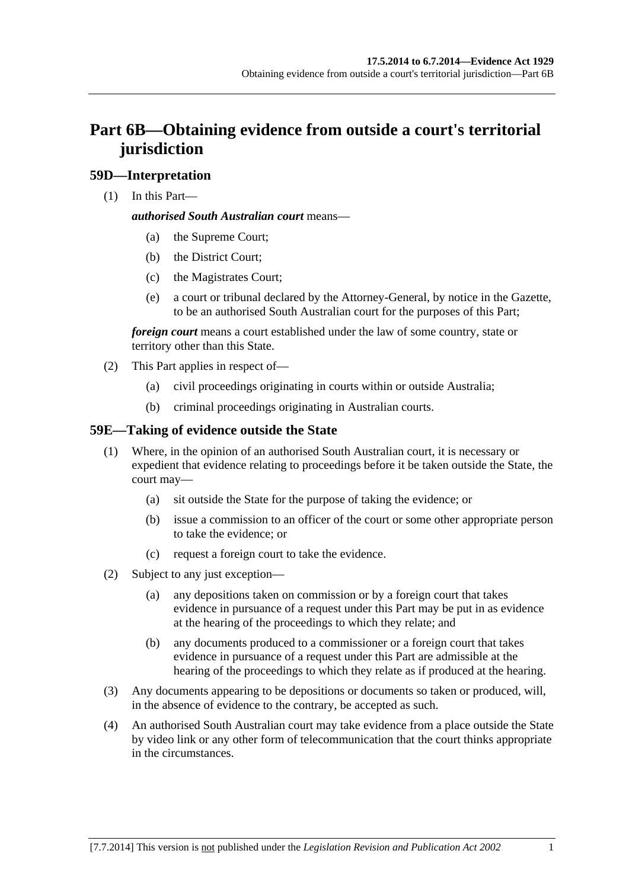# Part 6B—Obtaining evidence from outside a court's territorial jurisdiction

## 59D—Interpretation

(1) In this Part—

***authorised South Australian court*** means—

(a) the Supreme Court;

(b) the District Court;

(c) the Magistrates Court;

(e) a court or tribunal declared by the Attorney-General, by notice in the Gazette, to be an authorised South Australian court for the purposes of this Part;

***foreign court*** means a court established under the law of some country, state or territory other than this State.

(2) This Part applies in respect of—

(a) civil proceedings originating in courts within or outside Australia;

(b) criminal proceedings originating in Australian courts.

## 59E—Taking of evidence outside the State

(1) Where, in the opinion of an authorised South Australian court, it is necessary or expedient that evidence relating to proceedings before it be taken outside the State, the court may—

(a) sit outside the State for the purpose of taking the evidence; or

(b) issue a commission to an officer of the court or some other appropriate person to take the evidence; or

(c) request a foreign court to take the evidence.

(2) Subject to any just exception—

(a) any depositions taken on commission or by a foreign court that takes evidence in pursuance of a request under this Part may be put in as evidence at the hearing of the proceedings to which they relate; and

(b) any documents produced to a commissioner or a foreign court that takes evidence in pursuance of a request under this Part are admissible at the hearing of the proceedings to which they relate as if produced at the hearing.

(3) Any documents appearing to be depositions or documents so taken or produced, will, in the absence of evidence to the contrary, be accepted as such.

(4) An authorised South Australian court may take evidence from a place outside the State by video link or any other form of telecommunication that the court thinks appropriate in the circumstances.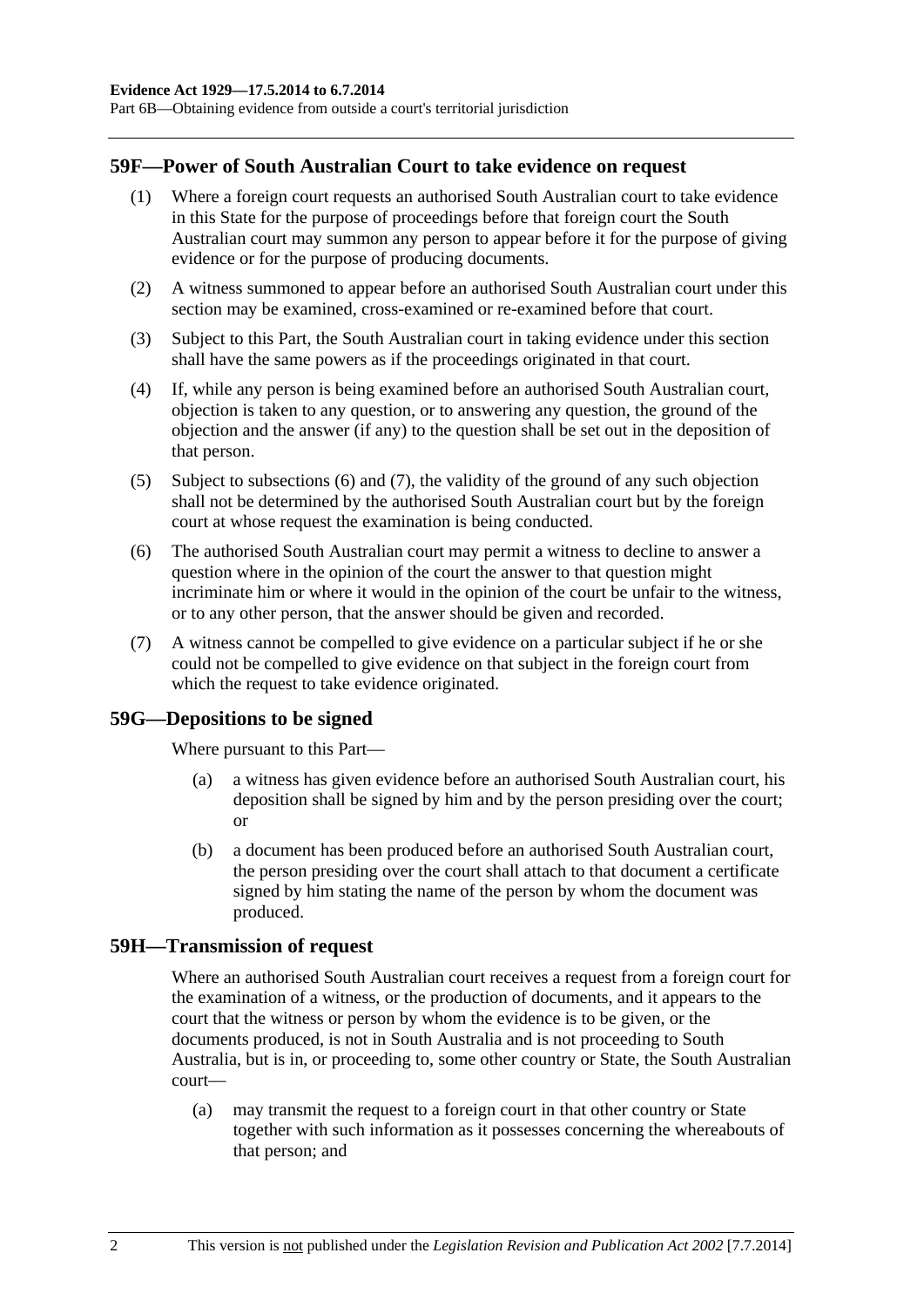## 59F—Power of South Australian Court to take evidence on request

(1) Where a foreign court requests an authorised South Australian court to take evidence in this State for the purpose of proceedings before that foreign court the South Australian court may summon any person to appear before it for the purpose of giving evidence or for the purpose of producing documents.

(2) A witness summoned to appear before an authorised South Australian court under this section may be examined, cross-examined or re-examined before that court.

(3) Subject to this Part, the South Australian court in taking evidence under this section shall have the same powers as if the proceedings originated in that court.

(4) If, while any person is being examined before an authorised South Australian court, objection is taken to any question, or to answering any question, the ground of the objection and the answer (if any) to the question shall be set out in the deposition of that person.

(5) Subject to subsections (6) and (7), the validity of the ground of any such objection shall not be determined by the authorised South Australian court but by the foreign court at whose request the examination is being conducted.

(6) The authorised South Australian court may permit a witness to decline to answer a question where in the opinion of the court the answer to that question might incriminate him or where it would in the opinion of the court be unfair to the witness, or to any other person, that the answer should be given and recorded.

(7) A witness cannot be compelled to give evidence on a particular subject if he or she could not be compelled to give evidence on that subject in the foreign court from which the request to take evidence originated.

## 59G—Depositions to be signed

Where pursuant to this Part—

(a) a witness has given evidence before an authorised South Australian court, his deposition shall be signed by him and by the person presiding over the court; or

(b) a document has been produced before an authorised South Australian court, the person presiding over the court shall attach to that document a certificate signed by him stating the name of the person by whom the document was produced.

## 59H—Transmission of request

Where an authorised South Australian court receives a request from a foreign court for the examination of a witness, or the production of documents, and it appears to the court that the witness or person by whom the evidence is to be given, or the documents produced, is not in South Australia and is not proceeding to South Australia, but is in, or proceeding to, some other country or State, the South Australian court—

(a) may transmit the request to a foreign court in that other country or State together with such information as it possesses concerning the whereabouts of that person; and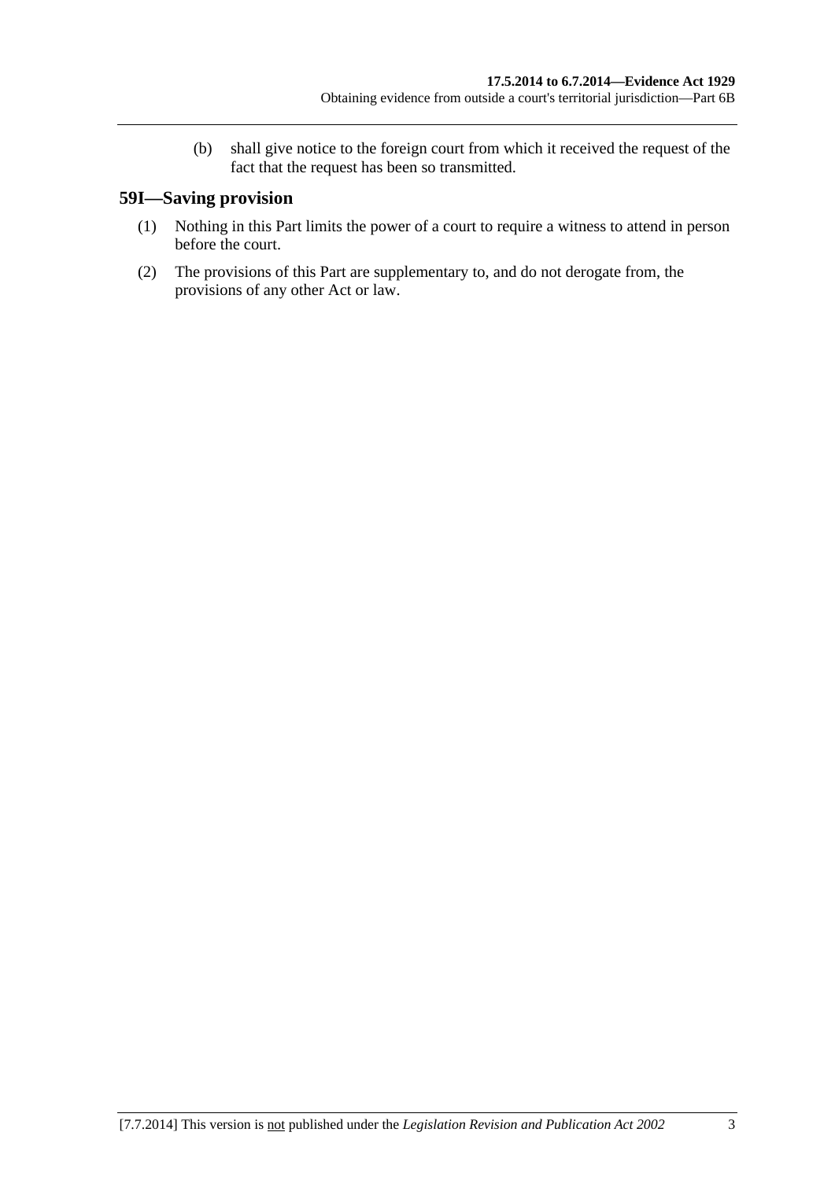(b) shall give notice to the foreign court from which it received the request of the fact that the request has been so transmitted.

## 59I—Saving provision

(1) Nothing in this Part limits the power of a court to require a witness to attend in person before the court.

(2) The provisions of this Part are supplementary to, and do not derogate from, the provisions of any other Act or law.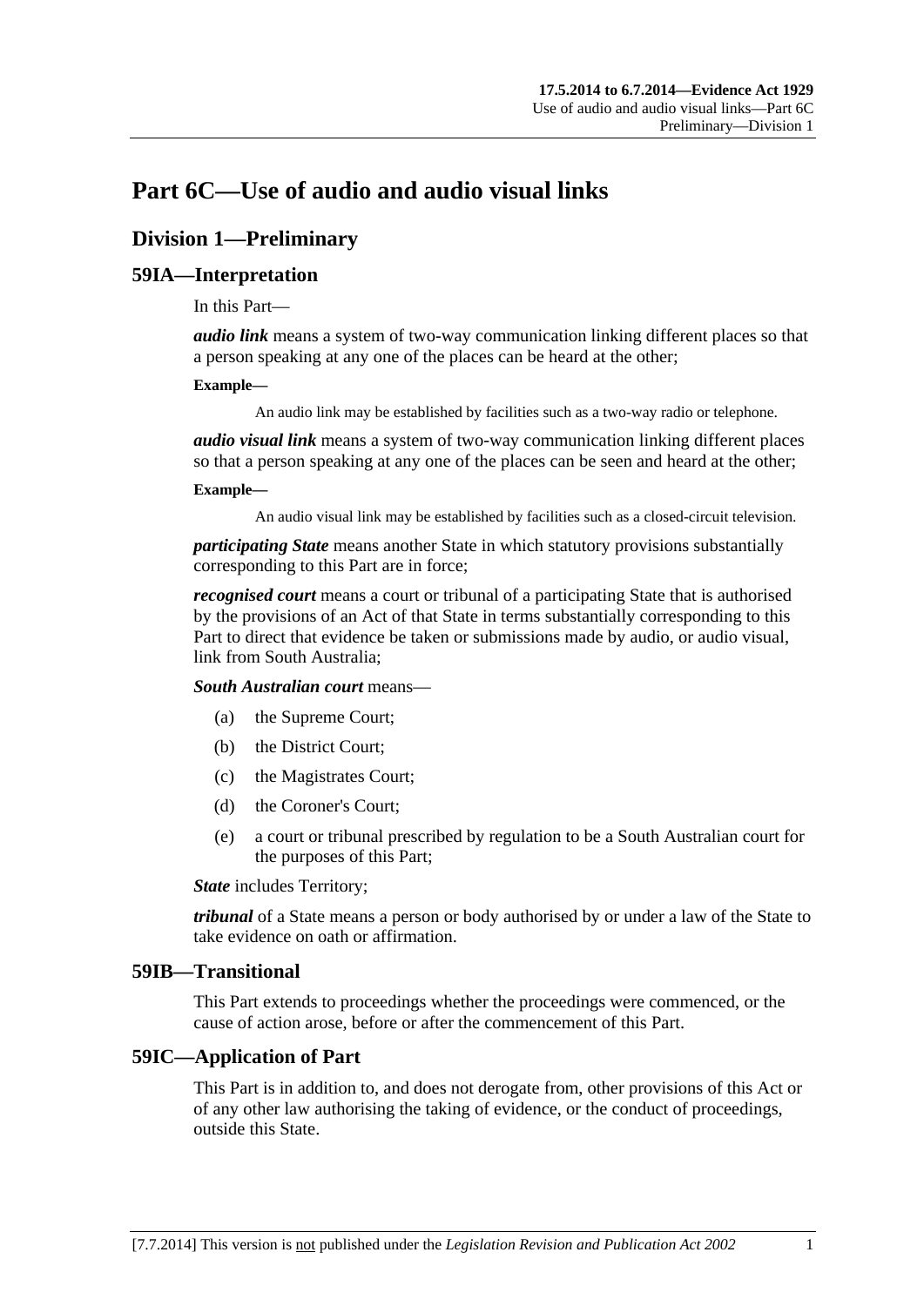# Part 6C—Use of audio and audio visual links

## Division 1—Preliminary

### 59IA—Interpretation

In this Part—

***audio link*** means a system of two-way communication linking different places so that a person speaking at any one of the places can be heard at the other;

**Example—**

An audio link may be established by facilities such as a two-way radio or telephone.

***audio visual link*** means a system of two-way communication linking different places so that a person speaking at any one of the places can be seen and heard at the other;

**Example—**

An audio visual link may be established by facilities such as a closed-circuit television.

***participating State*** means another State in which statutory provisions substantially corresponding to this Part are in force;

***recognised court*** means a court or tribunal of a participating State that is authorised by the provisions of an Act of that State in terms substantially corresponding to this Part to direct that evidence be taken or submissions made by audio, or audio visual, link from South Australia;

***South Australian court*** means—

(a) the Supreme Court;

(b) the District Court;

(c) the Magistrates Court;

(d) the Coroner's Court;

(e) a court or tribunal prescribed by regulation to be a South Australian court for the purposes of this Part;

***State*** includes Territory;

***tribunal*** of a State means a person or body authorised by or under a law of the State to take evidence on oath or affirmation.

### 59IB—Transitional

This Part extends to proceedings whether the proceedings were commenced, or the cause of action arose, before or after the commencement of this Part.

### 59IC—Application of Part

This Part is in addition to, and does not derogate from, other provisions of this Act or of any other law authorising the taking of evidence, or the conduct of proceedings, outside this State.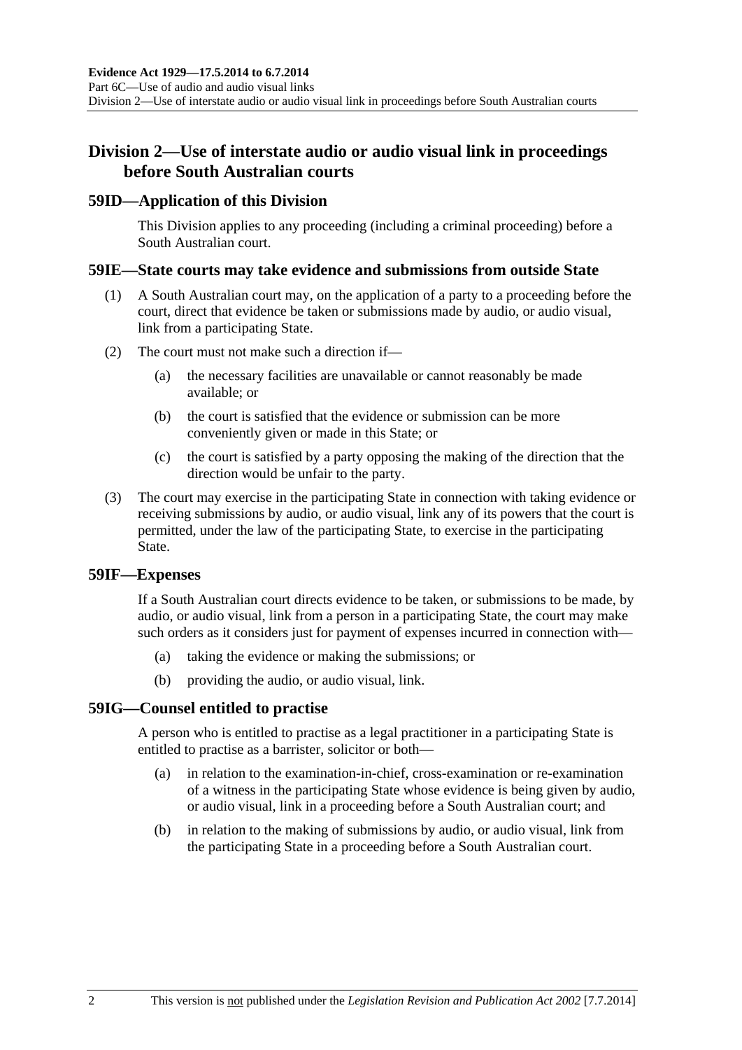## Division 2—Use of interstate audio or audio visual link in proceedings before South Australian courts

### 59ID—Application of this Division

This Division applies to any proceeding (including a criminal proceeding) before a South Australian court.

### 59IE—State courts may take evidence and submissions from outside State

(1) A South Australian court may, on the application of a party to a proceeding before the court, direct that evidence be taken or submissions made by audio, or audio visual, link from a participating State.

(2) The court must not make such a direction if—

(a) the necessary facilities are unavailable or cannot reasonably be made available; or

(b) the court is satisfied that the evidence or submission can be more conveniently given or made in this State; or

(c) the court is satisfied by a party opposing the making of the direction that the direction would be unfair to the party.

(3) The court may exercise in the participating State in connection with taking evidence or receiving submissions by audio, or audio visual, link any of its powers that the court is permitted, under the law of the participating State, to exercise in the participating State.

### 59IF—Expenses

If a South Australian court directs evidence to be taken, or submissions to be made, by audio, or audio visual, link from a person in a participating State, the court may make such orders as it considers just for payment of expenses incurred in connection with—

(a) taking the evidence or making the submissions; or

(b) providing the audio, or audio visual, link.

### 59IG—Counsel entitled to practise

A person who is entitled to practise as a legal practitioner in a participating State is entitled to practise as a barrister, solicitor or both—

(a) in relation to the examination-in-chief, cross-examination or re-examination of a witness in the participating State whose evidence is being given by audio, or audio visual, link in a proceeding before a South Australian court; and

(b) in relation to the making of submissions by audio, or audio visual, link from the participating State in a proceeding before a South Australian court.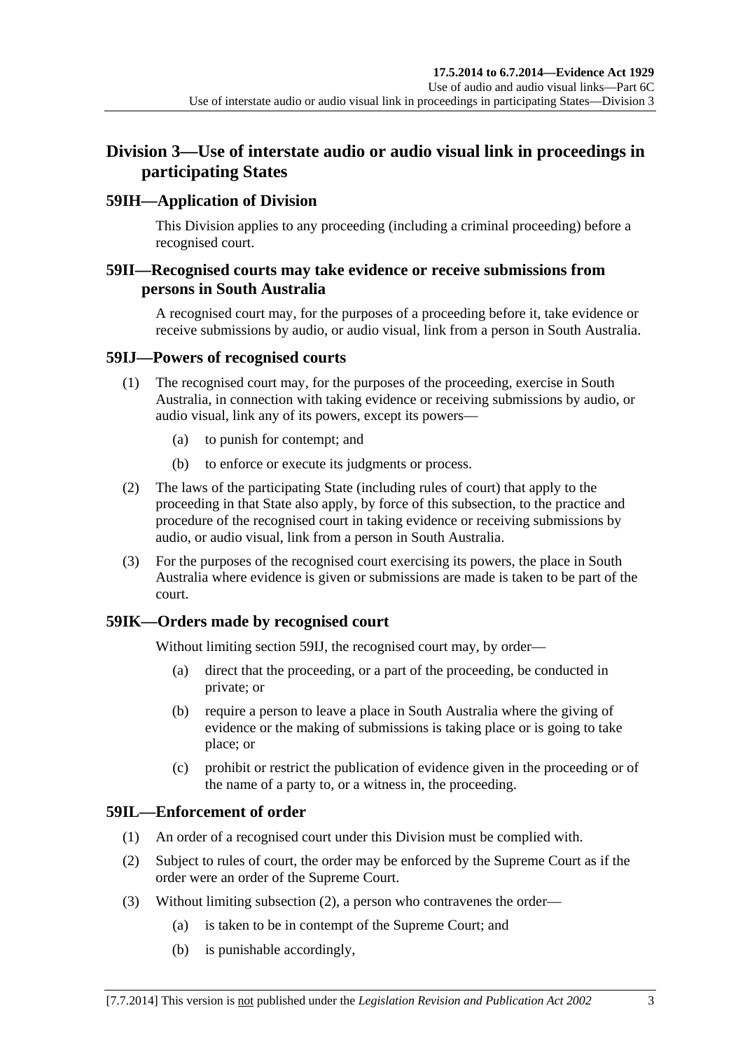## Division 3—Use of interstate audio or audio visual link in proceedings in participating States

### 59IH—Application of Division

This Division applies to any proceeding (including a criminal proceeding) before a recognised court.

### 59II—Recognised courts may take evidence or receive submissions from persons in South Australia

A recognised court may, for the purposes of a proceeding before it, take evidence or receive submissions by audio, or audio visual, link from a person in South Australia.

### 59IJ—Powers of recognised courts

(1) The recognised court may, for the purposes of the proceeding, exercise in South Australia, in connection with taking evidence or receiving submissions by audio, or audio visual, link any of its powers, except its powers—

(a) to punish for contempt; and

(b) to enforce or execute its judgments or process.

(2) The laws of the participating State (including rules of court) that apply to the proceeding in that State also apply, by force of this subsection, to the practice and procedure of the recognised court in taking evidence or receiving submissions by audio, or audio visual, link from a person in South Australia.

(3) For the purposes of the recognised court exercising its powers, the place in South Australia where evidence is given or submissions are made is taken to be part of the court.

### 59IK—Orders made by recognised court

Without limiting section 59IJ, the recognised court may, by order—

(a) direct that the proceeding, or a part of the proceeding, be conducted in private; or

(b) require a person to leave a place in South Australia where the giving of evidence or the making of submissions is taking place or is going to take place; or

(c) prohibit or restrict the publication of evidence given in the proceeding or of the name of a party to, or a witness in, the proceeding.

### 59IL—Enforcement of order

(1) An order of a recognised court under this Division must be complied with.

(2) Subject to rules of court, the order may be enforced by the Supreme Court as if the order were an order of the Supreme Court.

(3) Without limiting subsection (2), a person who contravenes the order—

(a) is taken to be in contempt of the Supreme Court; and

(b) is punishable accordingly,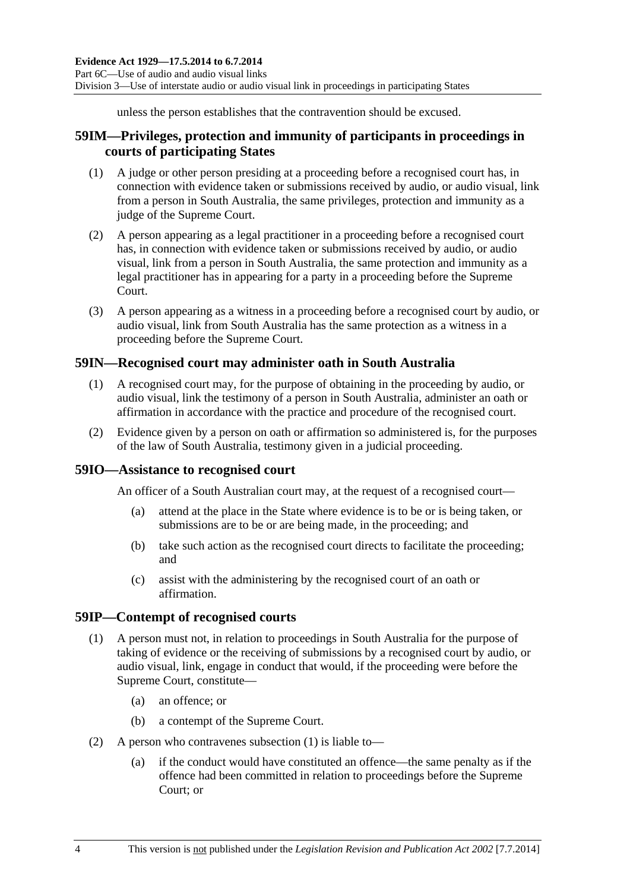unless the person establishes that the contravention should be excused.

## 59IM—Privileges, protection and immunity of participants in proceedings in courts of participating States

(1) A judge or other person presiding at a proceeding before a recognised court has, in connection with evidence taken or submissions received by audio, or audio visual, link from a person in South Australia, the same privileges, protection and immunity as a judge of the Supreme Court.

(2) A person appearing as a legal practitioner in a proceeding before a recognised court has, in connection with evidence taken or submissions received by audio, or audio visual, link from a person in South Australia, the same protection and immunity as a legal practitioner has in appearing for a party in a proceeding before the Supreme Court.

(3) A person appearing as a witness in a proceeding before a recognised court by audio, or audio visual, link from South Australia has the same protection as a witness in a proceeding before the Supreme Court.

## 59IN—Recognised court may administer oath in South Australia

(1) A recognised court may, for the purpose of obtaining in the proceeding by audio, or audio visual, link the testimony of a person in South Australia, administer an oath or affirmation in accordance with the practice and procedure of the recognised court.

(2) Evidence given by a person on oath or affirmation so administered is, for the purposes of the law of South Australia, testimony given in a judicial proceeding.

## 59IO—Assistance to recognised court

An officer of a South Australian court may, at the request of a recognised court—

(a) attend at the place in the State where evidence is to be or is being taken, or submissions are to be or are being made, in the proceeding; and

(b) take such action as the recognised court directs to facilitate the proceeding; and

(c) assist with the administering by the recognised court of an oath or affirmation.

## 59IP—Contempt of recognised courts

(1) A person must not, in relation to proceedings in South Australia for the purpose of taking of evidence or the receiving of submissions by a recognised court by audio, or audio visual, link, engage in conduct that would, if the proceeding were before the Supreme Court, constitute—

(a) an offence; or

(b) a contempt of the Supreme Court.

(2) A person who contravenes subsection (1) is liable to—

(a) if the conduct would have constituted an offence—the same penalty as if the offence had been committed in relation to proceedings before the Supreme Court; or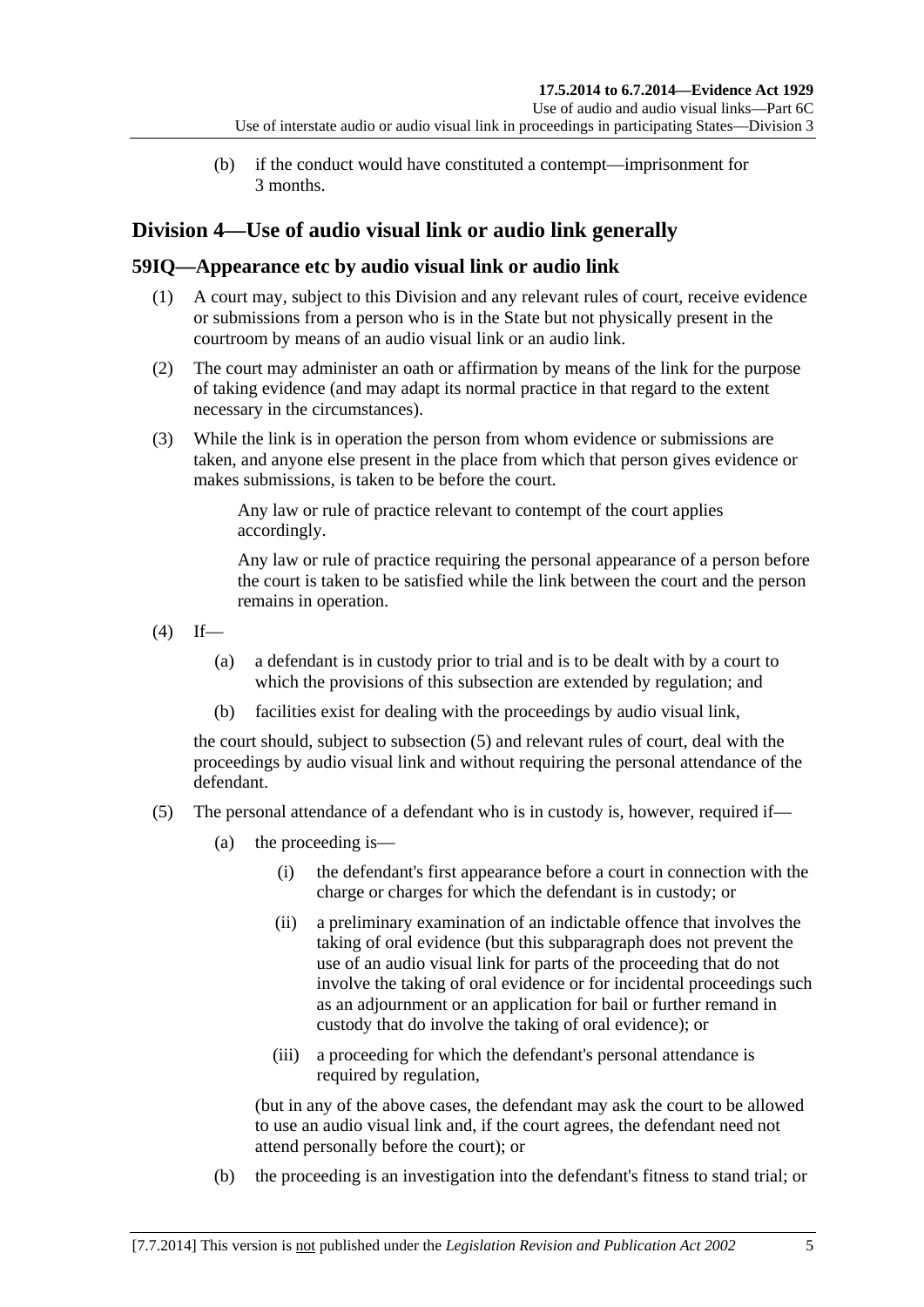(b) if the conduct would have constituted a contempt—imprisonment for 3 months.

## Division 4—Use of audio visual link or audio link generally

### 59IQ—Appearance etc by audio visual link or audio link

(1) A court may, subject to this Division and any relevant rules of court, receive evidence or submissions from a person who is in the State but not physically present in the courtroom by means of an audio visual link or an audio link.

(2) The court may administer an oath or affirmation by means of the link for the purpose of taking evidence (and may adapt its normal practice in that regard to the extent necessary in the circumstances).

(3) While the link is in operation the person from whom evidence or submissions are taken, and anyone else present in the place from which that person gives evidence or makes submissions, is taken to be before the court.

Any law or rule of practice relevant to contempt of the court applies accordingly.

Any law or rule of practice requiring the personal appearance of a person before the court is taken to be satisfied while the link between the court and the person remains in operation.

(4) If—

(a) a defendant is in custody prior to trial and is to be dealt with by a court to which the provisions of this subsection are extended by regulation; and

(b) facilities exist for dealing with the proceedings by audio visual link,

the court should, subject to subsection (5) and relevant rules of court, deal with the proceedings by audio visual link and without requiring the personal attendance of the defendant.

(5) The personal attendance of a defendant who is in custody is, however, required if—

(a) the proceeding is—

(i) the defendant's first appearance before a court in connection with the charge or charges for which the defendant is in custody; or

(ii) a preliminary examination of an indictable offence that involves the taking of oral evidence (but this subparagraph does not prevent the use of an audio visual link for parts of the proceeding that do not involve the taking of oral evidence or for incidental proceedings such as an adjournment or an application for bail or further remand in custody that do involve the taking of oral evidence); or

(iii) a proceeding for which the defendant's personal attendance is required by regulation,

(but in any of the above cases, the defendant may ask the court to be allowed to use an audio visual link and, if the court agrees, the defendant need not attend personally before the court); or

(b) the proceeding is an investigation into the defendant's fitness to stand trial; or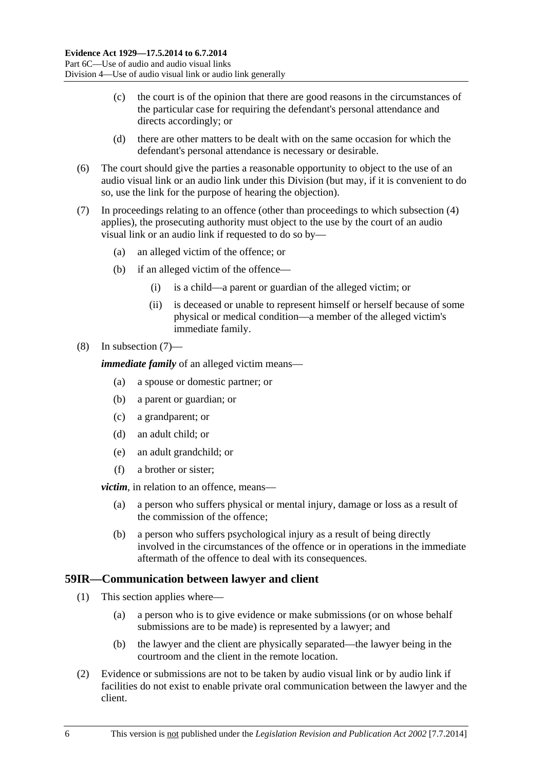(c) the court is of the opinion that there are good reasons in the circumstances of the particular case for requiring the defendant's personal attendance and directs accordingly; or

(d) there are other matters to be dealt with on the same occasion for which the defendant's personal attendance is necessary or desirable.

(6) The court should give the parties a reasonable opportunity to object to the use of an audio visual link or an audio link under this Division (but may, if it is convenient to do so, use the link for the purpose of hearing the objection).

(7) In proceedings relating to an offence (other than proceedings to which subsection (4) applies), the prosecuting authority must object to the use by the court of an audio visual link or an audio link if requested to do so by—

(a) an alleged victim of the offence; or

(b) if an alleged victim of the offence—

(i) is a child—a parent or guardian of the alleged victim; or

(ii) is deceased or unable to represent himself or herself because of some physical or medical condition—a member of the alleged victim's immediate family.

(8) In subsection (7)—

***immediate family*** of an alleged victim means—

(a) a spouse or domestic partner; or

(b) a parent or guardian; or

(c) a grandparent; or

(d) an adult child; or

(e) an adult grandchild; or

(f) a brother or sister;

***victim***, in relation to an offence, means—

(a) a person who suffers physical or mental injury, damage or loss as a result of the commission of the offence;

(b) a person who suffers psychological injury as a result of being directly involved in the circumstances of the offence or in operations in the immediate aftermath of the offence to deal with its consequences.

## 59IR—Communication between lawyer and client

(1) This section applies where—

(a) a person who is to give evidence or make submissions (or on whose behalf submissions are to be made) is represented by a lawyer; and

(b) the lawyer and the client are physically separated—the lawyer being in the courtroom and the client in the remote location.

(2) Evidence or submissions are not to be taken by audio visual link or by audio link if facilities do not exist to enable private oral communication between the lawyer and the client.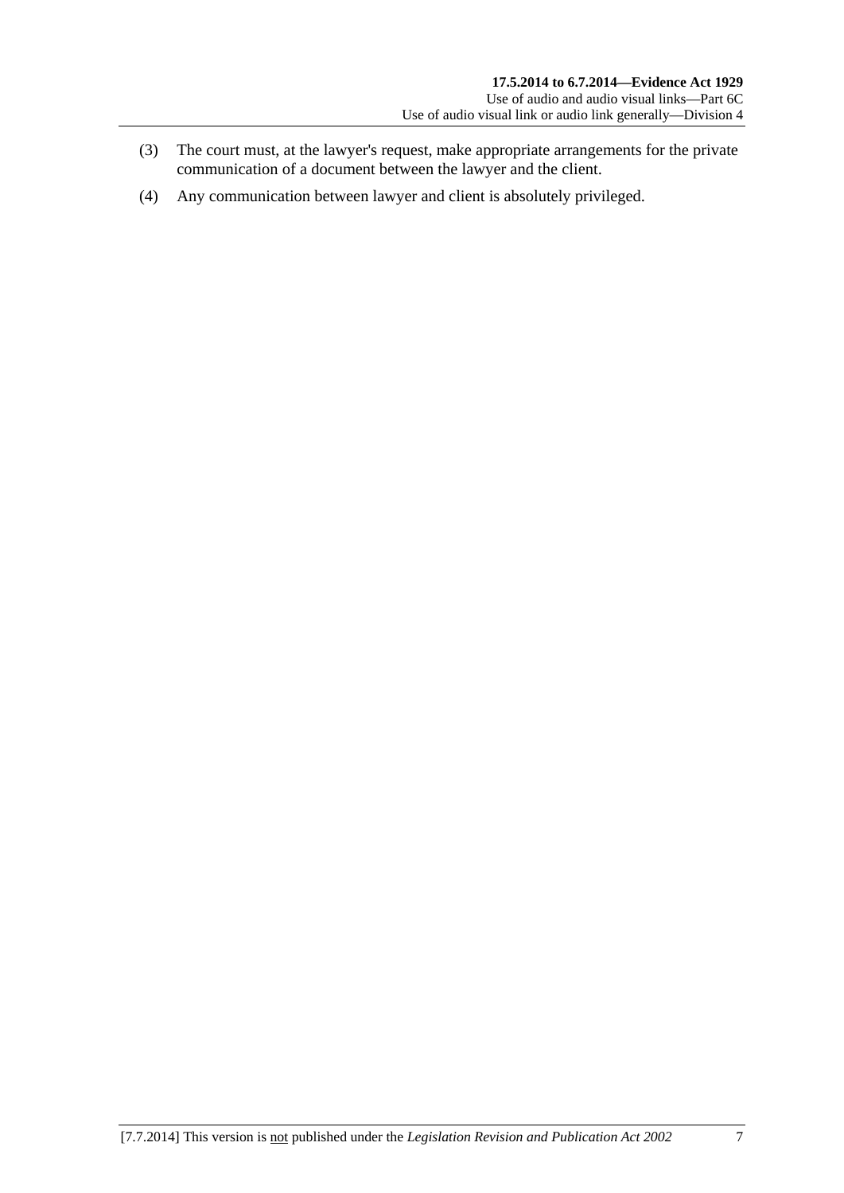(3) The court must, at the lawyer's request, make appropriate arrangements for the private communication of a document between the lawyer and the client.

(4) Any communication between lawyer and client is absolutely privileged.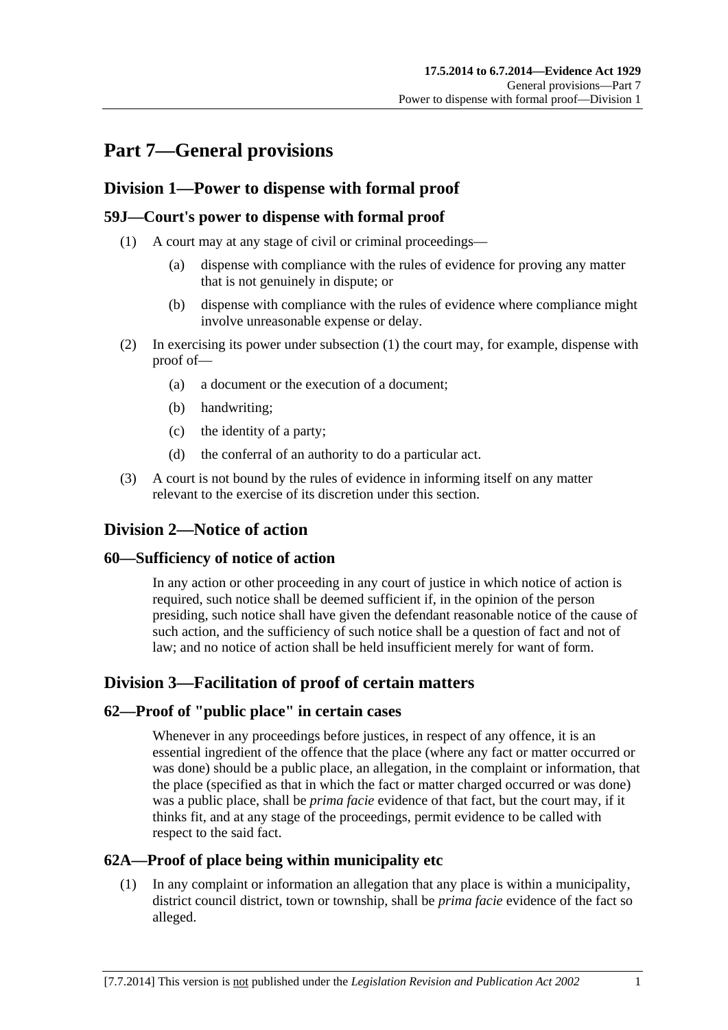# Part 7—General provisions

## Division 1—Power to dispense with formal proof

### 59J—Court's power to dispense with formal proof

(1) A court may at any stage of civil or criminal proceedings—

(a) dispense with compliance with the rules of evidence for proving any matter that is not genuinely in dispute; or

(b) dispense with compliance with the rules of evidence where compliance might involve unreasonable expense or delay.

(2) In exercising its power under subsection (1) the court may, for example, dispense with proof of—

(a) a document or the execution of a document;

(b) handwriting;

(c) the identity of a party;

(d) the conferral of an authority to do a particular act.

(3) A court is not bound by the rules of evidence in informing itself on any matter relevant to the exercise of its discretion under this section.

## Division 2—Notice of action

### 60—Sufficiency of notice of action

In any action or other proceeding in any court of justice in which notice of action is required, such notice shall be deemed sufficient if, in the opinion of the person presiding, such notice shall have given the defendant reasonable notice of the cause of such action, and the sufficiency of such notice shall be a question of fact and not of law; and no notice of action shall be held insufficient merely for want of form.

## Division 3—Facilitation of proof of certain matters

### 62—Proof of "public place" in certain cases

Whenever in any proceedings before justices, in respect of any offence, it is an essential ingredient of the offence that the place (where any fact or matter occurred or was done) should be a public place, an allegation, in the complaint or information, that the place (specified as that in which the fact or matter charged occurred or was done) was a public place, shall be *prima facie* evidence of that fact, but the court may, if it thinks fit, and at any stage of the proceedings, permit evidence to be called with respect to the said fact.

### 62A—Proof of place being within municipality etc

(1) In any complaint or information an allegation that any place is within a municipality, district council district, town or township, shall be *prima facie* evidence of the fact so alleged.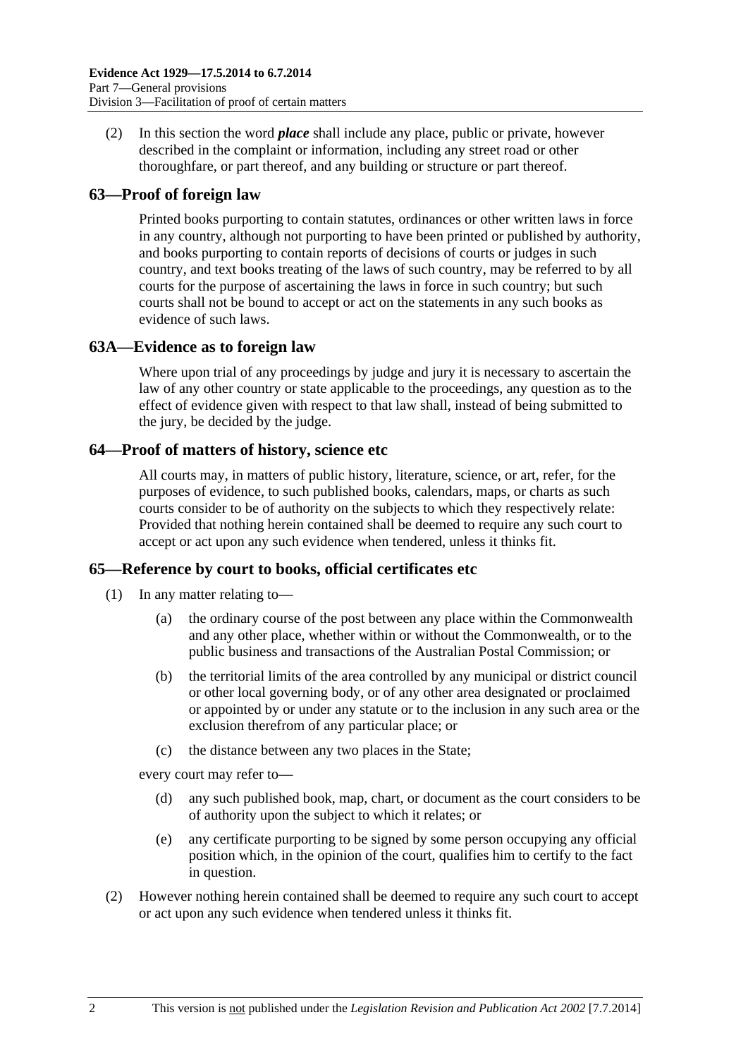(2) In this section the word ***place*** shall include any place, public or private, however described in the complaint or information, including any street road or other thoroughfare, or part thereof, and any building or structure or part thereof.

## 63—Proof of foreign law

Printed books purporting to contain statutes, ordinances or other written laws in force in any country, although not purporting to have been printed or published by authority, and books purporting to contain reports of decisions of courts or judges in such country, and text books treating of the laws of such country, may be referred to by all courts for the purpose of ascertaining the laws in force in such country; but such courts shall not be bound to accept or act on the statements in any such books as evidence of such laws.

## 63A—Evidence as to foreign law

Where upon trial of any proceedings by judge and jury it is necessary to ascertain the law of any other country or state applicable to the proceedings, any question as to the effect of evidence given with respect to that law shall, instead of being submitted to the jury, be decided by the judge.

## 64—Proof of matters of history, science etc

All courts may, in matters of public history, literature, science, or art, refer, for the purposes of evidence, to such published books, calendars, maps, or charts as such courts consider to be of authority on the subjects to which they respectively relate: Provided that nothing herein contained shall be deemed to require any such court to accept or act upon any such evidence when tendered, unless it thinks fit.

## 65—Reference by court to books, official certificates etc

(1) In any matter relating to—

(a) the ordinary course of the post between any place within the Commonwealth and any other place, whether within or without the Commonwealth, or to the public business and transactions of the Australian Postal Commission; or

(b) the territorial limits of the area controlled by any municipal or district council or other local governing body, or of any other area designated or proclaimed or appointed by or under any statute or to the inclusion in any such area or the exclusion therefrom of any particular place; or

(c) the distance between any two places in the State;

every court may refer to—

(d) any such published book, map, chart, or document as the court considers to be of authority upon the subject to which it relates; or

(e) any certificate purporting to be signed by some person occupying any official position which, in the opinion of the court, qualifies him to certify to the fact in question.

(2) However nothing herein contained shall be deemed to require any such court to accept or act upon any such evidence when tendered unless it thinks fit.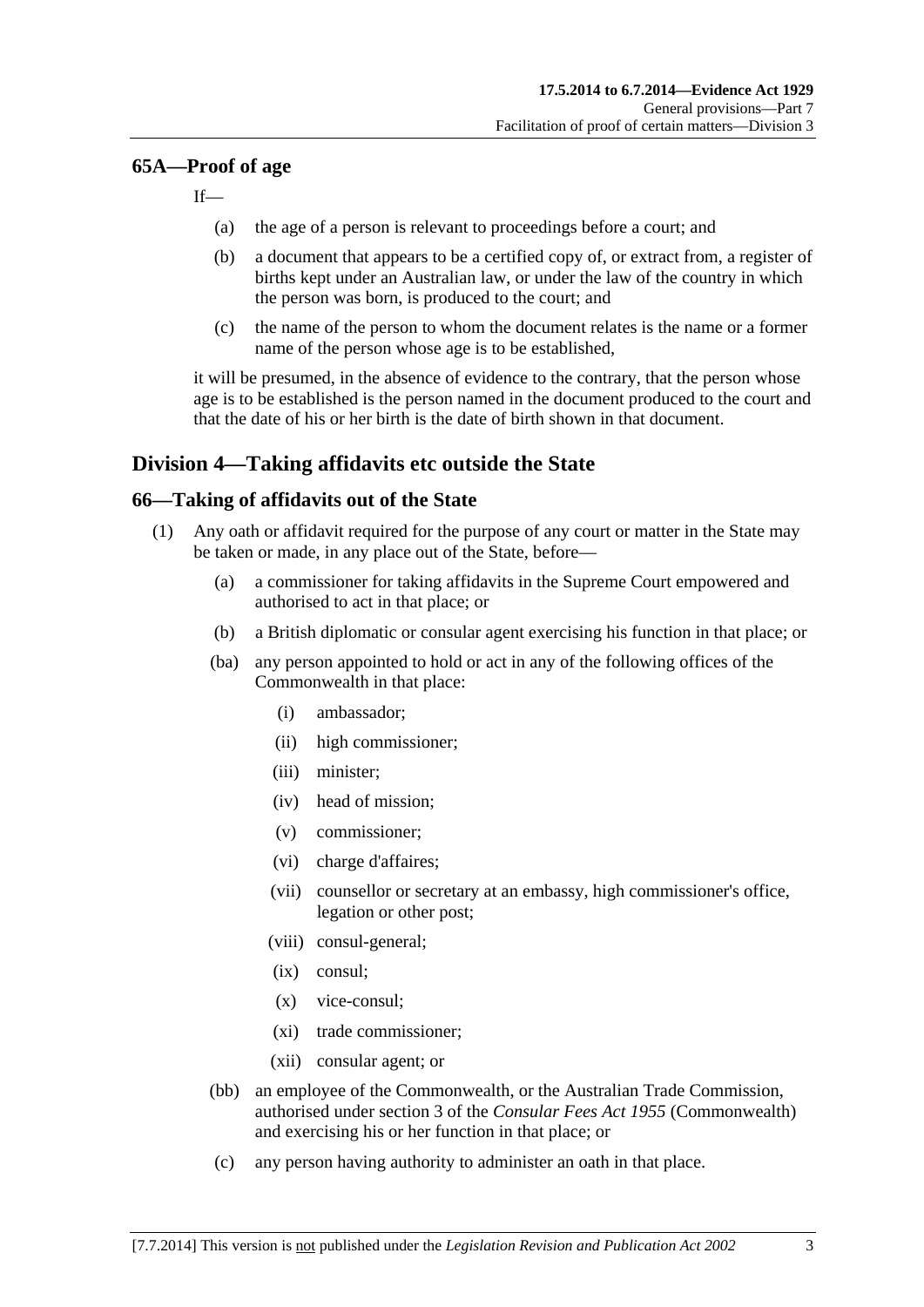## 65A—Proof of age

If—

(a) the age of a person is relevant to proceedings before a court; and

(b) a document that appears to be a certified copy of, or extract from, a register of births kept under an Australian law, or under the law of the country in which the person was born, is produced to the court; and

(c) the name of the person to whom the document relates is the name or a former name of the person whose age is to be established,

it will be presumed, in the absence of evidence to the contrary, that the person whose age is to be established is the person named in the document produced to the court and that the date of his or her birth is the date of birth shown in that document.

# Division 4—Taking affidavits etc outside the State

## 66—Taking of affidavits out of the State

(1) Any oath or affidavit required for the purpose of any court or matter in the State may be taken or made, in any place out of the State, before—

(a) a commissioner for taking affidavits in the Supreme Court empowered and authorised to act in that place; or

(b) a British diplomatic or consular agent exercising his function in that place; or

(ba) any person appointed to hold or act in any of the following offices of the Commonwealth in that place:

(i) ambassador;

(ii) high commissioner;

(iii) minister;

(iv) head of mission;

(v) commissioner;

(vi) charge d'affaires;

(vii) counsellor or secretary at an embassy, high commissioner's office, legation or other post;

(viii) consul-general;

(ix) consul;

(x) vice-consul;

(xi) trade commissioner;

(xii) consular agent; or

(bb) an employee of the Commonwealth, or the Australian Trade Commission, authorised under section 3 of the *Consular Fees Act 1955* (Commonwealth) and exercising his or her function in that place; or

(c) any person having authority to administer an oath in that place.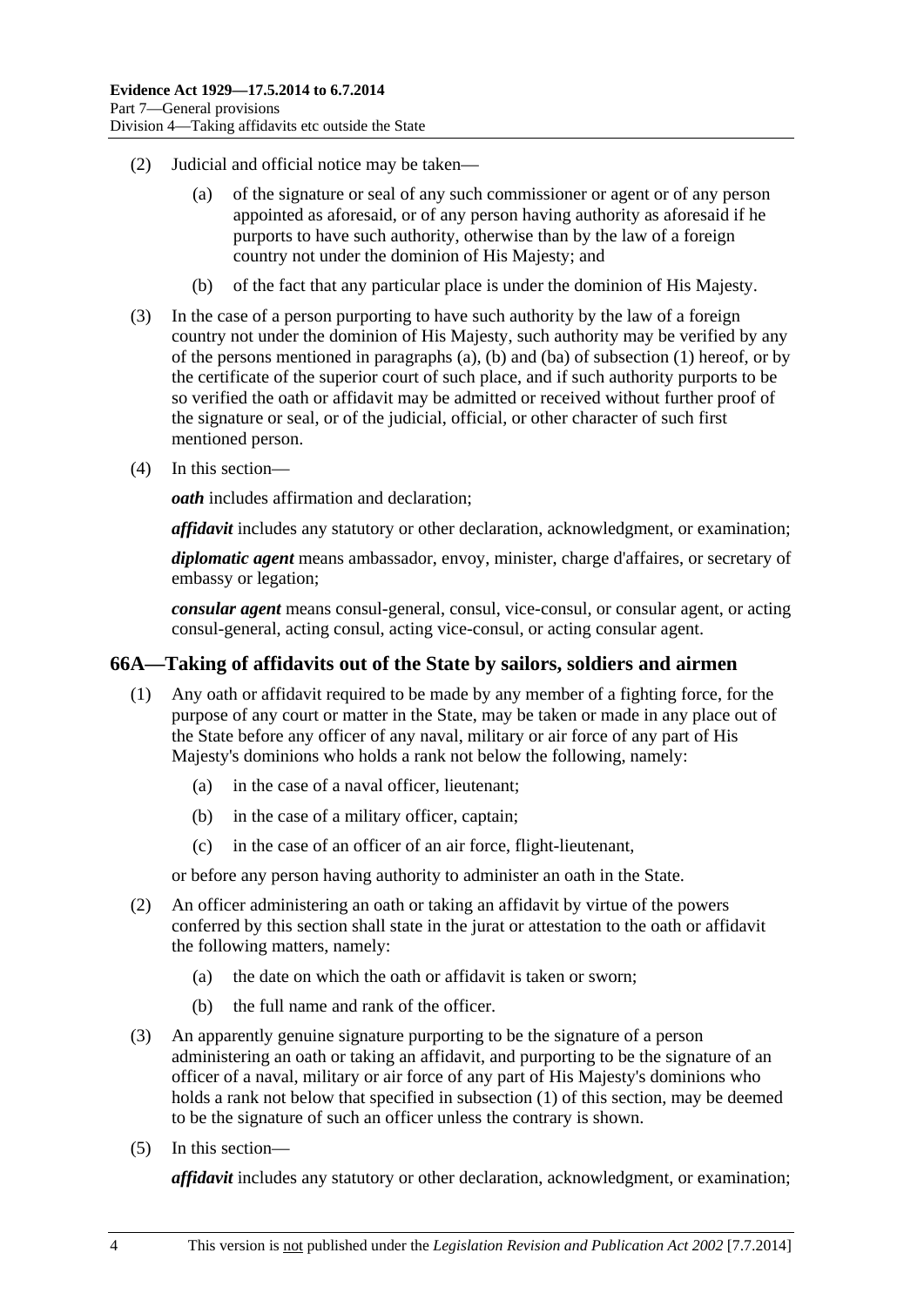(2) Judicial and official notice may be taken—

(a) of the signature or seal of any such commissioner or agent or of any person appointed as aforesaid, or of any person having authority as aforesaid if he purports to have such authority, otherwise than by the law of a foreign country not under the dominion of His Majesty; and

(b) of the fact that any particular place is under the dominion of His Majesty.

(3) In the case of a person purporting to have such authority by the law of a foreign country not under the dominion of His Majesty, such authority may be verified by any of the persons mentioned in paragraphs (a), (b) and (ba) of subsection (1) hereof, or by the certificate of the superior court of such place, and if such authority purports to be so verified the oath or affidavit may be admitted or received without further proof of the signature or seal, or of the judicial, official, or other character of such first mentioned person.

(4) In this section—

***oath*** includes affirmation and declaration;

***affidavit*** includes any statutory or other declaration, acknowledgment, or examination;

***diplomatic agent*** means ambassador, envoy, minister, charge d'affaires, or secretary of embassy or legation;

***consular agent*** means consul-general, consul, vice-consul, or consular agent, or acting consul-general, acting consul, acting vice-consul, or acting consular agent.

## 66A—Taking of affidavits out of the State by sailors, soldiers and airmen

(1) Any oath or affidavit required to be made by any member of a fighting force, for the purpose of any court or matter in the State, may be taken or made in any place out of the State before any officer of any naval, military or air force of any part of His Majesty's dominions who holds a rank not below the following, namely:

(a) in the case of a naval officer, lieutenant;

(b) in the case of a military officer, captain;

(c) in the case of an officer of an air force, flight-lieutenant,

or before any person having authority to administer an oath in the State.

(2) An officer administering an oath or taking an affidavit by virtue of the powers conferred by this section shall state in the jurat or attestation to the oath or affidavit the following matters, namely:

(a) the date on which the oath or affidavit is taken or sworn;

(b) the full name and rank of the officer.

(3) An apparently genuine signature purporting to be the signature of a person administering an oath or taking an affidavit, and purporting to be the signature of an officer of a naval, military or air force of any part of His Majesty's dominions who holds a rank not below that specified in subsection (1) of this section, may be deemed to be the signature of such an officer unless the contrary is shown.

(5) In this section—

***affidavit*** includes any statutory or other declaration, acknowledgment, or examination;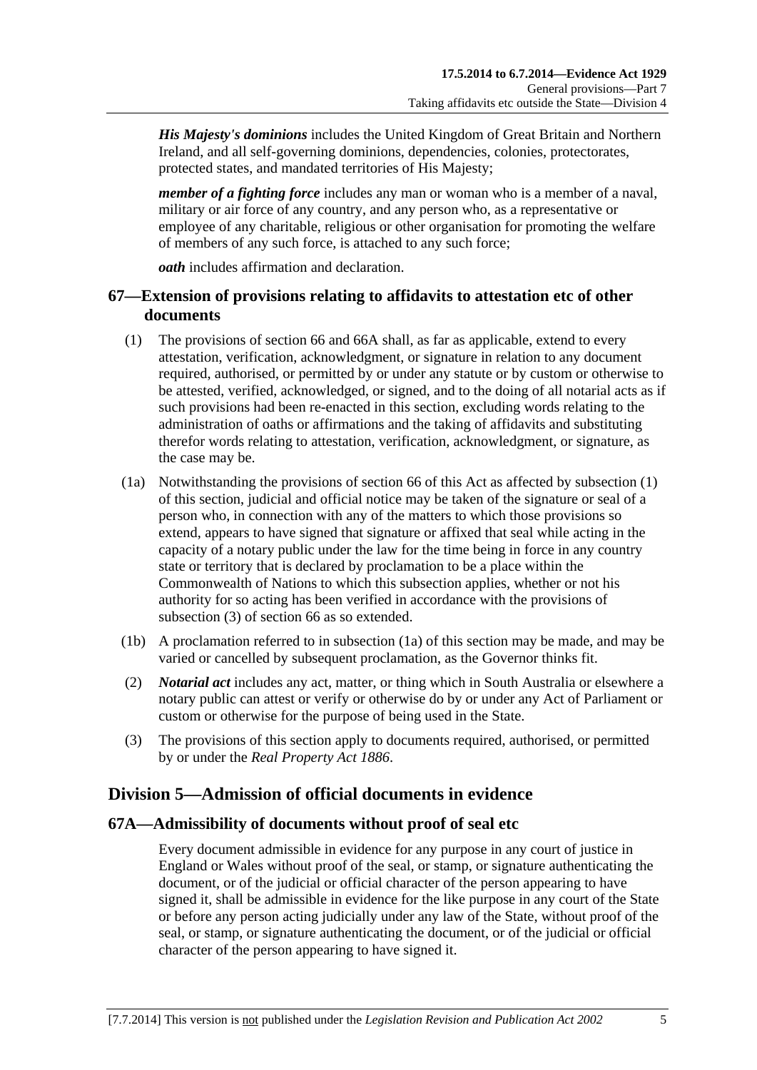***His Majesty's dominions*** includes the United Kingdom of Great Britain and Northern Ireland, and all self-governing dominions, dependencies, colonies, protectorates, protected states, and mandated territories of His Majesty;

***member of a fighting force*** includes any man or woman who is a member of a naval, military or air force of any country, and any person who, as a representative or employee of any charitable, religious or other organisation for promoting the welfare of members of any such force, is attached to any such force;

***oath*** includes affirmation and declaration.

## 67—Extension of provisions relating to affidavits to attestation etc of other documents

(1) The provisions of section 66 and 66A shall, as far as applicable, extend to every attestation, verification, acknowledgment, or signature in relation to any document required, authorised, or permitted by or under any statute or by custom or otherwise to be attested, verified, acknowledged, or signed, and to the doing of all notarial acts as if such provisions had been re-enacted in this section, excluding words relating to the administration of oaths or affirmations and the taking of affidavits and substituting therefor words relating to attestation, verification, acknowledgment, or signature, as the case may be.

(1a) Notwithstanding the provisions of section 66 of this Act as affected by subsection (1) of this section, judicial and official notice may be taken of the signature or seal of a person who, in connection with any of the matters to which those provisions so extend, appears to have signed that signature or affixed that seal while acting in the capacity of a notary public under the law for the time being in force in any country state or territory that is declared by proclamation to be a place within the Commonwealth of Nations to which this subsection applies, whether or not his authority for so acting has been verified in accordance with the provisions of subsection (3) of section 66 as so extended.

(1b) A proclamation referred to in subsection (1a) of this section may be made, and may be varied or cancelled by subsequent proclamation, as the Governor thinks fit.

(2) ***Notarial act*** includes any act, matter, or thing which in South Australia or elsewhere a notary public can attest or verify or otherwise do by or under any Act of Parliament or custom or otherwise for the purpose of being used in the State.

(3) The provisions of this section apply to documents required, authorised, or permitted by or under the *Real Property Act 1886*.

# Division 5—Admission of official documents in evidence

## 67A—Admissibility of documents without proof of seal etc

Every document admissible in evidence for any purpose in any court of justice in England or Wales without proof of the seal, or stamp, or signature authenticating the document, or of the judicial or official character of the person appearing to have signed it, shall be admissible in evidence for the like purpose in any court of the State or before any person acting judicially under any law of the State, without proof of the seal, or stamp, or signature authenticating the document, or of the judicial or official character of the person appearing to have signed it.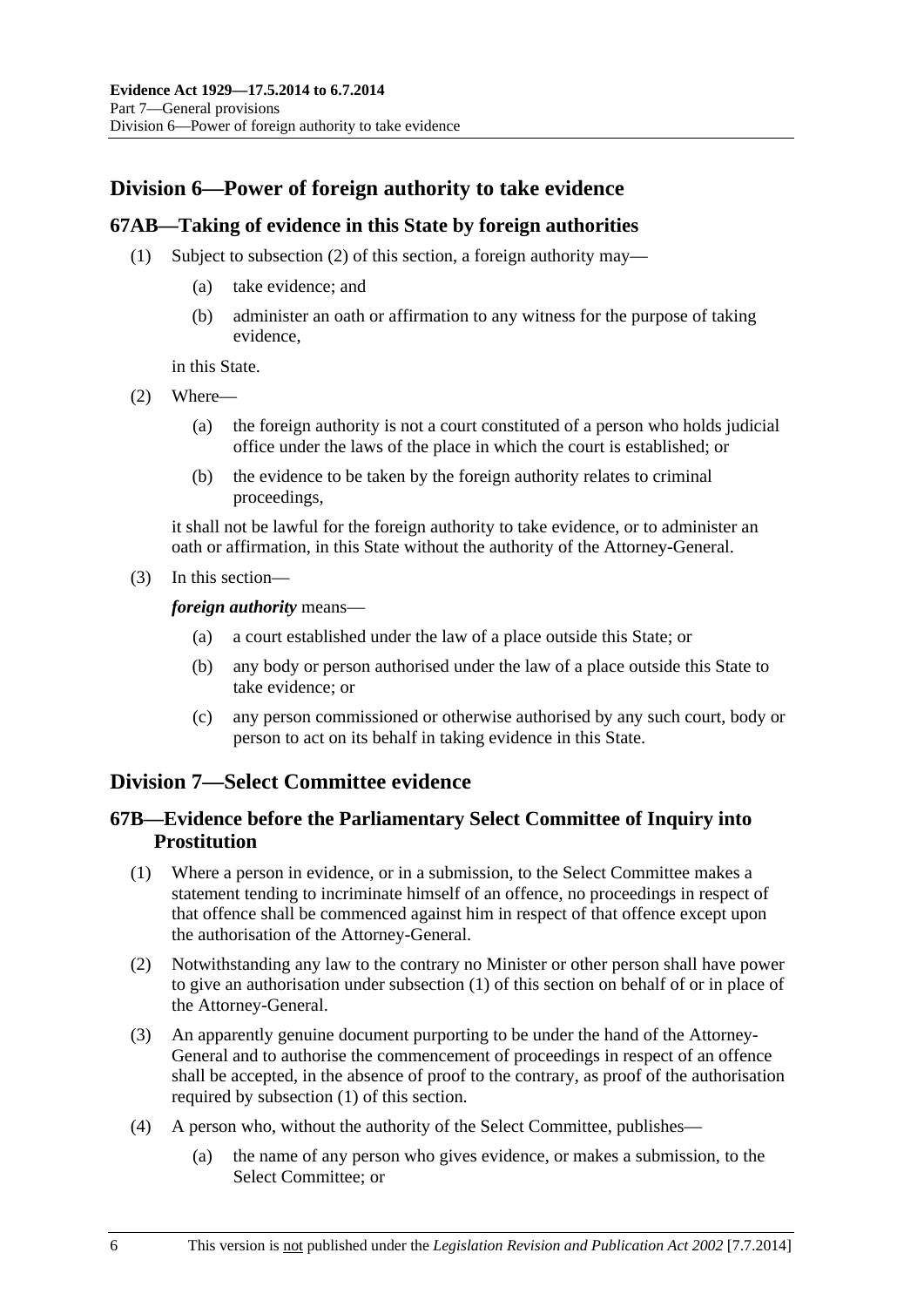## Division 6—Power of foreign authority to take evidence

### 67AB—Taking of evidence in this State by foreign authorities

(1) Subject to subsection (2) of this section, a foreign authority may—

(a) take evidence; and

(b) administer an oath or affirmation to any witness for the purpose of taking evidence,

in this State.

(2) Where—

(a) the foreign authority is not a court constituted of a person who holds judicial office under the laws of the place in which the court is established; or

(b) the evidence to be taken by the foreign authority relates to criminal proceedings,

it shall not be lawful for the foreign authority to take evidence, or to administer an oath or affirmation, in this State without the authority of the Attorney-General.

(3) In this section—

***foreign authority*** means—

(a) a court established under the law of a place outside this State; or

(b) any body or person authorised under the law of a place outside this State to take evidence; or

(c) any person commissioned or otherwise authorised by any such court, body or person to act on its behalf in taking evidence in this State.

## Division 7—Select Committee evidence

### 67B—Evidence before the Parliamentary Select Committee of Inquiry into Prostitution

(1) Where a person in evidence, or in a submission, to the Select Committee makes a statement tending to incriminate himself of an offence, no proceedings in respect of that offence shall be commenced against him in respect of that offence except upon the authorisation of the Attorney-General.

(2) Notwithstanding any law to the contrary no Minister or other person shall have power to give an authorisation under subsection (1) of this section on behalf of or in place of the Attorney-General.

(3) An apparently genuine document purporting to be under the hand of the Attorney-General and to authorise the commencement of proceedings in respect of an offence shall be accepted, in the absence of proof to the contrary, as proof of the authorisation required by subsection (1) of this section.

(4) A person who, without the authority of the Select Committee, publishes—

(a) the name of any person who gives evidence, or makes a submission, to the Select Committee; or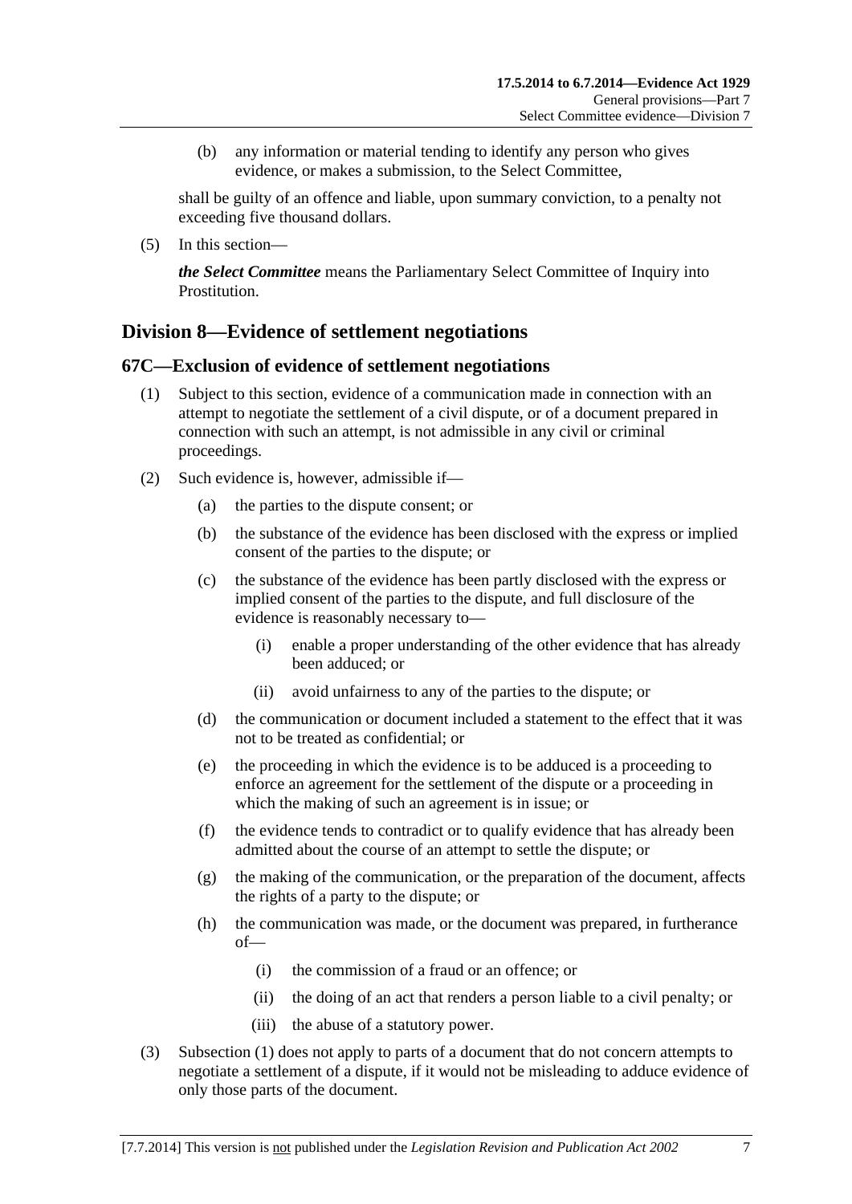(b) any information or material tending to identify any person who gives evidence, or makes a submission, to the Select Committee,

shall be guilty of an offence and liable, upon summary conviction, to a penalty not exceeding five thousand dollars.

(5) In this section—

***the Select Committee*** means the Parliamentary Select Committee of Inquiry into Prostitution.

## Division 8—Evidence of settlement negotiations

### 67C—Exclusion of evidence of settlement negotiations

(1) Subject to this section, evidence of a communication made in connection with an attempt to negotiate the settlement of a civil dispute, or of a document prepared in connection with such an attempt, is not admissible in any civil or criminal proceedings.

(2) Such evidence is, however, admissible if—

(a) the parties to the dispute consent; or

(b) the substance of the evidence has been disclosed with the express or implied consent of the parties to the dispute; or

(c) the substance of the evidence has been partly disclosed with the express or implied consent of the parties to the dispute, and full disclosure of the evidence is reasonably necessary to—

(i) enable a proper understanding of the other evidence that has already been adduced; or

(ii) avoid unfairness to any of the parties to the dispute; or

(d) the communication or document included a statement to the effect that it was not to be treated as confidential; or

(e) the proceeding in which the evidence is to be adduced is a proceeding to enforce an agreement for the settlement of the dispute or a proceeding in which the making of such an agreement is in issue; or

(f) the evidence tends to contradict or to qualify evidence that has already been admitted about the course of an attempt to settle the dispute; or

(g) the making of the communication, or the preparation of the document, affects the rights of a party to the dispute; or

(h) the communication was made, or the document was prepared, in furtherance of—

(i) the commission of a fraud or an offence; or

(ii) the doing of an act that renders a person liable to a civil penalty; or

(iii) the abuse of a statutory power.

(3) Subsection (1) does not apply to parts of a document that do not concern attempts to negotiate a settlement of a dispute, if it would not be misleading to adduce evidence of only those parts of the document.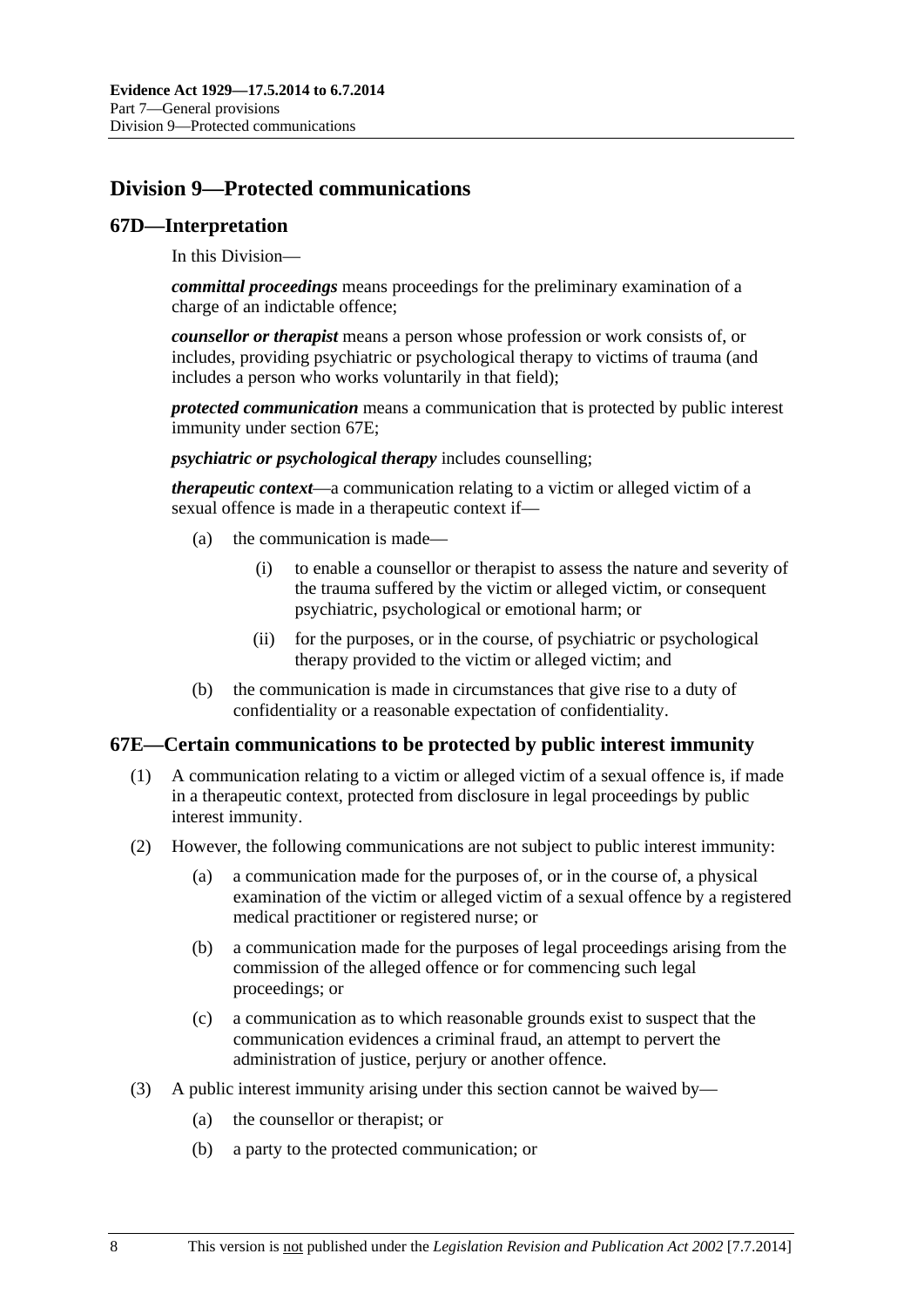## Division 9—Protected communications

### 67D—Interpretation

In this Division—

***committal proceedings*** means proceedings for the preliminary examination of a charge of an indictable offence;

***counsellor or therapist*** means a person whose profession or work consists of, or includes, providing psychiatric or psychological therapy to victims of trauma (and includes a person who works voluntarily in that field);

***protected communication*** means a communication that is protected by public interest immunity under section 67E;

***psychiatric or psychological therapy*** includes counselling;

***therapeutic context***—a communication relating to a victim or alleged victim of a sexual offence is made in a therapeutic context if—

- (a) the communication is made—
  - (i) to enable a counsellor or therapist to assess the nature and severity of the trauma suffered by the victim or alleged victim, or consequent psychiatric, psychological or emotional harm; or
  - (ii) for the purposes, or in the course, of psychiatric or psychological therapy provided to the victim or alleged victim; and
- (b) the communication is made in circumstances that give rise to a duty of confidentiality or a reasonable expectation of confidentiality.

### 67E—Certain communications to be protected by public interest immunity

(1) A communication relating to a victim or alleged victim of a sexual offence is, if made in a therapeutic context, protected from disclosure in legal proceedings by public interest immunity.

(2) However, the following communications are not subject to public interest immunity:

- (a) a communication made for the purposes of, or in the course of, a physical examination of the victim or alleged victim of a sexual offence by a registered medical practitioner or registered nurse; or
- (b) a communication made for the purposes of legal proceedings arising from the commission of the alleged offence or for commencing such legal proceedings; or
- (c) a communication as to which reasonable grounds exist to suspect that the communication evidences a criminal fraud, an attempt to pervert the administration of justice, perjury or another offence.

(3) A public interest immunity arising under this section cannot be waived by—

- (a) the counsellor or therapist; or
- (b) a party to the protected communication; or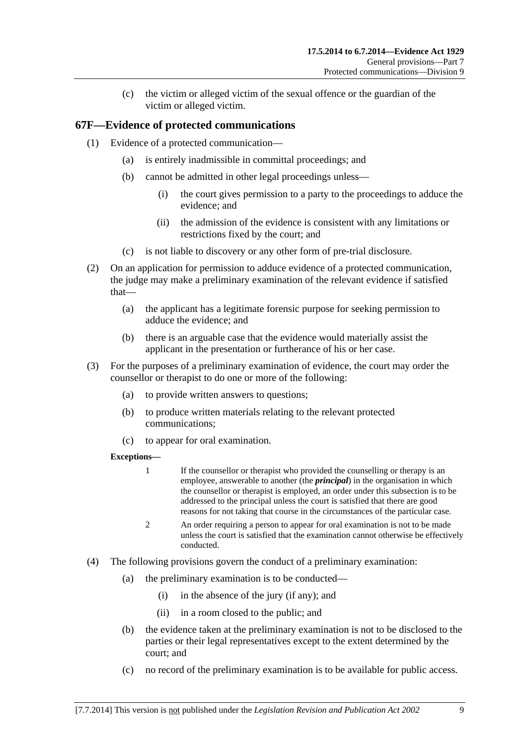(c) the victim or alleged victim of the sexual offence or the guardian of the victim or alleged victim.

## 67F—Evidence of protected communications

(1) Evidence of a protected communication—

  (a) is entirely inadmissible in committal proceedings; and

  (b) cannot be admitted in other legal proceedings unless—

    (i) the court gives permission to a party to the proceedings to adduce the evidence; and

    (ii) the admission of the evidence is consistent with any limitations or restrictions fixed by the court; and

  (c) is not liable to discovery or any other form of pre-trial disclosure.

(2) On an application for permission to adduce evidence of a protected communication, the judge may make a preliminary examination of the relevant evidence if satisfied that—

  (a) the applicant has a legitimate forensic purpose for seeking permission to adduce the evidence; and

  (b) there is an arguable case that the evidence would materially assist the applicant in the presentation or furtherance of his or her case.

(3) For the purposes of a preliminary examination of evidence, the court may order the counsellor or therapist to do one or more of the following:

  (a) to provide written answers to questions;

  (b) to produce written materials relating to the relevant protected communications;

  (c) to appear for oral examination.

**Exceptions—**

1 If the counsellor or therapist who provided the counselling or therapy is an employee, answerable to another (the ***principal***) in the organisation in which the counsellor or therapist is employed, an order under this subsection is to be addressed to the principal unless the court is satisfied that there are good reasons for not taking that course in the circumstances of the particular case.

2 An order requiring a person to appear for oral examination is not to be made unless the court is satisfied that the examination cannot otherwise be effectively conducted.

(4) The following provisions govern the conduct of a preliminary examination:

  (a) the preliminary examination is to be conducted—

    (i) in the absence of the jury (if any); and

    (ii) in a room closed to the public; and

  (b) the evidence taken at the preliminary examination is not to be disclosed to the parties or their legal representatives except to the extent determined by the court; and

  (c) no record of the preliminary examination is to be available for public access.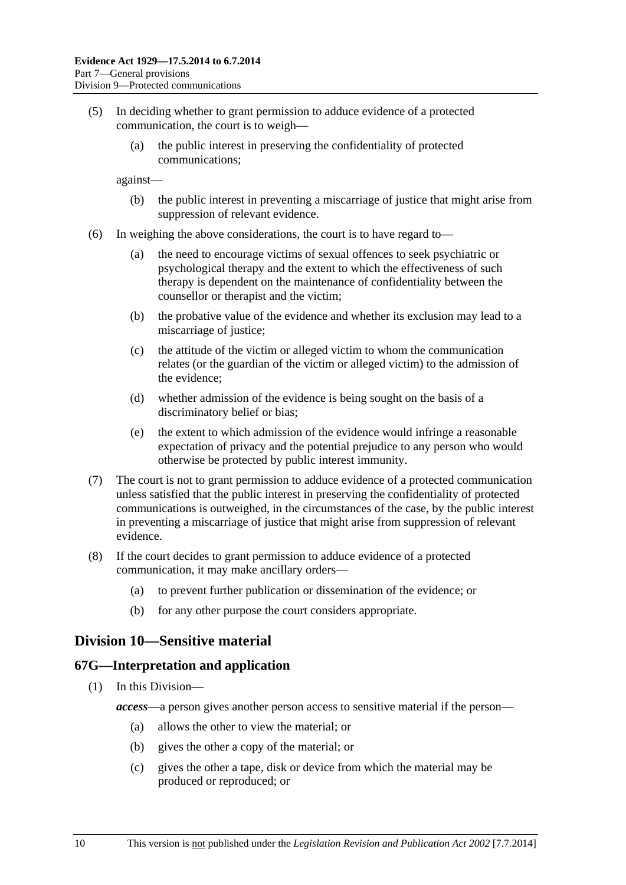(5) In deciding whether to grant permission to adduce evidence of a protected communication, the court is to weigh—

   (a) the public interest in preserving the confidentiality of protected communications;

   against—

   (b) the public interest in preventing a miscarriage of justice that might arise from suppression of relevant evidence.

(6) In weighing the above considerations, the court is to have regard to—

   (a) the need to encourage victims of sexual offences to seek psychiatric or psychological therapy and the extent to which the effectiveness of such therapy is dependent on the maintenance of confidentiality between the counsellor or therapist and the victim;

   (b) the probative value of the evidence and whether its exclusion may lead to a miscarriage of justice;

   (c) the attitude of the victim or alleged victim to whom the communication relates (or the guardian of the victim or alleged victim) to the admission of the evidence;

   (d) whether admission of the evidence is being sought on the basis of a discriminatory belief or bias;

   (e) the extent to which admission of the evidence would infringe a reasonable expectation of privacy and the potential prejudice to any person who would otherwise be protected by public interest immunity.

(7) The court is not to grant permission to adduce evidence of a protected communication unless satisfied that the public interest in preserving the confidentiality of protected communications is outweighed, in the circumstances of the case, by the public interest in preventing a miscarriage of justice that might arise from suppression of relevant evidence.

(8) If the court decides to grant permission to adduce evidence of a protected communication, it may make ancillary orders—

   (a) to prevent further publication or dissemination of the evidence; or

   (b) for any other purpose the court considers appropriate.

## Division 10—Sensitive material

### 67G—Interpretation and application

(1) In this Division—

***access***—a person gives another person access to sensitive material if the person—

   (a) allows the other to view the material; or

   (b) gives the other a copy of the material; or

   (c) gives the other a tape, disk or device from which the material may be produced or reproduced; or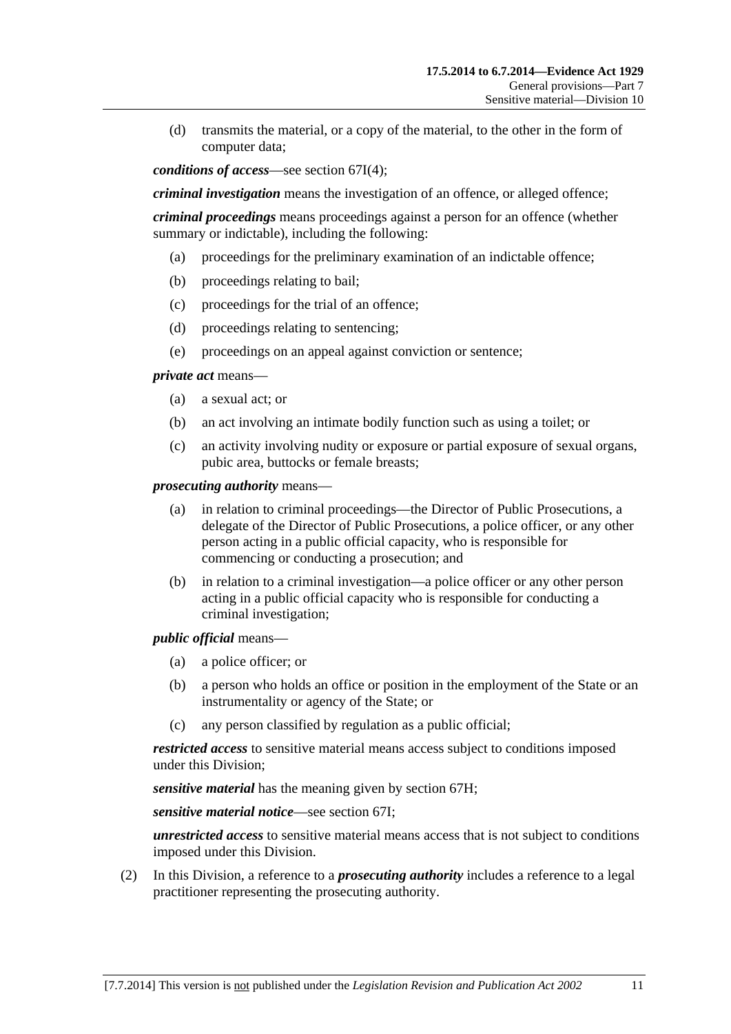(d) transmits the material, or a copy of the material, to the other in the form of computer data;

***conditions of access***—see section 67I(4);

***criminal investigation*** means the investigation of an offence, or alleged offence;

***criminal proceedings*** means proceedings against a person for an offence (whether summary or indictable), including the following:

(a) proceedings for the preliminary examination of an indictable offence;

(b) proceedings relating to bail;

(c) proceedings for the trial of an offence;

(d) proceedings relating to sentencing;

(e) proceedings on an appeal against conviction or sentence;

***private act*** means—

(a) a sexual act; or

(b) an act involving an intimate bodily function such as using a toilet; or

(c) an activity involving nudity or exposure or partial exposure of sexual organs, pubic area, buttocks or female breasts;

***prosecuting authority*** means—

(a) in relation to criminal proceedings—the Director of Public Prosecutions, a delegate of the Director of Public Prosecutions, a police officer, or any other person acting in a public official capacity, who is responsible for commencing or conducting a prosecution; and

(b) in relation to a criminal investigation—a police officer or any other person acting in a public official capacity who is responsible for conducting a criminal investigation;

***public official*** means—

(a) a police officer; or

(b) a person who holds an office or position in the employment of the State or an instrumentality or agency of the State; or

(c) any person classified by regulation as a public official;

***restricted access*** to sensitive material means access subject to conditions imposed under this Division;

***sensitive material*** has the meaning given by section 67H;

***sensitive material notice***—see section 67I;

***unrestricted access*** to sensitive material means access that is not subject to conditions imposed under this Division.

(2) In this Division, a reference to a ***prosecuting authority*** includes a reference to a legal practitioner representing the prosecuting authority.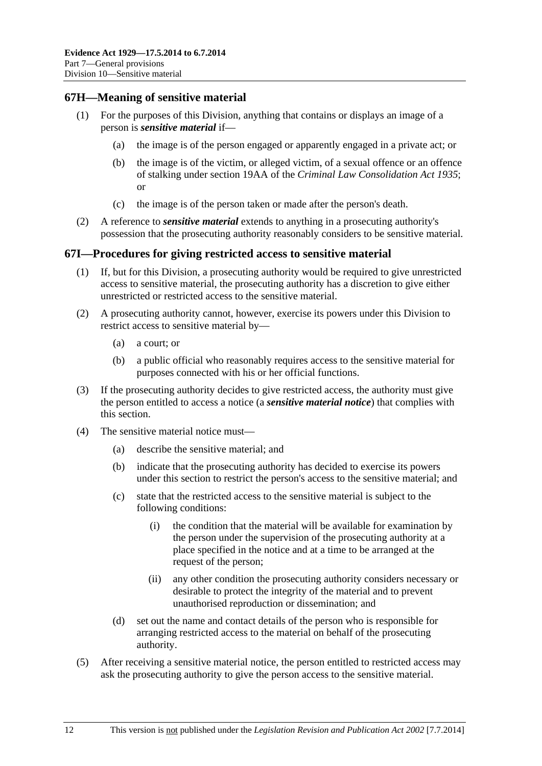## 67H—Meaning of sensitive material

(1) For the purposes of this Division, anything that contains or displays an image of a person is ***sensitive material*** if—

(a) the image is of the person engaged or apparently engaged in a private act; or

(b) the image is of the victim, or alleged victim, of a sexual offence or an offence of stalking under section 19AA of the *Criminal Law Consolidation Act 1935*; or

(c) the image is of the person taken or made after the person's death.

(2) A reference to ***sensitive material*** extends to anything in a prosecuting authority's possession that the prosecuting authority reasonably considers to be sensitive material.

## 67I—Procedures for giving restricted access to sensitive material

(1) If, but for this Division, a prosecuting authority would be required to give unrestricted access to sensitive material, the prosecuting authority has a discretion to give either unrestricted or restricted access to the sensitive material.

(2) A prosecuting authority cannot, however, exercise its powers under this Division to restrict access to sensitive material by—

(a) a court; or

(b) a public official who reasonably requires access to the sensitive material for purposes connected with his or her official functions.

(3) If the prosecuting authority decides to give restricted access, the authority must give the person entitled to access a notice (a ***sensitive material notice***) that complies with this section.

(4) The sensitive material notice must—

(a) describe the sensitive material; and

(b) indicate that the prosecuting authority has decided to exercise its powers under this section to restrict the person's access to the sensitive material; and

(c) state that the restricted access to the sensitive material is subject to the following conditions:

(i) the condition that the material will be available for examination by the person under the supervision of the prosecuting authority at a place specified in the notice and at a time to be arranged at the request of the person;

(ii) any other condition the prosecuting authority considers necessary or desirable to protect the integrity of the material and to prevent unauthorised reproduction or dissemination; and

(d) set out the name and contact details of the person who is responsible for arranging restricted access to the material on behalf of the prosecuting authority.

(5) After receiving a sensitive material notice, the person entitled to restricted access may ask the prosecuting authority to give the person access to the sensitive material.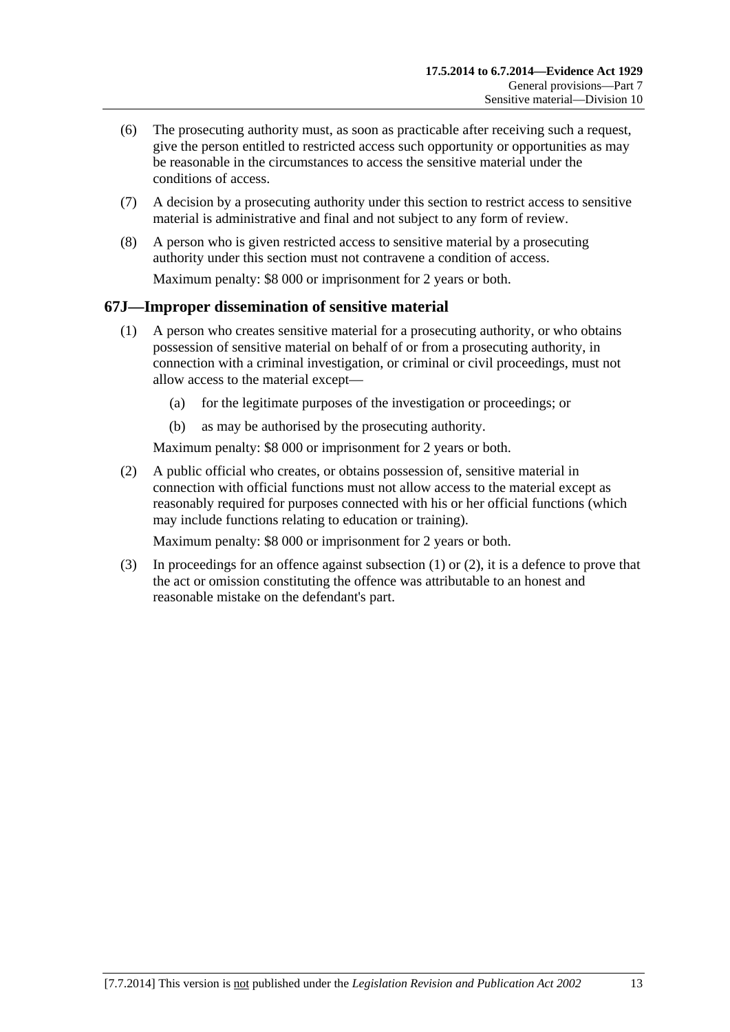(6) The prosecuting authority must, as soon as practicable after receiving such a request, give the person entitled to restricted access such opportunity or opportunities as may be reasonable in the circumstances to access the sensitive material under the conditions of access.

(7) A decision by a prosecuting authority under this section to restrict access to sensitive material is administrative and final and not subject to any form of review.

(8) A person who is given restricted access to sensitive material by a prosecuting authority under this section must not contravene a condition of access.

Maximum penalty: $8 000 or imprisonment for 2 years or both.

## 67J—Improper dissemination of sensitive material

(1) A person who creates sensitive material for a prosecuting authority, or who obtains possession of sensitive material on behalf of or from a prosecuting authority, in connection with a criminal investigation, or criminal or civil proceedings, must not allow access to the material except—

(a) for the legitimate purposes of the investigation or proceedings; or

(b) as may be authorised by the prosecuting authority.

Maximum penalty: $8 000 or imprisonment for 2 years or both.

(2) A public official who creates, or obtains possession of, sensitive material in connection with official functions must not allow access to the material except as reasonably required for purposes connected with his or her official functions (which may include functions relating to education or training).

Maximum penalty: $8 000 or imprisonment for 2 years or both.

(3) In proceedings for an offence against subsection (1) or (2), it is a defence to prove that the act or omission constituting the offence was attributable to an honest and reasonable mistake on the defendant's part.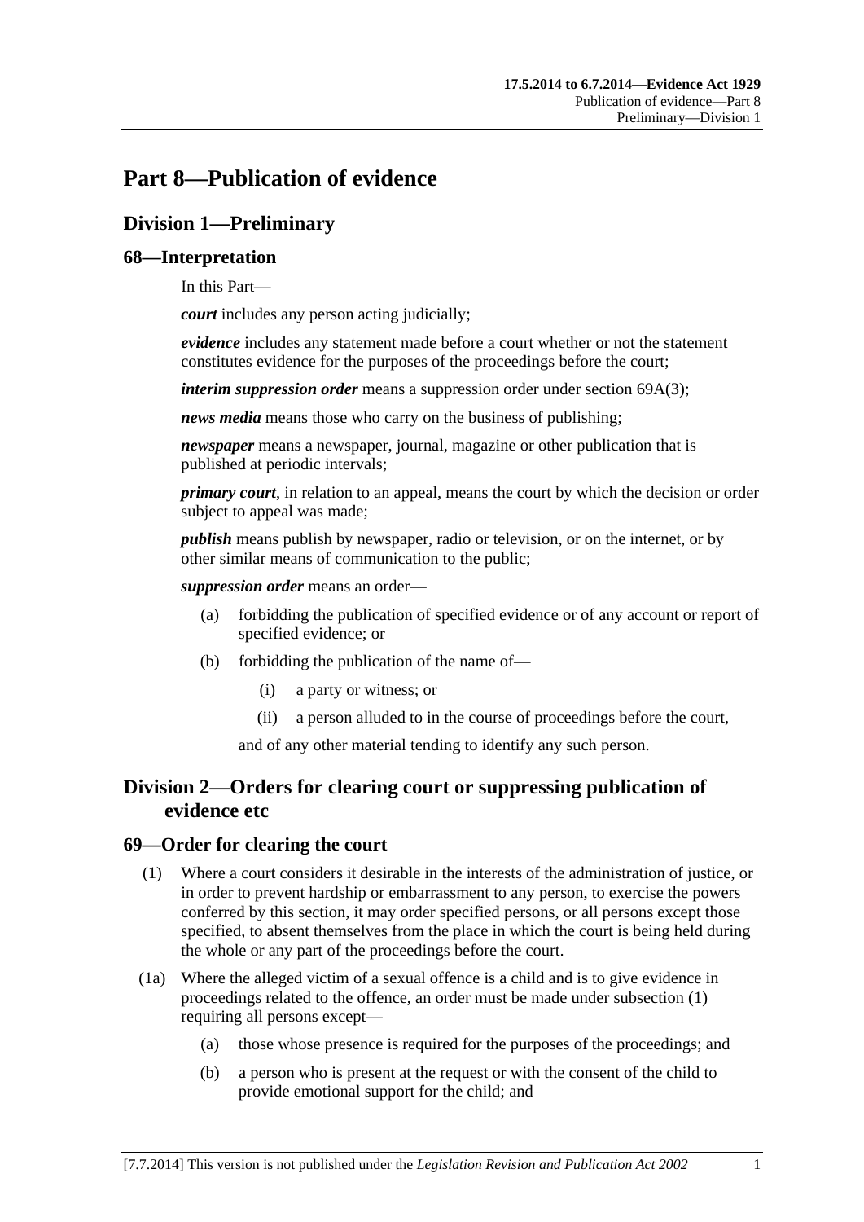# Part 8—Publication of evidence

## Division 1—Preliminary

### 68—Interpretation

In this Part—

***court*** includes any person acting judicially;

***evidence*** includes any statement made before a court whether or not the statement constitutes evidence for the purposes of the proceedings before the court;

***interim suppression order*** means a suppression order under section 69A(3);

***news media*** means those who carry on the business of publishing;

***newspaper*** means a newspaper, journal, magazine or other publication that is published at periodic intervals;

***primary court***, in relation to an appeal, means the court by which the decision or order subject to appeal was made;

***publish*** means publish by newspaper, radio or television, or on the internet, or by other similar means of communication to the public;

***suppression order*** means an order—

- (a) forbidding the publication of specified evidence or of any account or report of specified evidence; or
- (b) forbidding the publication of the name of—
  - (i) a party or witness; or
  - (ii) a person alluded to in the course of proceedings before the court,

  and of any other material tending to identify any such person.

## Division 2—Orders for clearing court or suppressing publication of evidence etc

### 69—Order for clearing the court

- (1) Where a court considers it desirable in the interests of the administration of justice, or in order to prevent hardship or embarrassment to any person, to exercise the powers conferred by this section, it may order specified persons, or all persons except those specified, to absent themselves from the place in which the court is being held during the whole or any part of the proceedings before the court.
- (1a) Where the alleged victim of a sexual offence is a child and is to give evidence in proceedings related to the offence, an order must be made under subsection (1) requiring all persons except—
  - (a) those whose presence is required for the purposes of the proceedings; and
  - (b) a person who is present at the request or with the consent of the child to provide emotional support for the child; and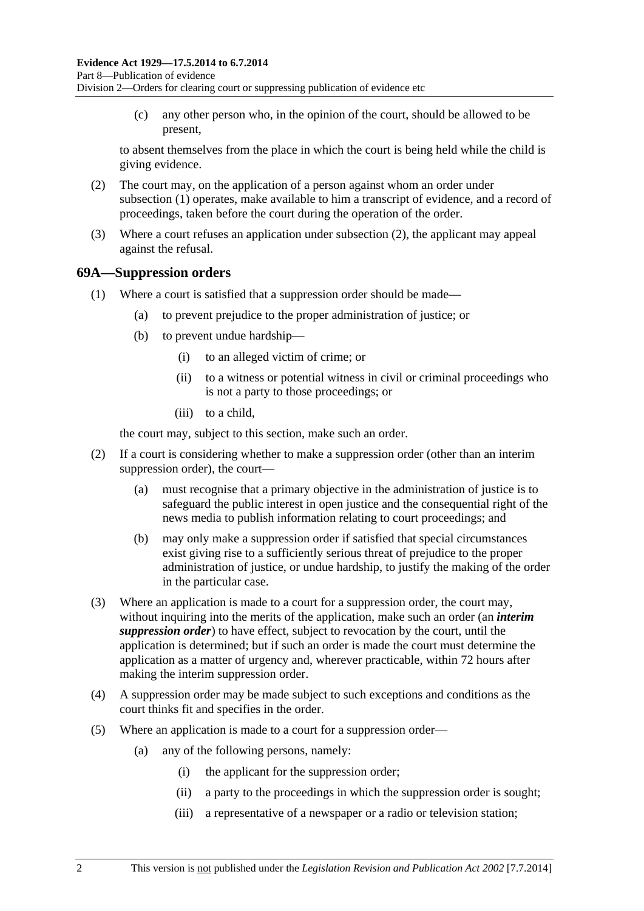(c) any other person who, in the opinion of the court, should be allowed to be present,

to absent themselves from the place in which the court is being held while the child is giving evidence.

(2) The court may, on the application of a person against whom an order under subsection (1) operates, make available to him a transcript of evidence, and a record of proceedings, taken before the court during the operation of the order.

(3) Where a court refuses an application under subsection (2), the applicant may appeal against the refusal.

## 69A—Suppression orders

(1) Where a court is satisfied that a suppression order should be made—

(a) to prevent prejudice to the proper administration of justice; or

(b) to prevent undue hardship—

(i) to an alleged victim of crime; or

(ii) to a witness or potential witness in civil or criminal proceedings who is not a party to those proceedings; or

(iii) to a child,

the court may, subject to this section, make such an order.

(2) If a court is considering whether to make a suppression order (other than an interim suppression order), the court—

(a) must recognise that a primary objective in the administration of justice is to safeguard the public interest in open justice and the consequential right of the news media to publish information relating to court proceedings; and

(b) may only make a suppression order if satisfied that special circumstances exist giving rise to a sufficiently serious threat of prejudice to the proper administration of justice, or undue hardship, to justify the making of the order in the particular case.

(3) Where an application is made to a court for a suppression order, the court may, without inquiring into the merits of the application, make such an order (an ***interim suppression order***) to have effect, subject to revocation by the court, until the application is determined; but if such an order is made the court must determine the application as a matter of urgency and, wherever practicable, within 72 hours after making the interim suppression order.

(4) A suppression order may be made subject to such exceptions and conditions as the court thinks fit and specifies in the order.

(5) Where an application is made to a court for a suppression order—

(a) any of the following persons, namely:

(i) the applicant for the suppression order;

(ii) a party to the proceedings in which the suppression order is sought;

(iii) a representative of a newspaper or a radio or television station;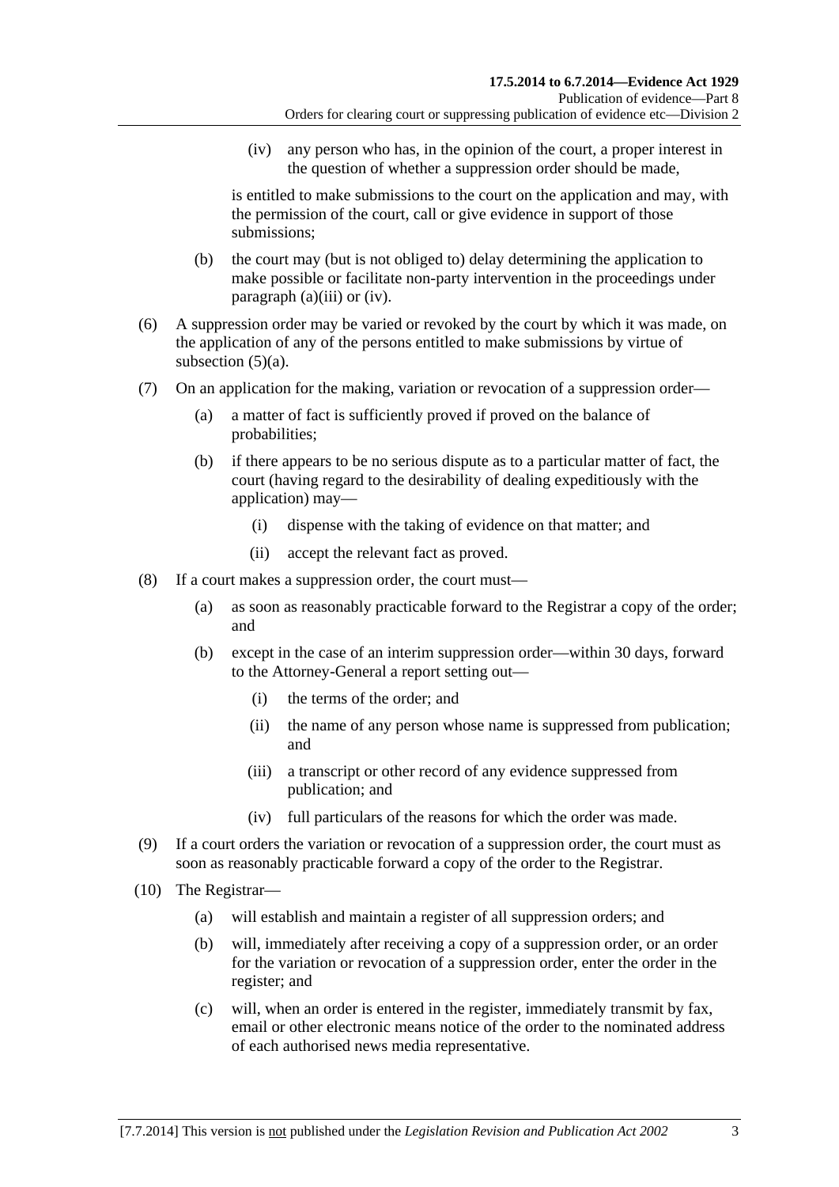(iv) any person who has, in the opinion of the court, a proper interest in the question of whether a suppression order should be made,

is entitled to make submissions to the court on the application and may, with the permission of the court, call or give evidence in support of those submissions;

(b) the court may (but is not obliged to) delay determining the application to make possible or facilitate non-party intervention in the proceedings under paragraph (a)(iii) or (iv).

(6) A suppression order may be varied or revoked by the court by which it was made, on the application of any of the persons entitled to make submissions by virtue of subsection (5)(a).

(7) On an application for the making, variation or revocation of a suppression order—

(a) a matter of fact is sufficiently proved if proved on the balance of probabilities;

(b) if there appears to be no serious dispute as to a particular matter of fact, the court (having regard to the desirability of dealing expeditiously with the application) may—

(i) dispense with the taking of evidence on that matter; and

(ii) accept the relevant fact as proved.

(8) If a court makes a suppression order, the court must—

(a) as soon as reasonably practicable forward to the Registrar a copy of the order; and

(b) except in the case of an interim suppression order—within 30 days, forward to the Attorney-General a report setting out—

(i) the terms of the order; and

(ii) the name of any person whose name is suppressed from publication; and

(iii) a transcript or other record of any evidence suppressed from publication; and

(iv) full particulars of the reasons for which the order was made.

(9) If a court orders the variation or revocation of a suppression order, the court must as soon as reasonably practicable forward a copy of the order to the Registrar.

(10) The Registrar—

(a) will establish and maintain a register of all suppression orders; and

(b) will, immediately after receiving a copy of a suppression order, or an order for the variation or revocation of a suppression order, enter the order in the register; and

(c) will, when an order is entered in the register, immediately transmit by fax, email or other electronic means notice of the order to the nominated address of each authorised news media representative.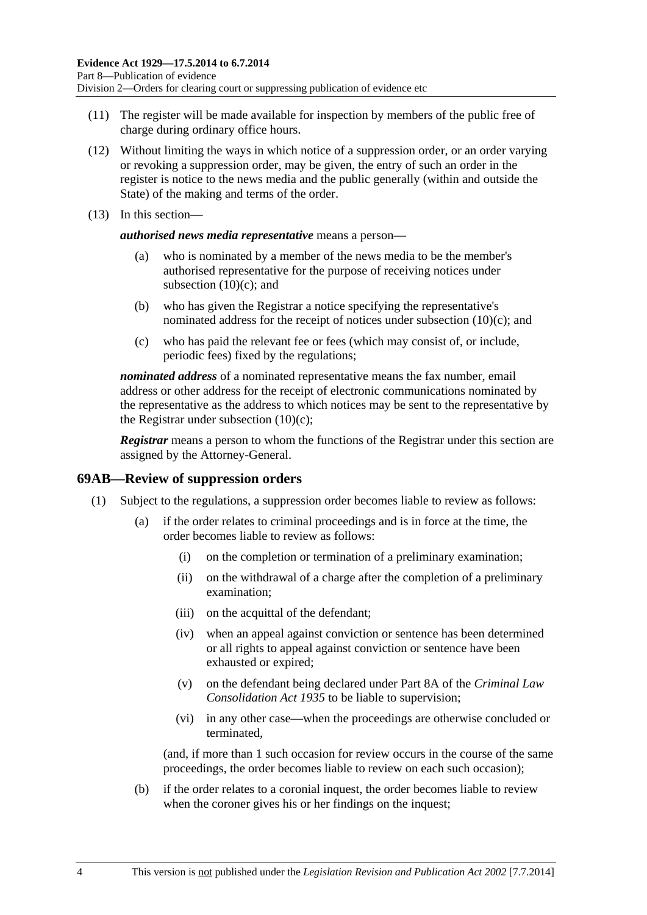(11) The register will be made available for inspection by members of the public free of charge during ordinary office hours.

(12) Without limiting the ways in which notice of a suppression order, or an order varying or revoking a suppression order, may be given, the entry of such an order in the register is notice to the news media and the public generally (within and outside the State) of the making and terms of the order.

(13) In this section—

***authorised news media representative*** means a person—

(a) who is nominated by a member of the news media to be the member's authorised representative for the purpose of receiving notices under subsection (10)(c); and

(b) who has given the Registrar a notice specifying the representative's nominated address for the receipt of notices under subsection (10)(c); and

(c) who has paid the relevant fee or fees (which may consist of, or include, periodic fees) fixed by the regulations;

***nominated address*** of a nominated representative means the fax number, email address or other address for the receipt of electronic communications nominated by the representative as the address to which notices may be sent to the representative by the Registrar under subsection (10)(c);

***Registrar*** means a person to whom the functions of the Registrar under this section are assigned by the Attorney-General.

## 69AB—Review of suppression orders

(1) Subject to the regulations, a suppression order becomes liable to review as follows:

(a) if the order relates to criminal proceedings and is in force at the time, the order becomes liable to review as follows:

(i) on the completion or termination of a preliminary examination;

(ii) on the withdrawal of a charge after the completion of a preliminary examination;

(iii) on the acquittal of the defendant;

(iv) when an appeal against conviction or sentence has been determined or all rights to appeal against conviction or sentence have been exhausted or expired;

(v) on the defendant being declared under Part 8A of the *Criminal Law Consolidation Act 1935* to be liable to supervision;

(vi) in any other case—when the proceedings are otherwise concluded or terminated,

(and, if more than 1 such occasion for review occurs in the course of the same proceedings, the order becomes liable to review on each such occasion);

(b) if the order relates to a coronial inquest, the order becomes liable to review when the coroner gives his or her findings on the inquest;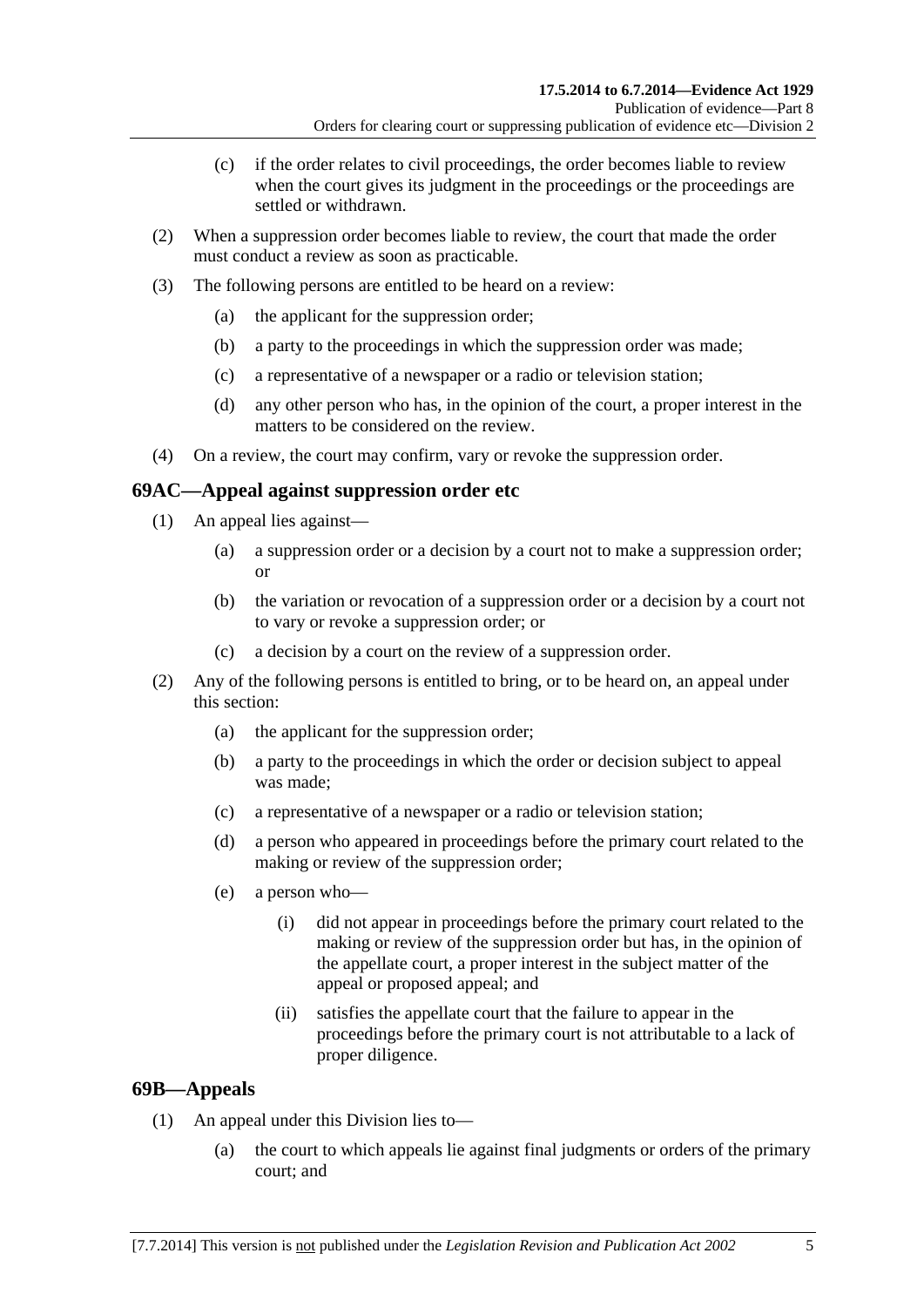(c) if the order relates to civil proceedings, the order becomes liable to review when the court gives its judgment in the proceedings or the proceedings are settled or withdrawn.

(2) When a suppression order becomes liable to review, the court that made the order must conduct a review as soon as practicable.

(3) The following persons are entitled to be heard on a review:

(a) the applicant for the suppression order;

(b) a party to the proceedings in which the suppression order was made;

(c) a representative of a newspaper or a radio or television station;

(d) any other person who has, in the opinion of the court, a proper interest in the matters to be considered on the review.

(4) On a review, the court may confirm, vary or revoke the suppression order.

## 69AC—Appeal against suppression order etc

(1) An appeal lies against—

(a) a suppression order or a decision by a court not to make a suppression order; or

(b) the variation or revocation of a suppression order or a decision by a court not to vary or revoke a suppression order; or

(c) a decision by a court on the review of a suppression order.

(2) Any of the following persons is entitled to bring, or to be heard on, an appeal under this section:

(a) the applicant for the suppression order;

(b) a party to the proceedings in which the order or decision subject to appeal was made;

(c) a representative of a newspaper or a radio or television station;

(d) a person who appeared in proceedings before the primary court related to the making or review of the suppression order;

(e) a person who—

(i) did not appear in proceedings before the primary court related to the making or review of the suppression order but has, in the opinion of the appellate court, a proper interest in the subject matter of the appeal or proposed appeal; and

(ii) satisfies the appellate court that the failure to appear in the proceedings before the primary court is not attributable to a lack of proper diligence.

## 69B—Appeals

(1) An appeal under this Division lies to—

(a) the court to which appeals lie against final judgments or orders of the primary court; and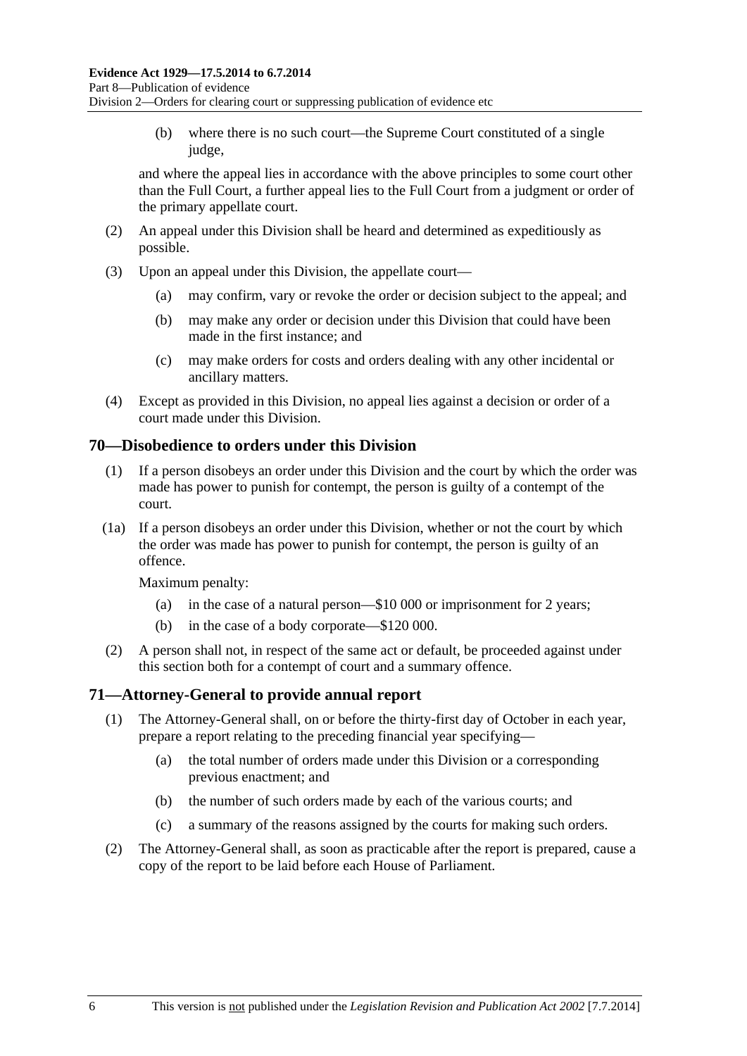(b) where there is no such court—the Supreme Court constituted of a single judge,

and where the appeal lies in accordance with the above principles to some court other than the Full Court, a further appeal lies to the Full Court from a judgment or order of the primary appellate court.

(2) An appeal under this Division shall be heard and determined as expeditiously as possible.

(3) Upon an appeal under this Division, the appellate court—

(a) may confirm, vary or revoke the order or decision subject to the appeal; and

(b) may make any order or decision under this Division that could have been made in the first instance; and

(c) may make orders for costs and orders dealing with any other incidental or ancillary matters.

(4) Except as provided in this Division, no appeal lies against a decision or order of a court made under this Division.

## 70—Disobedience to orders under this Division

(1) If a person disobeys an order under this Division and the court by which the order was made has power to punish for contempt, the person is guilty of a contempt of the court.

(1a) If a person disobeys an order under this Division, whether or not the court by which the order was made has power to punish for contempt, the person is guilty of an offence.

Maximum penalty:

(a) in the case of a natural person—$10 000 or imprisonment for 2 years;

(b) in the case of a body corporate—$120 000.

(2) A person shall not, in respect of the same act or default, be proceeded against under this section both for a contempt of court and a summary offence.

## 71—Attorney-General to provide annual report

(1) The Attorney-General shall, on or before the thirty-first day of October in each year, prepare a report relating to the preceding financial year specifying—

(a) the total number of orders made under this Division or a corresponding previous enactment; and

(b) the number of such orders made by each of the various courts; and

(c) a summary of the reasons assigned by the courts for making such orders.

(2) The Attorney-General shall, as soon as practicable after the report is prepared, cause a copy of the report to be laid before each House of Parliament.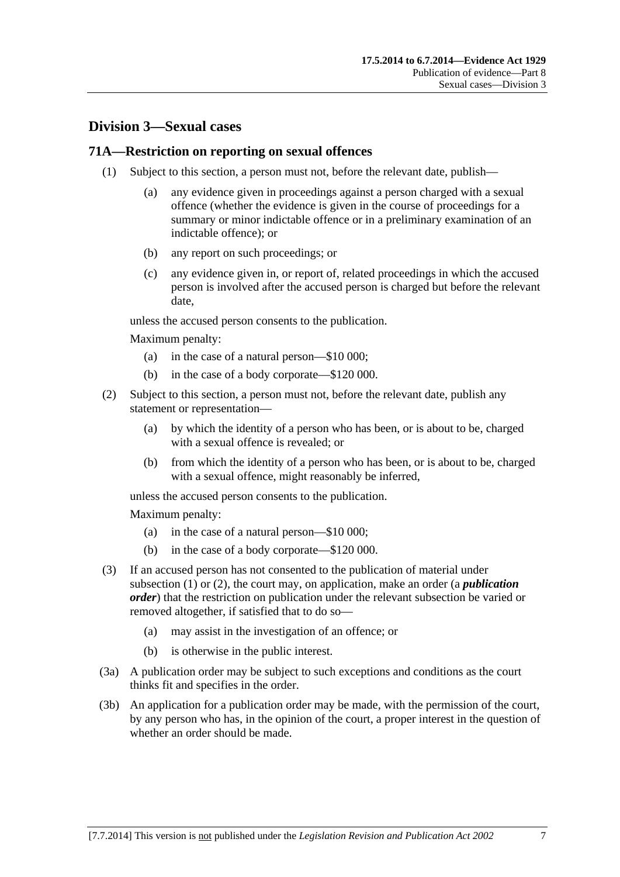## Division 3—Sexual cases

### 71A—Restriction on reporting on sexual offences

(1) Subject to this section, a person must not, before the relevant date, publish—

  (a) any evidence given in proceedings against a person charged with a sexual offence (whether the evidence is given in the course of proceedings for a summary or minor indictable offence or in a preliminary examination of an indictable offence); or

  (b) any report on such proceedings; or

  (c) any evidence given in, or report of, related proceedings in which the accused person is involved after the accused person is charged but before the relevant date,

unless the accused person consents to the publication.

Maximum penalty:

  (a) in the case of a natural person—$10 000;

  (b) in the case of a body corporate—$120 000.

(2) Subject to this section, a person must not, before the relevant date, publish any statement or representation—

  (a) by which the identity of a person who has been, or is about to be, charged with a sexual offence is revealed; or

  (b) from which the identity of a person who has been, or is about to be, charged with a sexual offence, might reasonably be inferred,

unless the accused person consents to the publication.

Maximum penalty:

  (a) in the case of a natural person—$10 000;

  (b) in the case of a body corporate—$120 000.

(3) If an accused person has not consented to the publication of material under subsection (1) or (2), the court may, on application, make an order (a ***publication order***) that the restriction on publication under the relevant subsection be varied or removed altogether, if satisfied that to do so—

  (a) may assist in the investigation of an offence; or

  (b) is otherwise in the public interest.

(3a) A publication order may be subject to such exceptions and conditions as the court thinks fit and specifies in the order.

(3b) An application for a publication order may be made, with the permission of the court, by any person who has, in the opinion of the court, a proper interest in the question of whether an order should be made.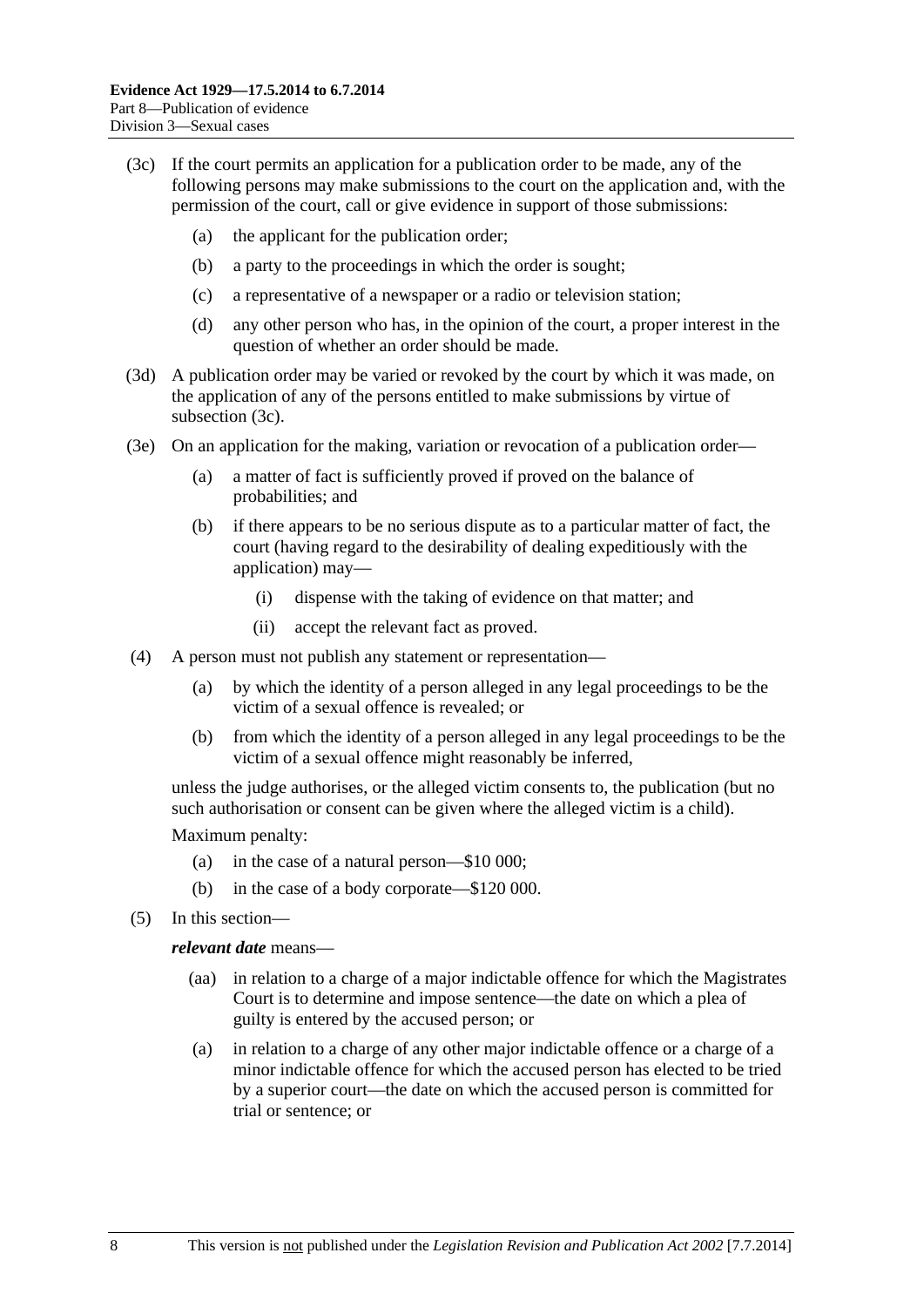(3c) If the court permits an application for a publication order to be made, any of the following persons may make submissions to the court on the application and, with the permission of the court, call or give evidence in support of those submissions:

(a) the applicant for the publication order;

(b) a party to the proceedings in which the order is sought;

(c) a representative of a newspaper or a radio or television station;

(d) any other person who has, in the opinion of the court, a proper interest in the question of whether an order should be made.

(3d) A publication order may be varied or revoked by the court by which it was made, on the application of any of the persons entitled to make submissions by virtue of subsection (3c).

(3e) On an application for the making, variation or revocation of a publication order—

(a) a matter of fact is sufficiently proved if proved on the balance of probabilities; and

(b) if there appears to be no serious dispute as to a particular matter of fact, the court (having regard to the desirability of dealing expeditiously with the application) may—

(i) dispense with the taking of evidence on that matter; and

(ii) accept the relevant fact as proved.

(4) A person must not publish any statement or representation—

(a) by which the identity of a person alleged in any legal proceedings to be the victim of a sexual offence is revealed; or

(b) from which the identity of a person alleged in any legal proceedings to be the victim of a sexual offence might reasonably be inferred,

unless the judge authorises, or the alleged victim consents to, the publication (but no such authorisation or consent can be given where the alleged victim is a child).

Maximum penalty:

(a) in the case of a natural person—$10 000;

(b) in the case of a body corporate—$120 000.

(5) In this section—

***relevant date*** means—

(aa) in relation to a charge of a major indictable offence for which the Magistrates Court is to determine and impose sentence—the date on which a plea of guilty is entered by the accused person; or

(a) in relation to a charge of any other major indictable offence or a charge of a minor indictable offence for which the accused person has elected to be tried by a superior court—the date on which the accused person is committed for trial or sentence; or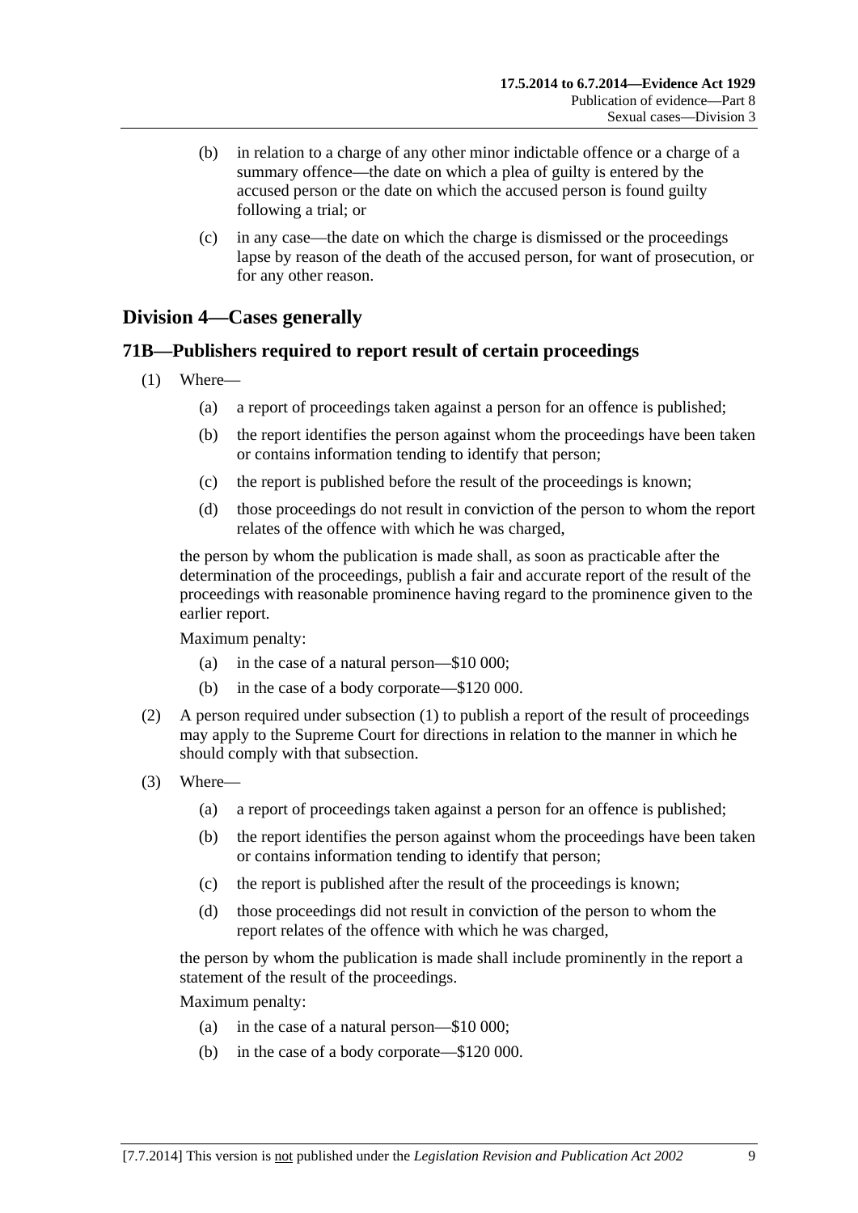(b) in relation to a charge of any other minor indictable offence or a charge of a summary offence—the date on which a plea of guilty is entered by the accused person or the date on which the accused person is found guilty following a trial; or

(c) in any case—the date on which the charge is dismissed or the proceedings lapse by reason of the death of the accused person, for want of prosecution, or for any other reason.

## Division 4—Cases generally

### 71B—Publishers required to report result of certain proceedings

(1) Where—

(a) a report of proceedings taken against a person for an offence is published;

(b) the report identifies the person against whom the proceedings have been taken or contains information tending to identify that person;

(c) the report is published before the result of the proceedings is known;

(d) those proceedings do not result in conviction of the person to whom the report relates of the offence with which he was charged,

the person by whom the publication is made shall, as soon as practicable after the determination of the proceedings, publish a fair and accurate report of the result of the proceedings with reasonable prominence having regard to the prominence given to the earlier report.

Maximum penalty:

(a) in the case of a natural person—$10 000;

(b) in the case of a body corporate—$120 000.

(2) A person required under subsection (1) to publish a report of the result of proceedings may apply to the Supreme Court for directions in relation to the manner in which he should comply with that subsection.

(3) Where—

(a) a report of proceedings taken against a person for an offence is published;

(b) the report identifies the person against whom the proceedings have been taken or contains information tending to identify that person;

(c) the report is published after the result of the proceedings is known;

(d) those proceedings did not result in conviction of the person to whom the report relates of the offence with which he was charged,

the person by whom the publication is made shall include prominently in the report a statement of the result of the proceedings.

Maximum penalty:

(a) in the case of a natural person—$10 000;

(b) in the case of a body corporate—$120 000.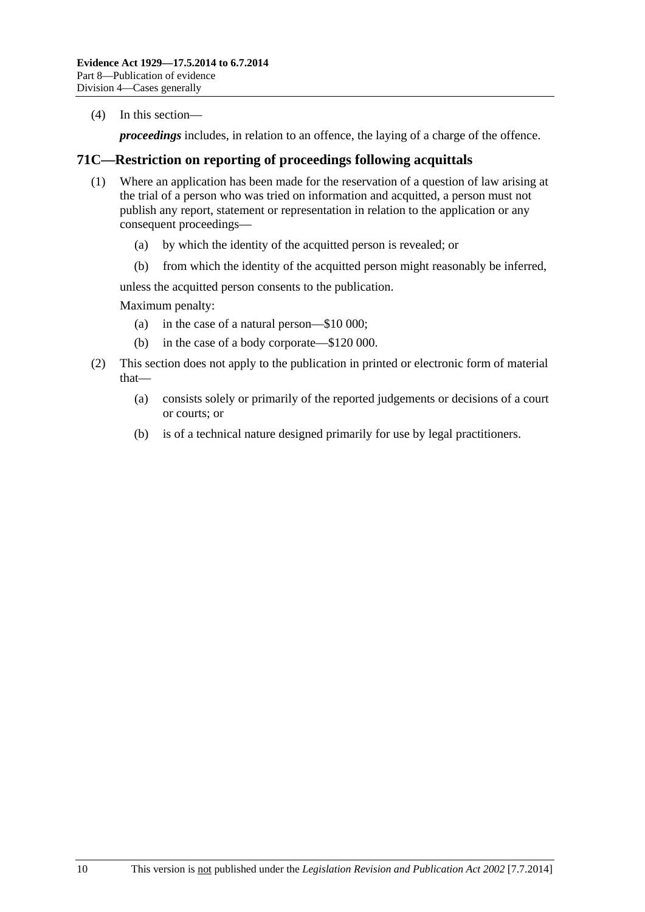(4) In this section—

***proceedings*** includes, in relation to an offence, the laying of a charge of the offence.

## 71C—Restriction on reporting of proceedings following acquittals

(1) Where an application has been made for the reservation of a question of law arising at the trial of a person who was tried on information and acquitted, a person must not publish any report, statement or representation in relation to the application or any consequent proceedings—

(a) by which the identity of the acquitted person is revealed; or

(b) from which the identity of the acquitted person might reasonably be inferred,

unless the acquitted person consents to the publication.

Maximum penalty:

(a) in the case of a natural person—$10 000;

(b) in the case of a body corporate—$120 000.

(2) This section does not apply to the publication in printed or electronic form of material that—

(a) consists solely or primarily of the reported judgements or decisions of a court or courts; or

(b) is of a technical nature designed primarily for use by legal practitioners.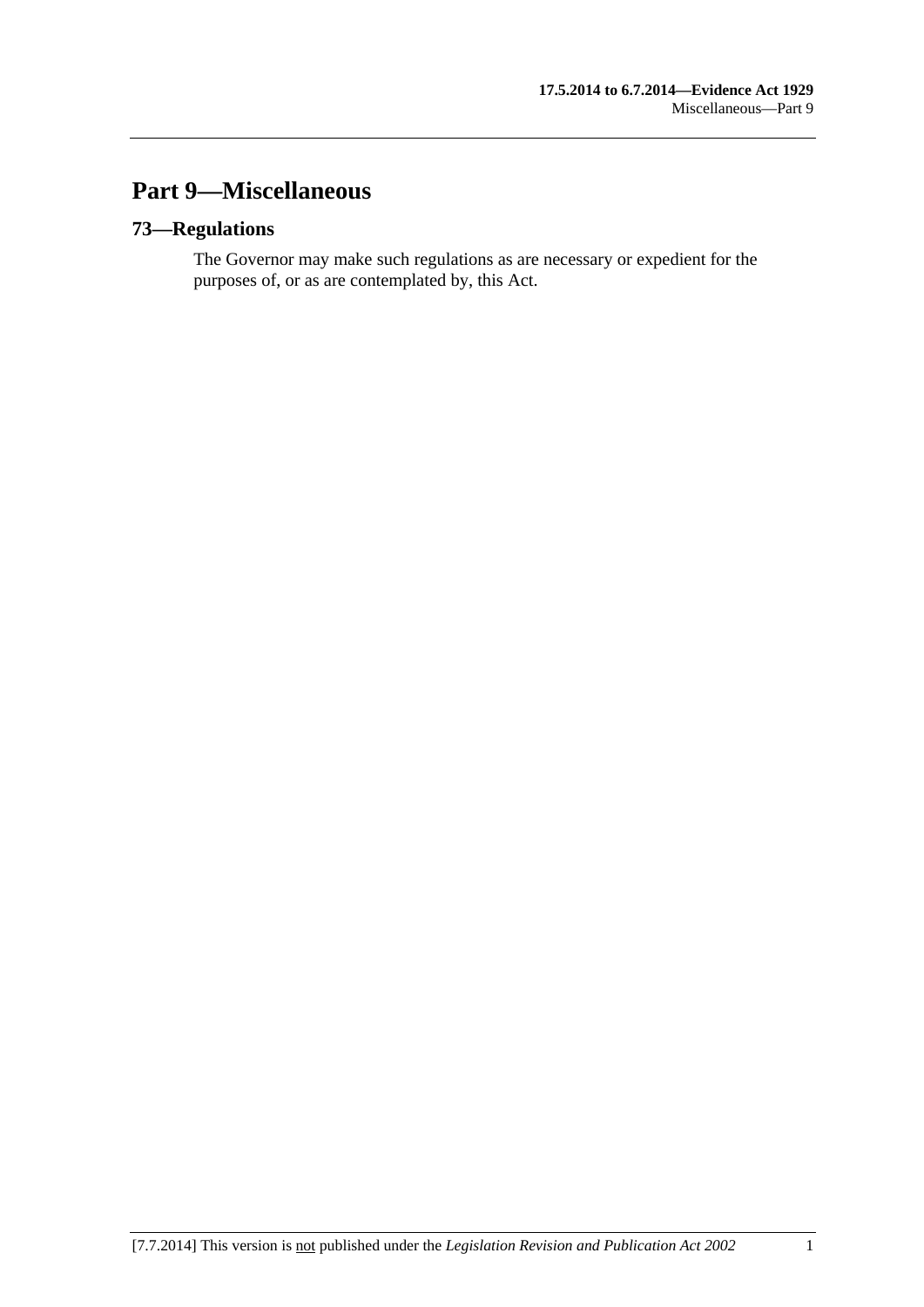# Part 9—Miscellaneous

## 73—Regulations

The Governor may make such regulations as are necessary or expedient for the purposes of, or as are contemplated by, this Act.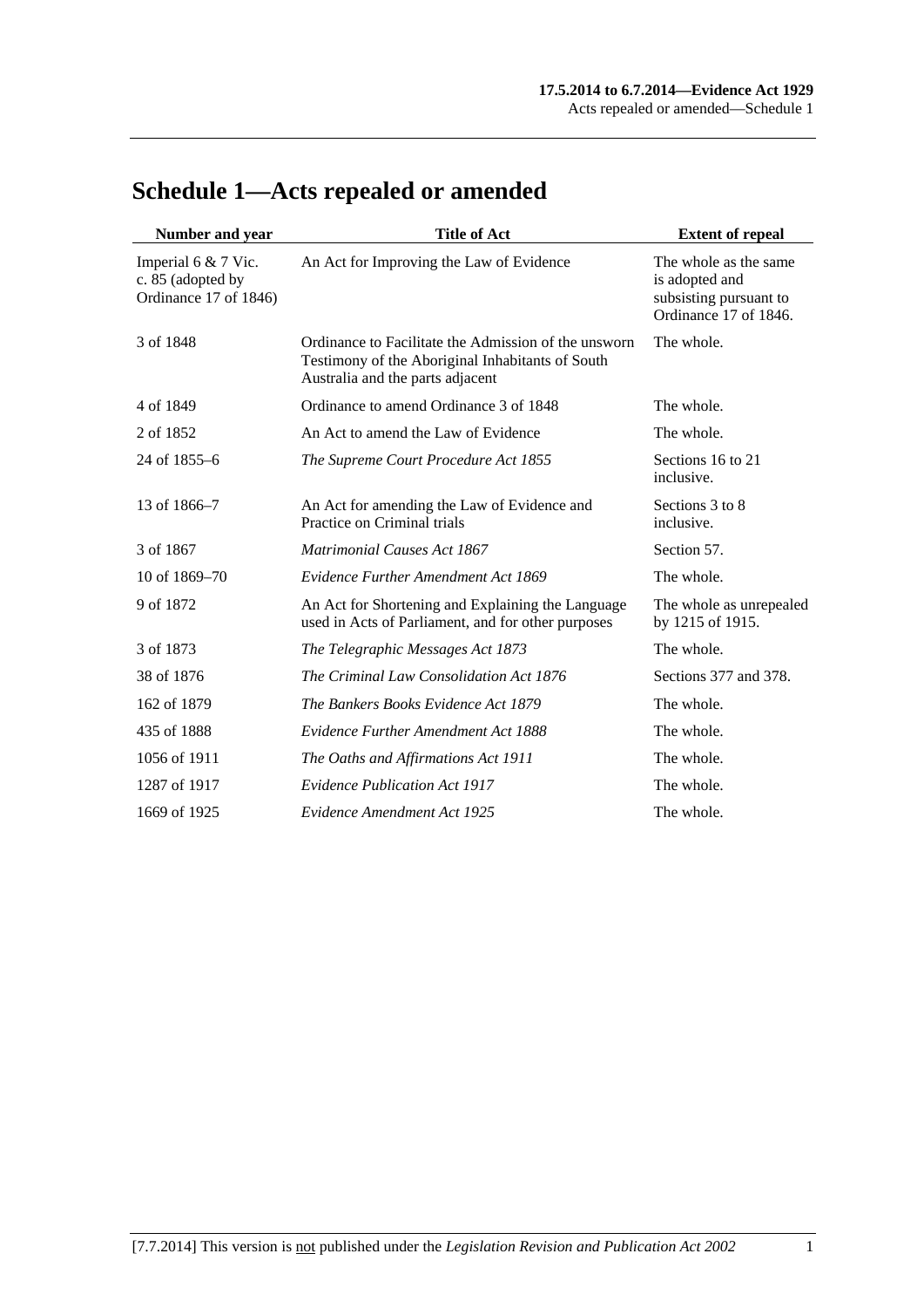# Schedule 1—Acts repealed or amended

| Number and year | Title of Act | Extent of repeal |
|---|---|---|
| Imperial 6 & 7 Vic. c. 85 (adopted by Ordinance 17 of 1846) | An Act for Improving the Law of Evidence | The whole as the same is adopted and subsisting pursuant to Ordinance 17 of 1846. |
| 3 of 1848 | Ordinance to Facilitate the Admission of the unsworn Testimony of the Aboriginal Inhabitants of South Australia and the parts adjacent | The whole. |
| 4 of 1849 | Ordinance to amend Ordinance 3 of 1848 | The whole. |
| 2 of 1852 | An Act to amend the Law of Evidence | The whole. |
| 24 of 1855–6 | *The Supreme Court Procedure Act 1855* | Sections 16 to 21 inclusive. |
| 13 of 1866–7 | An Act for amending the Law of Evidence and Practice on Criminal trials | Sections 3 to 8 inclusive. |
| 3 of 1867 | *Matrimonial Causes Act 1867* | Section 57. |
| 10 of 1869–70 | *Evidence Further Amendment Act 1869* | The whole. |
| 9 of 1872 | An Act for Shortening and Explaining the Language used in Acts of Parliament, and for other purposes | The whole as unrepealed by 1215 of 1915. |
| 3 of 1873 | *The Telegraphic Messages Act 1873* | The whole. |
| 38 of 1876 | *The Criminal Law Consolidation Act 1876* | Sections 377 and 378. |
| 162 of 1879 | *The Bankers Books Evidence Act 1879* | The whole. |
| 435 of 1888 | *Evidence Further Amendment Act 1888* | The whole. |
| 1056 of 1911 | *The Oaths and Affirmations Act 1911* | The whole. |
| 1287 of 1917 | *Evidence Publication Act 1917* | The whole. |
| 1669 of 1925 | *Evidence Amendment Act 1925* | The whole. |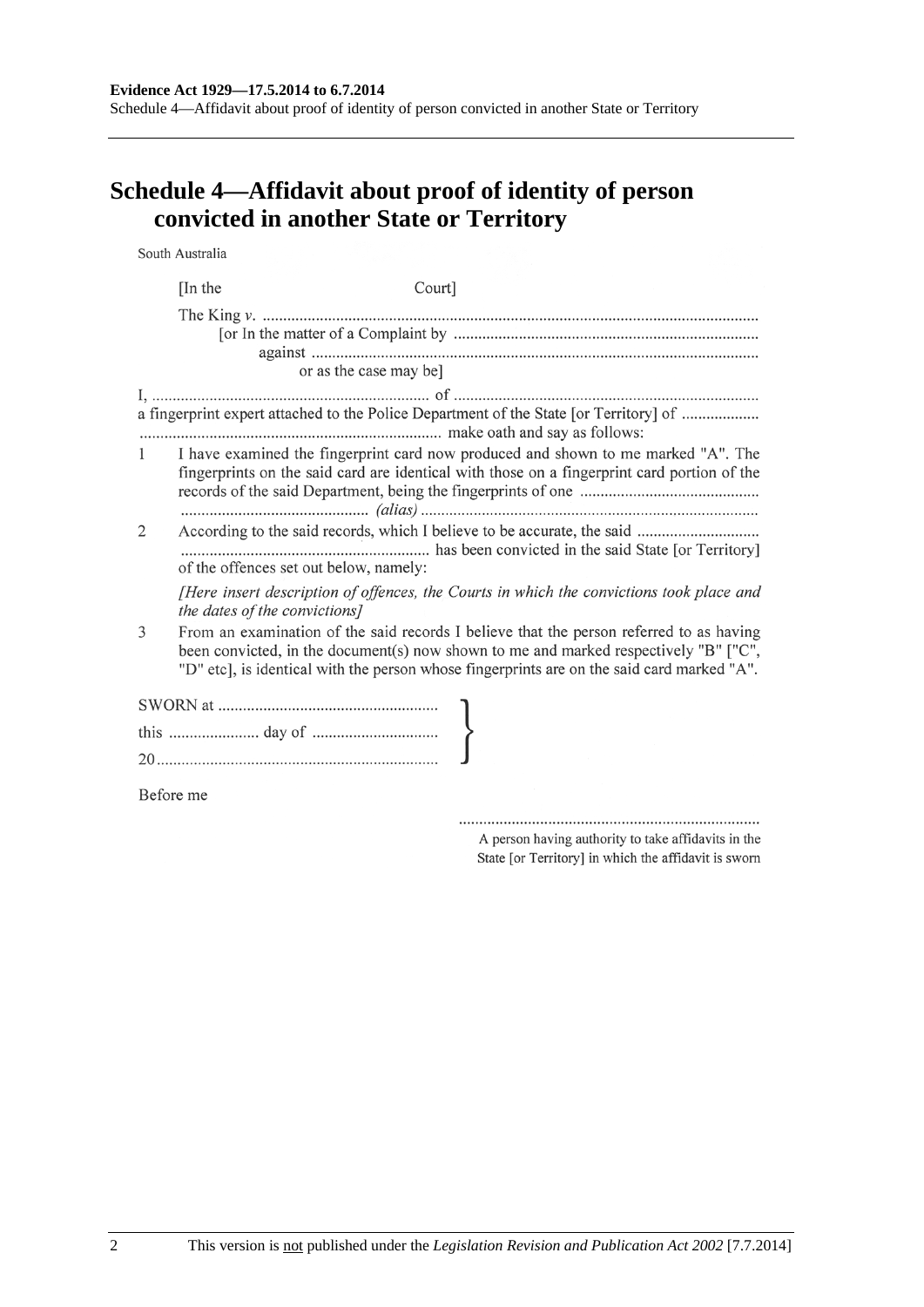## Schedule 4—Affidavit about proof of identity of person convicted in another State or Territory

South Australia

[In the                                   Court]

The King *v.* ..........................................................................................................................
        [or In the matter of a Complaint by ..........................................................................
                against ...........................................................................................................
                        or as the case may be]

I, .................................................................. of ...........................................................................
a fingerprint expert attached to the Police Department of the State [or Territory] of ...................
.......................................................................... make oath and say as follows:

1. I have examined the fingerprint card now produced and shown to me marked "A". The fingerprints on the said card are identical with those on a fingerprint card portion of the records of the said Department, being the fingerprints of one ............................................ .............................................. *(alias)* ..................................................................................

2. According to the said records, which I believe to be accurate, the said .............................. ............................................................. has been convicted in the said State [or Territory] of the offences set out below, namely:

   *[Here insert description of offences, the Courts in which the convictions took place and the dates of the convictions]*

3. From an examination of the said records I believe that the person referred to as having been convicted, in the document(s) now shown to me and marked respectively "B" ["C", "D" etc], is identical with the person whose fingerprints are on the said card marked "A".

SWORN at .....................................................
this ...................... day of ..............................
20....................................................................

Before me

..........................................................................
A person having authority to take affidavits in the State [or Territory] in which the affidavit is sworn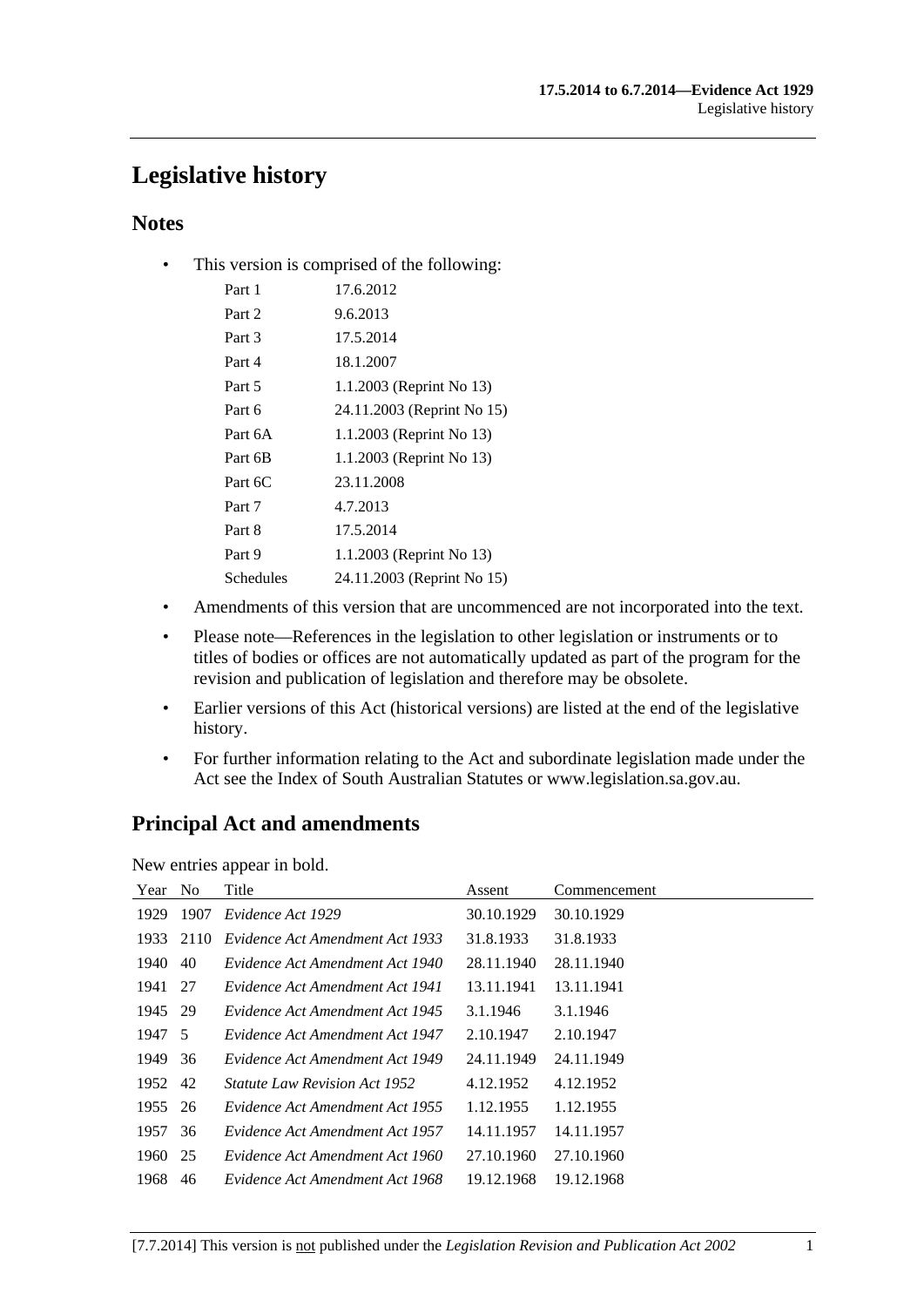# Legislative history

## Notes

- This version is comprised of the following:

| | |
|---|---|
| Part 1 | 17.6.2012 |
| Part 2 | 9.6.2013 |
| Part 3 | 17.5.2014 |
| Part 4 | 18.1.2007 |
| Part 5 | 1.1.2003 (Reprint No 13) |
| Part 6 | 24.11.2003 (Reprint No 15) |
| Part 6A | 1.1.2003 (Reprint No 13) |
| Part 6B | 1.1.2003 (Reprint No 13) |
| Part 6C | 23.11.2008 |
| Part 7 | 4.7.2013 |
| Part 8 | 17.5.2014 |
| Part 9 | 1.1.2003 (Reprint No 13) |
| Schedules | 24.11.2003 (Reprint No 15) |

- Amendments of this version that are uncommenced are not incorporated into the text.
- Please note—References in the legislation to other legislation or instruments or to titles of bodies or offices are not automatically updated as part of the program for the revision and publication of legislation and therefore may be obsolete.
- Earlier versions of this Act (historical versions) are listed at the end of the legislative history.
- For further information relating to the Act and subordinate legislation made under the Act see the Index of South Australian Statutes or www.legislation.sa.gov.au.

## Principal Act and amendments

New entries appear in bold.

| Year | No | Title | Assent | Commencement |
|---|---|---|---|---|
| 1929 | 1907 | *Evidence Act 1929* | 30.10.1929 | 30.10.1929 |
| 1933 | 2110 | *Evidence Act Amendment Act 1933* | 31.8.1933 | 31.8.1933 |
| 1940 | 40 | *Evidence Act Amendment Act 1940* | 28.11.1940 | 28.11.1940 |
| 1941 | 27 | *Evidence Act Amendment Act 1941* | 13.11.1941 | 13.11.1941 |
| 1945 | 29 | *Evidence Act Amendment Act 1945* | 3.1.1946 | 3.1.1946 |
| 1947 | 5 | *Evidence Act Amendment Act 1947* | 2.10.1947 | 2.10.1947 |
| 1949 | 36 | *Evidence Act Amendment Act 1949* | 24.11.1949 | 24.11.1949 |
| 1952 | 42 | *Statute Law Revision Act 1952* | 4.12.1952 | 4.12.1952 |
| 1955 | 26 | *Evidence Act Amendment Act 1955* | 1.12.1955 | 1.12.1955 |
| 1957 | 36 | *Evidence Act Amendment Act 1957* | 14.11.1957 | 14.11.1957 |
| 1960 | 25 | *Evidence Act Amendment Act 1960* | 27.10.1960 | 27.10.1960 |
| 1968 | 46 | *Evidence Act Amendment Act 1968* | 19.12.1968 | 19.12.1968 |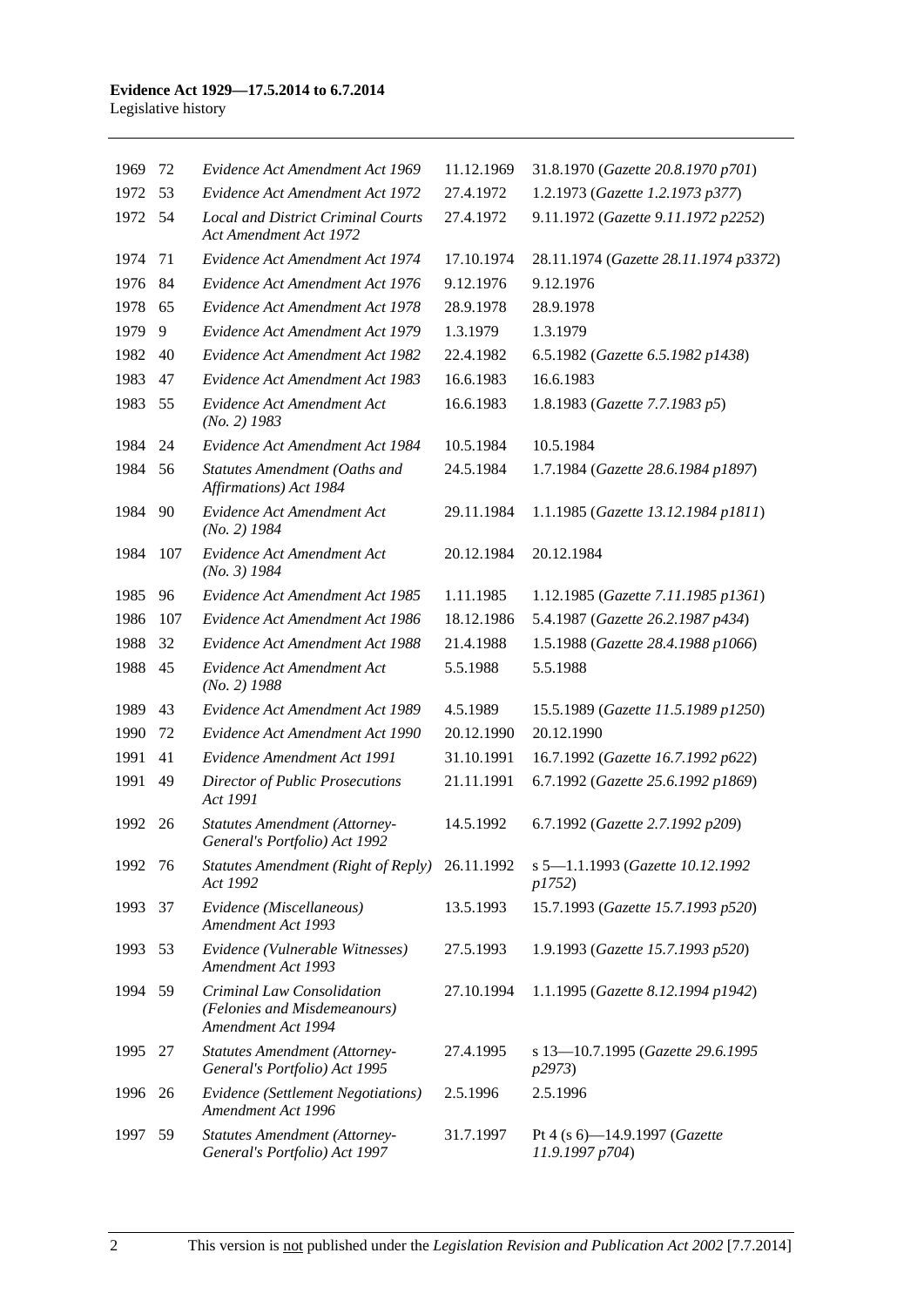| | | | | |
|---|---|---|---|---|
| 1969 | 72 | *Evidence Act Amendment Act 1969* | 11.12.1969 | 31.8.1970 (*Gazette 20.8.1970 p701*) |
| 1972 | 53 | *Evidence Act Amendment Act 1972* | 27.4.1972 | 1.2.1973 (*Gazette 1.2.1973 p377*) |
| 1972 | 54 | *Local and District Criminal Courts Act Amendment Act 1972* | 27.4.1972 | 9.11.1972 (*Gazette 9.11.1972 p2252*) |
| 1974 | 71 | *Evidence Act Amendment Act 1974* | 17.10.1974 | 28.11.1974 (*Gazette 28.11.1974 p3372*) |
| 1976 | 84 | *Evidence Act Amendment Act 1976* | 9.12.1976 | 9.12.1976 |
| 1978 | 65 | *Evidence Act Amendment Act 1978* | 28.9.1978 | 28.9.1978 |
| 1979 | 9 | *Evidence Act Amendment Act 1979* | 1.3.1979 | 1.3.1979 |
| 1982 | 40 | *Evidence Act Amendment Act 1982* | 22.4.1982 | 6.5.1982 (*Gazette 6.5.1982 p1438*) |
| 1983 | 47 | *Evidence Act Amendment Act 1983* | 16.6.1983 | 16.6.1983 |
| 1983 | 55 | *Evidence Act Amendment Act (No. 2) 1983* | 16.6.1983 | 1.8.1983 (*Gazette 7.7.1983 p5*) |
| 1984 | 24 | *Evidence Act Amendment Act 1984* | 10.5.1984 | 10.5.1984 |
| 1984 | 56 | *Statutes Amendment (Oaths and Affirmations) Act 1984* | 24.5.1984 | 1.7.1984 (*Gazette 28.6.1984 p1897*) |
| 1984 | 90 | *Evidence Act Amendment Act (No. 2) 1984* | 29.11.1984 | 1.1.1985 (*Gazette 13.12.1984 p1811*) |
| 1984 | 107 | *Evidence Act Amendment Act (No. 3) 1984* | 20.12.1984 | 20.12.1984 |
| 1985 | 96 | *Evidence Act Amendment Act 1985* | 1.11.1985 | 1.12.1985 (*Gazette 7.11.1985 p1361*) |
| 1986 | 107 | *Evidence Act Amendment Act 1986* | 18.12.1986 | 5.4.1987 (*Gazette 26.2.1987 p434*) |
| 1988 | 32 | *Evidence Act Amendment Act 1988* | 21.4.1988 | 1.5.1988 (*Gazette 28.4.1988 p1066*) |
| 1988 | 45 | *Evidence Act Amendment Act (No. 2) 1988* | 5.5.1988 | 5.5.1988 |
| 1989 | 43 | *Evidence Act Amendment Act 1989* | 4.5.1989 | 15.5.1989 (*Gazette 11.5.1989 p1250*) |
| 1990 | 72 | *Evidence Act Amendment Act 1990* | 20.12.1990 | 20.12.1990 |
| 1991 | 41 | *Evidence Amendment Act 1991* | 31.10.1991 | 16.7.1992 (*Gazette 16.7.1992 p622*) |
| 1991 | 49 | *Director of Public Prosecutions Act 1991* | 21.11.1991 | 6.7.1992 (*Gazette 25.6.1992 p1869*) |
| 1992 | 26 | *Statutes Amendment (Attorney-General's Portfolio) Act 1992* | 14.5.1992 | 6.7.1992 (*Gazette 2.7.1992 p209*) |
| 1992 | 76 | *Statutes Amendment (Right of Reply) Act 1992* | 26.11.1992 | s 5—1.1.1993 (*Gazette 10.12.1992 p1752*) |
| 1993 | 37 | *Evidence (Miscellaneous) Amendment Act 1993* | 13.5.1993 | 15.7.1993 (*Gazette 15.7.1993 p520*) |
| 1993 | 53 | *Evidence (Vulnerable Witnesses) Amendment Act 1993* | 27.5.1993 | 1.9.1993 (*Gazette 15.7.1993 p520*) |
| 1994 | 59 | *Criminal Law Consolidation (Felonies and Misdemeanours) Amendment Act 1994* | 27.10.1994 | 1.1.1995 (*Gazette 8.12.1994 p1942*) |
| 1995 | 27 | *Statutes Amendment (Attorney-General's Portfolio) Act 1995* | 27.4.1995 | s 13—10.7.1995 (*Gazette 29.6.1995 p2973*) |
| 1996 | 26 | *Evidence (Settlement Negotiations) Amendment Act 1996* | 2.5.1996 | 2.5.1996 |
| 1997 | 59 | *Statutes Amendment (Attorney-General's Portfolio) Act 1997* | 31.7.1997 | Pt 4 (s 6)—14.9.1997 (*Gazette 11.9.1997 p704*) |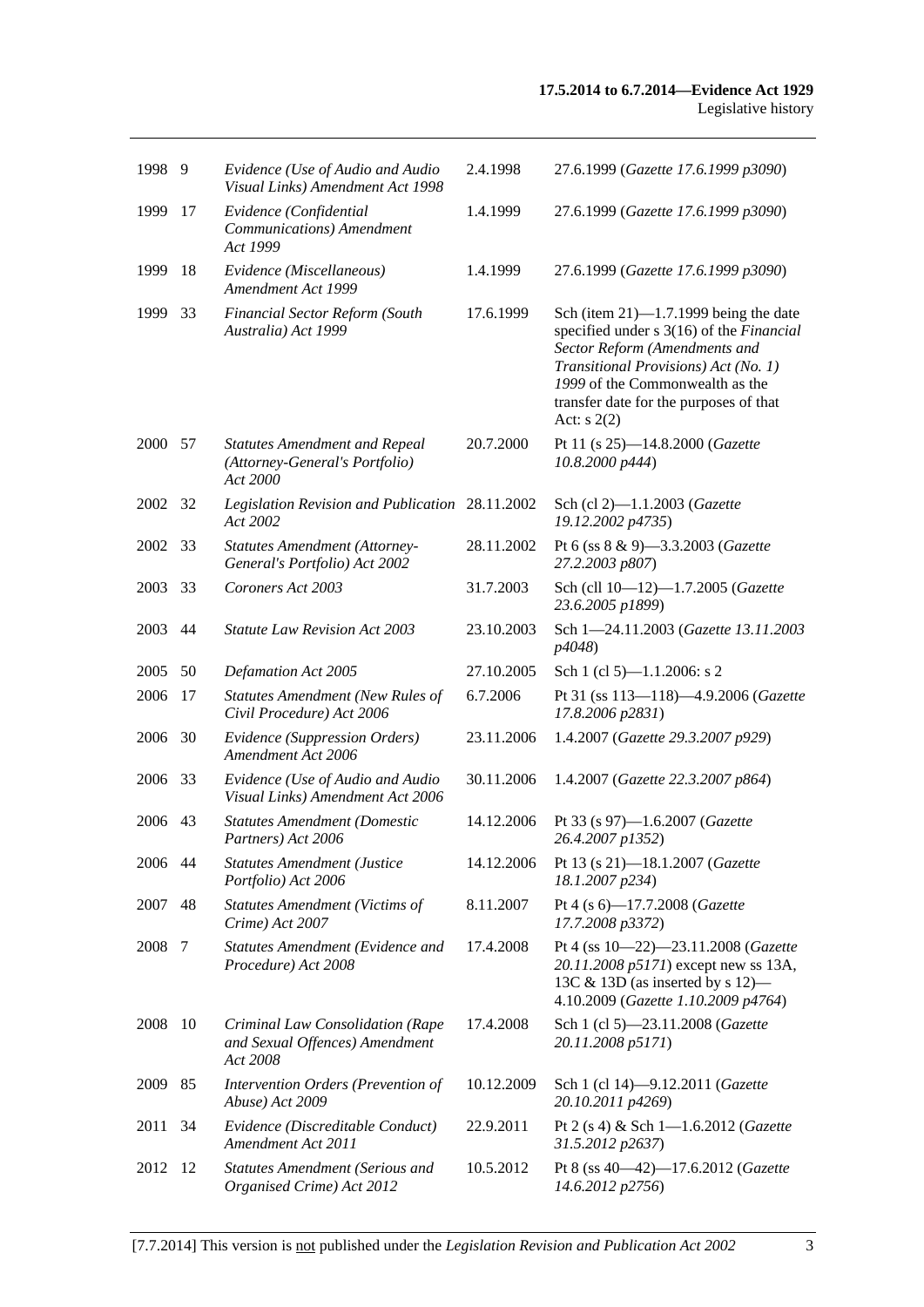| | | | | |
|---|---|---|---|---|
| 1998 | 9 | *Evidence (Use of Audio and Audio Visual Links) Amendment Act 1998* | 2.4.1998 | 27.6.1999 (*Gazette 17.6.1999 p3090*) |
| 1999 | 17 | *Evidence (Confidential Communications) Amendment Act 1999* | 1.4.1999 | 27.6.1999 (*Gazette 17.6.1999 p3090*) |
| 1999 | 18 | *Evidence (Miscellaneous) Amendment Act 1999* | 1.4.1999 | 27.6.1999 (*Gazette 17.6.1999 p3090*) |
| 1999 | 33 | *Financial Sector Reform (South Australia) Act 1999* | 17.6.1999 | Sch (item 21)—1.7.1999 being the date specified under s 3(16) of the *Financial Sector Reform (Amendments and Transitional Provisions) Act (No. 1) 1999* of the Commonwealth as the transfer date for the purposes of that Act: s 2(2) |
| 2000 | 57 | *Statutes Amendment and Repeal (Attorney-General's Portfolio) Act 2000* | 20.7.2000 | Pt 11 (s 25)—14.8.2000 (*Gazette 10.8.2000 p444*) |
| 2002 | 32 | *Legislation Revision and Publication Act 2002* | 28.11.2002 | Sch (cl 2)—1.1.2003 (*Gazette 19.12.2002 p4735*) |
| 2002 | 33 | *Statutes Amendment (Attorney-General's Portfolio) Act 2002* | 28.11.2002 | Pt 6 (ss 8 & 9)—3.3.2003 (*Gazette 27.2.2003 p807*) |
| 2003 | 33 | *Coroners Act 2003* | 31.7.2003 | Sch (cll 10—12)—1.7.2005 (*Gazette 23.6.2005 p1899*) |
| 2003 | 44 | *Statute Law Revision Act 2003* | 23.10.2003 | Sch 1—24.11.2003 (*Gazette 13.11.2003 p4048*) |
| 2005 | 50 | *Defamation Act 2005* | 27.10.2005 | Sch 1 (cl 5)—1.1.2006: s 2 |
| 2006 | 17 | *Statutes Amendment (New Rules of Civil Procedure) Act 2006* | 6.7.2006 | Pt 31 (ss 113—118)—4.9.2006 (*Gazette 17.8.2006 p2831*) |
| 2006 | 30 | *Evidence (Suppression Orders) Amendment Act 2006* | 23.11.2006 | 1.4.2007 (*Gazette 29.3.2007 p929*) |
| 2006 | 33 | *Evidence (Use of Audio and Audio Visual Links) Amendment Act 2006* | 30.11.2006 | 1.4.2007 (*Gazette 22.3.2007 p864*) |
| 2006 | 43 | *Statutes Amendment (Domestic Partners) Act 2006* | 14.12.2006 | Pt 33 (s 97)—1.6.2007 (*Gazette 26.4.2007 p1352*) |
| 2006 | 44 | *Statutes Amendment (Justice Portfolio) Act 2006* | 14.12.2006 | Pt 13 (s 21)—18.1.2007 (*Gazette 18.1.2007 p234*) |
| 2007 | 48 | *Statutes Amendment (Victims of Crime) Act 2007* | 8.11.2007 | Pt 4 (s 6)—17.7.2008 (*Gazette 17.7.2008 p3372*) |
| 2008 | 7 | *Statutes Amendment (Evidence and Procedure) Act 2008* | 17.4.2008 | Pt 4 (ss 10—22)—23.11.2008 (*Gazette 20.11.2008 p5171*) except new ss 13A, 13C & 13D (as inserted by s 12)—4.10.2009 (*Gazette 1.10.2009 p4764*) |
| 2008 | 10 | *Criminal Law Consolidation (Rape and Sexual Offences) Amendment Act 2008* | 17.4.2008 | Sch 1 (cl 5)—23.11.2008 (*Gazette 20.11.2008 p5171*) |
| 2009 | 85 | *Intervention Orders (Prevention of Abuse) Act 2009* | 10.12.2009 | Sch 1 (cl 14)—9.12.2011 (*Gazette 20.10.2011 p4269*) |
| 2011 | 34 | *Evidence (Discreditable Conduct) Amendment Act 2011* | 22.9.2011 | Pt 2 (s 4) & Sch 1—1.6.2012 (*Gazette 31.5.2012 p2637*) |
| 2012 | 12 | *Statutes Amendment (Serious and Organised Crime) Act 2012* | 10.5.2012 | Pt 8 (ss 40—42)—17.6.2012 (*Gazette 14.6.2012 p2756*) |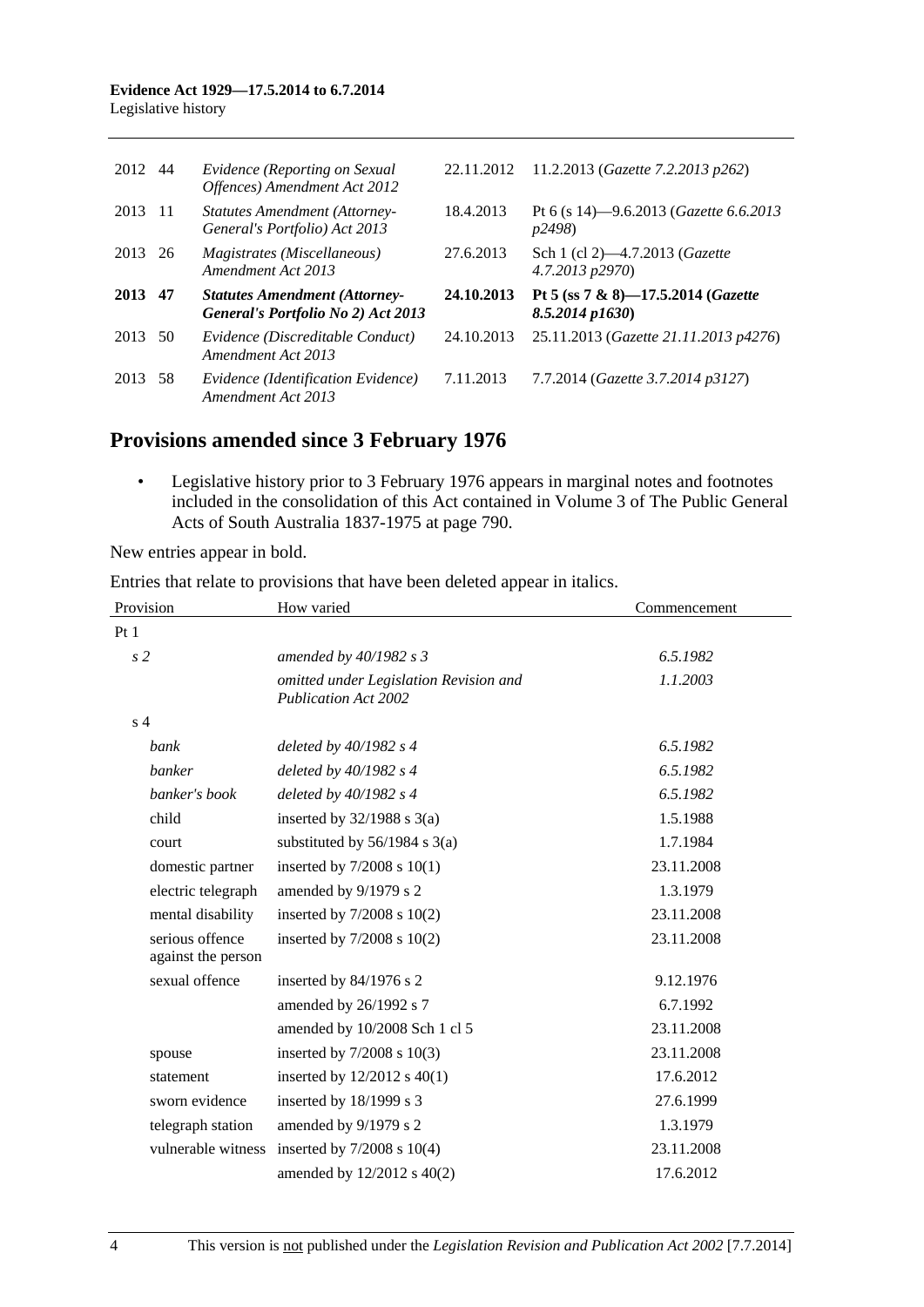| | | | | |
|---|---|---|---|---|
| 2012 | 44 | *Evidence (Reporting on Sexual Offences) Amendment Act 2012* | 22.11.2012 | 11.2.2013 (*Gazette 7.2.2013 p262*) |
| 2013 | 11 | *Statutes Amendment (Attorney-General's Portfolio) Act 2013* | 18.4.2013 | Pt 6 (s 14)—9.6.2013 (*Gazette 6.6.2013 p2498*) |
| 2013 | 26 | *Magistrates (Miscellaneous) Amendment Act 2013* | 27.6.2013 | Sch 1 (cl 2)—4.7.2013 (*Gazette 4.7.2013 p2970*) |
| **2013** | **47** | ***Statutes Amendment (Attorney-General's Portfolio No 2) Act 2013*** | **24.10.2013** | **Pt 5 (ss 7 & 8)—17.5.2014 (*Gazette 8.5.2014 p1630*)** |
| 2013 | 50 | *Evidence (Discreditable Conduct) Amendment Act 2013* | 24.10.2013 | 25.11.2013 (*Gazette 21.11.2013 p4276*) |
| 2013 | 58 | *Evidence (Identification Evidence) Amendment Act 2013* | 7.11.2013 | 7.7.2014 (*Gazette 3.7.2014 p3127*) |

## Provisions amended since 3 February 1976

- Legislative history prior to 3 February 1976 appears in marginal notes and footnotes included in the consolidation of this Act contained in Volume 3 of The Public General Acts of South Australia 1837-1975 at page 790.

New entries appear in bold.

Entries that relate to provisions that have been deleted appear in italics.

| Provision | How varied | Commencement |
|---|---|---|
| Pt 1 | | |
| *s 2* | *amended by 40/1982 s 3* | *6.5.1982* |
| | *omitted under Legislation Revision and Publication Act 2002* | *1.1.2003* |
| s 4 | | |
| *bank* | *deleted by 40/1982 s 4* | *6.5.1982* |
| *banker* | *deleted by 40/1982 s 4* | *6.5.1982* |
| *banker's book* | *deleted by 40/1982 s 4* | *6.5.1982* |
| child | inserted by 32/1988 s 3(a) | 1.5.1988 |
| court | substituted by 56/1984 s 3(a) | 1.7.1984 |
| domestic partner | inserted by 7/2008 s 10(1) | 23.11.2008 |
| electric telegraph | amended by 9/1979 s 2 | 1.3.1979 |
| mental disability | inserted by 7/2008 s 10(2) | 23.11.2008 |
| serious offence against the person | inserted by 7/2008 s 10(2) | 23.11.2008 |
| sexual offence | inserted by 84/1976 s 2 | 9.12.1976 |
| | amended by 26/1992 s 7 | 6.7.1992 |
| | amended by 10/2008 Sch 1 cl 5 | 23.11.2008 |
| spouse | inserted by 7/2008 s 10(3) | 23.11.2008 |
| statement | inserted by 12/2012 s 40(1) | 17.6.2012 |
| sworn evidence | inserted by 18/1999 s 3 | 27.6.1999 |
| telegraph station | amended by 9/1979 s 2 | 1.3.1979 |
| vulnerable witness | inserted by 7/2008 s 10(4) | 23.11.2008 |
| | amended by 12/2012 s 40(2) | 17.6.2012 |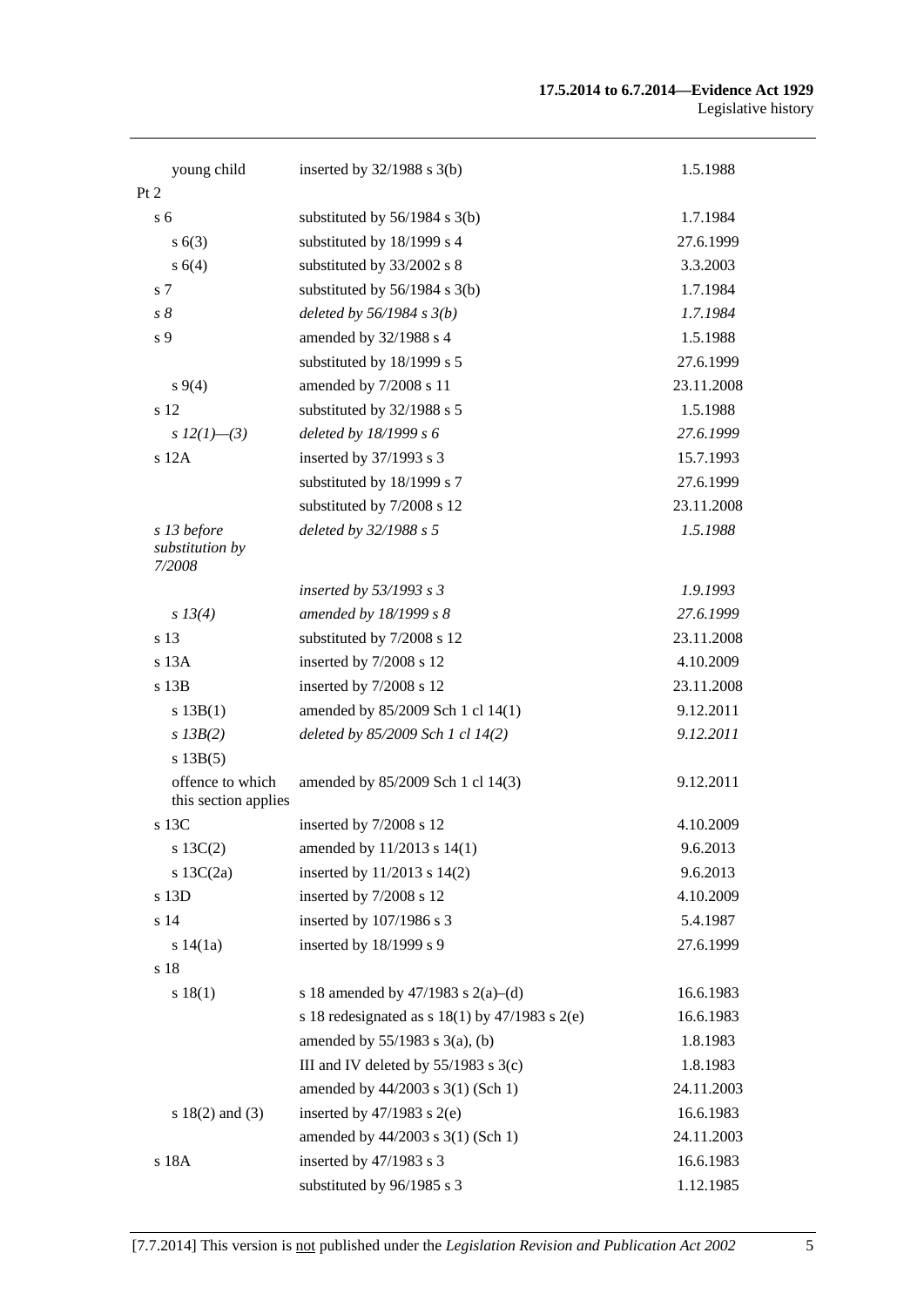| | | |
|---|---|---|
| young child | inserted by 32/1988 s 3(b) | 1.5.1988 |
| Pt 2 | | |
| s 6 | substituted by 56/1984 s 3(b) | 1.7.1984 |
| s 6(3) | substituted by 18/1999 s 4 | 27.6.1999 |
| s 6(4) | substituted by 33/2002 s 8 | 3.3.2003 |
| s 7 | substituted by 56/1984 s 3(b) | 1.7.1984 |
| *s 8* | *deleted by 56/1984 s 3(b)* | *1.7.1984* |
| s 9 | amended by 32/1988 s 4 | 1.5.1988 |
| | substituted by 18/1999 s 5 | 27.6.1999 |
| s 9(4) | amended by 7/2008 s 11 | 23.11.2008 |
| s 12 | substituted by 32/1988 s 5 | 1.5.1988 |
| *s 12(1)—(3)* | *deleted by 18/1999 s 6* | *27.6.1999* |
| s 12A | inserted by 37/1993 s 3 | 15.7.1993 |
| | substituted by 18/1999 s 7 | 27.6.1999 |
| | substituted by 7/2008 s 12 | 23.11.2008 |
| *s 13 before substitution by 7/2008* | *deleted by 32/1988 s 5* | *1.5.1988* |
| | *inserted by 53/1993 s 3* | *1.9.1993* |
| *s 13(4)* | *amended by 18/1999 s 8* | *27.6.1999* |
| s 13 | substituted by 7/2008 s 12 | 23.11.2008 |
| s 13A | inserted by 7/2008 s 12 | 4.10.2009 |
| s 13B | inserted by 7/2008 s 12 | 23.11.2008 |
| s 13B(1) | amended by 85/2009 Sch 1 cl 14(1) | 9.12.2011 |
| *s 13B(2)* | *deleted by 85/2009 Sch 1 cl 14(2)* | *9.12.2011* |
| s 13B(5) | | |
| offence to which this section applies | amended by 85/2009 Sch 1 cl 14(3) | 9.12.2011 |
| s 13C | inserted by 7/2008 s 12 | 4.10.2009 |
| s 13C(2) | amended by 11/2013 s 14(1) | 9.6.2013 |
| s 13C(2a) | inserted by 11/2013 s 14(2) | 9.6.2013 |
| s 13D | inserted by 7/2008 s 12 | 4.10.2009 |
| s 14 | inserted by 107/1986 s 3 | 5.4.1987 |
| s 14(1a) | inserted by 18/1999 s 9 | 27.6.1999 |
| s 18 | | |
| s 18(1) | s 18 amended by 47/1983 s 2(a)–(d) | 16.6.1983 |
| | s 18 redesignated as s 18(1) by 47/1983 s 2(e) | 16.6.1983 |
| | amended by 55/1983 s 3(a), (b) | 1.8.1983 |
| | III and IV deleted by 55/1983 s 3(c) | 1.8.1983 |
| | amended by 44/2003 s 3(1) (Sch 1) | 24.11.2003 |
| s 18(2) and (3) | inserted by 47/1983 s 2(e) | 16.6.1983 |
| | amended by 44/2003 s 3(1) (Sch 1) | 24.11.2003 |
| s 18A | inserted by 47/1983 s 3 | 16.6.1983 |
| | substituted by 96/1985 s 3 | 1.12.1985 |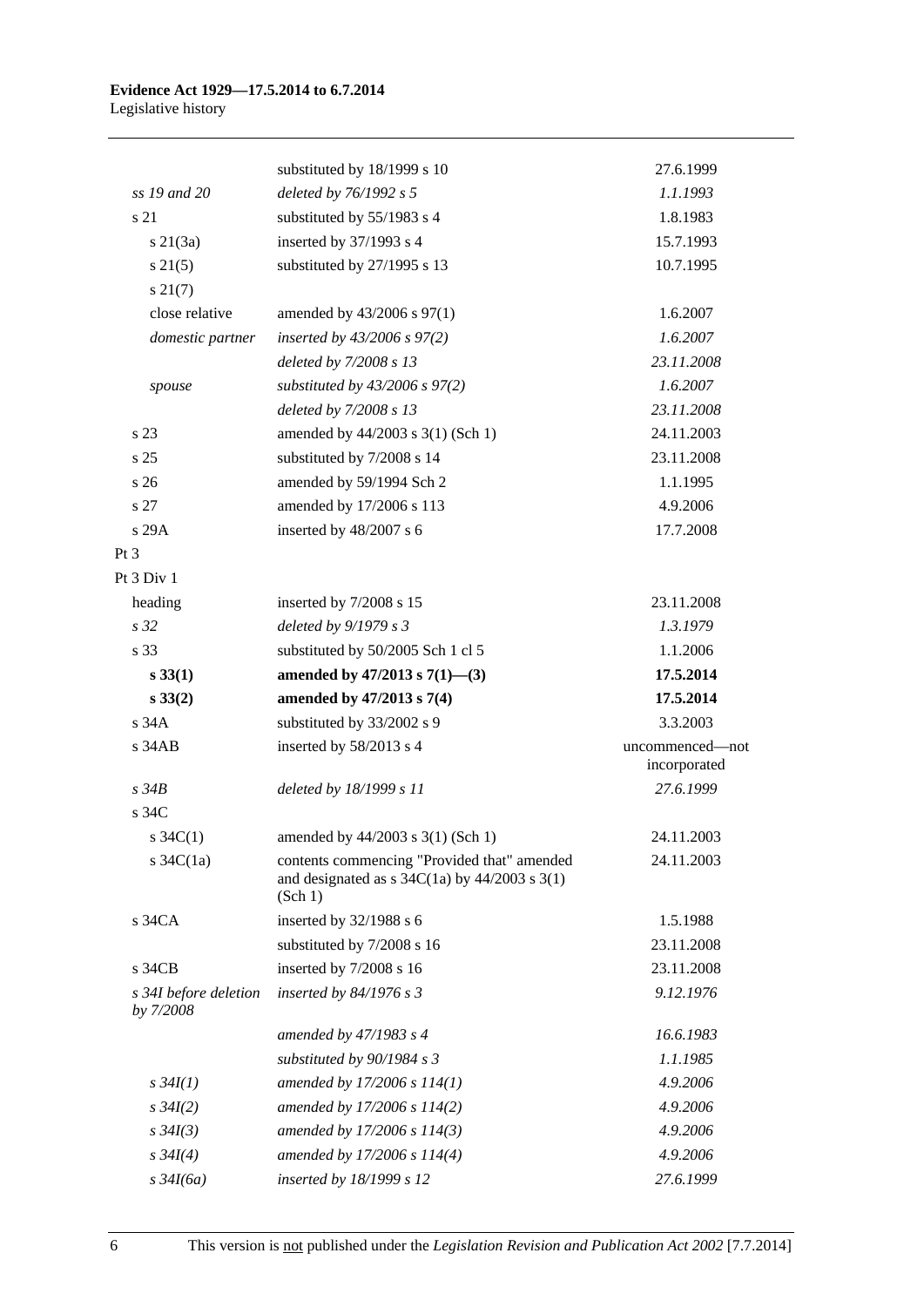| | | |
|---|---|---|
| | substituted by 18/1999 s 10 | 27.6.1999 |
| *ss 19 and 20* | *deleted by 76/1992 s 5* | *1.1.1993* |
| s 21 | substituted by 55/1983 s 4 | 1.8.1983 |
| s 21(3a) | inserted by 37/1993 s 4 | 15.7.1993 |
| s 21(5) | substituted by 27/1995 s 13 | 10.7.1995 |
| s 21(7) | | |
| close relative | amended by 43/2006 s 97(1) | 1.6.2007 |
| *domestic partner* | *inserted by 43/2006 s 97(2)* | *1.6.2007* |
| | *deleted by 7/2008 s 13* | *23.11.2008* |
| *spouse* | *substituted by 43/2006 s 97(2)* | *1.6.2007* |
| | *deleted by 7/2008 s 13* | *23.11.2008* |
| s 23 | amended by 44/2003 s 3(1) (Sch 1) | 24.11.2003 |
| s 25 | substituted by 7/2008 s 14 | 23.11.2008 |
| s 26 | amended by 59/1994 Sch 2 | 1.1.1995 |
| s 27 | amended by 17/2006 s 113 | 4.9.2006 |
| s 29A | inserted by 48/2007 s 6 | 17.7.2008 |
| Pt 3 | | |
| Pt 3 Div 1 | | |
| heading | inserted by 7/2008 s 15 | 23.11.2008 |
| *s 32* | *deleted by 9/1979 s 3* | *1.3.1979* |
| s 33 | substituted by 50/2005 Sch 1 cl 5 | 1.1.2006 |
| **s 33(1)** | **amended by 47/2013 s 7(1)—(3)** | **17.5.2014** |
| **s 33(2)** | **amended by 47/2013 s 7(4)** | **17.5.2014** |
| s 34A | substituted by 33/2002 s 9 | 3.3.2003 |
| s 34AB | inserted by 58/2013 s 4 | uncommenced—not incorporated |
| *s 34B* | *deleted by 18/1999 s 11* | *27.6.1999* |
| s 34C | | |
| s 34C(1) | amended by 44/2003 s 3(1) (Sch 1) | 24.11.2003 |
| s 34C(1a) | contents commencing "Provided that" amended and designated as s 34C(1a) by 44/2003 s 3(1) (Sch 1) | 24.11.2003 |
| s 34CA | inserted by 32/1988 s 6 | 1.5.1988 |
| | substituted by 7/2008 s 16 | 23.11.2008 |
| s 34CB | inserted by 7/2008 s 16 | 23.11.2008 |
| *s 34I before deletion by 7/2008* | *inserted by 84/1976 s 3* | *9.12.1976* |
| | *amended by 47/1983 s 4* | *16.6.1983* |
| | *substituted by 90/1984 s 3* | *1.1.1985* |
| *s 34I(1)* | *amended by 17/2006 s 114(1)* | *4.9.2006* |
| *s 34I(2)* | *amended by 17/2006 s 114(2)* | *4.9.2006* |
| *s 34I(3)* | *amended by 17/2006 s 114(3)* | *4.9.2006* |
| *s 34I(4)* | *amended by 17/2006 s 114(4)* | *4.9.2006* |
| *s 34I(6a)* | *inserted by 18/1999 s 12* | *27.6.1999* |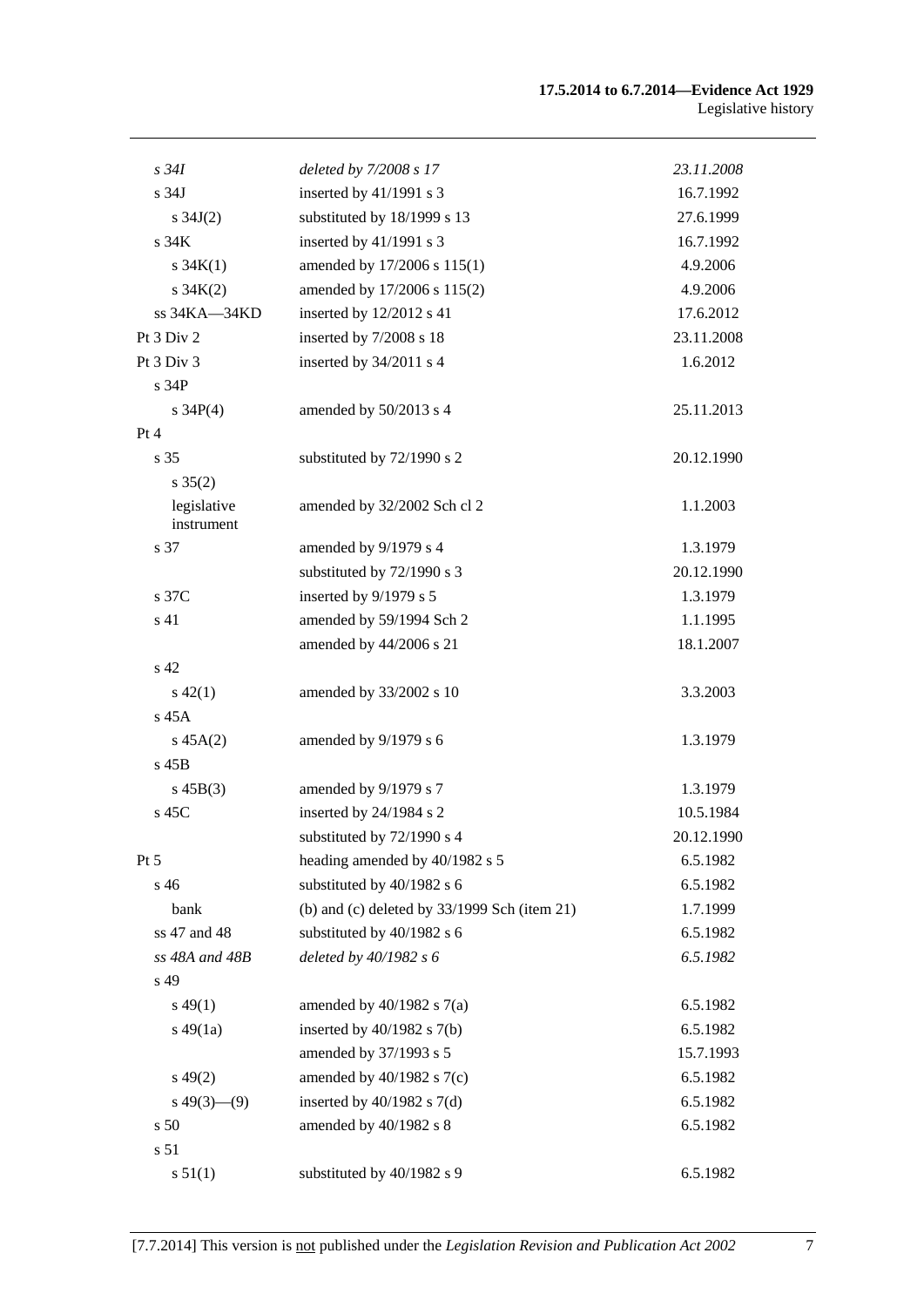| | | |
|---|---|---|
| *s 34I* | *deleted by 7/2008 s 17* | *23.11.2008* |
| s 34J | inserted by 41/1991 s 3 | 16.7.1992 |
| s 34J(2) | substituted by 18/1999 s 13 | 27.6.1999 |
| s 34K | inserted by 41/1991 s 3 | 16.7.1992 |
| s 34K(1) | amended by 17/2006 s 115(1) | 4.9.2006 |
| s 34K(2) | amended by 17/2006 s 115(2) | 4.9.2006 |
| ss 34KA—34KD | inserted by 12/2012 s 41 | 17.6.2012 |
| Pt 3 Div 2 | inserted by 7/2008 s 18 | 23.11.2008 |
| Pt 3 Div 3 | inserted by 34/2011 s 4 | 1.6.2012 |
| s 34P | | |
| s 34P(4) | amended by 50/2013 s 4 | 25.11.2013 |
| Pt 4 | | |
| s 35 | substituted by 72/1990 s 2 | 20.12.1990 |
| s 35(2) | | |
| legislative instrument | amended by 32/2002 Sch cl 2 | 1.1.2003 |
| s 37 | amended by 9/1979 s 4 | 1.3.1979 |
| | substituted by 72/1990 s 3 | 20.12.1990 |
| s 37C | inserted by 9/1979 s 5 | 1.3.1979 |
| s 41 | amended by 59/1994 Sch 2 | 1.1.1995 |
| | amended by 44/2006 s 21 | 18.1.2007 |
| s 42 | | |
| s 42(1) | amended by 33/2002 s 10 | 3.3.2003 |
| s 45A | | |
| s 45A(2) | amended by 9/1979 s 6 | 1.3.1979 |
| s 45B | | |
| s 45B(3) | amended by 9/1979 s 7 | 1.3.1979 |
| s 45C | inserted by 24/1984 s 2 | 10.5.1984 |
| | substituted by 72/1990 s 4 | 20.12.1990 |
| Pt 5 | heading amended by 40/1982 s 5 | 6.5.1982 |
| s 46 | substituted by 40/1982 s 6 | 6.5.1982 |
| bank | (b) and (c) deleted by 33/1999 Sch (item 21) | 1.7.1999 |
| ss 47 and 48 | substituted by 40/1982 s 6 | 6.5.1982 |
| *ss 48A and 48B* | *deleted by 40/1982 s 6* | *6.5.1982* |
| s 49 | | |
| s 49(1) | amended by 40/1982 s 7(a) | 6.5.1982 |
| s 49(1a) | inserted by 40/1982 s 7(b) | 6.5.1982 |
| | amended by 37/1993 s 5 | 15.7.1993 |
| s 49(2) | amended by 40/1982 s 7(c) | 6.5.1982 |
| s 49(3)—(9) | inserted by 40/1982 s 7(d) | 6.5.1982 |
| s 50 | amended by 40/1982 s 8 | 6.5.1982 |
| s 51 | | |
| s 51(1) | substituted by 40/1982 s 9 | 6.5.1982 |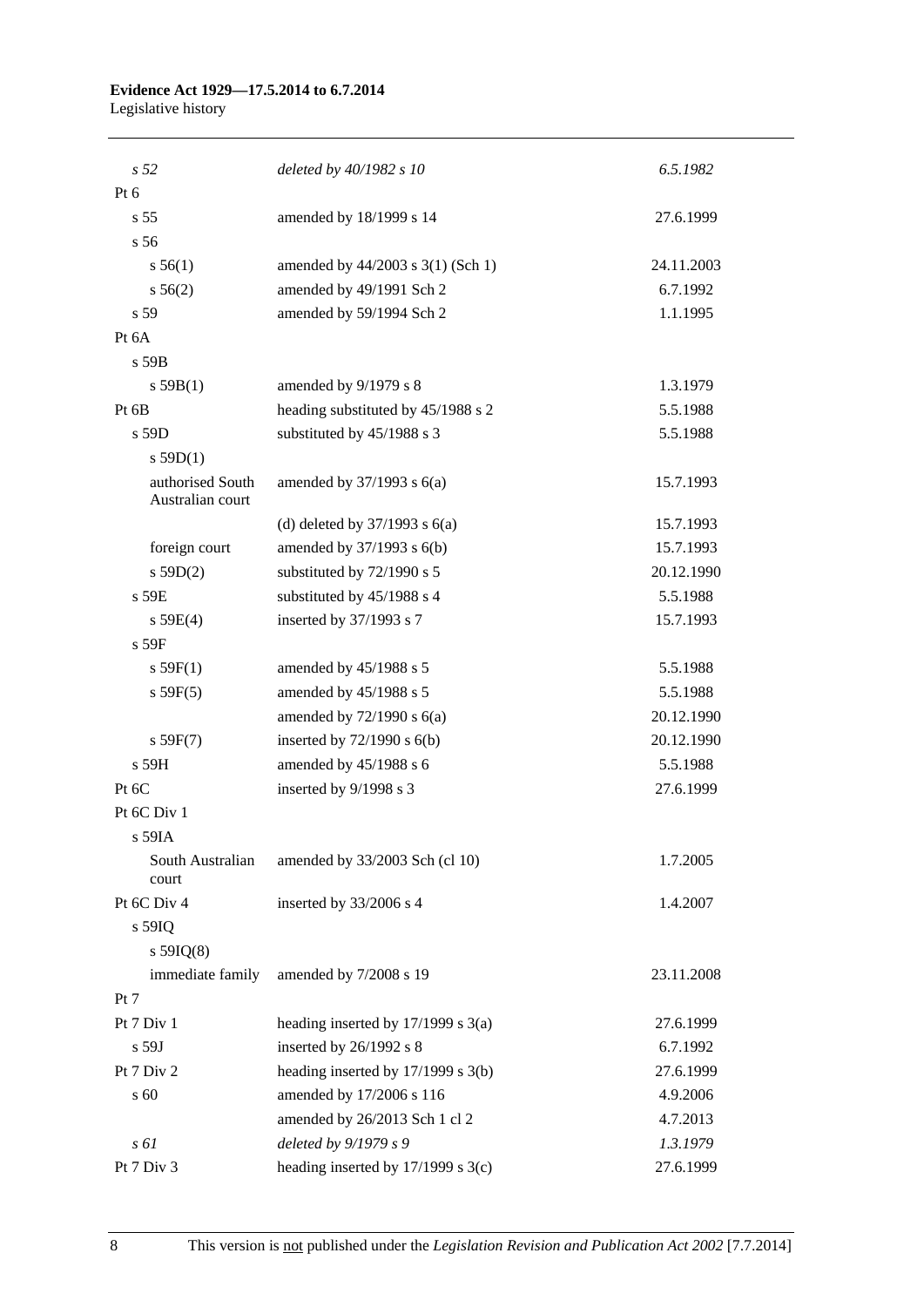| | | |
|---|---|---|
| *s 52* | *deleted by 40/1982 s 10* | *6.5.1982* |
| Pt 6 | | |
| s 55 | amended by 18/1999 s 14 | 27.6.1999 |
| s 56 | | |
| s 56(1) | amended by 44/2003 s 3(1) (Sch 1) | 24.11.2003 |
| s 56(2) | amended by 49/1991 Sch 2 | 6.7.1992 |
| s 59 | amended by 59/1994 Sch 2 | 1.1.1995 |
| Pt 6A | | |
| s 59B | | |
| s 59B(1) | amended by 9/1979 s 8 | 1.3.1979 |
| Pt 6B | heading substituted by 45/1988 s 2 | 5.5.1988 |
| s 59D | substituted by 45/1988 s 3 | 5.5.1988 |
| s 59D(1) | | |
| authorised South Australian court | amended by 37/1993 s 6(a) | 15.7.1993 |
| | (d) deleted by 37/1993 s 6(a) | 15.7.1993 |
| foreign court | amended by 37/1993 s 6(b) | 15.7.1993 |
| s 59D(2) | substituted by 72/1990 s 5 | 20.12.1990 |
| s 59E | substituted by 45/1988 s 4 | 5.5.1988 |
| s 59E(4) | inserted by 37/1993 s 7 | 15.7.1993 |
| s 59F | | |
| s 59F(1) | amended by 45/1988 s 5 | 5.5.1988 |
| s 59F(5) | amended by 45/1988 s 5 | 5.5.1988 |
| | amended by 72/1990 s 6(a) | 20.12.1990 |
| s 59F(7) | inserted by 72/1990 s 6(b) | 20.12.1990 |
| s 59H | amended by 45/1988 s 6 | 5.5.1988 |
| Pt 6C | inserted by 9/1998 s 3 | 27.6.1999 |
| Pt 6C Div 1 | | |
| s 59IA | | |
| South Australian court | amended by 33/2003 Sch (cl 10) | 1.7.2005 |
| Pt 6C Div 4 | inserted by 33/2006 s 4 | 1.4.2007 |
| s 59IQ | | |
| s 59IQ(8) | | |
| immediate family | amended by 7/2008 s 19 | 23.11.2008 |
| Pt 7 | | |
| Pt 7 Div 1 | heading inserted by 17/1999 s 3(a) | 27.6.1999 |
| s 59J | inserted by 26/1992 s 8 | 6.7.1992 |
| Pt 7 Div 2 | heading inserted by 17/1999 s 3(b) | 27.6.1999 |
| s 60 | amended by 17/2006 s 116 | 4.9.2006 |
| | amended by 26/2013 Sch 1 cl 2 | 4.7.2013 |
| *s 61* | *deleted by 9/1979 s 9* | *1.3.1979* |
| Pt 7 Div 3 | heading inserted by 17/1999 s 3(c) | 27.6.1999 |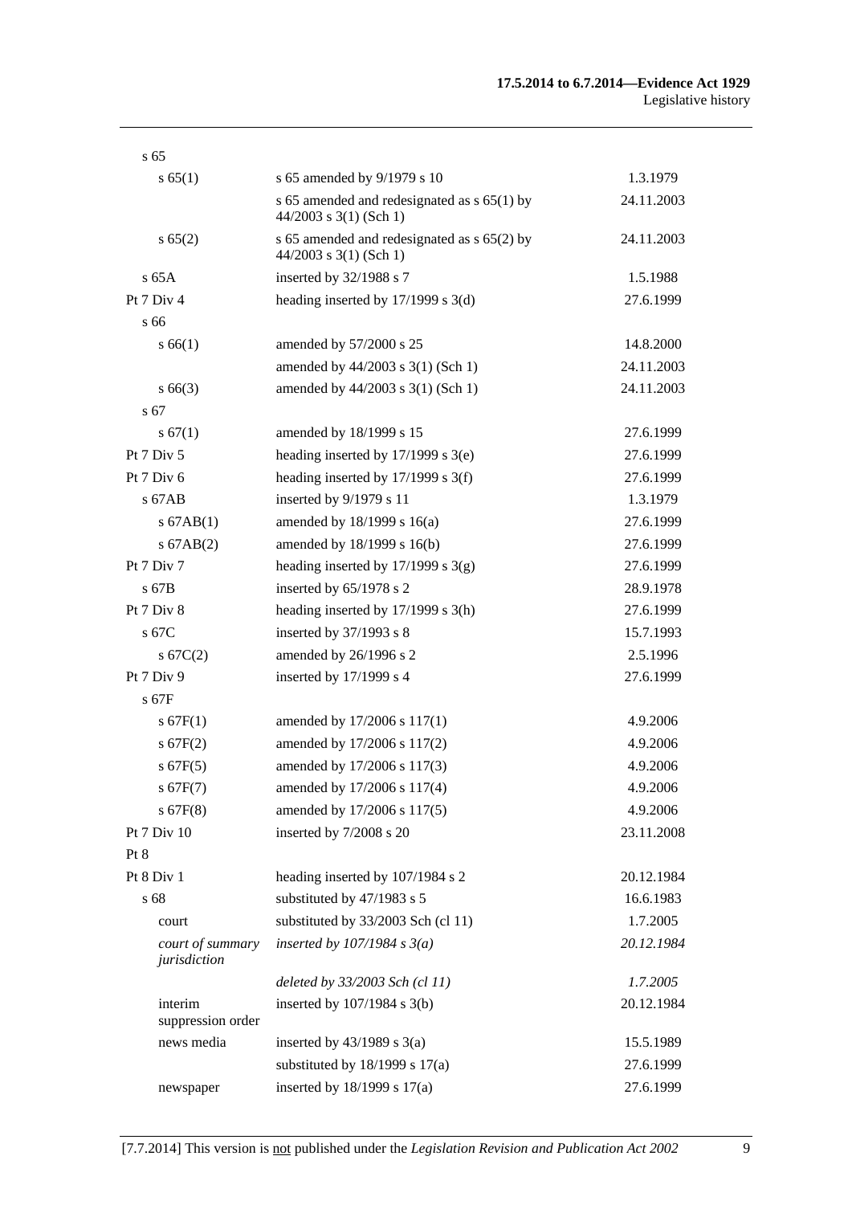| | | |
|---|---|---|
| s 65 | | |
| s 65(1) | s 65 amended by 9/1979 s 10 | 1.3.1979 |
| | s 65 amended and redesignated as s 65(1) by 44/2003 s 3(1) (Sch 1) | 24.11.2003 |
| s 65(2) | s 65 amended and redesignated as s 65(2) by 44/2003 s 3(1) (Sch 1) | 24.11.2003 |
| s 65A | inserted by 32/1988 s 7 | 1.5.1988 |
| Pt 7 Div 4 | heading inserted by 17/1999 s 3(d) | 27.6.1999 |
| s 66 | | |
| s 66(1) | amended by 57/2000 s 25 | 14.8.2000 |
| | amended by 44/2003 s 3(1) (Sch 1) | 24.11.2003 |
| s 66(3) | amended by 44/2003 s 3(1) (Sch 1) | 24.11.2003 |
| s 67 | | |
| s 67(1) | amended by 18/1999 s 15 | 27.6.1999 |
| Pt 7 Div 5 | heading inserted by 17/1999 s 3(e) | 27.6.1999 |
| Pt 7 Div 6 | heading inserted by 17/1999 s 3(f) | 27.6.1999 |
| s 67AB | inserted by 9/1979 s 11 | 1.3.1979 |
| s 67AB(1) | amended by 18/1999 s 16(a) | 27.6.1999 |
| s 67AB(2) | amended by 18/1999 s 16(b) | 27.6.1999 |
| Pt 7 Div 7 | heading inserted by 17/1999 s 3(g) | 27.6.1999 |
| s 67B | inserted by 65/1978 s 2 | 28.9.1978 |
| Pt 7 Div 8 | heading inserted by 17/1999 s 3(h) | 27.6.1999 |
| s 67C | inserted by 37/1993 s 8 | 15.7.1993 |
| s 67C(2) | amended by 26/1996 s 2 | 2.5.1996 |
| Pt 7 Div 9 | inserted by 17/1999 s 4 | 27.6.1999 |
| s 67F | | |
| s 67F(1) | amended by 17/2006 s 117(1) | 4.9.2006 |
| s 67F(2) | amended by 17/2006 s 117(2) | 4.9.2006 |
| s 67F(5) | amended by 17/2006 s 117(3) | 4.9.2006 |
| s 67F(7) | amended by 17/2006 s 117(4) | 4.9.2006 |
| s 67F(8) | amended by 17/2006 s 117(5) | 4.9.2006 |
| Pt 7 Div 10 | inserted by 7/2008 s 20 | 23.11.2008 |
| Pt 8 | | |
| Pt 8 Div 1 | heading inserted by 107/1984 s 2 | 20.12.1984 |
| s 68 | substituted by 47/1983 s 5 | 16.6.1983 |
| court | substituted by 33/2003 Sch (cl 11) | 1.7.2005 |
| *court of summary jurisdiction* | *inserted by 107/1984 s 3(a)* | *20.12.1984* |
| | *deleted by 33/2003 Sch (cl 11)* | *1.7.2005* |
| interim suppression order | inserted by 107/1984 s 3(b) | 20.12.1984 |
| news media | inserted by 43/1989 s 3(a) | 15.5.1989 |
| | substituted by 18/1999 s 17(a) | 27.6.1999 |
| newspaper | inserted by 18/1999 s 17(a) | 27.6.1999 |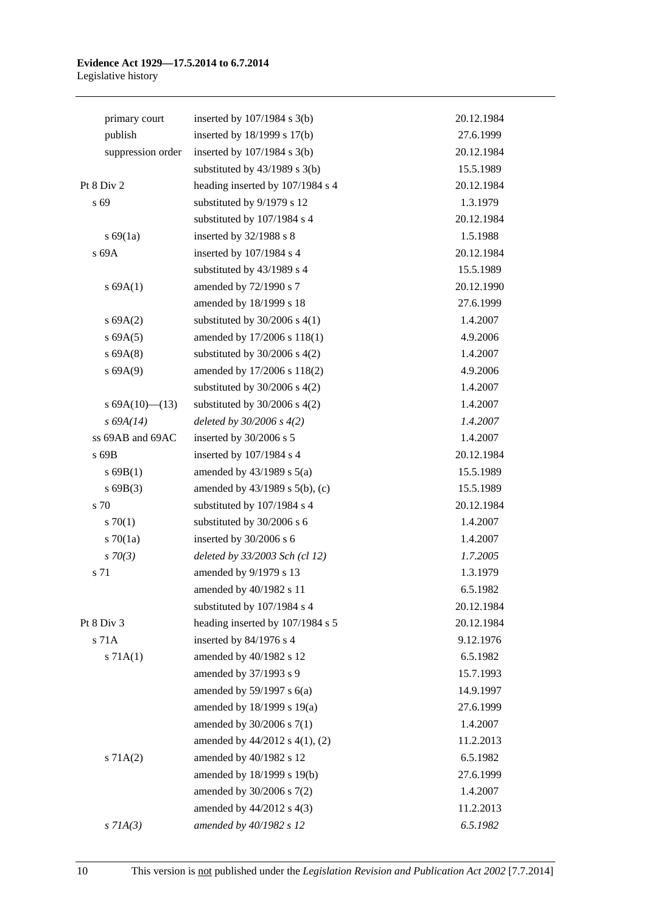| | | |
|---|---|---|
| primary court | inserted by 107/1984 s 3(b) | 20.12.1984 |
| publish | inserted by 18/1999 s 17(b) | 27.6.1999 |
| suppression order | inserted by 107/1984 s 3(b) | 20.12.1984 |
| | substituted by 43/1989 s 3(b) | 15.5.1989 |
| Pt 8 Div 2 | heading inserted by 107/1984 s 4 | 20.12.1984 |
| s 69 | substituted by 9/1979 s 12 | 1.3.1979 |
| | substituted by 107/1984 s 4 | 20.12.1984 |
| s 69(1a) | inserted by 32/1988 s 8 | 1.5.1988 |
| s 69A | inserted by 107/1984 s 4 | 20.12.1984 |
| | substituted by 43/1989 s 4 | 15.5.1989 |
| s 69A(1) | amended by 72/1990 s 7 | 20.12.1990 |
| | amended by 18/1999 s 18 | 27.6.1999 |
| s 69A(2) | substituted by 30/2006 s 4(1) | 1.4.2007 |
| s 69A(5) | amended by 17/2006 s 118(1) | 4.9.2006 |
| s 69A(8) | substituted by 30/2006 s 4(2) | 1.4.2007 |
| s 69A(9) | amended by 17/2006 s 118(2) | 4.9.2006 |
| | substituted by 30/2006 s 4(2) | 1.4.2007 |
| s 69A(10)—(13) | substituted by 30/2006 s 4(2) | 1.4.2007 |
| *s 69A(14)* | *deleted by 30/2006 s 4(2)* | *1.4.2007* |
| ss 69AB and 69AC | inserted by 30/2006 s 5 | 1.4.2007 |
| s 69B | inserted by 107/1984 s 4 | 20.12.1984 |
| s 69B(1) | amended by 43/1989 s 5(a) | 15.5.1989 |
| s 69B(3) | amended by 43/1989 s 5(b), (c) | 15.5.1989 |
| s 70 | substituted by 107/1984 s 4 | 20.12.1984 |
| s 70(1) | substituted by 30/2006 s 6 | 1.4.2007 |
| s 70(1a) | inserted by 30/2006 s 6 | 1.4.2007 |
| *s 70(3)* | *deleted by 33/2003 Sch (cl 12)* | *1.7.2005* |
| s 71 | amended by 9/1979 s 13 | 1.3.1979 |
| | amended by 40/1982 s 11 | 6.5.1982 |
| | substituted by 107/1984 s 4 | 20.12.1984 |
| Pt 8 Div 3 | heading inserted by 107/1984 s 5 | 20.12.1984 |
| s 71A | inserted by 84/1976 s 4 | 9.12.1976 |
| s 71A(1) | amended by 40/1982 s 12 | 6.5.1982 |
| | amended by 37/1993 s 9 | 15.7.1993 |
| | amended by 59/1997 s 6(a) | 14.9.1997 |
| | amended by 18/1999 s 19(a) | 27.6.1999 |
| | amended by 30/2006 s 7(1) | 1.4.2007 |
| | amended by 44/2012 s 4(1), (2) | 11.2.2013 |
| s 71A(2) | amended by 40/1982 s 12 | 6.5.1982 |
| | amended by 18/1999 s 19(b) | 27.6.1999 |
| | amended by 30/2006 s 7(2) | 1.4.2007 |
| | amended by 44/2012 s 4(3) | 11.2.2013 |
| *s 71A(3)* | *amended by 40/1982 s 12* | *6.5.1982* |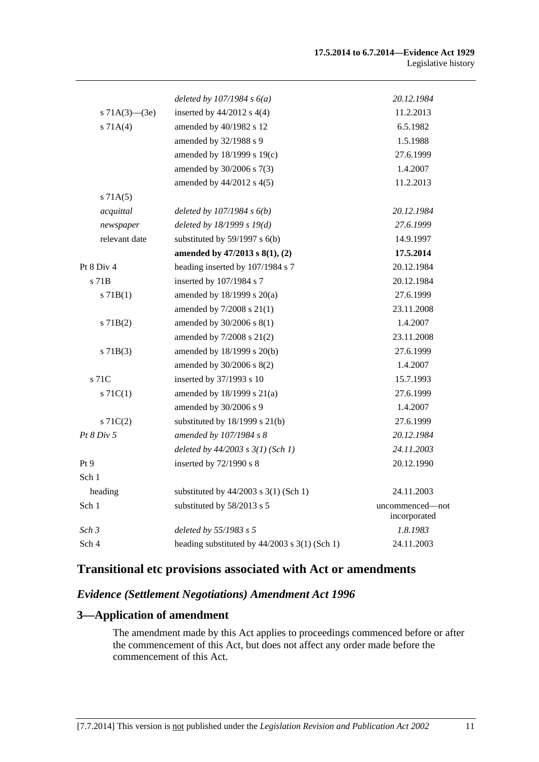| | | |
|---|---|---|
| | *deleted by 107/1984 s 6(a)* | *20.12.1984* |
| s 71A(3)—(3e) | inserted by 44/2012 s 4(4) | 11.2.2013 |
| s 71A(4) | amended by 40/1982 s 12 | 6.5.1982 |
| | amended by 32/1988 s 9 | 1.5.1988 |
| | amended by 18/1999 s 19(c) | 27.6.1999 |
| | amended by 30/2006 s 7(3) | 1.4.2007 |
| | amended by 44/2012 s 4(5) | 11.2.2013 |
| s 71A(5) | | |
| *acquittal* | *deleted by 107/1984 s 6(b)* | *20.12.1984* |
| *newspaper* | *deleted by 18/1999 s 19(d)* | *27.6.1999* |
| relevant date | substituted by 59/1997 s 6(b) | 14.9.1997 |
| | **amended by 47/2013 s 8(1), (2)** | **17.5.2014** |
| Pt 8 Div 4 | heading inserted by 107/1984 s 7 | 20.12.1984 |
| s 71B | inserted by 107/1984 s 7 | 20.12.1984 |
| s 71B(1) | amended by 18/1999 s 20(a) | 27.6.1999 |
| | amended by 7/2008 s 21(1) | 23.11.2008 |
| s 71B(2) | amended by 30/2006 s 8(1) | 1.4.2007 |
| | amended by 7/2008 s 21(2) | 23.11.2008 |
| s 71B(3) | amended by 18/1999 s 20(b) | 27.6.1999 |
| | amended by 30/2006 s 8(2) | 1.4.2007 |
| s 71C | inserted by 37/1993 s 10 | 15.7.1993 |
| s 71C(1) | amended by 18/1999 s 21(a) | 27.6.1999 |
| | amended by 30/2006 s 9 | 1.4.2007 |
| s 71C(2) | substituted by 18/1999 s 21(b) | 27.6.1999 |
| *Pt 8 Div 5* | *amended by 107/1984 s 8* | *20.12.1984* |
| | *deleted by 44/2003 s 3(1) (Sch 1)* | *24.11.2003* |
| Pt 9 | inserted by 72/1990 s 8 | 20.12.1990 |
| Sch 1 | | |
| heading | substituted by 44/2003 s 3(1) (Sch 1) | 24.11.2003 |
| Sch 1 | substituted by 58/2013 s 5 | uncommenced—not incorporated |
| *Sch 3* | *deleted by 55/1983 s 5* | *1.8.1983* |
| Sch 4 | heading substituted by 44/2003 s 3(1) (Sch 1) | 24.11.2003 |

## Transitional etc provisions associated with Act or amendments

### *Evidence (Settlement Negotiations) Amendment Act 1996*

### 3—Application of amendment

The amendment made by this Act applies to proceedings commenced before or after the commencement of this Act, but does not affect any order made before the commencement of this Act.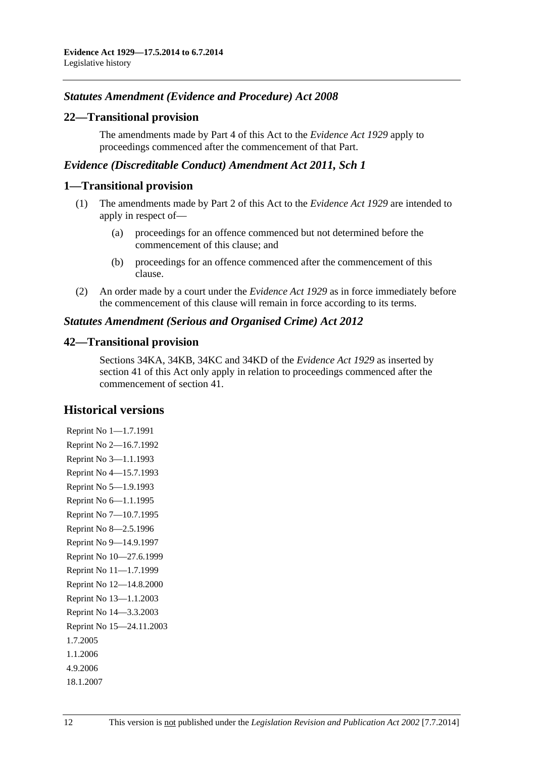### *Statutes Amendment (Evidence and Procedure) Act 2008*

#### 22—Transitional provision

The amendments made by Part 4 of this Act to the *Evidence Act 1929* apply to proceedings commenced after the commencement of that Part.

### *Evidence (Discreditable Conduct) Amendment Act 2011, Sch 1*

#### 1—Transitional provision

(1) The amendments made by Part 2 of this Act to the *Evidence Act 1929* are intended to apply in respect of—

(a) proceedings for an offence commenced but not determined before the commencement of this clause; and

(b) proceedings for an offence commenced after the commencement of this clause.

(2) An order made by a court under the *Evidence Act 1929* as in force immediately before the commencement of this clause will remain in force according to its terms.

### *Statutes Amendment (Serious and Organised Crime) Act 2012*

#### 42—Transitional provision

Sections 34KA, 34KB, 34KC and 34KD of the *Evidence Act 1929* as inserted by section 41 of this Act only apply in relation to proceedings commenced after the commencement of section 41.

## Historical versions

Reprint No 1—1.7.1991
Reprint No 2—16.7.1992
Reprint No 3—1.1.1993
Reprint No 4—15.7.1993
Reprint No 5—1.9.1993
Reprint No 6—1.1.1995
Reprint No 7—10.7.1995
Reprint No 8—2.5.1996
Reprint No 9—14.9.1997
Reprint No 10—27.6.1999
Reprint No 11—1.7.1999
Reprint No 12—14.8.2000
Reprint No 13—1.1.2003
Reprint No 14—3.3.2003
Reprint No 15—24.11.2003
1.7.2005
1.1.2006
4.9.2006
18.1.2007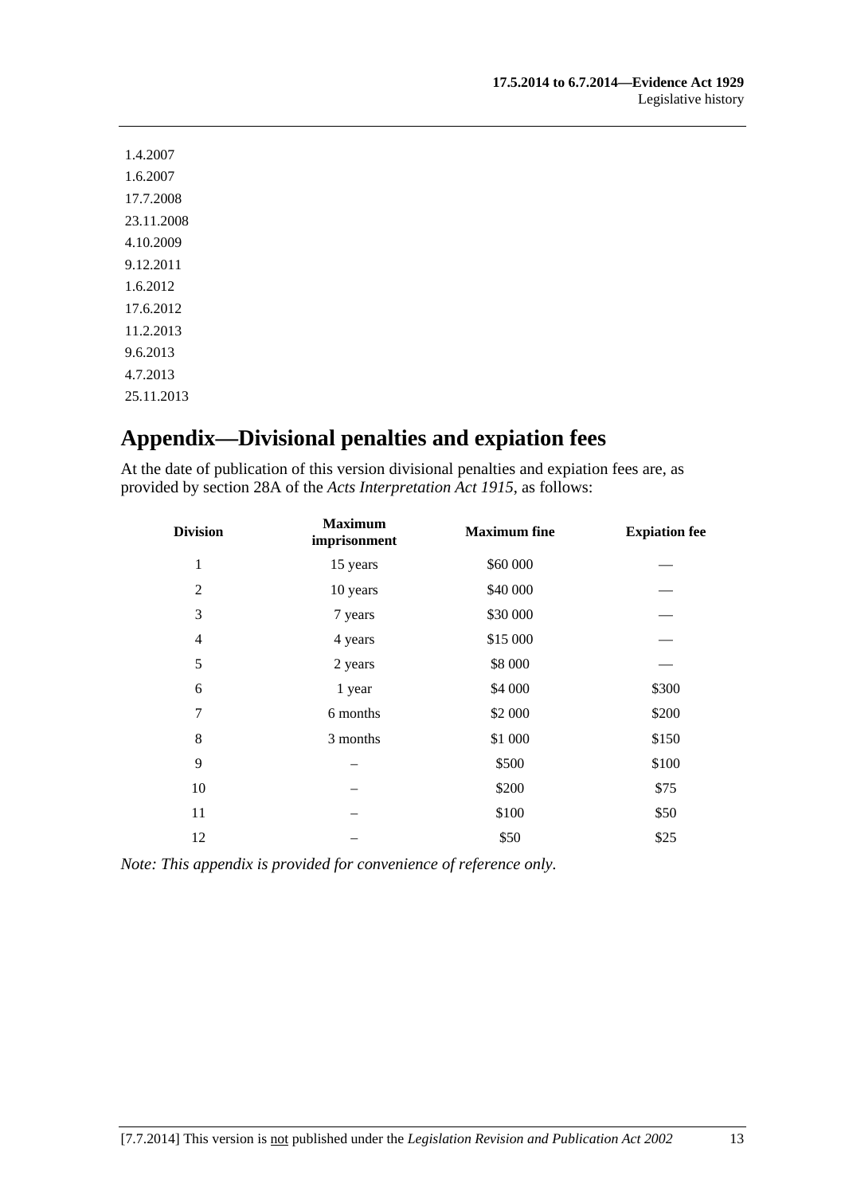1.4.2007

1.6.2007

17.7.2008

23.11.2008

4.10.2009

9.12.2011

1.6.2012

17.6.2012

11.2.2013

9.6.2013

4.7.2013

25.11.2013

# Appendix—Divisional penalties and expiation fees

At the date of publication of this version divisional penalties and expiation fees are, as provided by section 28A of the *Acts Interpretation Act 1915*, as follows:

| Division | Maximum imprisonment | Maximum fine | Expiation fee |
|---|---|---|---|
| 1 | 15 years | $60 000 | — |
| 2 | 10 years | $40 000 | — |
| 3 | 7 years | $30 000 | — |
| 4 | 4 years | $15 000 | — |
| 5 | 2 years | $8 000 | — |
| 6 | 1 year | $4 000 | $300 |
| 7 | 6 months | $2 000 | $200 |
| 8 | 3 months | $1 000 | $150 |
| 9 | – | $500 | $100 |
| 10 | – | $200 | $75 |
| 11 | – | $100 | $50 |
| 12 | – | $50 | $25 |

*Note: This appendix is provided for convenience of reference only.*